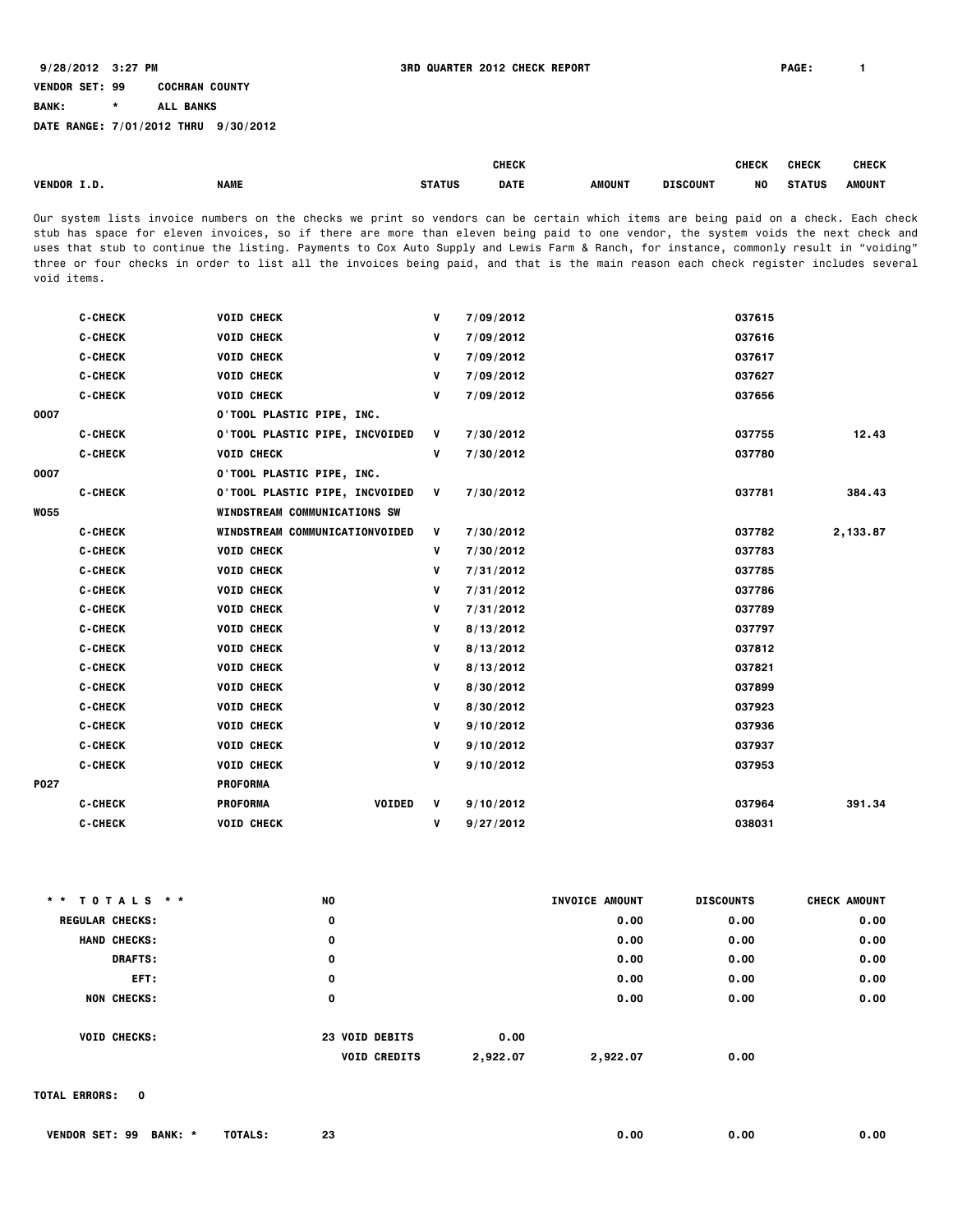9/28/2012 3:27 PM

**3RD QUARTER 2012 CHECK REPORT**

VENDOR SET: 99 COCHRAN COUNTY
BANK: * ALL BANKS
DATE RANGE: 7/01/2012 THRU 9/30/2012

Our system lists invoice numbers on the checks we print so vendors can be certain which items are being paid on a check. Each check stub has space for eleven invoices, so if there are more than eleven being paid to one vendor, the system voids the next check and uses that stub to continue the listing. Payments to Cox Auto Supply and Lewis Farm & Ranch, for instance, commonly result in "voiding" three or four checks in order to list all the invoices being paid, and that is the main reason each check register includes several void items.

| VENDOR I.D. | | NAME | STATUS | CHECK DATE | AMOUNT | DISCOUNT | CHECK NO | CHECK STATUS | CHECK AMOUNT |
|---|---|---|---|---|---|---|---|---|---|
| | C-CHECK | VOID CHECK | V | 7/09/2012 | | | 037615 | | |
| | C-CHECK | VOID CHECK | V | 7/09/2012 | | | 037616 | | |
| | C-CHECK | VOID CHECK | V | 7/09/2012 | | | 037617 | | |
| | C-CHECK | VOID CHECK | V | 7/09/2012 | | | 037627 | | |
| | C-CHECK | VOID CHECK | V | 7/09/2012 | | | 037656 | | |
| 0007 | | O'TOOL PLASTIC PIPE, INC. | | | | | | | |
| | C-CHECK | O'TOOL PLASTIC PIPE, INCVOIDED | V | 7/30/2012 | | | 037755 | | 12.43 |
| | C-CHECK | VOID CHECK | V | 7/30/2012 | | | 037780 | | |
| 0007 | | O'TOOL PLASTIC PIPE, INC. | | | | | | | |
| | C-CHECK | O'TOOL PLASTIC PIPE, INCVOIDED | V | 7/30/2012 | | | 037781 | | 384.43 |
| W055 | | WINDSTREAM COMMUNICATIONS SW | | | | | | | |
| | C-CHECK | WINDSTREAM COMMUNICATIONVOIDED | V | 7/30/2012 | | | 037782 | | 2,133.87 |
| | C-CHECK | VOID CHECK | V | 7/30/2012 | | | 037783 | | |
| | C-CHECK | VOID CHECK | V | 7/31/2012 | | | 037785 | | |
| | C-CHECK | VOID CHECK | V | 7/31/2012 | | | 037786 | | |
| | C-CHECK | VOID CHECK | V | 7/31/2012 | | | 037789 | | |
| | C-CHECK | VOID CHECK | V | 8/13/2012 | | | 037797 | | |
| | C-CHECK | VOID CHECK | V | 8/13/2012 | | | 037812 | | |
| | C-CHECK | VOID CHECK | V | 8/13/2012 | | | 037821 | | |
| | C-CHECK | VOID CHECK | V | 8/30/2012 | | | 037899 | | |
| | C-CHECK | VOID CHECK | V | 8/30/2012 | | | 037923 | | |
| | C-CHECK | VOID CHECK | V | 9/10/2012 | | | 037936 | | |
| | C-CHECK | VOID CHECK | V | 9/10/2012 | | | 037937 | | |
| | C-CHECK | VOID CHECK | V | 9/10/2012 | | | 037953 | | |
| P027 | | PROFORMA | | | | | | | |
| | C-CHECK | PROFORMA VOIDED | V | 9/10/2012 | | | 037964 | | 391.34 |
| | C-CHECK | VOID CHECK | V | 9/27/2012 | | | 038031 | | |

| ** TOTALS ** | NO | | | INVOICE AMOUNT | DISCOUNTS | CHECK AMOUNT |
|---|---|---|---|---|---|---|
| REGULAR CHECKS: | 0 | | | 0.00 | 0.00 | 0.00 |
| HAND CHECKS: | 0 | | | 0.00 | 0.00 | 0.00 |
| DRAFTS: | 0 | | | 0.00 | 0.00 | 0.00 |
| EFT: | 0 | | | 0.00 | 0.00 | 0.00 |
| NON CHECKS: | 0 | | | 0.00 | 0.00 | 0.00 |
| VOID CHECKS: | 23 | VOID DEBITS | 0.00 | | | |
| | | VOID CREDITS | 2,922.07 | 2,922.07 | 0.00 | |

TOTAL ERRORS: 0

| VENDOR SET: 99 BANK: * | TOTALS: | 23 | 0.00 | 0.00 | 0.00 |
|---|---|---|---|---|---|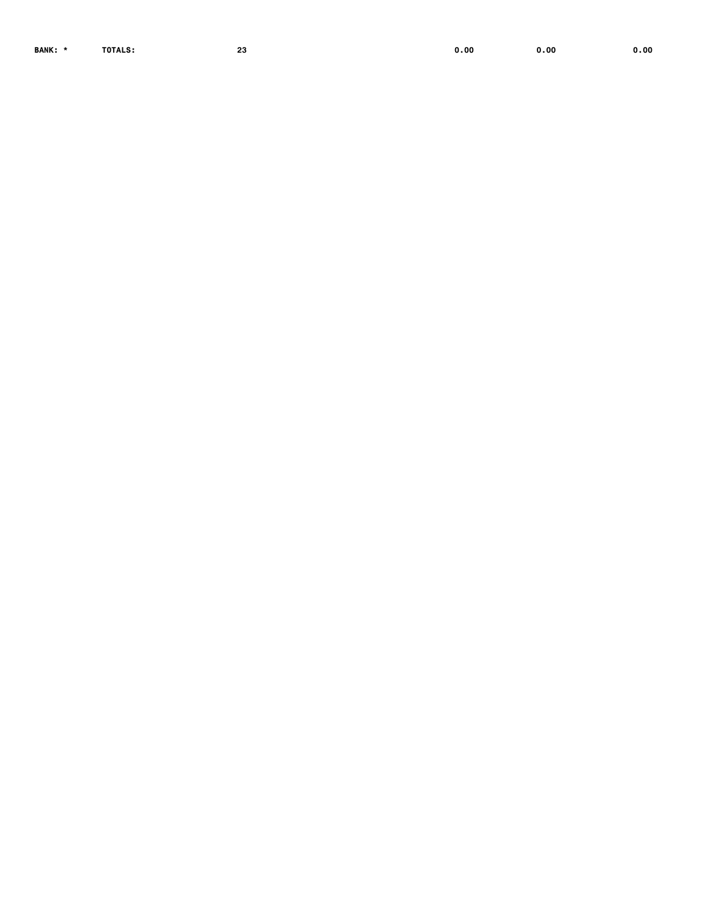| | | | | | |
|---|---|---|---|---|---|
| BANK: * | TOTALS: | 23 | 0.00 | 0.00 | 0.00 |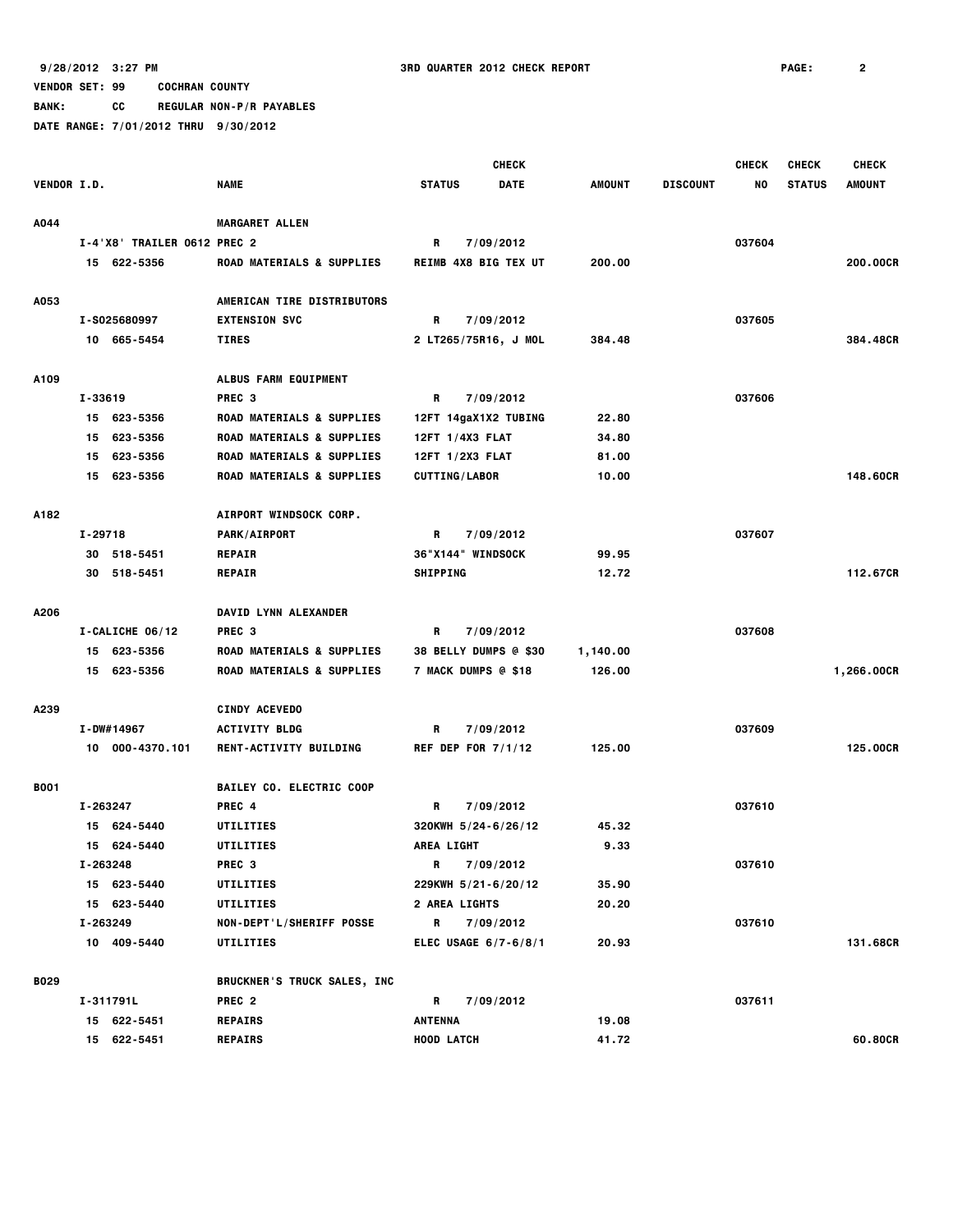9/28/2012 3:27 PM 3RD QUARTER 2012 CHECK REPORT

VENDOR SET: 99 COCHRAN COUNTY

BANK: CC REGULAR NON-P/R PAYABLES

DATE RANGE: 7/01/2012 THRU 9/30/2012

| VENDOR I.D. | NAME | STATUS | CHECK DATE | AMOUNT | DISCOUNT | CHECK NO | CHECK STATUS | CHECK AMOUNT |
|---|---|---|---|---|---|---|---|---|
| A044 | MARGARET ALLEN | | | | | | | |
| I-4'X8' TRAILER 0612 PREC 2 | | R | 7/09/2012 | | | 037604 | | |
| 15 622-5356 | ROAD MATERIALS & SUPPLIES | REIMB 4X8 BIG TEX UT | | 200.00 | | | | 200.00CR |
| A053 | AMERICAN TIRE DISTRIBUTORS | | | | | | | |
| I-S025680997 | EXTENSION SVC | R | 7/09/2012 | | | 037605 | | |
| 10 665-5454 | TIRES | 2 LT265/75R16, J MOL | | 384.48 | | | | 384.48CR |
| A109 | ALBUS FARM EQUIPMENT | | | | | | | |
| I-33619 | PREC 3 | R | 7/09/2012 | | | 037606 | | |
| 15 623-5356 | ROAD MATERIALS & SUPPLIES | 12FT 14gaX1X2 TUBING | | 22.80 | | | | |
| 15 623-5356 | ROAD MATERIALS & SUPPLIES | 12FT 1/4X3 FLAT | | 34.80 | | | | |
| 15 623-5356 | ROAD MATERIALS & SUPPLIES | 12FT 1/2X3 FLAT | | 81.00 | | | | |
| 15 623-5356 | ROAD MATERIALS & SUPPLIES | CUTTING/LABOR | | 10.00 | | | | 148.60CR |
| A182 | AIRPORT WINDSOCK CORP. | | | | | | | |
| I-29718 | PARK/AIRPORT | R | 7/09/2012 | | | 037607 | | |
| 30 518-5451 | REPAIR | 36"X144" WINDSOCK | | 99.95 | | | | |
| 30 518-5451 | REPAIR | SHIPPING | | 12.72 | | | | 112.67CR |
| A206 | DAVID LYNN ALEXANDER | | | | | | | |
| I-CALICHE 06/12 | PREC 3 | R | 7/09/2012 | | | 037608 | | |
| 15 623-5356 | ROAD MATERIALS & SUPPLIES | 38 BELLY DUMPS @ $30 | | 1,140.00 | | | | |
| 15 623-5356 | ROAD MATERIALS & SUPPLIES | 7 MACK DUMPS @ $18 | | 126.00 | | | | 1,266.00CR |
| A239 | CINDY ACEVEDO | | | | | | | |
| I-DW#14967 | ACTIVITY BLDG | R | 7/09/2012 | | | 037609 | | |
| 10 000-4370.101 | RENT-ACTIVITY BUILDING | REF DEP FOR 7/1/12 | | 125.00 | | | | 125.00CR |
| B001 | BAILEY CO. ELECTRIC COOP | | | | | | | |
| I-263247 | PREC 4 | R | 7/09/2012 | | | 037610 | | |
| 15 624-5440 | UTILITIES | 320KWH 5/24-6/26/12 | | 45.32 | | | | |
| 15 624-5440 | UTILITIES | AREA LIGHT | | 9.33 | | | | |
| I-263248 | PREC 3 | R | 7/09/2012 | | | 037610 | | |
| 15 623-5440 | UTILITIES | 229KWH 5/21-6/20/12 | | 35.90 | | | | |
| 15 623-5440 | UTILITIES | 2 AREA LIGHTS | | 20.20 | | | | |
| I-263249 | NON-DEPT'L/SHERIFF POSSE | R | 7/09/2012 | | | 037610 | | |
| 10 409-5440 | UTILITIES | ELEC USAGE 6/7-6/8/1 | | 20.93 | | | | 131.68CR |
| B029 | BRUCKNER'S TRUCK SALES, INC | | | | | | | |
| I-311791L | PREC 2 | R | 7/09/2012 | | | 037611 | | |
| 15 622-5451 | REPAIRS | ANTENNA | | 19.08 | | | | |
| 15 622-5451 | REPAIRS | HOOD LATCH | | 41.72 | | | | 60.80CR |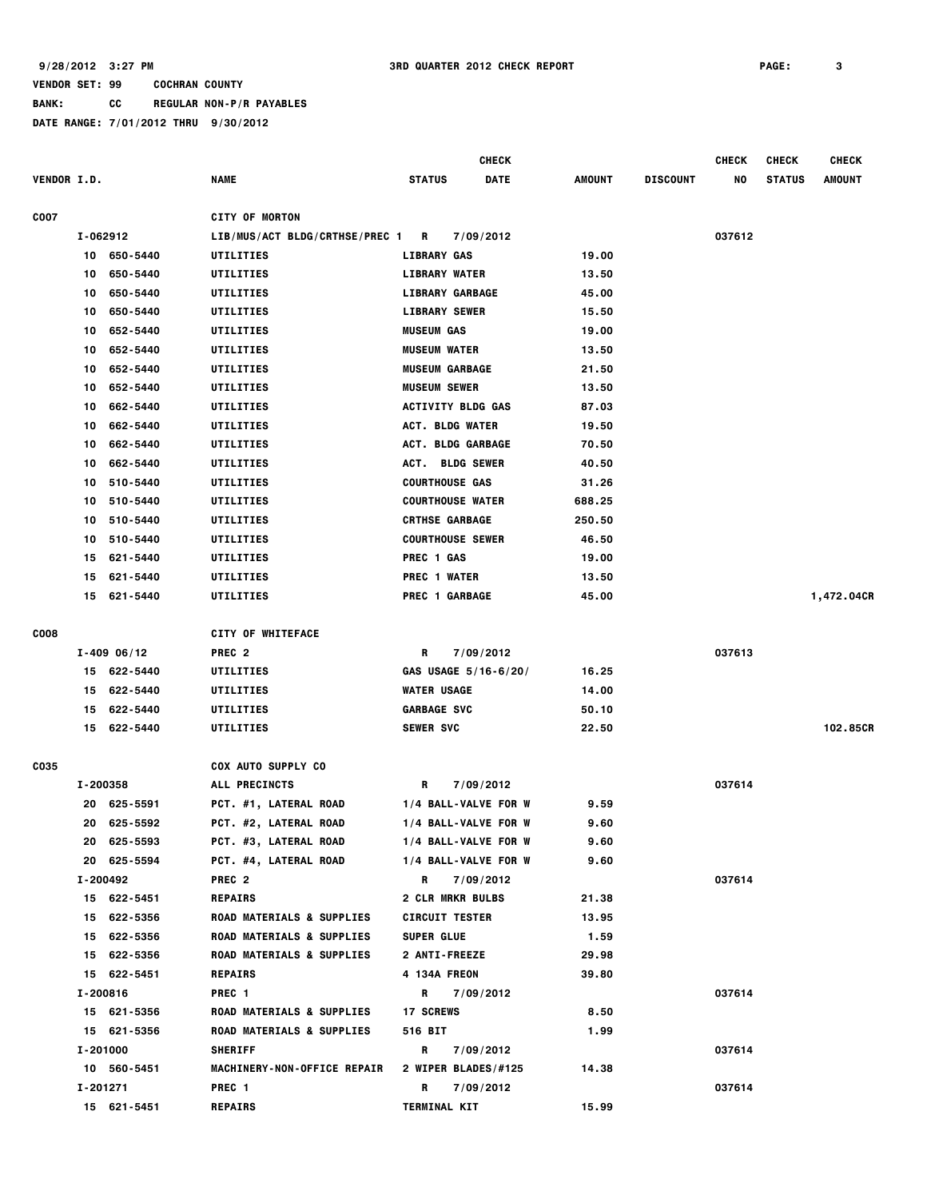9/28/2012 3:27 PM — 3RD QUARTER 2012 CHECK REPORT — PAGE: 3

VENDOR SET: 99 COCHRAN COUNTY

BANK: CC REGULAR NON-P/R PAYABLES

DATE RANGE: 7/01/2012 THRU 9/30/2012

| VENDOR I.D. | NAME | STATUS | CHECK DATE | AMOUNT | DISCOUNT | CHECK NO | CHECK STATUS | CHECK AMOUNT |
|---|---|---|---|---|---|---|---|---|
| C007 | CITY OF MORTON | | | | | | | |
| I-062912 | LIB/MUS/ACT BLDG/CRTHSE/PREC 1 | R | 7/09/2012 | | | 037612 | | |
| 10 650-5440 | UTILITIES | LIBRARY GAS | | 19.00 | | | | |
| 10 650-5440 | UTILITIES | LIBRARY WATER | | 13.50 | | | | |
| 10 650-5440 | UTILITIES | LIBRARY GARBAGE | | 45.00 | | | | |
| 10 650-5440 | UTILITIES | LIBRARY SEWER | | 15.50 | | | | |
| 10 652-5440 | UTILITIES | MUSEUM GAS | | 19.00 | | | | |
| 10 652-5440 | UTILITIES | MUSEUM WATER | | 13.50 | | | | |
| 10 652-5440 | UTILITIES | MUSEUM GARBAGE | | 21.50 | | | | |
| 10 652-5440 | UTILITIES | MUSEUM SEWER | | 13.50 | | | | |
| 10 662-5440 | UTILITIES | ACTIVITY BLDG GAS | | 87.03 | | | | |
| 10 662-5440 | UTILITIES | ACT. BLDG WATER | | 19.50 | | | | |
| 10 662-5440 | UTILITIES | ACT. BLDG GARBAGE | | 70.50 | | | | |
| 10 662-5440 | UTILITIES | ACT. BLDG SEWER | | 40.50 | | | | |
| 10 510-5440 | UTILITIES | COURTHOUSE GAS | | 31.26 | | | | |
| 10 510-5440 | UTILITIES | COURTHOUSE WATER | | 688.25 | | | | |
| 10 510-5440 | UTILITIES | CRTHSE GARBAGE | | 250.50 | | | | |
| 10 510-5440 | UTILITIES | COURTHOUSE SEWER | | 46.50 | | | | |
| 15 621-5440 | UTILITIES | PREC 1 GAS | | 19.00 | | | | |
| 15 621-5440 | UTILITIES | PREC 1 WATER | | 13.50 | | | | |
| 15 621-5440 | UTILITIES | PREC 1 GARBAGE | | 45.00 | | | | 1,472.04CR |
| C008 | CITY OF WHITEFACE | | | | | | | |
| I-409 06/12 | PREC 2 | R | 7/09/2012 | | | 037613 | | |
| 15 622-5440 | UTILITIES | GAS USAGE 5/16-6/20/ | | 16.25 | | | | |
| 15 622-5440 | UTILITIES | WATER USAGE | | 14.00 | | | | |
| 15 622-5440 | UTILITIES | GARBAGE SVC | | 50.10 | | | | |
| 15 622-5440 | UTILITIES | SEWER SVC | | 22.50 | | | | 102.85CR |
| C035 | COX AUTO SUPPLY CO | | | | | | | |
| I-200358 | ALL PRECINCTS | R | 7/09/2012 | | | 037614 | | |
| 20 625-5591 | PCT. #1, LATERAL ROAD | 1/4 BALL-VALVE FOR W | | 9.59 | | | | |
| 20 625-5592 | PCT. #2, LATERAL ROAD | 1/4 BALL-VALVE FOR W | | 9.60 | | | | |
| 20 625-5593 | PCT. #3, LATERAL ROAD | 1/4 BALL-VALVE FOR W | | 9.60 | | | | |
| 20 625-5594 | PCT. #4, LATERAL ROAD | 1/4 BALL-VALVE FOR W | | 9.60 | | | | |
| I-200492 | PREC 2 | R | 7/09/2012 | | | 037614 | | |
| 15 622-5451 | REPAIRS | 2 CLR MRKR BULBS | | 21.38 | | | | |
| 15 622-5356 | ROAD MATERIALS & SUPPLIES | CIRCUIT TESTER | | 13.95 | | | | |
| 15 622-5356 | ROAD MATERIALS & SUPPLIES | SUPER GLUE | | 1.59 | | | | |
| 15 622-5356 | ROAD MATERIALS & SUPPLIES | 2 ANTI-FREEZE | | 29.98 | | | | |
| 15 622-5451 | REPAIRS | 4 134A FREON | | 39.80 | | | | |
| I-200816 | PREC 1 | R | 7/09/2012 | | | 037614 | | |
| 15 621-5356 | ROAD MATERIALS & SUPPLIES | 17 SCREWS | | 8.50 | | | | |
| 15 621-5356 | ROAD MATERIALS & SUPPLIES | 516 BIT | | 1.99 | | | | |
| I-201000 | SHERIFF | R | 7/09/2012 | | | 037614 | | |
| 10 560-5451 | MACHINERY-NON-OFFICE REPAIR | 2 WIPER BLADES/#125 | | 14.38 | | | | |
| I-201271 | PREC 1 | R | 7/09/2012 | | | 037614 | | |
| 15 621-5451 | REPAIRS | TERMINAL KIT | | 15.99 | | | | |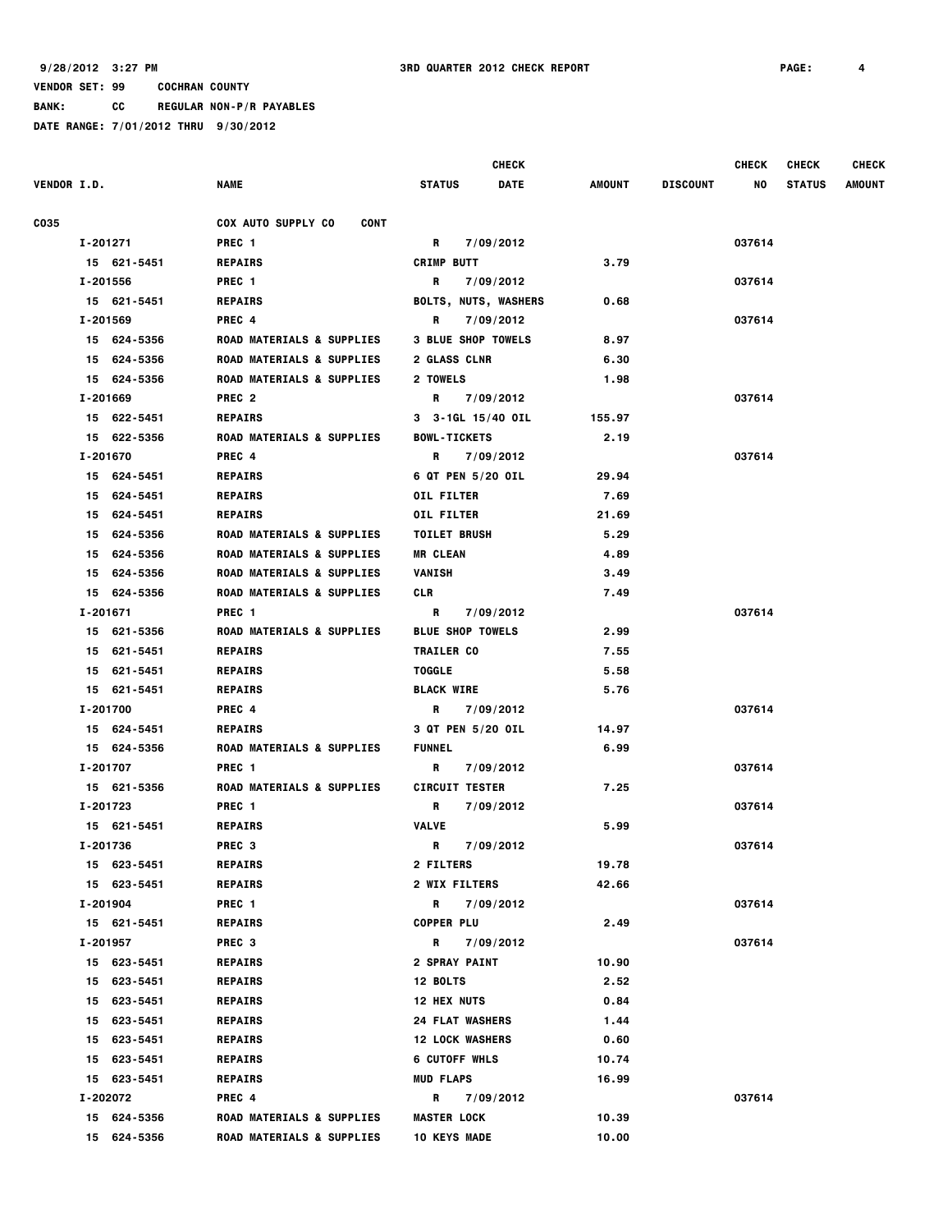9/28/2012 3:27 PM 3RD QUARTER 2012 CHECK REPORT

VENDOR SET: 99 COCHRAN COUNTY

BANK: CC REGULAR NON-P/R PAYABLES

DATE RANGE: 7/01/2012 THRU 9/30/2012

| VENDOR I.D. | NAME | STATUS | CHECK DATE | AMOUNT | DISCOUNT | CHECK NO | CHECK STATUS | CHECK AMOUNT |
|---|---|---|---|---|---|---|---|---|
| C035 | COX AUTO SUPPLY CO CONT | | | | | | | |
| I-201271 | PREC 1 | R | 7/09/2012 | | | 037614 | | |
| 15 621-5451 | REPAIRS | CRIMP BUTT | | 3.79 | | | | |
| I-201556 | PREC 1 | R | 7/09/2012 | | | 037614 | | |
| 15 621-5451 | REPAIRS | BOLTS, NUTS, WASHERS | | 0.68 | | | | |
| I-201569 | PREC 4 | R | 7/09/2012 | | | 037614 | | |
| 15 624-5356 | ROAD MATERIALS & SUPPLIES | 3 BLUE SHOP TOWELS | | 8.97 | | | | |
| 15 624-5356 | ROAD MATERIALS & SUPPLIES | 2 GLASS CLNR | | 6.30 | | | | |
| 15 624-5356 | ROAD MATERIALS & SUPPLIES | 2 TOWELS | | 1.98 | | | | |
| I-201669 | PREC 2 | R | 7/09/2012 | | | 037614 | | |
| 15 622-5451 | REPAIRS | 3 3-1GL 15/40 OIL | | 155.97 | | | | |
| 15 622-5356 | ROAD MATERIALS & SUPPLIES | BOWL-TICKETS | | 2.19 | | | | |
| I-201670 | PREC 4 | R | 7/09/2012 | | | 037614 | | |
| 15 624-5451 | REPAIRS | 6 QT PEN 5/20 OIL | | 29.94 | | | | |
| 15 624-5451 | REPAIRS | OIL FILTER | | 7.69 | | | | |
| 15 624-5451 | REPAIRS | OIL FILTER | | 21.69 | | | | |
| 15 624-5356 | ROAD MATERIALS & SUPPLIES | TOILET BRUSH | | 5.29 | | | | |
| 15 624-5356 | ROAD MATERIALS & SUPPLIES | MR CLEAN | | 4.89 | | | | |
| 15 624-5356 | ROAD MATERIALS & SUPPLIES | VANISH | | 3.49 | | | | |
| 15 624-5356 | ROAD MATERIALS & SUPPLIES | CLR | | 7.49 | | | | |
| I-201671 | PREC 1 | R | 7/09/2012 | | | 037614 | | |
| 15 621-5356 | ROAD MATERIALS & SUPPLIES | BLUE SHOP TOWELS | | 2.99 | | | | |
| 15 621-5451 | REPAIRS | TRAILER CO | | 7.55 | | | | |
| 15 621-5451 | REPAIRS | TOGGLE | | 5.58 | | | | |
| 15 621-5451 | REPAIRS | BLACK WIRE | | 5.76 | | | | |
| I-201700 | PREC 4 | R | 7/09/2012 | | | 037614 | | |
| 15 624-5451 | REPAIRS | 3 QT PEN 5/20 OIL | | 14.97 | | | | |
| 15 624-5356 | ROAD MATERIALS & SUPPLIES | FUNNEL | | 6.99 | | | | |
| I-201707 | PREC 1 | R | 7/09/2012 | | | 037614 | | |
| 15 621-5356 | ROAD MATERIALS & SUPPLIES | CIRCUIT TESTER | | 7.25 | | | | |
| I-201723 | PREC 1 | R | 7/09/2012 | | | 037614 | | |
| 15 621-5451 | REPAIRS | VALVE | | 5.99 | | | | |
| I-201736 | PREC 3 | R | 7/09/2012 | | | 037614 | | |
| 15 623-5451 | REPAIRS | 2 FILTERS | | 19.78 | | | | |
| 15 623-5451 | REPAIRS | 2 WIX FILTERS | | 42.66 | | | | |
| I-201904 | PREC 1 | R | 7/09/2012 | | | 037614 | | |
| 15 621-5451 | REPAIRS | COPPER PLU | | 2.49 | | | | |
| I-201957 | PREC 3 | R | 7/09/2012 | | | 037614 | | |
| 15 623-5451 | REPAIRS | 2 SPRAY PAINT | | 10.90 | | | | |
| 15 623-5451 | REPAIRS | 12 BOLTS | | 2.52 | | | | |
| 15 623-5451 | REPAIRS | 12 HEX NUTS | | 0.84 | | | | |
| 15 623-5451 | REPAIRS | 24 FLAT WASHERS | | 1.44 | | | | |
| 15 623-5451 | REPAIRS | 12 LOCK WASHERS | | 0.60 | | | | |
| 15 623-5451 | REPAIRS | 6 CUTOFF WHLS | | 10.74 | | | | |
| 15 623-5451 | REPAIRS | MUD FLAPS | | 16.99 | | | | |
| I-202072 | PREC 4 | R | 7/09/2012 | | | 037614 | | |
| 15 624-5356 | ROAD MATERIALS & SUPPLIES | MASTER LOCK | | 10.39 | | | | |
| 15 624-5356 | ROAD MATERIALS & SUPPLIES | 10 KEYS MADE | | 10.00 | | | | |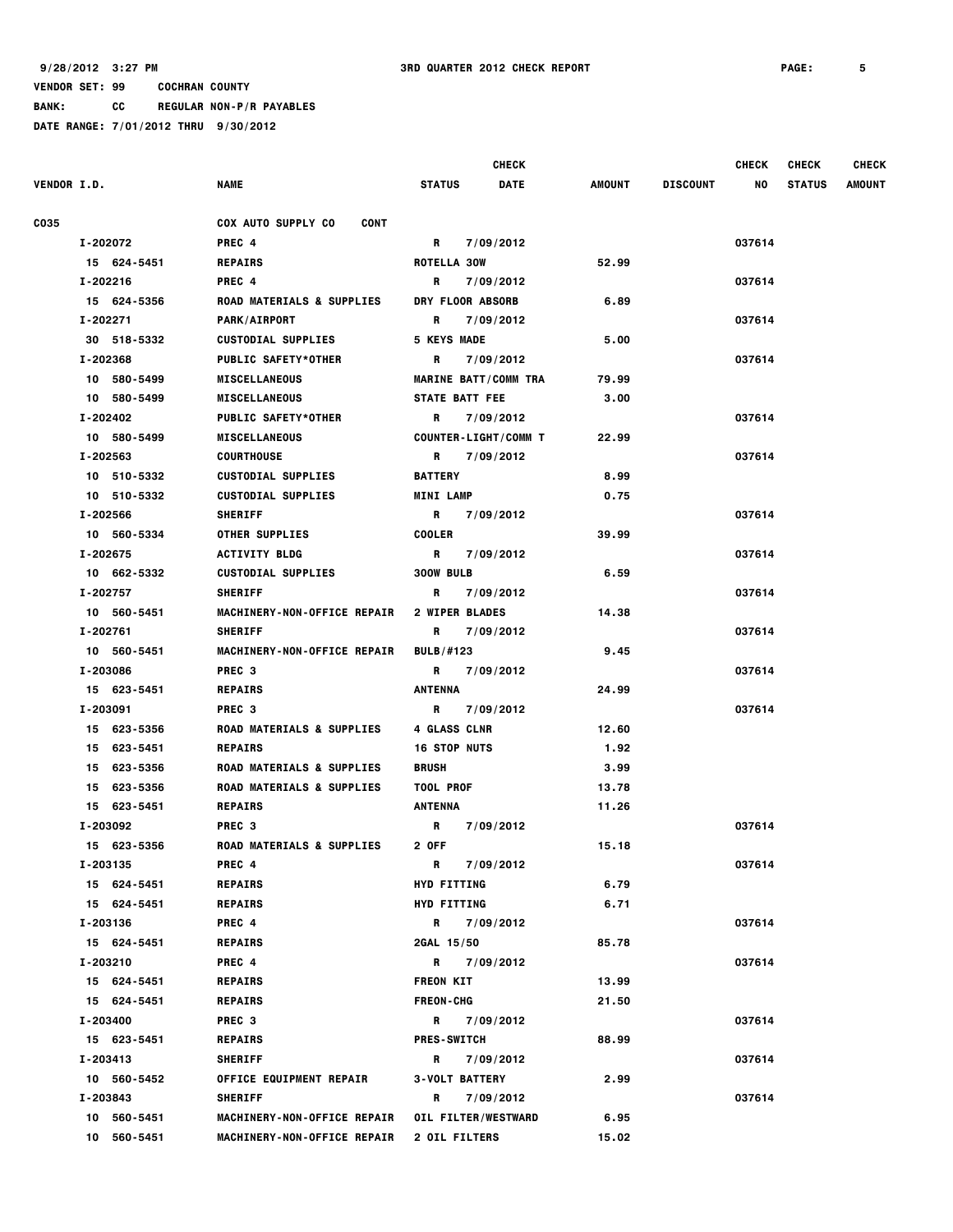9/28/2012 3:27 PM — 3RD QUARTER 2012 CHECK REPORT

VENDOR SET: 99 COCHRAN COUNTY

BANK: CC REGULAR NON-P/R PAYABLES

DATE RANGE: 7/01/2012 THRU 9/30/2012

| VENDOR I.D. | NAME | STATUS | CHECK DATE | AMOUNT | DISCOUNT | CHECK NO | CHECK STATUS | CHECK AMOUNT |
|---|---|---|---|---|---|---|---|---|
| C035 | COX AUTO SUPPLY CO CONT | | | | | | | |
| I-202072 | PREC 4 | R | 7/09/2012 | | | 037614 | | |
| 15 624-5451 | REPAIRS | ROTELLA 30W | | 52.99 | | | | |
| I-202216 | PREC 4 | R | 7/09/2012 | | | 037614 | | |
| 15 624-5356 | ROAD MATERIALS & SUPPLIES | DRY FLOOR ABSORB | | 6.89 | | | | |
| I-202271 | PARK/AIRPORT | R | 7/09/2012 | | | 037614 | | |
| 30 518-5332 | CUSTODIAL SUPPLIES | 5 KEYS MADE | | 5.00 | | | | |
| I-202368 | PUBLIC SAFETY*OTHER | R | 7/09/2012 | | | 037614 | | |
| 10 580-5499 | MISCELLANEOUS | MARINE BATT/COMM TRA | | 79.99 | | | | |
| 10 580-5499 | MISCELLANEOUS | STATE BATT FEE | | 3.00 | | | | |
| I-202402 | PUBLIC SAFETY*OTHER | R | 7/09/2012 | | | 037614 | | |
| 10 580-5499 | MISCELLANEOUS | COUNTER-LIGHT/COMM T | | 22.99 | | | | |
| I-202563 | COURTHOUSE | R | 7/09/2012 | | | 037614 | | |
| 10 510-5332 | CUSTODIAL SUPPLIES | BATTERY | | 8.99 | | | | |
| 10 510-5332 | CUSTODIAL SUPPLIES | MINI LAMP | | 0.75 | | | | |
| I-202566 | SHERIFF | R | 7/09/2012 | | | 037614 | | |
| 10 560-5334 | OTHER SUPPLIES | COOLER | | 39.99 | | | | |
| I-202675 | ACTIVITY BLDG | R | 7/09/2012 | | | 037614 | | |
| 10 662-5332 | CUSTODIAL SUPPLIES | 300W BULB | | 6.59 | | | | |
| I-202757 | SHERIFF | R | 7/09/2012 | | | 037614 | | |
| 10 560-5451 | MACHINERY-NON-OFFICE REPAIR | 2 WIPER BLADES | | 14.38 | | | | |
| I-202761 | SHERIFF | R | 7/09/2012 | | | 037614 | | |
| 10 560-5451 | MACHINERY-NON-OFFICE REPAIR | BULB/#123 | | 9.45 | | | | |
| I-203086 | PREC 3 | R | 7/09/2012 | | | 037614 | | |
| 15 623-5451 | REPAIRS | ANTENNA | | 24.99 | | | | |
| I-203091 | PREC 3 | R | 7/09/2012 | | | 037614 | | |
| 15 623-5356 | ROAD MATERIALS & SUPPLIES | 4 GLASS CLNR | | 12.60 | | | | |
| 15 623-5451 | REPAIRS | 16 STOP NUTS | | 1.92 | | | | |
| 15 623-5356 | ROAD MATERIALS & SUPPLIES | BRUSH | | 3.99 | | | | |
| 15 623-5356 | ROAD MATERIALS & SUPPLIES | TOOL PROF | | 13.78 | | | | |
| 15 623-5451 | REPAIRS | ANTENNA | | 11.26 | | | | |
| I-203092 | PREC 3 | R | 7/09/2012 | | | 037614 | | |
| 15 623-5356 | ROAD MATERIALS & SUPPLIES | 2 OFF | | 15.18 | | | | |
| I-203135 | PREC 4 | R | 7/09/2012 | | | 037614 | | |
| 15 624-5451 | REPAIRS | HYD FITTING | | 6.79 | | | | |
| 15 624-5451 | REPAIRS | HYD FITTING | | 6.71 | | | | |
| I-203136 | PREC 4 | R | 7/09/2012 | | | 037614 | | |
| 15 624-5451 | REPAIRS | 2GAL 15/50 | | 85.78 | | | | |
| I-203210 | PREC 4 | R | 7/09/2012 | | | 037614 | | |
| 15 624-5451 | REPAIRS | FREON KIT | | 13.99 | | | | |
| 15 624-5451 | REPAIRS | FREON-CHG | | 21.50 | | | | |
| I-203400 | PREC 3 | R | 7/09/2012 | | | 037614 | | |
| 15 623-5451 | REPAIRS | PRES-SWITCH | | 88.99 | | | | |
| I-203413 | SHERIFF | R | 7/09/2012 | | | 037614 | | |
| 10 560-5452 | OFFICE EQUIPMENT REPAIR | 3-VOLT BATTERY | | 2.99 | | | | |
| I-203843 | SHERIFF | R | 7/09/2012 | | | 037614 | | |
| 10 560-5451 | MACHINERY-NON-OFFICE REPAIR | OIL FILTER/WESTWARD | | 6.95 | | | | |
| 10 560-5451 | MACHINERY-NON-OFFICE REPAIR | 2 OIL FILTERS | | 15.02 | | | | |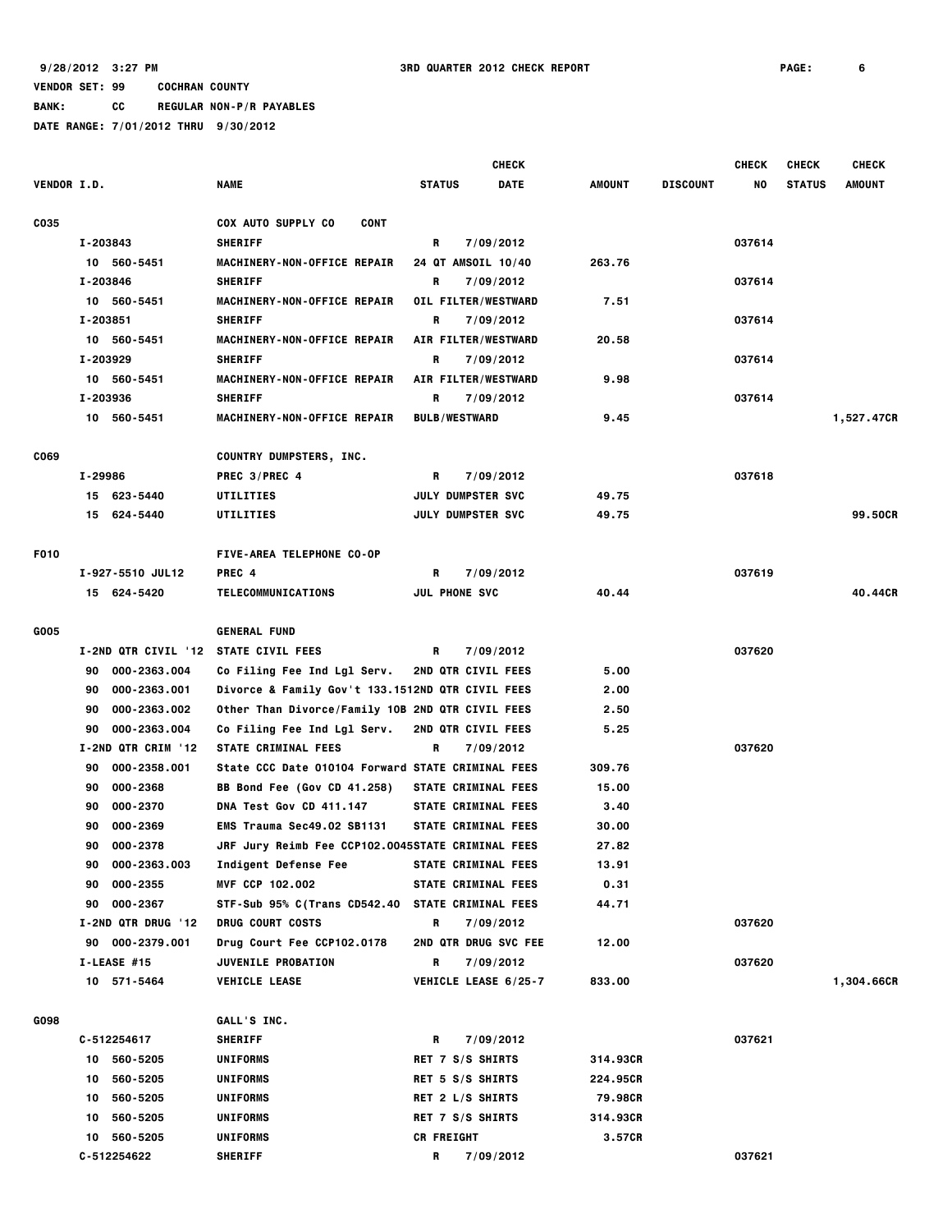9/28/2012 3:27 PM  3RD QUARTER 2012 CHECK REPORT

VENDOR SET: 99  COCHRAN COUNTY

BANK: CC  REGULAR NON-P/R PAYABLES

DATE RANGE: 7/01/2012 THRU 9/30/2012

| VENDOR I.D. | NAME | STATUS | CHECK DATE | AMOUNT | DISCOUNT | CHECK NO | CHECK STATUS | CHECK AMOUNT |
|---|---|---|---|---|---|---|---|---|
| C035 | COX AUTO SUPPLY CO CONT | | | | | | | |
| I-203843 | SHERIFF | R | 7/09/2012 | | | 037614 | | |
| 10 560-5451 | MACHINERY-NON-OFFICE REPAIR | 24 QT AMSOIL 10/40 | | 263.76 | | | | |
| I-203846 | SHERIFF | R | 7/09/2012 | | | 037614 | | |
| 10 560-5451 | MACHINERY-NON-OFFICE REPAIR | OIL FILTER/WESTWARD | | 7.51 | | | | |
| I-203851 | SHERIFF | R | 7/09/2012 | | | 037614 | | |
| 10 560-5451 | MACHINERY-NON-OFFICE REPAIR | AIR FILTER/WESTWARD | | 20.58 | | | | |
| I-203929 | SHERIFF | R | 7/09/2012 | | | 037614 | | |
| 10 560-5451 | MACHINERY-NON-OFFICE REPAIR | AIR FILTER/WESTWARD | | 9.98 | | | | |
| I-203936 | SHERIFF | R | 7/09/2012 | | | 037614 | | |
| 10 560-5451 | MACHINERY-NON-OFFICE REPAIR | BULB/WESTWARD | | 9.45 | | | | 1,527.47CR |
| C069 | COUNTRY DUMPSTERS, INC. | | | | | | | |
| I-29986 | PREC 3/PREC 4 | R | 7/09/2012 | | | 037618 | | |
| 15 623-5440 | UTILITIES | JULY DUMPSTER SVC | | 49.75 | | | | |
| 15 624-5440 | UTILITIES | JULY DUMPSTER SVC | | 49.75 | | | | 99.50CR |
| F010 | FIVE-AREA TELEPHONE CO-OP | | | | | | | |
| I-927-5510 JUL12 | PREC 4 | R | 7/09/2012 | | | 037619 | | |
| 15 624-5420 | TELECOMMUNICATIONS | JUL PHONE SVC | | 40.44 | | | | 40.44CR |
| G005 | GENERAL FUND | | | | | | | |
| I-2ND QTR CIVIL '12 | STATE CIVIL FEES | R | 7/09/2012 | | | 037620 | | |
| 90 000-2363.004 | Co Filing Fee Ind Lgl Serv. | 2ND QTR CIVIL FEES | | 5.00 | | | | |
| 90 000-2363.001 | Divorce & Family Gov't 133.151 | 2ND QTR CIVIL FEES | | 2.00 | | | | |
| 90 000-2363.002 | Other Than Divorce/Family 10B | 2ND QTR CIVIL FEES | | 2.50 | | | | |
| 90 000-2363.004 | Co Filing Fee Ind Lgl Serv. | 2ND QTR CIVIL FEES | | 5.25 | | | | |
| I-2ND QTR CRIM '12 | STATE CRIMINAL FEES | R | 7/09/2012 | | | 037620 | | |
| 90 000-2358.001 | State CCC Date 010104 Forward | STATE CRIMINAL FEES | | 309.76 | | | | |
| 90 000-2368 | BB Bond Fee (Gov CD 41.258) | STATE CRIMINAL FEES | | 15.00 | | | | |
| 90 000-2370 | DNA Test Gov CD 411.147 | STATE CRIMINAL FEES | | 3.40 | | | | |
| 90 000-2369 | EMS Trauma Sec49.02 SB1131 | STATE CRIMINAL FEES | | 30.00 | | | | |
| 90 000-2378 | JRF Jury Reimb Fee CCP102.0045 | STATE CRIMINAL FEES | | 27.82 | | | | |
| 90 000-2363.003 | Indigent Defense Fee | STATE CRIMINAL FEES | | 13.91 | | | | |
| 90 000-2355 | MVF CCP 102.002 | STATE CRIMINAL FEES | | 0.31 | | | | |
| 90 000-2367 | STF-Sub 95% C(Trans CD542.40 | STATE CRIMINAL FEES | | 44.71 | | | | |
| I-2ND QTR DRUG '12 | DRUG COURT COSTS | R | 7/09/2012 | | | 037620 | | |
| 90 000-2379.001 | Drug Court Fee CCP102.0178 | 2ND QTR DRUG SVC FEE | | 12.00 | | | | |
| I-LEASE #15 | JUVENILE PROBATION | R | 7/09/2012 | | | 037620 | | |
| 10 571-5464 | VEHICLE LEASE | VEHICLE LEASE 6/25-7 | | 833.00 | | | | 1,304.66CR |
| G098 | GALL'S INC. | | | | | | | |
| C-512254617 | SHERIFF | R | 7/09/2012 | | | 037621 | | |
| 10 560-5205 | UNIFORMS | RET 7 S/S SHIRTS | | 314.93CR | | | | |
| 10 560-5205 | UNIFORMS | RET 5 S/S SHIRTS | | 224.95CR | | | | |
| 10 560-5205 | UNIFORMS | RET 2 L/S SHIRTS | | 79.98CR | | | | |
| 10 560-5205 | UNIFORMS | RET 7 S/S SHIRTS | | 314.93CR | | | | |
| 10 560-5205 | UNIFORMS | CR FREIGHT | | 3.57CR | | | | |
| C-512254622 | SHERIFF | R | 7/09/2012 | | | 037621 | | |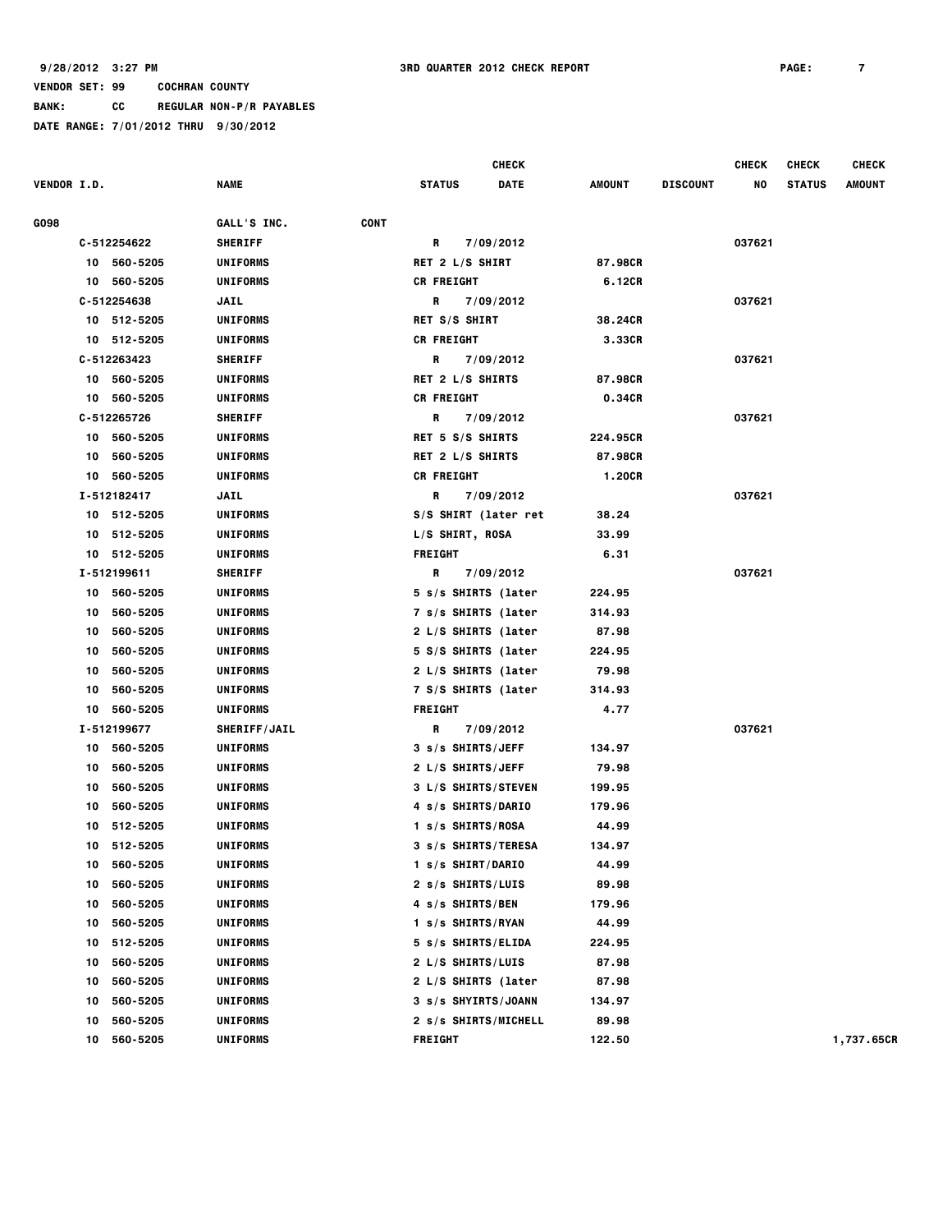9/28/2012 3:27 PM — 3RD QUARTER 2012 CHECK REPORT — PAGE: 7

VENDOR SET: 99 COCHRAN COUNTY
BANK: CC REGULAR NON-P/R PAYABLES
DATE RANGE: 7/01/2012 THRU 9/30/2012

| VENDOR I.D. | NAME | STATUS | CHECK DATE | AMOUNT | DISCOUNT | CHECK NO | CHECK STATUS | CHECK AMOUNT |
|---|---|---|---|---|---|---|---|---|
| G098 | GALL'S INC. CONT | | | | | | | |
| C-512254622 | SHERIFF | R | 7/09/2012 | | | 037621 | | |
| 10 560-5205 | UNIFORMS | RET 2 L/S SHIRT | | 87.98CR | | | | |
| 10 560-5205 | UNIFORMS | CR FREIGHT | | 6.12CR | | | | |
| C-512254638 | JAIL | R | 7/09/2012 | | | 037621 | | |
| 10 512-5205 | UNIFORMS | RET S/S SHIRT | | 38.24CR | | | | |
| 10 512-5205 | UNIFORMS | CR FREIGHT | | 3.33CR | | | | |
| C-512263423 | SHERIFF | R | 7/09/2012 | | | 037621 | | |
| 10 560-5205 | UNIFORMS | RET 2 L/S SHIRTS | | 87.98CR | | | | |
| 10 560-5205 | UNIFORMS | CR FREIGHT | | 0.34CR | | | | |
| C-512265726 | SHERIFF | R | 7/09/2012 | | | 037621 | | |
| 10 560-5205 | UNIFORMS | RET 5 S/S SHIRTS | | 224.95CR | | | | |
| 10 560-5205 | UNIFORMS | RET 2 L/S SHIRTS | | 87.98CR | | | | |
| 10 560-5205 | UNIFORMS | CR FREIGHT | | 1.20CR | | | | |
| I-512182417 | JAIL | R | 7/09/2012 | | | 037621 | | |
| 10 512-5205 | UNIFORMS | S/S SHIRT (later ret | | 38.24 | | | | |
| 10 512-5205 | UNIFORMS | L/S SHIRT, ROSA | | 33.99 | | | | |
| 10 512-5205 | UNIFORMS | FREIGHT | | 6.31 | | | | |
| I-512199611 | SHERIFF | R | 7/09/2012 | | | 037621 | | |
| 10 560-5205 | UNIFORMS | 5 s/s SHIRTS (later | | 224.95 | | | | |
| 10 560-5205 | UNIFORMS | 7 s/s SHIRTS (later | | 314.93 | | | | |
| 10 560-5205 | UNIFORMS | 2 L/S SHIRTS (later | | 87.98 | | | | |
| 10 560-5205 | UNIFORMS | 5 S/S SHIRTS (later | | 224.95 | | | | |
| 10 560-5205 | UNIFORMS | 2 L/S SHIRTS (later | | 79.98 | | | | |
| 10 560-5205 | UNIFORMS | 7 S/S SHIRTS (later | | 314.93 | | | | |
| 10 560-5205 | UNIFORMS | FREIGHT | | 4.77 | | | | |
| I-512199677 | SHERIFF/JAIL | R | 7/09/2012 | | | 037621 | | |
| 10 560-5205 | UNIFORMS | 3 s/s SHIRTS/JEFF | | 134.97 | | | | |
| 10 560-5205 | UNIFORMS | 2 L/S SHIRTS/JEFF | | 79.98 | | | | |
| 10 560-5205 | UNIFORMS | 3 L/S SHIRTS/STEVEN | | 199.95 | | | | |
| 10 560-5205 | UNIFORMS | 4 s/s SHIRTS/DARIO | | 179.96 | | | | |
| 10 512-5205 | UNIFORMS | 1 s/s SHIRTS/ROSA | | 44.99 | | | | |
| 10 512-5205 | UNIFORMS | 3 s/s SHIRTS/TERESA | | 134.97 | | | | |
| 10 560-5205 | UNIFORMS | 1 s/s SHIRT/DARIO | | 44.99 | | | | |
| 10 560-5205 | UNIFORMS | 2 s/s SHIRTS/LUIS | | 89.98 | | | | |
| 10 560-5205 | UNIFORMS | 4 s/s SHIRTS/BEN | | 179.96 | | | | |
| 10 560-5205 | UNIFORMS | 1 s/s SHIRTS/RYAN | | 44.99 | | | | |
| 10 512-5205 | UNIFORMS | 5 s/s SHIRTS/ELIDA | | 224.95 | | | | |
| 10 560-5205 | UNIFORMS | 2 L/S SHIRTS/LUIS | | 87.98 | | | | |
| 10 560-5205 | UNIFORMS | 2 L/S SHIRTS (later | | 87.98 | | | | |
| 10 560-5205 | UNIFORMS | 3 s/s SHYIRTS/JOANN | | 134.97 | | | | |
| 10 560-5205 | UNIFORMS | 2 s/s SHIRTS/MICHELL | | 89.98 | | | | |
| 10 560-5205 | UNIFORMS | FREIGHT | | 122.50 | | | | 1,737.65CR |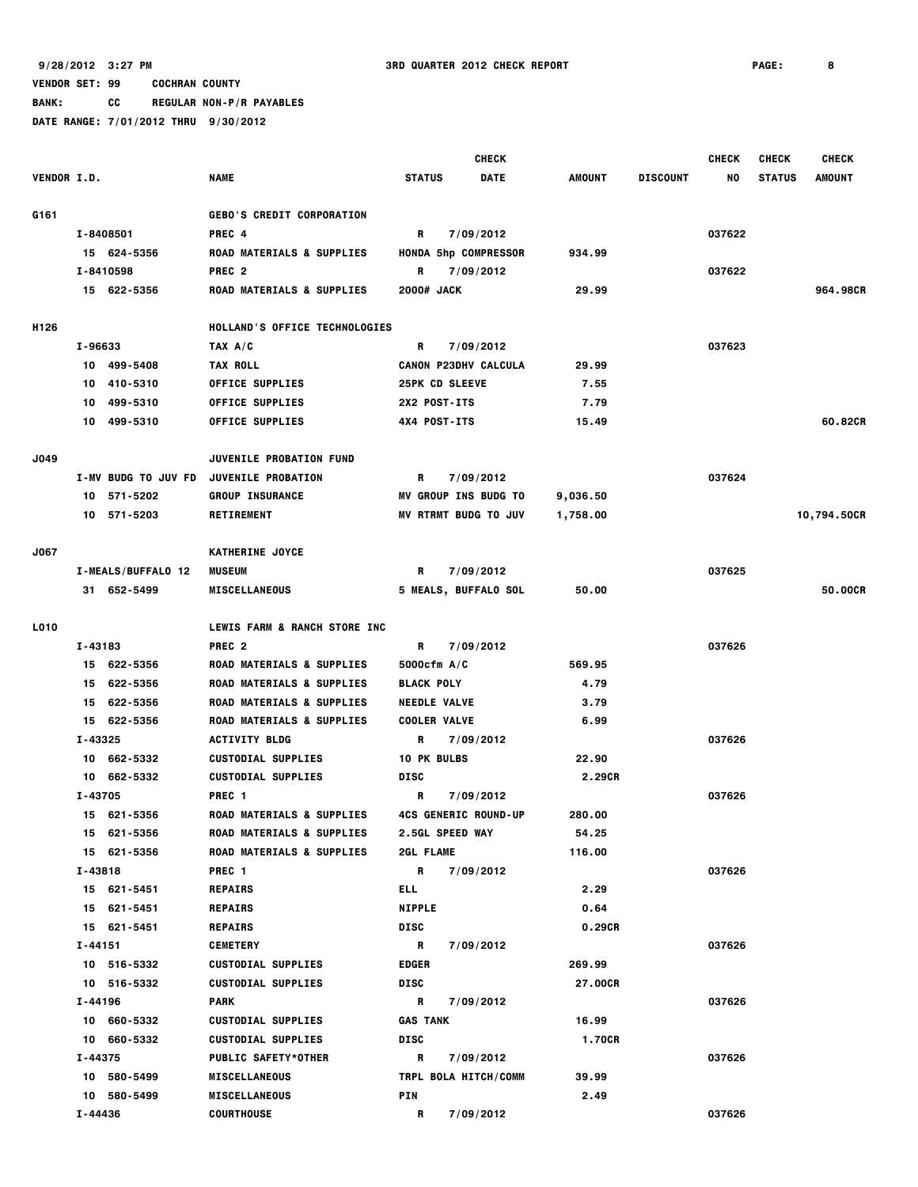9/28/2012 3:27 PM    3RD QUARTER 2012 CHECK REPORT

VENDOR SET: 99    COCHRAN COUNTY

BANK: CC    REGULAR NON-P/R PAYABLES

DATE RANGE: 7/01/2012 THRU 9/30/2012

| VENDOR I.D. | NAME | STATUS | CHECK DATE | AMOUNT | DISCOUNT | CHECK NO | CHECK STATUS | CHECK AMOUNT |
|---|---|---|---|---|---|---|---|---|
| G161 | GEBO'S CREDIT CORPORATION | | | | | | | |
| I-8408501 | PREC 4 | R | 7/09/2012 | | | 037622 | | |
| 15 624-5356 | ROAD MATERIALS & SUPPLIES | HONDA 5hp COMPRESSOR | | 934.99 | | | | |
| I-8410598 | PREC 2 | R | 7/09/2012 | | | 037622 | | |
| 15 622-5356 | ROAD MATERIALS & SUPPLIES | 2000# JACK | | 29.99 | | | | 964.98CR |
| H126 | HOLLAND'S OFFICE TECHNOLOGIES | | | | | | | |
| I-96633 | TAX A/C | R | 7/09/2012 | | | 037623 | | |
| 10 499-5408 | TAX ROLL | CANON P23DHV CALCULA | | 29.99 | | | | |
| 10 410-5310 | OFFICE SUPPLIES | 25PK CD SLEEVE | | 7.55 | | | | |
| 10 499-5310 | OFFICE SUPPLIES | 2X2 POST-ITS | | 7.79 | | | | |
| 10 499-5310 | OFFICE SUPPLIES | 4X4 POST-ITS | | 15.49 | | | | 60.82CR |
| J049 | JUVENILE PROBATION FUND | | | | | | | |
| I-MV BUDG TO JUV FD | JUVENILE PROBATION | R | 7/09/2012 | | | 037624 | | |
| 10 571-5202 | GROUP INSURANCE | MV GROUP INS BUDG TO | | 9,036.50 | | | | |
| 10 571-5203 | RETIREMENT | MV RTRMT BUDG TO JUV | | 1,758.00 | | | | 10,794.50CR |
| J067 | KATHERINE JOYCE | | | | | | | |
| I-MEALS/BUFFALO 12 | MUSEUM | R | 7/09/2012 | | | 037625 | | |
| 31 652-5499 | MISCELLANEOUS | 5 MEALS, BUFFALO SOL | | 50.00 | | | | 50.00CR |
| L010 | LEWIS FARM & RANCH STORE INC | | | | | | | |
| I-43183 | PREC 2 | R | 7/09/2012 | | | 037626 | | |
| 15 622-5356 | ROAD MATERIALS & SUPPLIES | 5000cfm A/C | | 569.95 | | | | |
| 15 622-5356 | ROAD MATERIALS & SUPPLIES | BLACK POLY | | 4.79 | | | | |
| 15 622-5356 | ROAD MATERIALS & SUPPLIES | NEEDLE VALVE | | 3.79 | | | | |
| 15 622-5356 | ROAD MATERIALS & SUPPLIES | COOLER VALVE | | 6.99 | | | | |
| I-43325 | ACTIVITY BLDG | R | 7/09/2012 | | | 037626 | | |
| 10 662-5332 | CUSTODIAL SUPPLIES | 10 PK BULBS | | 22.90 | | | | |
| 10 662-5332 | CUSTODIAL SUPPLIES | DISC | | 2.29CR | | | | |
| I-43705 | PREC 1 | R | 7/09/2012 | | | 037626 | | |
| 15 621-5356 | ROAD MATERIALS & SUPPLIES | 4CS GENERIC ROUND-UP | | 280.00 | | | | |
| 15 621-5356 | ROAD MATERIALS & SUPPLIES | 2.5GL SPEED WAY | | 54.25 | | | | |
| 15 621-5356 | ROAD MATERIALS & SUPPLIES | 2GL FLAME | | 116.00 | | | | |
| I-43818 | PREC 1 | R | 7/09/2012 | | | 037626 | | |
| 15 621-5451 | REPAIRS | ELL | | 2.29 | | | | |
| 15 621-5451 | REPAIRS | NIPPLE | | 0.64 | | | | |
| 15 621-5451 | REPAIRS | DISC | | 0.29CR | | | | |
| I-44151 | CEMETERY | R | 7/09/2012 | | | 037626 | | |
| 10 516-5332 | CUSTODIAL SUPPLIES | EDGER | | 269.99 | | | | |
| 10 516-5332 | CUSTODIAL SUPPLIES | DISC | | 27.00CR | | | | |
| I-44196 | PARK | R | 7/09/2012 | | | 037626 | | |
| 10 660-5332 | CUSTODIAL SUPPLIES | GAS TANK | | 16.99 | | | | |
| 10 660-5332 | CUSTODIAL SUPPLIES | DISC | | 1.70CR | | | | |
| I-44375 | PUBLIC SAFETY*OTHER | R | 7/09/2012 | | | 037626 | | |
| 10 580-5499 | MISCELLANEOUS | TRPL BOLA HITCH/COMM | | 39.99 | | | | |
| 10 580-5499 | MISCELLANEOUS | PIN | | 2.49 | | | | |
| I-44436 | COURTHOUSE | R | 7/09/2012 | | | 037626 | | |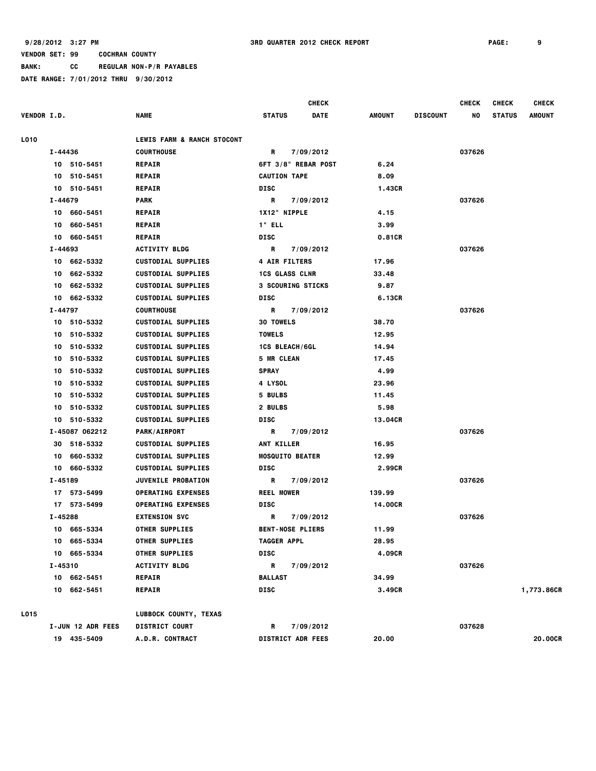9/28/2012 3:27 PM  3RD QUARTER 2012 CHECK REPORT

VENDOR SET: 99  COCHRAN COUNTY

BANK: CC  REGULAR NON-P/R PAYABLES

DATE RANGE: 7/01/2012 THRU 9/30/2012

| VENDOR I.D. | NAME | STATUS | CHECK DATE | AMOUNT | DISCOUNT | CHECK NO | CHECK STATUS | CHECK AMOUNT |
|---|---|---|---|---|---|---|---|---|
| L010 | LEWIS FARM & RANCH STOCONT | | | | | | | |
| I-44436 | COURTHOUSE | R | 7/09/2012 | | | 037626 | | |
| 10 510-5451 | REPAIR | 6FT 3/8" REBAR POST | | 6.24 | | | | |
| 10 510-5451 | REPAIR | CAUTION TAPE | | 8.09 | | | | |
| 10 510-5451 | REPAIR | DISC | | 1.43CR | | | | |
| I-44679 | PARK | R | 7/09/2012 | | | 037626 | | |
| 10 660-5451 | REPAIR | 1X12" NIPPLE | | 4.15 | | | | |
| 10 660-5451 | REPAIR | 1" ELL | | 3.99 | | | | |
| 10 660-5451 | REPAIR | DISC | | 0.81CR | | | | |
| I-44693 | ACTIVITY BLDG | R | 7/09/2012 | | | 037626 | | |
| 10 662-5332 | CUSTODIAL SUPPLIES | 4 AIR FILTERS | | 17.96 | | | | |
| 10 662-5332 | CUSTODIAL SUPPLIES | 1CS GLASS CLNR | | 33.48 | | | | |
| 10 662-5332 | CUSTODIAL SUPPLIES | 3 SCOURING STICKS | | 9.87 | | | | |
| 10 662-5332 | CUSTODIAL SUPPLIES | DISC | | 6.13CR | | | | |
| I-44797 | COURTHOUSE | R | 7/09/2012 | | | 037626 | | |
| 10 510-5332 | CUSTODIAL SUPPLIES | 30 TOWELS | | 38.70 | | | | |
| 10 510-5332 | CUSTODIAL SUPPLIES | TOWELS | | 12.95 | | | | |
| 10 510-5332 | CUSTODIAL SUPPLIES | 1CS BLEACH/6GL | | 14.94 | | | | |
| 10 510-5332 | CUSTODIAL SUPPLIES | 5 MR CLEAN | | 17.45 | | | | |
| 10 510-5332 | CUSTODIAL SUPPLIES | SPRAY | | 4.99 | | | | |
| 10 510-5332 | CUSTODIAL SUPPLIES | 4 LYSOL | | 23.96 | | | | |
| 10 510-5332 | CUSTODIAL SUPPLIES | 5 BULBS | | 11.45 | | | | |
| 10 510-5332 | CUSTODIAL SUPPLIES | 2 BULBS | | 5.98 | | | | |
| 10 510-5332 | CUSTODIAL SUPPLIES | DISC | | 13.04CR | | | | |
| I-45087 062212 | PARK/AIRPORT | R | 7/09/2012 | | | 037626 | | |
| 30 518-5332 | CUSTODIAL SUPPLIES | ANT KILLER | | 16.95 | | | | |
| 10 660-5332 | CUSTODIAL SUPPLIES | MOSQUITO BEATER | | 12.99 | | | | |
| 10 660-5332 | CUSTODIAL SUPPLIES | DISC | | 2.99CR | | | | |
| I-45189 | JUVENILE PROBATION | R | 7/09/2012 | | | 037626 | | |
| 17 573-5499 | OPERATING EXPENSES | REEL MOWER | | 139.99 | | | | |
| 17 573-5499 | OPERATING EXPENSES | DISC | | 14.00CR | | | | |
| I-45288 | EXTENSION SVC | R | 7/09/2012 | | | 037626 | | |
| 10 665-5334 | OTHER SUPPLIES | BENT-NOSE PLIERS | | 11.99 | | | | |
| 10 665-5334 | OTHER SUPPLIES | TAGGER APPL | | 28.95 | | | | |
| 10 665-5334 | OTHER SUPPLIES | DISC | | 4.09CR | | | | |
| I-45310 | ACTIVITY BLDG | R | 7/09/2012 | | | 037626 | | |
| 10 662-5451 | REPAIR | BALLAST | | 34.99 | | | | |
| 10 662-5451 | REPAIR | DISC | | 3.49CR | | | | 1,773.86CR |
| L015 | LUBBOCK COUNTY, TEXAS | | | | | | | |
| I-JUN 12 ADR FEES | DISTRICT COURT | R | 7/09/2012 | | | 037628 | | |
| 19 435-5409 | A.D.R. CONTRACT | DISTRICT ADR FEES | | 20.00 | | | | 20.00CR |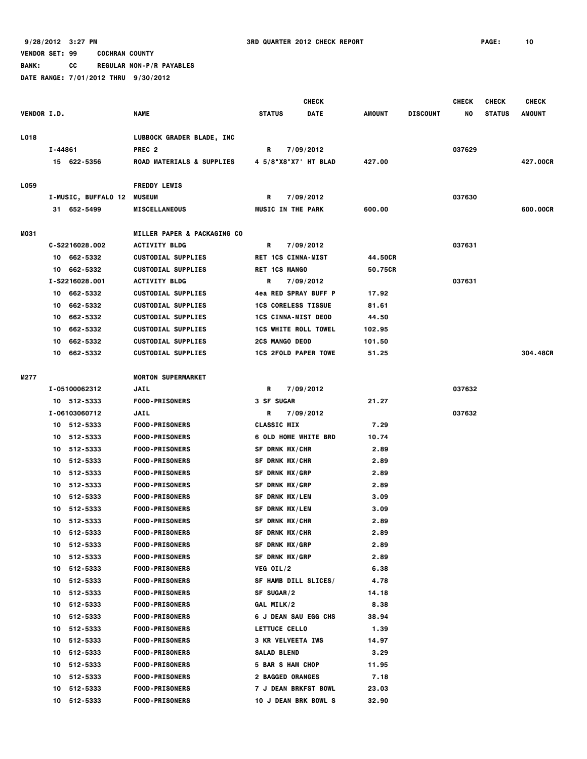9/28/2012 3:27 PM 3RD QUARTER 2012 CHECK REPORT

VENDOR SET: 99 COCHRAN COUNTY

BANK: CC REGULAR NON-P/R PAYABLES

DATE RANGE: 7/01/2012 THRU 9/30/2012

| VENDOR I.D. | NAME | STATUS | CHECK DATE | AMOUNT | DISCOUNT | CHECK NO | CHECK STATUS | CHECK AMOUNT |
|---|---|---|---|---|---|---|---|---|
| L018 | LUBBOCK GRADER BLADE, INC | | | | | | | |
| I-44861 | PREC 2 | R | 7/09/2012 | | | 037629 | | |
| 15 622-5356 | ROAD MATERIALS & SUPPLIES | 4 5/8"X8"X7' HT BLAD | | 427.00 | | | | 427.00CR |
| L059 | FREDDY LEWIS | | | | | | | |
| I-MUSIC, BUFFALO 12 | MUSEUM | R | 7/09/2012 | | | 037630 | | |
| 31 652-5499 | MISCELLANEOUS | MUSIC IN THE PARK | | 600.00 | | | | 600.00CR |
| M031 | MILLER PAPER & PACKAGING CO | | | | | | | |
| C-S2216028.002 | ACTIVITY BLDG | R | 7/09/2012 | | | 037631 | | |
| 10 662-5332 | CUSTODIAL SUPPLIES | RET 1CS CINNA-MIST | | 44.50CR | | | | |
| 10 662-5332 | CUSTODIAL SUPPLIES | RET 1CS MANGO | | 50.75CR | | | | |
| I-S2216028.001 | ACTIVITY BLDG | R | 7/09/2012 | | | 037631 | | |
| 10 662-5332 | CUSTODIAL SUPPLIES | 4ea RED SPRAY BUFF P | | 17.92 | | | | |
| 10 662-5332 | CUSTODIAL SUPPLIES | 1CS CORELESS TISSUE | | 81.61 | | | | |
| 10 662-5332 | CUSTODIAL SUPPLIES | 1CS CINNA-MIST DEOD | | 44.50 | | | | |
| 10 662-5332 | CUSTODIAL SUPPLIES | 1CS WHITE ROLL TOWEL | | 102.95 | | | | |
| 10 662-5332 | CUSTODIAL SUPPLIES | 2CS MANGO DEOD | | 101.50 | | | | |
| 10 662-5332 | CUSTODIAL SUPPLIES | 1CS 2FOLD PAPER TOWE | | 51.25 | | | | 304.48CR |
| M277 | MORTON SUPERMARKET | | | | | | | |
| I-05100062312 | JAIL | R | 7/09/2012 | | | 037632 | | |
| 10 512-5333 | FOOD-PRISONERS | 3 SF SUGAR | | 21.27 | | | | |
| I-06103060712 | JAIL | R | 7/09/2012 | | | 037632 | | |
| 10 512-5333 | FOOD-PRISONERS | CLASSIC MIX | | 7.29 | | | | |
| 10 512-5333 | FOOD-PRISONERS | 6 OLD HOME WHITE BRD | | 10.74 | | | | |
| 10 512-5333 | FOOD-PRISONERS | SF DRNK MX/CHR | | 2.89 | | | | |
| 10 512-5333 | FOOD-PRISONERS | SF DRNK MX/CHR | | 2.89 | | | | |
| 10 512-5333 | FOOD-PRISONERS | SF DRNK MX/GRP | | 2.89 | | | | |
| 10 512-5333 | FOOD-PRISONERS | SF DRNK MX/GRP | | 2.89 | | | | |
| 10 512-5333 | FOOD-PRISONERS | SF DRNK MX/LEM | | 3.09 | | | | |
| 10 512-5333 | FOOD-PRISONERS | SF DRNK MX/LEM | | 3.09 | | | | |
| 10 512-5333 | FOOD-PRISONERS | SF DRNK MX/CHR | | 2.89 | | | | |
| 10 512-5333 | FOOD-PRISONERS | SF DRNK MX/CHR | | 2.89 | | | | |
| 10 512-5333 | FOOD-PRISONERS | SF DRNK MX/GRP | | 2.89 | | | | |
| 10 512-5333 | FOOD-PRISONERS | SF DRNK MX/GRP | | 2.89 | | | | |
| 10 512-5333 | FOOD-PRISONERS | VEG OIL/2 | | 6.38 | | | | |
| 10 512-5333 | FOOD-PRISONERS | SF HAMB DILL SLICES/ | | 4.78 | | | | |
| 10 512-5333 | FOOD-PRISONERS | SF SUGAR/2 | | 14.18 | | | | |
| 10 512-5333 | FOOD-PRISONERS | GAL MILK/2 | | 8.38 | | | | |
| 10 512-5333 | FOOD-PRISONERS | 6 J DEAN SAU EGG CHS | | 38.94 | | | | |
| 10 512-5333 | FOOD-PRISONERS | LETTUCE CELLO | | 1.39 | | | | |
| 10 512-5333 | FOOD-PRISONERS | 3 KR VELVEETA IWS | | 14.97 | | | | |
| 10 512-5333 | FOOD-PRISONERS | SALAD BLEND | | 3.29 | | | | |
| 10 512-5333 | FOOD-PRISONERS | 5 BAR S HAM CHOP | | 11.95 | | | | |
| 10 512-5333 | FOOD-PRISONERS | 2 BAGGED ORANGES | | 7.18 | | | | |
| 10 512-5333 | FOOD-PRISONERS | 7 J DEAN BRKFST BOWL | | 23.03 | | | | |
| 10 512-5333 | FOOD-PRISONERS | 10 J DEAN BRK BOWL S | | 32.90 | | | | |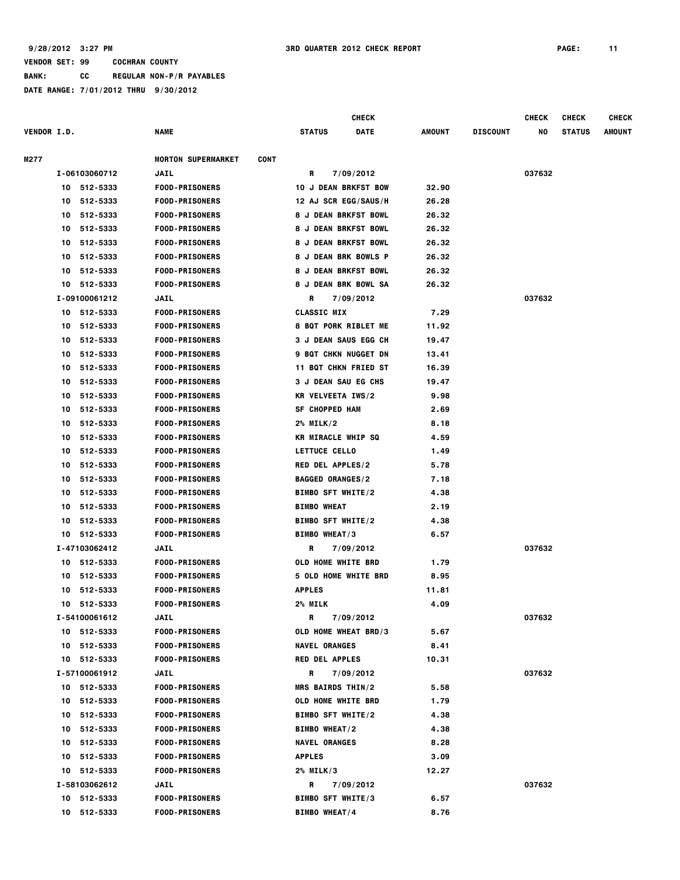9/28/2012 3:27 PM 3RD QUARTER 2012 CHECK REPORT

VENDOR SET: 99 COCHRAN COUNTY

BANK: CC REGULAR NON-P/R PAYABLES

DATE RANGE: 7/01/2012 THRU 9/30/2012

| VENDOR I.D. | NAME | STATUS | CHECK DATE | AMOUNT | DISCOUNT | CHECK NO | CHECK STATUS | CHECK AMOUNT |
|---|---|---|---|---|---|---|---|---|
| M277 | MORTON SUPERMARKET CONT | | | | | | | |
| I-06103060712 | JAIL | R | 7/09/2012 | | | 037632 | | |
| 10 512-5333 | FOOD-PRISONERS | 10 J DEAN BRKFST BOW | | 32.90 | | | | |
| 10 512-5333 | FOOD-PRISONERS | 12 AJ SCR EGG/SAUS/H | | 26.28 | | | | |
| 10 512-5333 | FOOD-PRISONERS | 8 J DEAN BRKFST BOWL | | 26.32 | | | | |
| 10 512-5333 | FOOD-PRISONERS | 8 J DEAN BRKFST BOWL | | 26.32 | | | | |
| 10 512-5333 | FOOD-PRISONERS | 8 J DEAN BRKFST BOWL | | 26.32 | | | | |
| 10 512-5333 | FOOD-PRISONERS | 8 J DEAN BRK BOWLS P | | 26.32 | | | | |
| 10 512-5333 | FOOD-PRISONERS | 8 J DEAN BRKFST BOWL | | 26.32 | | | | |
| 10 512-5333 | FOOD-PRISONERS | 8 J DEAN BRK BOWL SA | | 26.32 | | | | |
| I-09100061212 | JAIL | R | 7/09/2012 | | | 037632 | | |
| 10 512-5333 | FOOD-PRISONERS | CLASSIC MIX | | 7.29 | | | | |
| 10 512-5333 | FOOD-PRISONERS | 8 BQT PORK RIBLET ME | | 11.92 | | | | |
| 10 512-5333 | FOOD-PRISONERS | 3 J DEAN SAUS EGG CH | | 19.47 | | | | |
| 10 512-5333 | FOOD-PRISONERS | 9 BQT CHKN NUGGET DN | | 13.41 | | | | |
| 10 512-5333 | FOOD-PRISONERS | 11 BQT CHKN FRIED ST | | 16.39 | | | | |
| 10 512-5333 | FOOD-PRISONERS | 3 J DEAN SAU EG CHS | | 19.47 | | | | |
| 10 512-5333 | FOOD-PRISONERS | KR VELVEETA IWS/2 | | 9.98 | | | | |
| 10 512-5333 | FOOD-PRISONERS | SF CHOPPED HAM | | 2.69 | | | | |
| 10 512-5333 | FOOD-PRISONERS | 2% MILK/2 | | 8.18 | | | | |
| 10 512-5333 | FOOD-PRISONERS | KR MIRACLE WHIP SQ | | 4.59 | | | | |
| 10 512-5333 | FOOD-PRISONERS | LETTUCE CELLO | | 1.49 | | | | |
| 10 512-5333 | FOOD-PRISONERS | RED DEL APPLES/2 | | 5.78 | | | | |
| 10 512-5333 | FOOD-PRISONERS | BAGGED ORANGES/2 | | 7.18 | | | | |
| 10 512-5333 | FOOD-PRISONERS | BIMBO SFT WHITE/2 | | 4.38 | | | | |
| 10 512-5333 | FOOD-PRISONERS | BIMBO WHEAT | | 2.19 | | | | |
| 10 512-5333 | FOOD-PRISONERS | BIMBO SFT WHITE/2 | | 4.38 | | | | |
| 10 512-5333 | FOOD-PRISONERS | BIMBO WHEAT/3 | | 6.57 | | | | |
| I-47103062412 | JAIL | R | 7/09/2012 | | | 037632 | | |
| 10 512-5333 | FOOD-PRISONERS | OLD HOME WHITE BRD | | 1.79 | | | | |
| 10 512-5333 | FOOD-PRISONERS | 5 OLD HOME WHITE BRD | | 8.95 | | | | |
| 10 512-5333 | FOOD-PRISONERS | APPLES | | 11.81 | | | | |
| 10 512-5333 | FOOD-PRISONERS | 2% MILK | | 4.09 | | | | |
| I-54100061612 | JAIL | R | 7/09/2012 | | | 037632 | | |
| 10 512-5333 | FOOD-PRISONERS | OLD HOME WHEAT BRD/3 | | 5.67 | | | | |
| 10 512-5333 | FOOD-PRISONERS | NAVEL ORANGES | | 8.41 | | | | |
| 10 512-5333 | FOOD-PRISONERS | RED DEL APPLES | | 10.31 | | | | |
| I-57100061912 | JAIL | R | 7/09/2012 | | | 037632 | | |
| 10 512-5333 | FOOD-PRISONERS | MRS BAIRDS THIN/2 | | 5.58 | | | | |
| 10 512-5333 | FOOD-PRISONERS | OLD HOME WHITE BRD | | 1.79 | | | | |
| 10 512-5333 | FOOD-PRISONERS | BIMBO SFT WHITE/2 | | 4.38 | | | | |
| 10 512-5333 | FOOD-PRISONERS | BIMBO WHEAT/2 | | 4.38 | | | | |
| 10 512-5333 | FOOD-PRISONERS | NAVEL ORANGES | | 8.28 | | | | |
| 10 512-5333 | FOOD-PRISONERS | APPLES | | 3.09 | | | | |
| 10 512-5333 | FOOD-PRISONERS | 2% MILK/3 | | 12.27 | | | | |
| I-58103062612 | JAIL | R | 7/09/2012 | | | 037632 | | |
| 10 512-5333 | FOOD-PRISONERS | BIMBO SFT WHITE/3 | | 6.57 | | | | |
| 10 512-5333 | FOOD-PRISONERS | BIMBO WHEAT/4 | | 8.76 | | | | |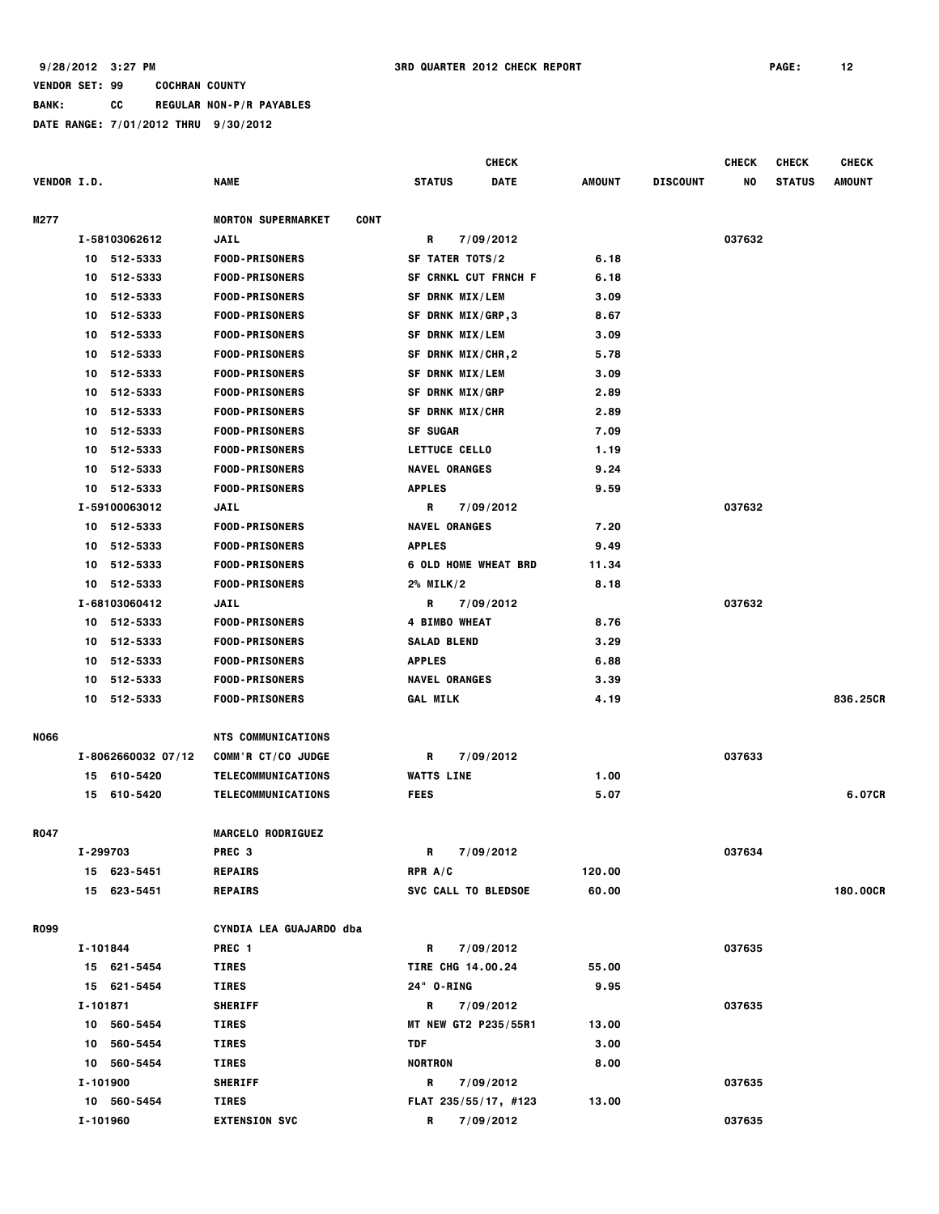9/28/2012 3:27 PM 3RD QUARTER 2012 CHECK REPORT

VENDOR SET: 99 COCHRAN COUNTY
BANK: CC REGULAR NON-P/R PAYABLES
DATE RANGE: 7/01/2012 THRU 9/30/2012

| VENDOR I.D. | NAME | STATUS | CHECK DATE | AMOUNT | DISCOUNT | CHECK NO | CHECK STATUS | CHECK AMOUNT |
|---|---|---|---|---|---|---|---|---|
| M277 | MORTON SUPERMARKET CONT | | | | | | | |
| I-58103062612 | JAIL | R | 7/09/2012 | | | 037632 | | |
| 10 512-5333 | FOOD-PRISONERS | SF TATER TOTS/2 | | 6.18 | | | | |
| 10 512-5333 | FOOD-PRISONERS | SF CRNKL CUT FRNCH F | | 6.18 | | | | |
| 10 512-5333 | FOOD-PRISONERS | SF DRNK MIX/LEM | | 3.09 | | | | |
| 10 512-5333 | FOOD-PRISONERS | SF DRNK MIX/GRP,3 | | 8.67 | | | | |
| 10 512-5333 | FOOD-PRISONERS | SF DRNK MIX/LEM | | 3.09 | | | | |
| 10 512-5333 | FOOD-PRISONERS | SF DRNK MIX/CHR,2 | | 5.78 | | | | |
| 10 512-5333 | FOOD-PRISONERS | SF DRNK MIX/LEM | | 3.09 | | | | |
| 10 512-5333 | FOOD-PRISONERS | SF DRNK MIX/GRP | | 2.89 | | | | |
| 10 512-5333 | FOOD-PRISONERS | SF DRNK MIX/CHR | | 2.89 | | | | |
| 10 512-5333 | FOOD-PRISONERS | SF SUGAR | | 7.09 | | | | |
| 10 512-5333 | FOOD-PRISONERS | LETTUCE CELLO | | 1.19 | | | | |
| 10 512-5333 | FOOD-PRISONERS | NAVEL ORANGES | | 9.24 | | | | |
| 10 512-5333 | FOOD-PRISONERS | APPLES | | 9.59 | | | | |
| I-59100063012 | JAIL | R | 7/09/2012 | | | 037632 | | |
| 10 512-5333 | FOOD-PRISONERS | NAVEL ORANGES | | 7.20 | | | | |
| 10 512-5333 | FOOD-PRISONERS | APPLES | | 9.49 | | | | |
| 10 512-5333 | FOOD-PRISONERS | 6 OLD HOME WHEAT BRD | | 11.34 | | | | |
| 10 512-5333 | FOOD-PRISONERS | 2% MILK/2 | | 8.18 | | | | |
| I-68103060412 | JAIL | R | 7/09/2012 | | | 037632 | | |
| 10 512-5333 | FOOD-PRISONERS | 4 BIMBO WHEAT | | 8.76 | | | | |
| 10 512-5333 | FOOD-PRISONERS | SALAD BLEND | | 3.29 | | | | |
| 10 512-5333 | FOOD-PRISONERS | APPLES | | 6.88 | | | | |
| 10 512-5333 | FOOD-PRISONERS | NAVEL ORANGES | | 3.39 | | | | |
| 10 512-5333 | FOOD-PRISONERS | GAL MILK | | 4.19 | | | | 836.25CR |
| N066 | NTS COMMUNICATIONS | | | | | | | |
| I-8062660032 07/12 | COMM'R CT/CO JUDGE | R | 7/09/2012 | | | 037633 | | |
| 15 610-5420 | TELECOMMUNICATIONS | WATTS LINE | | 1.00 | | | | |
| 15 610-5420 | TELECOMMUNICATIONS | FEES | | 5.07 | | | | 6.07CR |
| R047 | MARCELO RODRIGUEZ | | | | | | | |
| I-299703 | PREC 3 | R | 7/09/2012 | | | 037634 | | |
| 15 623-5451 | REPAIRS | RPR A/C | | 120.00 | | | | |
| 15 623-5451 | REPAIRS | SVC CALL TO BLEDSOE | | 60.00 | | | | 180.00CR |
| R099 | CYNDIA LEA GUAJARDO dba | | | | | | | |
| I-101844 | PREC 1 | R | 7/09/2012 | | | 037635 | | |
| 15 621-5454 | TIRES | TIRE CHG 14.00.24 | | 55.00 | | | | |
| 15 621-5454 | TIRES | 24" O-RING | | 9.95 | | | | |
| I-101871 | SHERIFF | R | 7/09/2012 | | | 037635 | | |
| 10 560-5454 | TIRES | MT NEW GT2 P235/55R1 | | 13.00 | | | | |
| 10 560-5454 | TIRES | TDF | | 3.00 | | | | |
| 10 560-5454 | TIRES | NORTRON | | 8.00 | | | | |
| I-101900 | SHERIFF | R | 7/09/2012 | | | 037635 | | |
| 10 560-5454 | TIRES | FLAT 235/55/17, #123 | | 13.00 | | | | |
| I-101960 | EXTENSION SVC | R | 7/09/2012 | | | 037635 | | |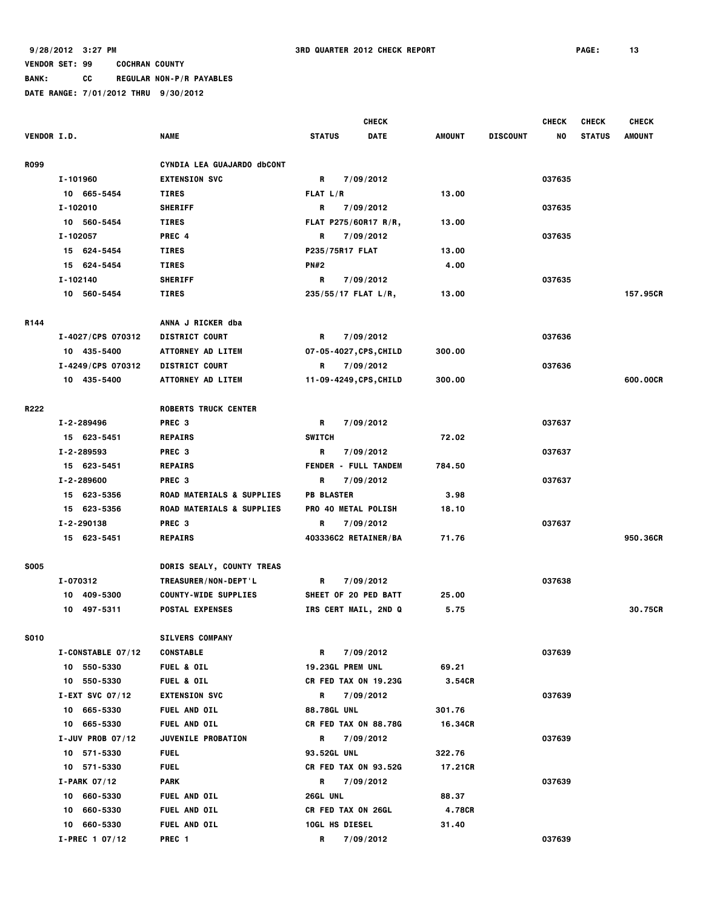9/28/2012 3:27 PM — 3RD QUARTER 2012 CHECK REPORT

VENDOR SET: 99 COCHRAN COUNTY
BANK: CC REGULAR NON-P/R PAYABLES
DATE RANGE: 7/01/2012 THRU 9/30/2012

| VENDOR I.D. | NAME | CHECK STATUS | CHECK DATE | AMOUNT | DISCOUNT | CHECK NO | CHECK STATUS | CHECK AMOUNT |
|---|---|---|---|---|---|---|---|---|
| R099 | CYNDIA LEA GUAJARDO dbCONT | | | | | | | |
| I-101960 | EXTENSION SVC | R | 7/09/2012 | | | 037635 | | |
| 10 665-5454 | TIRES | FLAT L/R | | 13.00 | | | | |
| I-102010 | SHERIFF | R | 7/09/2012 | | | 037635 | | |
| 10 560-5454 | TIRES | FLAT P275/60R17 R/R, | | 13.00 | | | | |
| I-102057 | PREC 4 | R | 7/09/2012 | | | 037635 | | |
| 15 624-5454 | TIRES | P235/75R17 FLAT | | 13.00 | | | | |
| 15 624-5454 | TIRES | PN#2 | | 4.00 | | | | |
| I-102140 | SHERIFF | R | 7/09/2012 | | | 037635 | | |
| 10 560-5454 | TIRES | 235/55/17 FLAT L/R, | | 13.00 | | | | 157.95CR |
| R144 | ANNA J RICKER dba | | | | | | | |
| I-4027/CPS 070312 | DISTRICT COURT | R | 7/09/2012 | | | 037636 | | |
| 10 435-5400 | ATTORNEY AD LITEM | 07-05-4027,CPS,CHILD | | 300.00 | | | | |
| I-4249/CPS 070312 | DISTRICT COURT | R | 7/09/2012 | | | 037636 | | |
| 10 435-5400 | ATTORNEY AD LITEM | 11-09-4249,CPS,CHILD | | 300.00 | | | | 600.00CR |
| R222 | ROBERTS TRUCK CENTER | | | | | | | |
| I-2-289496 | PREC 3 | R | 7/09/2012 | | | 037637 | | |
| 15 623-5451 | REPAIRS | SWITCH | | 72.02 | | | | |
| I-2-289593 | PREC 3 | R | 7/09/2012 | | | 037637 | | |
| 15 623-5451 | REPAIRS | FENDER - FULL TANDEM | | 784.50 | | | | |
| I-2-289600 | PREC 3 | R | 7/09/2012 | | | 037637 | | |
| 15 623-5356 | ROAD MATERIALS & SUPPLIES | PB BLASTER | | 3.98 | | | | |
| 15 623-5356 | ROAD MATERIALS & SUPPLIES | PRO 40 METAL POLISH | | 18.10 | | | | |
| I-2-290138 | PREC 3 | R | 7/09/2012 | | | 037637 | | |
| 15 623-5451 | REPAIRS | 403336C2 RETAINER/BA | | 71.76 | | | | 950.36CR |
| S005 | DORIS SEALY, COUNTY TREAS | | | | | | | |
| I-070312 | TREASURER/NON-DEPT'L | R | 7/09/2012 | | | 037638 | | |
| 10 409-5300 | COUNTY-WIDE SUPPLIES | SHEET OF 20 PED BATT | | 25.00 | | | | |
| 10 497-5311 | POSTAL EXPENSES | IRS CERT MAIL, 2ND Q | | 5.75 | | | | 30.75CR |
| S010 | SILVERS COMPANY | | | | | | | |
| I-CONSTABLE 07/12 | CONSTABLE | R | 7/09/2012 | | | 037639 | | |
| 10 550-5330 | FUEL & OIL | 19.23GL PREM UNL | | 69.21 | | | | |
| 10 550-5330 | FUEL & OIL | CR FED TAX ON 19.23G | | 3.54CR | | | | |
| I-EXT SVC 07/12 | EXTENSION SVC | R | 7/09/2012 | | | 037639 | | |
| 10 665-5330 | FUEL AND OIL | 88.78GL UNL | | 301.76 | | | | |
| 10 665-5330 | FUEL AND OIL | CR FED TAX ON 88.78G | | 16.34CR | | | | |
| I-JUV PROB 07/12 | JUVENILE PROBATION | R | 7/09/2012 | | | 037639 | | |
| 10 571-5330 | FUEL | 93.52GL UNL | | 322.76 | | | | |
| 10 571-5330 | FUEL | CR FED TAX ON 93.52G | | 17.21CR | | | | |
| I-PARK 07/12 | PARK | R | 7/09/2012 | | | 037639 | | |
| 10 660-5330 | FUEL AND OIL | 26GL UNL | | 88.37 | | | | |
| 10 660-5330 | FUEL AND OIL | CR FED TAX ON 26GL | | 4.78CR | | | | |
| 10 660-5330 | FUEL AND OIL | 10GL HS DIESEL | | 31.40 | | | | |
| I-PREC 1 07/12 | PREC 1 | R | 7/09/2012 | | | 037639 | | |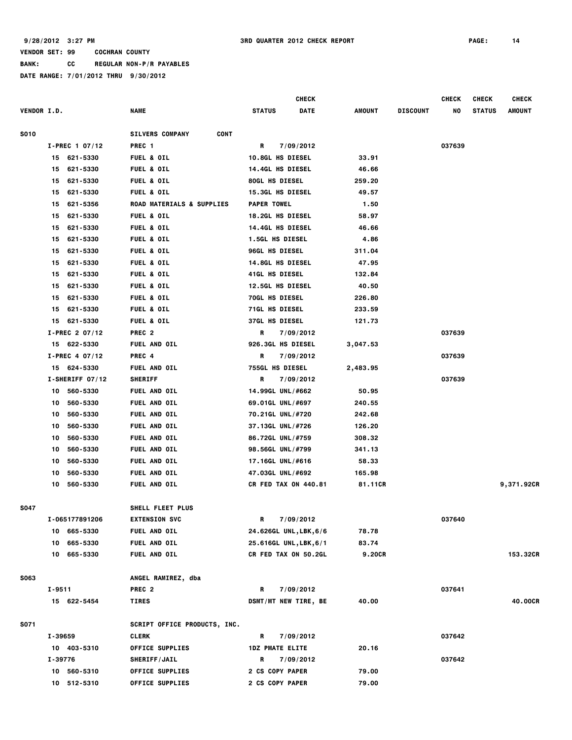9/28/2012 3:27 PM 3RD QUARTER 2012 CHECK REPORT

VENDOR SET: 99 COCHRAN COUNTY

BANK: CC REGULAR NON-P/R PAYABLES

DATE RANGE: 7/01/2012 THRU 9/30/2012

| VENDOR I.D. | NAME | CHECK STATUS | CHECK DATE | AMOUNT | DISCOUNT | CHECK NO | CHECK STATUS | CHECK AMOUNT |
|---|---|---|---|---|---|---|---|---|
| S010 | SILVERS COMPANY CONT | | | | | | | |
| I-PREC 1 07/12 | PREC 1 | R | 7/09/2012 | | | 037639 | | |
| 15 621-5330 | FUEL & OIL | 10.8GL HS DIESEL | | 33.91 | | | | |
| 15 621-5330 | FUEL & OIL | 14.4GL HS DIESEL | | 46.66 | | | | |
| 15 621-5330 | FUEL & OIL | 80GL HS DIESEL | | 259.20 | | | | |
| 15 621-5330 | FUEL & OIL | 15.3GL HS DIESEL | | 49.57 | | | | |
| 15 621-5356 | ROAD MATERIALS & SUPPLIES | PAPER TOWEL | | 1.50 | | | | |
| 15 621-5330 | FUEL & OIL | 18.2GL HS DIESEL | | 58.97 | | | | |
| 15 621-5330 | FUEL & OIL | 14.4GL HS DIESEL | | 46.66 | | | | |
| 15 621-5330 | FUEL & OIL | 1.5GL HS DIESEL | | 4.86 | | | | |
| 15 621-5330 | FUEL & OIL | 96GL HS DIESEL | | 311.04 | | | | |
| 15 621-5330 | FUEL & OIL | 14.8GL HS DIESEL | | 47.95 | | | | |
| 15 621-5330 | FUEL & OIL | 41GL HS DIESEL | | 132.84 | | | | |
| 15 621-5330 | FUEL & OIL | 12.5GL HS DIESEL | | 40.50 | | | | |
| 15 621-5330 | FUEL & OIL | 70GL HS DIESEL | | 226.80 | | | | |
| 15 621-5330 | FUEL & OIL | 71GL HS DIESEL | | 233.59 | | | | |
| 15 621-5330 | FUEL & OIL | 37GL HS DIESEL | | 121.73 | | | | |
| I-PREC 2 07/12 | PREC 2 | R | 7/09/2012 | | | 037639 | | |
| 15 622-5330 | FUEL AND OIL | 926.3GL HS DIESEL | | 3,047.53 | | | | |
| I-PREC 4 07/12 | PREC 4 | R | 7/09/2012 | | | 037639 | | |
| 15 624-5330 | FUEL AND OIL | 755GL HS DIESEL | | 2,483.95 | | | | |
| I-SHERIFF 07/12 | SHERIFF | R | 7/09/2012 | | | 037639 | | |
| 10 560-5330 | FUEL AND OIL | 14.99GL UNL/#662 | | 50.95 | | | | |
| 10 560-5330 | FUEL AND OIL | 69.01GL UNL/#697 | | 240.55 | | | | |
| 10 560-5330 | FUEL AND OIL | 70.21GL UNL/#720 | | 242.68 | | | | |
| 10 560-5330 | FUEL AND OIL | 37.13GL UNL/#726 | | 126.20 | | | | |
| 10 560-5330 | FUEL AND OIL | 86.72GL UNL/#759 | | 308.32 | | | | |
| 10 560-5330 | FUEL AND OIL | 98.56GL UNL/#799 | | 341.13 | | | | |
| 10 560-5330 | FUEL AND OIL | 17.16GL UNL/#616 | | 58.33 | | | | |
| 10 560-5330 | FUEL AND OIL | 47.03GL UNL/#692 | | 165.98 | | | | |
| 10 560-5330 | FUEL AND OIL | CR FED TAX ON 440.81 | | 81.11CR | | | | 9,371.92CR |
| S047 | SHELL FLEET PLUS | | | | | | | |
| I-065177891206 | EXTENSION SVC | R | 7/09/2012 | | | 037640 | | |
| 10 665-5330 | FUEL AND OIL | 24.626GL UNL,LBK,6/6 | | 78.78 | | | | |
| 10 665-5330 | FUEL AND OIL | 25.616GL UNL,LBK,6/1 | | 83.74 | | | | |
| 10 665-5330 | FUEL AND OIL | CR FED TAX ON 50.2GL | | 9.20CR | | | | 153.32CR |
| S063 | ANGEL RAMIREZ, dba | | | | | | | |
| I-9511 | PREC 2 | R | 7/09/2012 | | | 037641 | | |
| 15 622-5454 | TIRES | DSMT/MT NEW TIRE, BE | | 40.00 | | | | 40.00CR |
| S071 | SCRIPT OFFICE PRODUCTS, INC. | | | | | | | |
| I-39659 | CLERK | R | 7/09/2012 | | | 037642 | | |
| 10 403-5310 | OFFICE SUPPLIES | 1DZ PMATE ELITE | | 20.16 | | | | |
| I-39776 | SHERIFF/JAIL | R | 7/09/2012 | | | 037642 | | |
| 10 560-5310 | OFFICE SUPPLIES | 2 CS COPY PAPER | | 79.00 | | | | |
| 10 512-5310 | OFFICE SUPPLIES | 2 CS COPY PAPER | | 79.00 | | | | |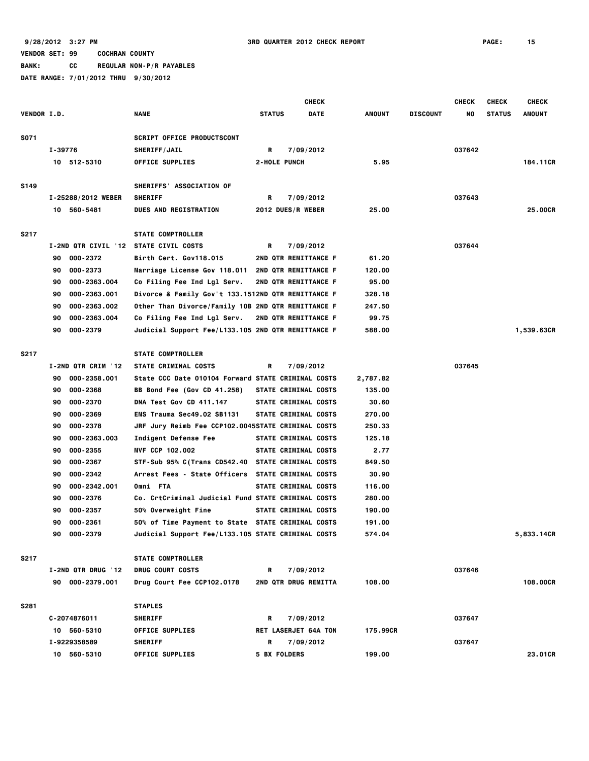9/28/2012 3:27 PM 3RD QUARTER 2012 CHECK REPORT

VENDOR SET: 99 COCHRAN COUNTY
BANK: CC REGULAR NON-P/R PAYABLES
DATE RANGE: 7/01/2012 THRU 9/30/2012

| VENDOR I.D. | NAME | STATUS | CHECK DATE | AMOUNT | DISCOUNT | CHECK NO | CHECK STATUS | CHECK AMOUNT |
|---|---|---|---|---|---|---|---|---|
| S071 | SCRIPT OFFICE PRODUCTSCONT | | | | | | | |
| I-39776 | SHERIFF/JAIL | R | 7/09/2012 | | | 037642 | | |
| 10 512-5310 | OFFICE SUPPLIES | 2-HOLE PUNCH | | 5.95 | | | | 184.11CR |
| S149 | SHERIFFS' ASSOCIATION OF | | | | | | | |
| I-25288/2012 WEBER | SHERIFF | R | 7/09/2012 | | | 037643 | | |
| 10 560-5481 | DUES AND REGISTRATION | 2012 DUES/R WEBER | | 25.00 | | | | 25.00CR |
| S217 | STATE COMPTROLLER | | | | | | | |
| I-2ND QTR CIVIL '12 | STATE CIVIL COSTS | R | 7/09/2012 | | | 037644 | | |
| 90 000-2372 | Birth Cert. Gov118.015 | 2ND QTR REMITTANCE F | | 61.20 | | | | |
| 90 000-2373 | Marriage License Gov 118.011 | 2ND QTR REMITTANCE F | | 120.00 | | | | |
| 90 000-2363.004 | Co Filing Fee Ind Lgl Serv. | 2ND QTR REMITTANCE F | | 95.00 | | | | |
| 90 000-2363.001 | Divorce & Family Gov't 133.151 | 2ND QTR REMITTANCE F | | 328.18 | | | | |
| 90 000-2363.002 | Other Than Divorce/Family 10B | 2ND QTR REMITTANCE F | | 247.50 | | | | |
| 90 000-2363.004 | Co Filing Fee Ind Lgl Serv. | 2ND QTR REMITTANCE F | | 99.75 | | | | |
| 90 000-2379 | Judicial Support Fee/L133.105 | 2ND QTR REMITTANCE F | | 588.00 | | | | 1,539.63CR |
| S217 | STATE COMPTROLLER | | | | | | | |
| I-2ND QTR CRIM '12 | STATE CRIMINAL COSTS | R | 7/09/2012 | | | 037645 | | |
| 90 000-2358.001 | State CCC Date 010104 Forward | STATE CRIMINAL COSTS | | 2,787.82 | | | | |
| 90 000-2368 | BB Bond Fee (Gov CD 41.258) | STATE CRIMINAL COSTS | | 135.00 | | | | |
| 90 000-2370 | DNA Test Gov CD 411.147 | STATE CRIMINAL COSTS | | 30.60 | | | | |
| 90 000-2369 | EMS Trauma Sec49.02 SB1131 | STATE CRIMINAL COSTS | | 270.00 | | | | |
| 90 000-2378 | JRF Jury Reimb Fee CCP102.0045 | STATE CRIMINAL COSTS | | 250.33 | | | | |
| 90 000-2363.003 | Indigent Defense Fee | STATE CRIMINAL COSTS | | 125.18 | | | | |
| 90 000-2355 | MVF CCP 102.002 | STATE CRIMINAL COSTS | | 2.77 | | | | |
| 90 000-2367 | STF-Sub 95% C(Trans CD542.40 | STATE CRIMINAL COSTS | | 849.50 | | | | |
| 90 000-2342 | Arrest Fees - State Officers | STATE CRIMINAL COSTS | | 30.90 | | | | |
| 90 000-2342.001 | Omni FTA | STATE CRIMINAL COSTS | | 116.00 | | | | |
| 90 000-2376 | Co. CrtCriminal Judicial Fund | STATE CRIMINAL COSTS | | 280.00 | | | | |
| 90 000-2357 | 50% Overweight Fine | STATE CRIMINAL COSTS | | 190.00 | | | | |
| 90 000-2361 | 50% of Time Payment to State | STATE CRIMINAL COSTS | | 191.00 | | | | |
| 90 000-2379 | Judicial Support Fee/L133.105 | STATE CRIMINAL COSTS | | 574.04 | | | | 5,833.14CR |
| S217 | STATE COMPTROLLER | | | | | | | |
| I-2ND QTR DRUG '12 | DRUG COURT COSTS | R | 7/09/2012 | | | 037646 | | |
| 90 000-2379.001 | Drug Court Fee CCP102.0178 | 2ND QTR DRUG REMITTA | | 108.00 | | | | 108.00CR |
| S281 | STAPLES | | | | | | | |
| C-2074876011 | SHERIFF | R | 7/09/2012 | | | 037647 | | |
| 10 560-5310 | OFFICE SUPPLIES | RET LASERJET 64A TON | | 175.99CR | | | | |
| I-9229358589 | SHERIFF | R | 7/09/2012 | | | 037647 | | |
| 10 560-5310 | OFFICE SUPPLIES | 5 BX FOLDERS | | 199.00 | | | | 23.01CR |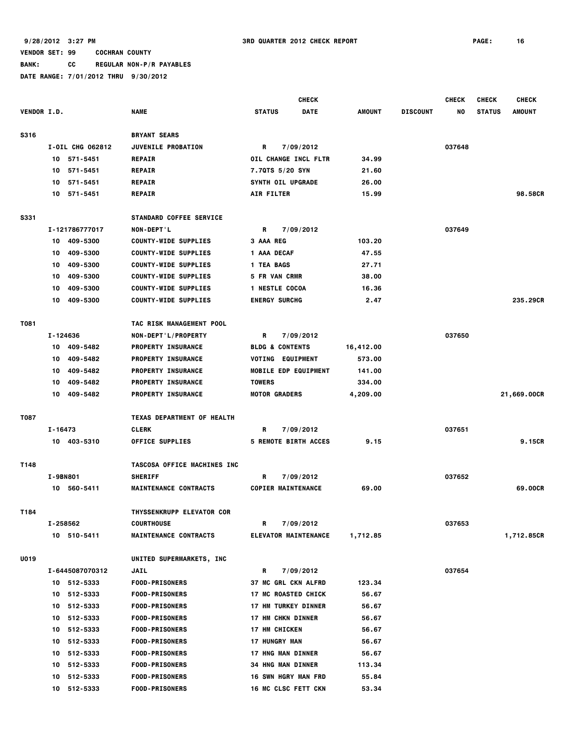9/28/2012 3:27 PM 3RD QUARTER 2012 CHECK REPORT

VENDOR SET: 99 COCHRAN COUNTY
BANK: CC REGULAR NON-P/R PAYABLES
DATE RANGE: 7/01/2012 THRU 9/30/2012

| VENDOR I.D. | NAME | STATUS | CHECK DATE | AMOUNT | DISCOUNT | CHECK NO | CHECK STATUS | CHECK AMOUNT |
|---|---|---|---|---|---|---|---|---|
| S316 | BRYANT SEARS | | | | | | | |
| I-OIL CHG 062812 | JUVENILE PROBATION | R | 7/09/2012 | | | 037648 | | |
| 10 571-5451 | REPAIR | OIL CHANGE INCL FLTR | | 34.99 | | | | |
| 10 571-5451 | REPAIR | 7.7QTS 5/20 SYN | | 21.60 | | | | |
| 10 571-5451 | REPAIR | SYNTH OIL UPGRADE | | 26.00 | | | | |
| 10 571-5451 | REPAIR | AIR FILTER | | 15.99 | | | | 98.58CR |
| S331 | STANDARD COFFEE SERVICE | | | | | | | |
| I-121786777017 | NON-DEPT'L | R | 7/09/2012 | | | 037649 | | |
| 10 409-5300 | COUNTY-WIDE SUPPLIES | 3 AAA REG | | 103.20 | | | | |
| 10 409-5300 | COUNTY-WIDE SUPPLIES | 1 AAA DECAF | | 47.55 | | | | |
| 10 409-5300 | COUNTY-WIDE SUPPLIES | 1 TEA BAGS | | 27.71 | | | | |
| 10 409-5300 | COUNTY-WIDE SUPPLIES | 5 FR VAN CRMR | | 38.00 | | | | |
| 10 409-5300 | COUNTY-WIDE SUPPLIES | 1 NESTLE COCOA | | 16.36 | | | | |
| 10 409-5300 | COUNTY-WIDE SUPPLIES | ENERGY SURCHG | | 2.47 | | | | 235.29CR |
| T081 | TAC RISK MANAGEMENT POOL | | | | | | | |
| I-124636 | NON-DEPT'L/PROPERTY | R | 7/09/2012 | | | 037650 | | |
| 10 409-5482 | PROPERTY INSURANCE | BLDG & CONTENTS | | 16,412.00 | | | | |
| 10 409-5482 | PROPERTY INSURANCE | VOTING EQUIPMENT | | 573.00 | | | | |
| 10 409-5482 | PROPERTY INSURANCE | MOBILE EDP EQUIPMENT | | 141.00 | | | | |
| 10 409-5482 | PROPERTY INSURANCE | TOWERS | | 334.00 | | | | |
| 10 409-5482 | PROPERTY INSURANCE | MOTOR GRADERS | | 4,209.00 | | | | 21,669.00CR |
| T087 | TEXAS DEPARTMENT OF HEALTH | | | | | | | |
| I-16473 | CLERK | R | 7/09/2012 | | | 037651 | | |
| 10 403-5310 | OFFICE SUPPLIES | 5 REMOTE BIRTH ACCES | | 9.15 | | | | 9.15CR |
| T148 | TASCOSA OFFICE MACHINES INC | | | | | | | |
| I-9BN801 | SHERIFF | R | 7/09/2012 | | | 037652 | | |
| 10 560-5411 | MAINTENANCE CONTRACTS | COPIER MAINTENANCE | | 69.00 | | | | 69.00CR |
| T184 | THYSSENKRUPP ELEVATOR COR | | | | | | | |
| I-258562 | COURTHOUSE | R | 7/09/2012 | | | 037653 | | |
| 10 510-5411 | MAINTENANCE CONTRACTS | ELEVATOR MAINTENANCE | | 1,712.85 | | | | 1,712.85CR |
| U019 | UNITED SUPERMARKETS, INC | | | | | | | |
| I-6445087070312 | JAIL | R | 7/09/2012 | | | 037654 | | |
| 10 512-5333 | FOOD-PRISONERS | 37 MC GRL CKN ALFRD | | 123.34 | | | | |
| 10 512-5333 | FOOD-PRISONERS | 17 MC ROASTED CHICK | | 56.67 | | | | |
| 10 512-5333 | FOOD-PRISONERS | 17 HM TURKEY DINNER | | 56.67 | | | | |
| 10 512-5333 | FOOD-PRISONERS | 17 HM CHKN DINNER | | 56.67 | | | | |
| 10 512-5333 | FOOD-PRISONERS | 17 HM CHICKEN | | 56.67 | | | | |
| 10 512-5333 | FOOD-PRISONERS | 17 HUNGRY MAN | | 56.67 | | | | |
| 10 512-5333 | FOOD-PRISONERS | 17 HNG MAN DINNER | | 56.67 | | | | |
| 10 512-5333 | FOOD-PRISONERS | 34 HNG MAN DINNER | | 113.34 | | | | |
| 10 512-5333 | FOOD-PRISONERS | 16 SWN HGRY MAN FRD | | 55.84 | | | | |
| 10 512-5333 | FOOD-PRISONERS | 16 MC CLSC FETT CKN | | 53.34 | | | | |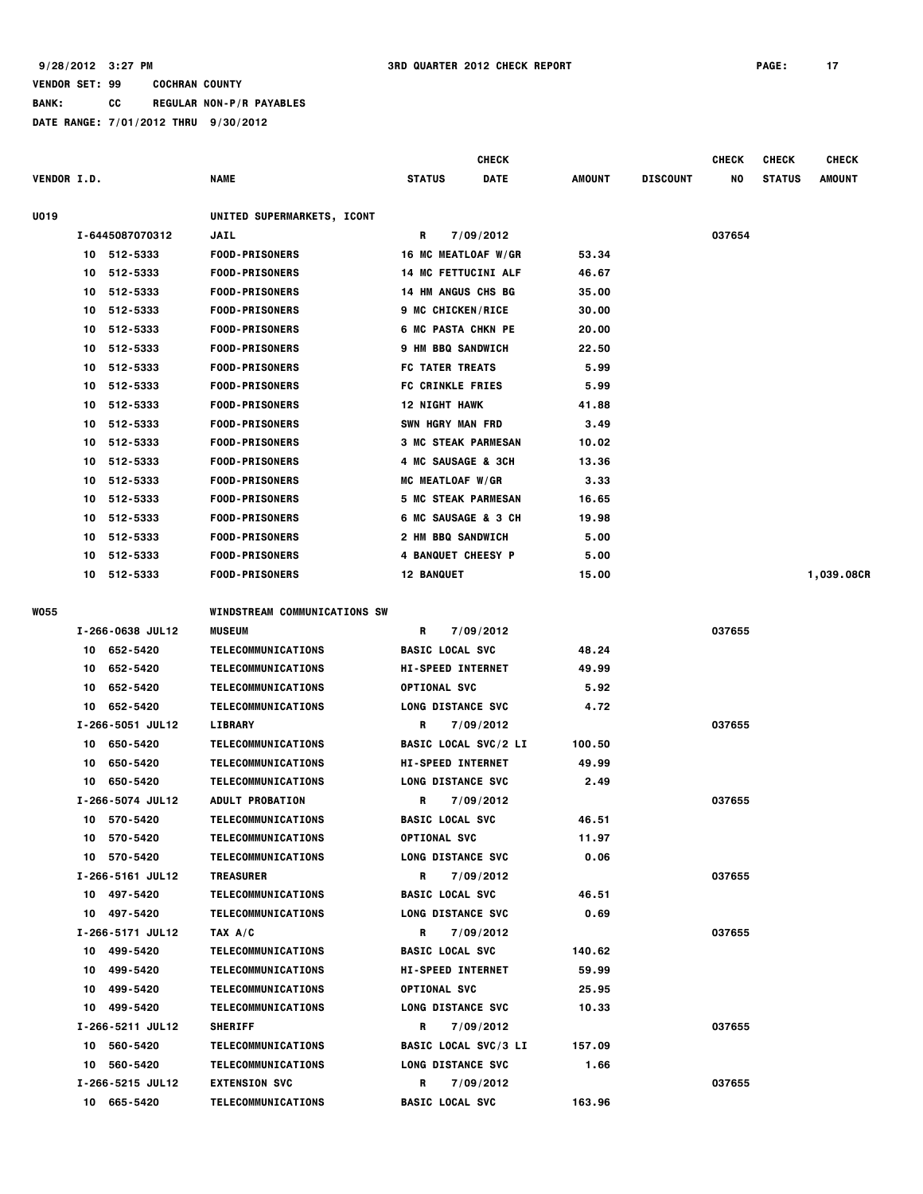9/28/2012 3:27 PM 3RD QUARTER 2012 CHECK REPORT

VENDOR SET: 99 COCHRAN COUNTY

BANK: CC REGULAR NON-P/R PAYABLES

DATE RANGE: 7/01/2012 THRU 9/30/2012

| VENDOR I.D. | | NAME | STATUS | CHECK DATE | AMOUNT | DISCOUNT | CHECK NO | CHECK STATUS | CHECK AMOUNT |
|---|---|---|---|---|---|---|---|---|---|
| U019 | | UNITED SUPERMARKETS, ICONT | | | | | | | |
| | I-6445087070312 | JAIL | R | 7/09/2012 | | | 037654 | | |
| | 10 512-5333 | FOOD-PRISONERS | 16 MC MEATLOAF W/GR | | 53.34 | | | | |
| | 10 512-5333 | FOOD-PRISONERS | 14 MC FETTUCINI ALF | | 46.67 | | | | |
| | 10 512-5333 | FOOD-PRISONERS | 14 HM ANGUS CHS BG | | 35.00 | | | | |
| | 10 512-5333 | FOOD-PRISONERS | 9 MC CHICKEN/RICE | | 30.00 | | | | |
| | 10 512-5333 | FOOD-PRISONERS | 6 MC PASTA CHKN PE | | 20.00 | | | | |
| | 10 512-5333 | FOOD-PRISONERS | 9 HM BBQ SANDWICH | | 22.50 | | | | |
| | 10 512-5333 | FOOD-PRISONERS | FC TATER TREATS | | 5.99 | | | | |
| | 10 512-5333 | FOOD-PRISONERS | FC CRINKLE FRIES | | 5.99 | | | | |
| | 10 512-5333 | FOOD-PRISONERS | 12 NIGHT HAWK | | 41.88 | | | | |
| | 10 512-5333 | FOOD-PRISONERS | SWN HGRY MAN FRD | | 3.49 | | | | |
| | 10 512-5333 | FOOD-PRISONERS | 3 MC STEAK PARMESAN | | 10.02 | | | | |
| | 10 512-5333 | FOOD-PRISONERS | 4 MC SAUSAGE & 3CH | | 13.36 | | | | |
| | 10 512-5333 | FOOD-PRISONERS | MC MEATLOAF W/GR | | 3.33 | | | | |
| | 10 512-5333 | FOOD-PRISONERS | 5 MC STEAK PARMESAN | | 16.65 | | | | |
| | 10 512-5333 | FOOD-PRISONERS | 6 MC SAUSAGE & 3 CH | | 19.98 | | | | |
| | 10 512-5333 | FOOD-PRISONERS | 2 HM BBQ SANDWICH | | 5.00 | | | | |
| | 10 512-5333 | FOOD-PRISONERS | 4 BANQUET CHEESY P | | 5.00 | | | | |
| | 10 512-5333 | FOOD-PRISONERS | 12 BANQUET | | 15.00 | | | | 1,039.08CR |
| W055 | | WINDSTREAM COMMUNICATIONS SW | | | | | | | |
| | I-266-0638 JUL12 | MUSEUM | R | 7/09/2012 | | | 037655 | | |
| | 10 652-5420 | TELECOMMUNICATIONS | BASIC LOCAL SVC | | 48.24 | | | | |
| | 10 652-5420 | TELECOMMUNICATIONS | HI-SPEED INTERNET | | 49.99 | | | | |
| | 10 652-5420 | TELECOMMUNICATIONS | OPTIONAL SVC | | 5.92 | | | | |
| | 10 652-5420 | TELECOMMUNICATIONS | LONG DISTANCE SVC | | 4.72 | | | | |
| | I-266-5051 JUL12 | LIBRARY | R | 7/09/2012 | | | 037655 | | |
| | 10 650-5420 | TELECOMMUNICATIONS | BASIC LOCAL SVC/2 LI | | 100.50 | | | | |
| | 10 650-5420 | TELECOMMUNICATIONS | HI-SPEED INTERNET | | 49.99 | | | | |
| | 10 650-5420 | TELECOMMUNICATIONS | LONG DISTANCE SVC | | 2.49 | | | | |
| | I-266-5074 JUL12 | ADULT PROBATION | R | 7/09/2012 | | | 037655 | | |
| | 10 570-5420 | TELECOMMUNICATIONS | BASIC LOCAL SVC | | 46.51 | | | | |
| | 10 570-5420 | TELECOMMUNICATIONS | OPTIONAL SVC | | 11.97 | | | | |
| | 10 570-5420 | TELECOMMUNICATIONS | LONG DISTANCE SVC | | 0.06 | | | | |
| | I-266-5161 JUL12 | TREASURER | R | 7/09/2012 | | | 037655 | | |
| | 10 497-5420 | TELECOMMUNICATIONS | BASIC LOCAL SVC | | 46.51 | | | | |
| | 10 497-5420 | TELECOMMUNICATIONS | LONG DISTANCE SVC | | 0.69 | | | | |
| | I-266-5171 JUL12 | TAX A/C | R | 7/09/2012 | | | 037655 | | |
| | 10 499-5420 | TELECOMMUNICATIONS | BASIC LOCAL SVC | | 140.62 | | | | |
| | 10 499-5420 | TELECOMMUNICATIONS | HI-SPEED INTERNET | | 59.99 | | | | |
| | 10 499-5420 | TELECOMMUNICATIONS | OPTIONAL SVC | | 25.95 | | | | |
| | 10 499-5420 | TELECOMMUNICATIONS | LONG DISTANCE SVC | | 10.33 | | | | |
| | I-266-5211 JUL12 | SHERIFF | R | 7/09/2012 | | | 037655 | | |
| | 10 560-5420 | TELECOMMUNICATIONS | BASIC LOCAL SVC/3 LI | | 157.09 | | | | |
| | 10 560-5420 | TELECOMMUNICATIONS | LONG DISTANCE SVC | | 1.66 | | | | |
| | I-266-5215 JUL12 | EXTENSION SVC | R | 7/09/2012 | | | 037655 | | |
| | 10 665-5420 | TELECOMMUNICATIONS | BASIC LOCAL SVC | | 163.96 | | | | |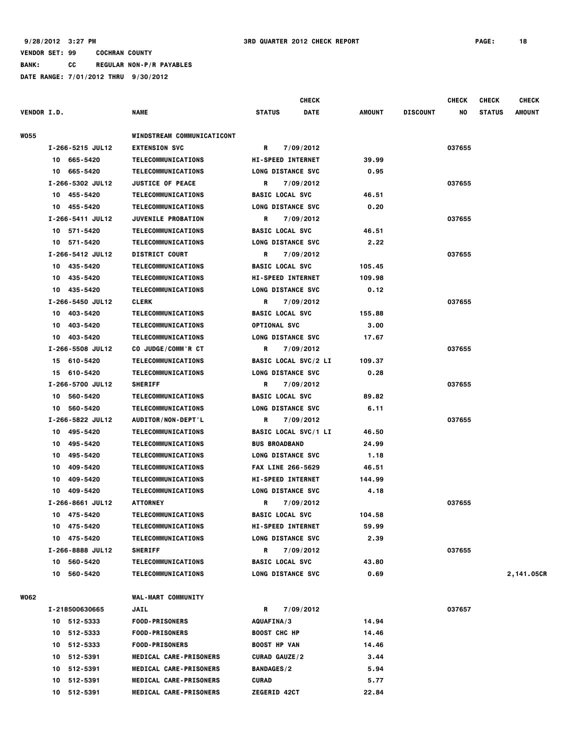9/28/2012 3:27 PM 3RD QUARTER 2012 CHECK REPORT

VENDOR SET: 99 COCHRAN COUNTY

BANK: CC REGULAR NON-P/R PAYABLES

DATE RANGE: 7/01/2012 THRU 9/30/2012

| VENDOR I.D. | NAME | STATUS | CHECK DATE | AMOUNT | DISCOUNT | CHECK NO | CHECK STATUS | CHECK AMOUNT |
|---|---|---|---|---|---|---|---|---|
| W055 | WINDSTREAM COMMUNICATICONT | | | | | | | |
| I-266-5215 JUL12 | EXTENSION SVC | R | 7/09/2012 | | | 037655 | | |
| 10 665-5420 | TELECOMMUNICATIONS | HI-SPEED INTERNET | | 39.99 | | | | |
| 10 665-5420 | TELECOMMUNICATIONS | LONG DISTANCE SVC | | 0.95 | | | | |
| I-266-5302 JUL12 | JUSTICE OF PEACE | R | 7/09/2012 | | | 037655 | | |
| 10 455-5420 | TELECOMMUNICATIONS | BASIC LOCAL SVC | | 46.51 | | | | |
| 10 455-5420 | TELECOMMUNICATIONS | LONG DISTANCE SVC | | 0.20 | | | | |
| I-266-5411 JUL12 | JUVENILE PROBATION | R | 7/09/2012 | | | 037655 | | |
| 10 571-5420 | TELECOMMUNICATIONS | BASIC LOCAL SVC | | 46.51 | | | | |
| 10 571-5420 | TELECOMMUNICATIONS | LONG DISTANCE SVC | | 2.22 | | | | |
| I-266-5412 JUL12 | DISTRICT COURT | R | 7/09/2012 | | | 037655 | | |
| 10 435-5420 | TELECOMMUNICATIONS | BASIC LOCAL SVC | | 105.45 | | | | |
| 10 435-5420 | TELECOMMUNICATIONS | HI-SPEED INTERNET | | 109.98 | | | | |
| 10 435-5420 | TELECOMMUNICATIONS | LONG DISTANCE SVC | | 0.12 | | | | |
| I-266-5450 JUL12 | CLERK | R | 7/09/2012 | | | 037655 | | |
| 10 403-5420 | TELECOMMUNICATIONS | BASIC LOCAL SVC | | 155.88 | | | | |
| 10 403-5420 | TELECOMMUNICATIONS | OPTIONAL SVC | | 3.00 | | | | |
| 10 403-5420 | TELECOMMUNICATIONS | LONG DISTANCE SVC | | 17.67 | | | | |
| I-266-5508 JUL12 | CO JUDGE/COMM'R CT | R | 7/09/2012 | | | 037655 | | |
| 15 610-5420 | TELECOMMUNICATIONS | BASIC LOCAL SVC/2 LI | | 109.37 | | | | |
| 15 610-5420 | TELECOMMUNICATIONS | LONG DISTANCE SVC | | 0.28 | | | | |
| I-266-5700 JUL12 | SHERIFF | R | 7/09/2012 | | | 037655 | | |
| 10 560-5420 | TELECOMMUNICATIONS | BASIC LOCAL SVC | | 89.82 | | | | |
| 10 560-5420 | TELECOMMUNICATIONS | LONG DISTANCE SVC | | 6.11 | | | | |
| I-266-5822 JUL12 | AUDITOR/NON-DEPT'L | R | 7/09/2012 | | | 037655 | | |
| 10 495-5420 | TELECOMMUNICATIONS | BASIC LOCAL SVC/1 LI | | 46.50 | | | | |
| 10 495-5420 | TELECOMMUNICATIONS | BUS BROADBAND | | 24.99 | | | | |
| 10 495-5420 | TELECOMMUNICATIONS | LONG DISTANCE SVC | | 1.18 | | | | |
| 10 409-5420 | TELECOMMUNICATIONS | FAX LINE 266-5629 | | 46.51 | | | | |
| 10 409-5420 | TELECOMMUNICATIONS | HI-SPEED INTERNET | | 144.99 | | | | |
| 10 409-5420 | TELECOMMUNICATIONS | LONG DISTANCE SVC | | 4.18 | | | | |
| I-266-8661 JUL12 | ATTORNEY | R | 7/09/2012 | | | 037655 | | |
| 10 475-5420 | TELECOMMUNICATIONS | BASIC LOCAL SVC | | 104.58 | | | | |
| 10 475-5420 | TELECOMMUNICATIONS | HI-SPEED INTERNET | | 59.99 | | | | |
| 10 475-5420 | TELECOMMUNICATIONS | LONG DISTANCE SVC | | 2.39 | | | | |
| I-266-8888 JUL12 | SHERIFF | R | 7/09/2012 | | | 037655 | | |
| 10 560-5420 | TELECOMMUNICATIONS | BASIC LOCAL SVC | | 43.80 | | | | |
| 10 560-5420 | TELECOMMUNICATIONS | LONG DISTANCE SVC | | 0.69 | | | | 2,141.05CR |
| W062 | WAL-MART COMMUNITY | | | | | | | |
| I-218500630665 | JAIL | R | 7/09/2012 | | | 037657 | | |
| 10 512-5333 | FOOD-PRISONERS | AQUAFINA/3 | | 14.94 | | | | |
| 10 512-5333 | FOOD-PRISONERS | BOOST CHC HP | | 14.46 | | | | |
| 10 512-5333 | FOOD-PRISONERS | BOOST HP VAN | | 14.46 | | | | |
| 10 512-5391 | MEDICAL CARE-PRISONERS | CURAD GAUZE/2 | | 3.44 | | | | |
| 10 512-5391 | MEDICAL CARE-PRISONERS | BANDAGES/2 | | 5.94 | | | | |
| 10 512-5391 | MEDICAL CARE-PRISONERS | CURAD | | 5.77 | | | | |
| 10 512-5391 | MEDICAL CARE-PRISONERS | ZEGERID 42CT | | 22.84 | | | | |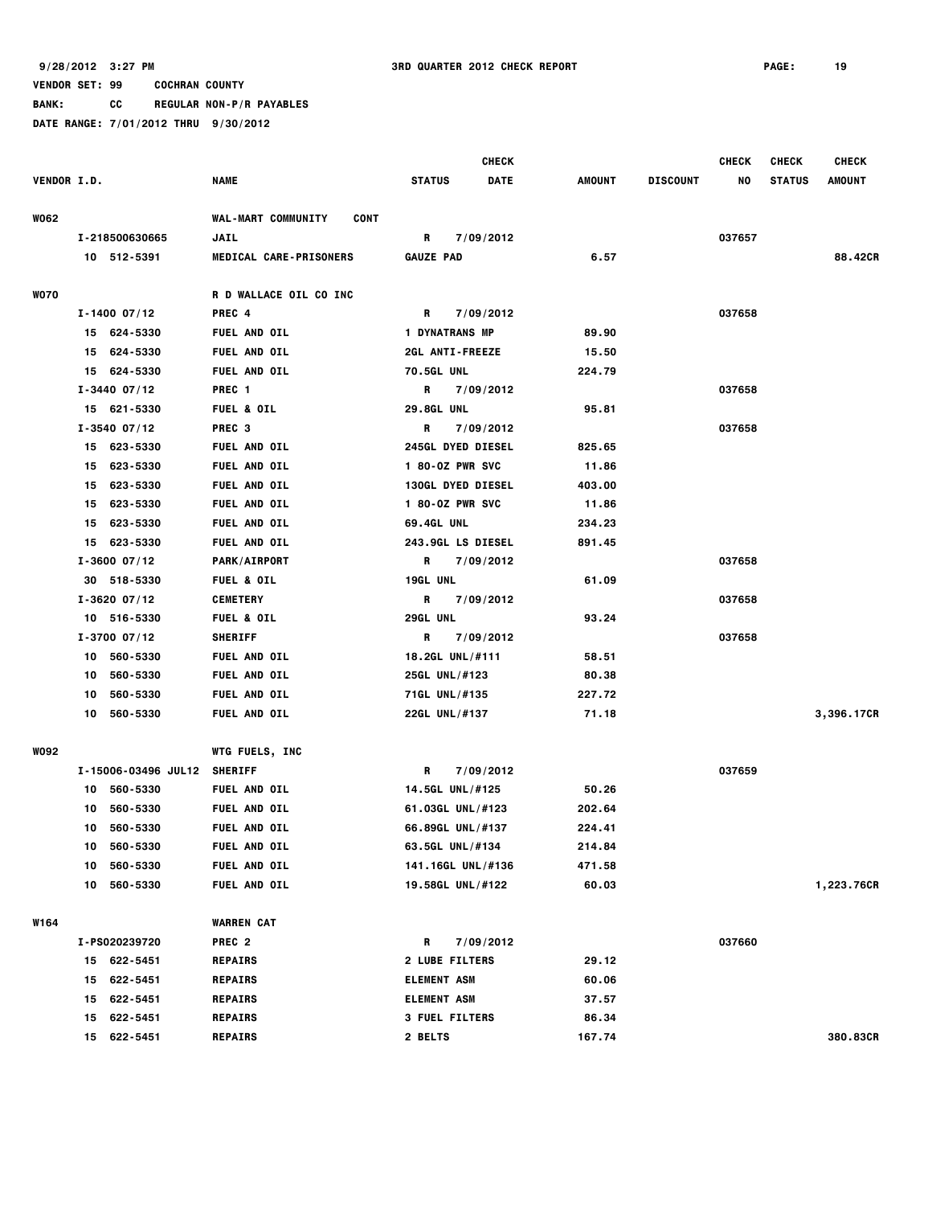9/28/2012 3:27 PM 3RD QUARTER 2012 CHECK REPORT

VENDOR SET: 99 COCHRAN COUNTY

BANK: CC REGULAR NON-P/R PAYABLES

DATE RANGE: 7/01/2012 THRU 9/30/2012

| VENDOR I.D. | NAME | STATUS | CHECK DATE | AMOUNT | DISCOUNT | CHECK NO | CHECK STATUS | CHECK AMOUNT |
|---|---|---|---|---|---|---|---|---|
| W062 | WAL-MART COMMUNITY CONT | | | | | | | |
| I-218500630665 | JAIL | R | 7/09/2012 | | | 037657 | | |
| 10 512-5391 | MEDICAL CARE-PRISONERS | GAUZE PAD | | 6.57 | | | | 88.42CR |
| W070 | R D WALLACE OIL CO INC | | | | | | | |
| I-1400 07/12 | PREC 4 | R | 7/09/2012 | | | 037658 | | |
| 15 624-5330 | FUEL AND OIL | 1 DYNATRANS MP | | 89.90 | | | | |
| 15 624-5330 | FUEL AND OIL | 2GL ANTI-FREEZE | | 15.50 | | | | |
| 15 624-5330 | FUEL AND OIL | 70.5GL UNL | | 224.79 | | | | |
| I-3440 07/12 | PREC 1 | R | 7/09/2012 | | | 037658 | | |
| 15 621-5330 | FUEL & OIL | 29.8GL UNL | | 95.81 | | | | |
| I-3540 07/12 | PREC 3 | R | 7/09/2012 | | | 037658 | | |
| 15 623-5330 | FUEL AND OIL | 245GL DYED DIESEL | | 825.65 | | | | |
| 15 623-5330 | FUEL AND OIL | 1 80-OZ PWR SVC | | 11.86 | | | | |
| 15 623-5330 | FUEL AND OIL | 130GL DYED DIESEL | | 403.00 | | | | |
| 15 623-5330 | FUEL AND OIL | 1 80-OZ PWR SVC | | 11.86 | | | | |
| 15 623-5330 | FUEL AND OIL | 69.4GL UNL | | 234.23 | | | | |
| 15 623-5330 | FUEL AND OIL | 243.9GL LS DIESEL | | 891.45 | | | | |
| I-3600 07/12 | PARK/AIRPORT | R | 7/09/2012 | | | 037658 | | |
| 30 518-5330 | FUEL & OIL | 19GL UNL | | 61.09 | | | | |
| I-3620 07/12 | CEMETERY | R | 7/09/2012 | | | 037658 | | |
| 10 516-5330 | FUEL & OIL | 29GL UNL | | 93.24 | | | | |
| I-3700 07/12 | SHERIFF | R | 7/09/2012 | | | 037658 | | |
| 10 560-5330 | FUEL AND OIL | 18.2GL UNL/#111 | | 58.51 | | | | |
| 10 560-5330 | FUEL AND OIL | 25GL UNL/#123 | | 80.38 | | | | |
| 10 560-5330 | FUEL AND OIL | 71GL UNL/#135 | | 227.72 | | | | |
| 10 560-5330 | FUEL AND OIL | 22GL UNL/#137 | | 71.18 | | | | 3,396.17CR |
| W092 | WTG FUELS, INC | | | | | | | |
| I-15006-03496 JUL12 | SHERIFF | R | 7/09/2012 | | | 037659 | | |
| 10 560-5330 | FUEL AND OIL | 14.5GL UNL/#125 | | 50.26 | | | | |
| 10 560-5330 | FUEL AND OIL | 61.03GL UNL/#123 | | 202.64 | | | | |
| 10 560-5330 | FUEL AND OIL | 66.89GL UNL/#137 | | 224.41 | | | | |
| 10 560-5330 | FUEL AND OIL | 63.5GL UNL/#134 | | 214.84 | | | | |
| 10 560-5330 | FUEL AND OIL | 141.16GL UNL/#136 | | 471.58 | | | | |
| 10 560-5330 | FUEL AND OIL | 19.58GL UNL/#122 | | 60.03 | | | | 1,223.76CR |
| W164 | WARREN CAT | | | | | | | |
| I-PS020239720 | PREC 2 | R | 7/09/2012 | | | 037660 | | |
| 15 622-5451 | REPAIRS | 2 LUBE FILTERS | | 29.12 | | | | |
| 15 622-5451 | REPAIRS | ELEMENT ASM | | 60.06 | | | | |
| 15 622-5451 | REPAIRS | ELEMENT ASM | | 37.57 | | | | |
| 15 622-5451 | REPAIRS | 3 FUEL FILTERS | | 86.34 | | | | |
| 15 622-5451 | REPAIRS | 2 BELTS | | 167.74 | | | | 380.83CR |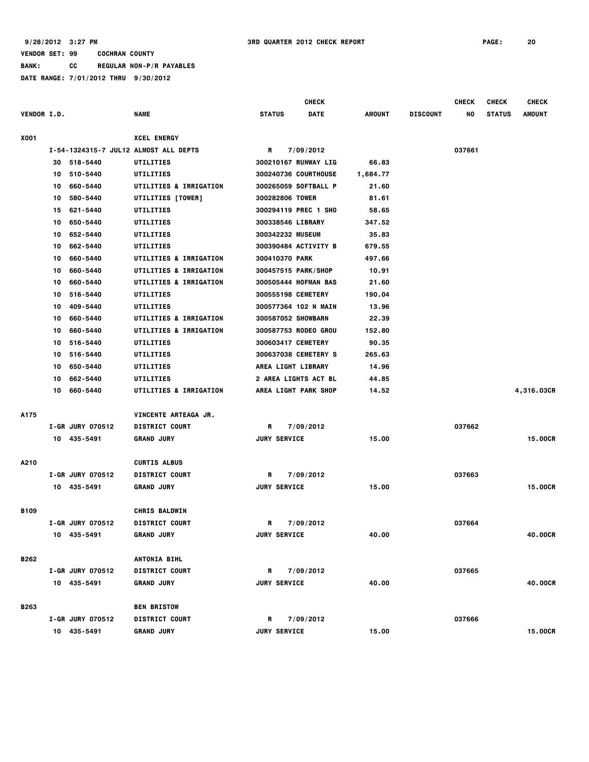9/28/2012 3:27 PM 3RD QUARTER 2012 CHECK REPORT

VENDOR SET: 99 COCHRAN COUNTY

BANK: CC REGULAR NON-P/R PAYABLES

DATE RANGE: 7/01/2012 THRU 9/30/2012

| VENDOR I.D. | | NAME | STATUS | CHECK DATE | AMOUNT | DISCOUNT | CHECK NO | CHECK STATUS | CHECK AMOUNT |
|---|---|---|---|---|---|---|---|---|---|
| X001 | | XCEL ENERGY | | | | | | | |
| | I-54-1324315-7 JUL12 | ALMOST ALL DEPTS | R | 7/09/2012 | | | 037661 | | |
| | 30 518-5440 | UTILITIES | 300210167 RUNWAY LIG | | 66.83 | | | | |
| | 10 510-5440 | UTILITIES | 300240736 COURTHOUSE | | 1,684.77 | | | | |
| | 10 660-5440 | UTILITIES & IRRIGATION | 300265059 SOFTBALL P | | 21.60 | | | | |
| | 10 580-5440 | UTILITIES [TOWER] | 300282806 TOWER | | 81.61 | | | | |
| | 15 621-5440 | UTILITIES | 300294119 PREC 1 SHO | | 58.65 | | | | |
| | 10 650-5440 | UTILITIES | 300338546 LIBRARY | | 347.52 | | | | |
| | 10 652-5440 | UTILITIES | 300342232 MUSEUM | | 35.83 | | | | |
| | 10 662-5440 | UTILITIES | 300390484 ACTIVITY B | | 679.55 | | | | |
| | 10 660-5440 | UTILITIES & IRRIGATION | 300410370 PARK | | 497.66 | | | | |
| | 10 660-5440 | UTILITIES & IRRIGATION | 300457515 PARK/SHOP | | 10.91 | | | | |
| | 10 660-5440 | UTILITIES & IRRIGATION | 300505444 HOFMAN BAS | | 21.60 | | | | |
| | 10 516-5440 | UTILITIES | 300555198 CEMETERY | | 190.04 | | | | |
| | 10 409-5440 | UTILITIES | 300577364 102 N MAIN | | 13.96 | | | | |
| | 10 660-5440 | UTILITIES & IRRIGATION | 300587052 SHOWBARN | | 22.39 | | | | |
| | 10 660-5440 | UTILITIES & IRRIGATION | 300587753 RODEO GROU | | 152.80 | | | | |
| | 10 516-5440 | UTILITIES | 300603417 CEMETERY | | 90.35 | | | | |
| | 10 516-5440 | UTILITIES | 300637038 CEMETERY S | | 265.63 | | | | |
| | 10 650-5440 | UTILITIES | AREA LIGHT LIBRARY | | 14.96 | | | | |
| | 10 662-5440 | UTILITIES | 2 AREA LIGHTS ACT BL | | 44.85 | | | | |
| | 10 660-5440 | UTILITIES & IRRIGATION | AREA LIGHT PARK SHOP | | 14.52 | | | | 4,316.03CR |
| A175 | | VINCENTE ARTEAGA JR. | | | | | | | |
| | I-GR JURY 070512 | DISTRICT COURT | R | 7/09/2012 | | | 037662 | | |
| | 10 435-5491 | GRAND JURY | JURY SERVICE | | 15.00 | | | | 15.00CR |
| A210 | | CURTIS ALBUS | | | | | | | |
| | I-GR JURY 070512 | DISTRICT COURT | R | 7/09/2012 | | | 037663 | | |
| | 10 435-5491 | GRAND JURY | JURY SERVICE | | 15.00 | | | | 15.00CR |
| B109 | | CHRIS BALDWIN | | | | | | | |
| | I-GR JURY 070512 | DISTRICT COURT | R | 7/09/2012 | | | 037664 | | |
| | 10 435-5491 | GRAND JURY | JURY SERVICE | | 40.00 | | | | 40.00CR |
| B262 | | ANTONIA BIHL | | | | | | | |
| | I-GR JURY 070512 | DISTRICT COURT | R | 7/09/2012 | | | 037665 | | |
| | 10 435-5491 | GRAND JURY | JURY SERVICE | | 40.00 | | | | 40.00CR |
| B263 | | BEN BRISTOW | | | | | | | |
| | I-GR JURY 070512 | DISTRICT COURT | R | 7/09/2012 | | | 037666 | | |
| | 10 435-5491 | GRAND JURY | JURY SERVICE | | 15.00 | | | | 15.00CR |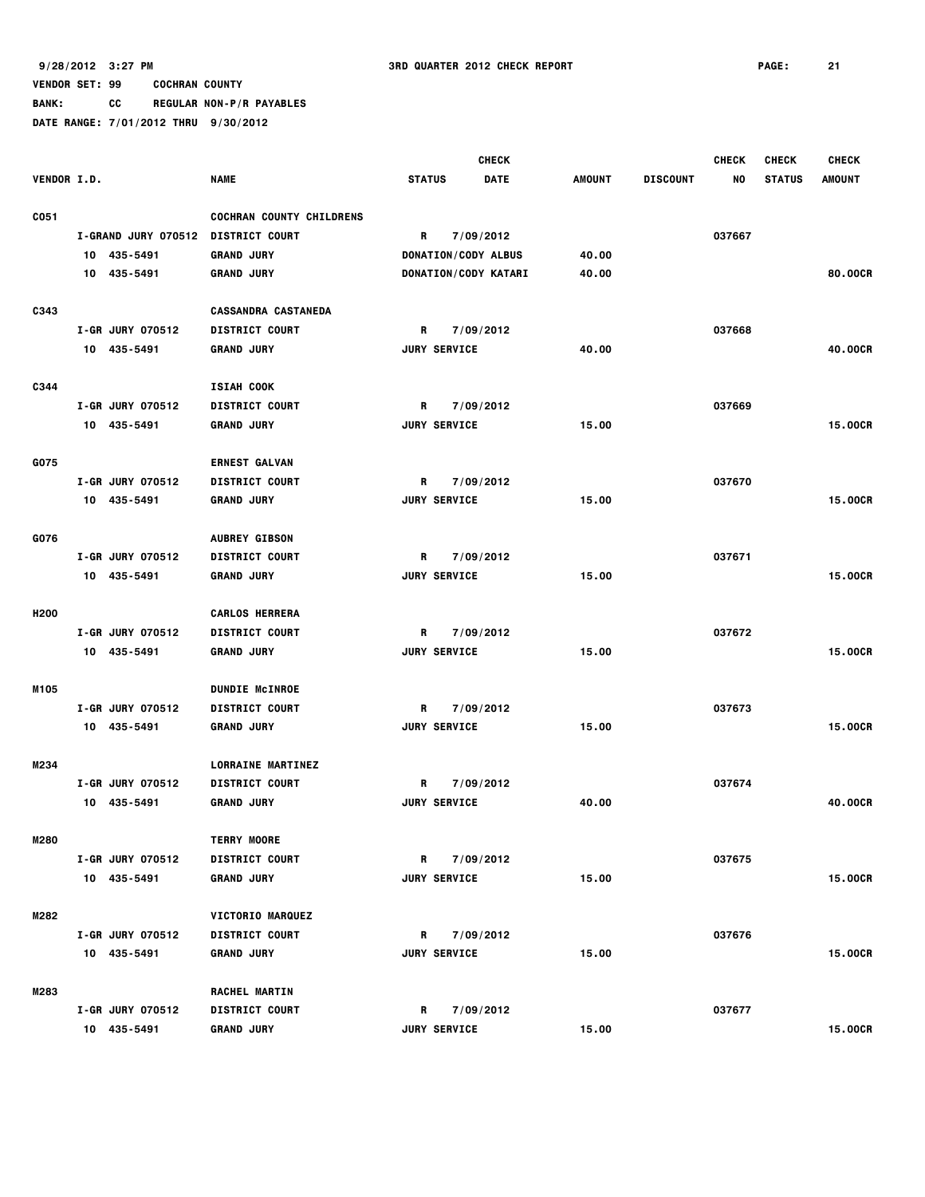9/28/2012 3:27 PM 3RD QUARTER 2012 CHECK REPORT

VENDOR SET: 99 COCHRAN COUNTY
BANK: CC REGULAR NON-P/R PAYABLES
DATE RANGE: 7/01/2012 THRU 9/30/2012

| VENDOR I.D. | NAME | STATUS | CHECK DATE | AMOUNT | DISCOUNT | CHECK NO | CHECK STATUS | CHECK AMOUNT |
|---|---|---|---|---|---|---|---|---|
| C051 | COCHRAN COUNTY CHILDRENS | | | | | | | |
| I-GRAND JURY 070512 | DISTRICT COURT | R | 7/09/2012 | | | 037667 | | |
| 10 435-5491 | GRAND JURY | DONATION/CODY ALBUS | | 40.00 | | | | |
| 10 435-5491 | GRAND JURY | DONATION/CODY KATARI | | 40.00 | | | | 80.00CR |
| C343 | CASSANDRA CASTANEDA | | | | | | | |
| I-GR JURY 070512 | DISTRICT COURT | R | 7/09/2012 | | | 037668 | | |
| 10 435-5491 | GRAND JURY | JURY SERVICE | | 40.00 | | | | 40.00CR |
| C344 | ISIAH COOK | | | | | | | |
| I-GR JURY 070512 | DISTRICT COURT | R | 7/09/2012 | | | 037669 | | |
| 10 435-5491 | GRAND JURY | JURY SERVICE | | 15.00 | | | | 15.00CR |
| G075 | ERNEST GALVAN | | | | | | | |
| I-GR JURY 070512 | DISTRICT COURT | R | 7/09/2012 | | | 037670 | | |
| 10 435-5491 | GRAND JURY | JURY SERVICE | | 15.00 | | | | 15.00CR |
| G076 | AUBREY GIBSON | | | | | | | |
| I-GR JURY 070512 | DISTRICT COURT | R | 7/09/2012 | | | 037671 | | |
| 10 435-5491 | GRAND JURY | JURY SERVICE | | 15.00 | | | | 15.00CR |
| H200 | CARLOS HERRERA | | | | | | | |
| I-GR JURY 070512 | DISTRICT COURT | R | 7/09/2012 | | | 037672 | | |
| 10 435-5491 | GRAND JURY | JURY SERVICE | | 15.00 | | | | 15.00CR |
| M105 | DUNDIE McINROE | | | | | | | |
| I-GR JURY 070512 | DISTRICT COURT | R | 7/09/2012 | | | 037673 | | |
| 10 435-5491 | GRAND JURY | JURY SERVICE | | 15.00 | | | | 15.00CR |
| M234 | LORRAINE MARTINEZ | | | | | | | |
| I-GR JURY 070512 | DISTRICT COURT | R | 7/09/2012 | | | 037674 | | |
| 10 435-5491 | GRAND JURY | JURY SERVICE | | 40.00 | | | | 40.00CR |
| M280 | TERRY MOORE | | | | | | | |
| I-GR JURY 070512 | DISTRICT COURT | R | 7/09/2012 | | | 037675 | | |
| 10 435-5491 | GRAND JURY | JURY SERVICE | | 15.00 | | | | 15.00CR |
| M282 | VICTORIO MARQUEZ | | | | | | | |
| I-GR JURY 070512 | DISTRICT COURT | R | 7/09/2012 | | | 037676 | | |
| 10 435-5491 | GRAND JURY | JURY SERVICE | | 15.00 | | | | 15.00CR |
| M283 | RACHEL MARTIN | | | | | | | |
| I-GR JURY 070512 | DISTRICT COURT | R | 7/09/2012 | | | 037677 | | |
| 10 435-5491 | GRAND JURY | JURY SERVICE | | 15.00 | | | | 15.00CR |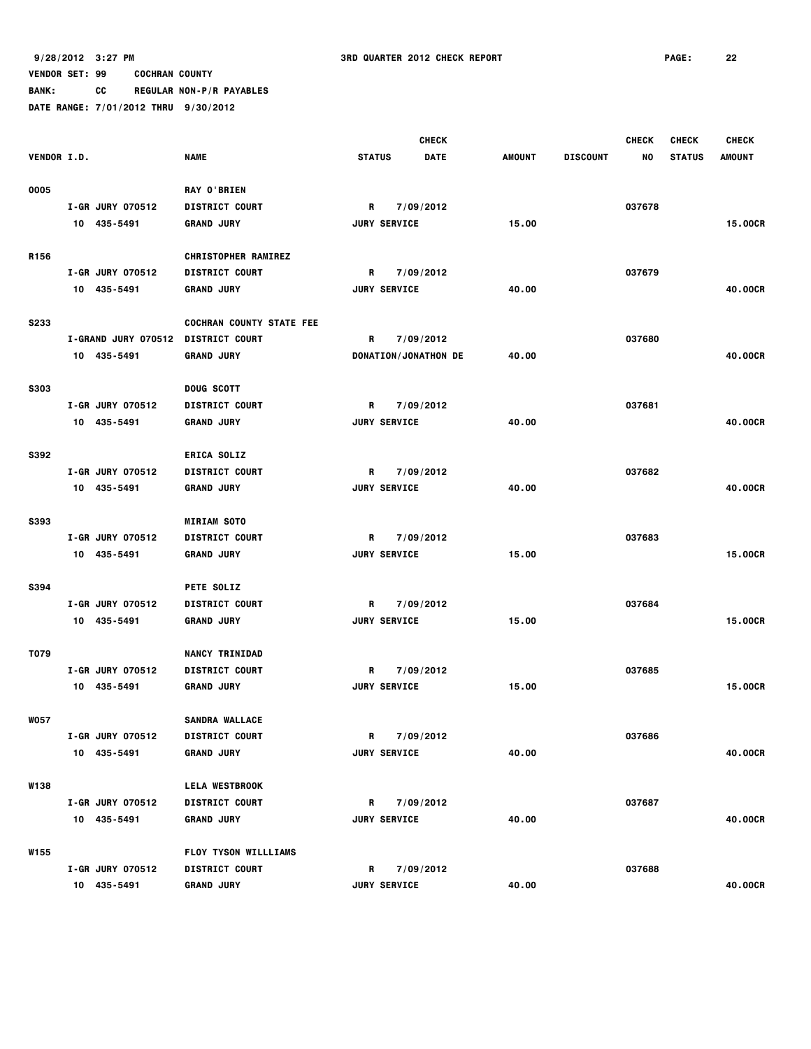9/28/2012 3:27 PM 3RD QUARTER 2012 CHECK REPORT

VENDOR SET: 99 COCHRAN COUNTY

BANK: CC REGULAR NON-P/R PAYABLES

DATE RANGE: 7/01/2012 THRU 9/30/2012

| VENDOR I.D. | NAME | STATUS | CHECK DATE | AMOUNT | DISCOUNT | CHECK NO | CHECK STATUS | CHECK AMOUNT |
|---|---|---|---|---|---|---|---|---|
| 0005 | RAY O'BRIEN | | | | | | | |
| I-GR JURY 070512 | DISTRICT COURT | R | 7/09/2012 | | | 037678 | | |
| 10 435-5491 | GRAND JURY | JURY SERVICE | | 15.00 | | | | 15.00CR |
| R156 | CHRISTOPHER RAMIREZ | | | | | | | |
| I-GR JURY 070512 | DISTRICT COURT | R | 7/09/2012 | | | 037679 | | |
| 10 435-5491 | GRAND JURY | JURY SERVICE | | 40.00 | | | | 40.00CR |
| S233 | COCHRAN COUNTY STATE FEE | | | | | | | |
| I-GRAND JURY 070512 | DISTRICT COURT | R | 7/09/2012 | | | 037680 | | |
| 10 435-5491 | GRAND JURY | DONATION/JONATHON DE | | 40.00 | | | | 40.00CR |
| S303 | DOUG SCOTT | | | | | | | |
| I-GR JURY 070512 | DISTRICT COURT | R | 7/09/2012 | | | 037681 | | |
| 10 435-5491 | GRAND JURY | JURY SERVICE | | 40.00 | | | | 40.00CR |
| S392 | ERICA SOLIZ | | | | | | | |
| I-GR JURY 070512 | DISTRICT COURT | R | 7/09/2012 | | | 037682 | | |
| 10 435-5491 | GRAND JURY | JURY SERVICE | | 40.00 | | | | 40.00CR |
| S393 | MIRIAM SOTO | | | | | | | |
| I-GR JURY 070512 | DISTRICT COURT | R | 7/09/2012 | | | 037683 | | |
| 10 435-5491 | GRAND JURY | JURY SERVICE | | 15.00 | | | | 15.00CR |
| S394 | PETE SOLIZ | | | | | | | |
| I-GR JURY 070512 | DISTRICT COURT | R | 7/09/2012 | | | 037684 | | |
| 10 435-5491 | GRAND JURY | JURY SERVICE | | 15.00 | | | | 15.00CR |
| T079 | NANCY TRINIDAD | | | | | | | |
| I-GR JURY 070512 | DISTRICT COURT | R | 7/09/2012 | | | 037685 | | |
| 10 435-5491 | GRAND JURY | JURY SERVICE | | 15.00 | | | | 15.00CR |
| W057 | SANDRA WALLACE | | | | | | | |
| I-GR JURY 070512 | DISTRICT COURT | R | 7/09/2012 | | | 037686 | | |
| 10 435-5491 | GRAND JURY | JURY SERVICE | | 40.00 | | | | 40.00CR |
| W138 | LELA WESTBROOK | | | | | | | |
| I-GR JURY 070512 | DISTRICT COURT | R | 7/09/2012 | | | 037687 | | |
| 10 435-5491 | GRAND JURY | JURY SERVICE | | 40.00 | | | | 40.00CR |
| W155 | FLOY TYSON WILLLIAMS | | | | | | | |
| I-GR JURY 070512 | DISTRICT COURT | R | 7/09/2012 | | | 037688 | | |
| 10 435-5491 | GRAND JURY | JURY SERVICE | | 40.00 | | | | 40.00CR |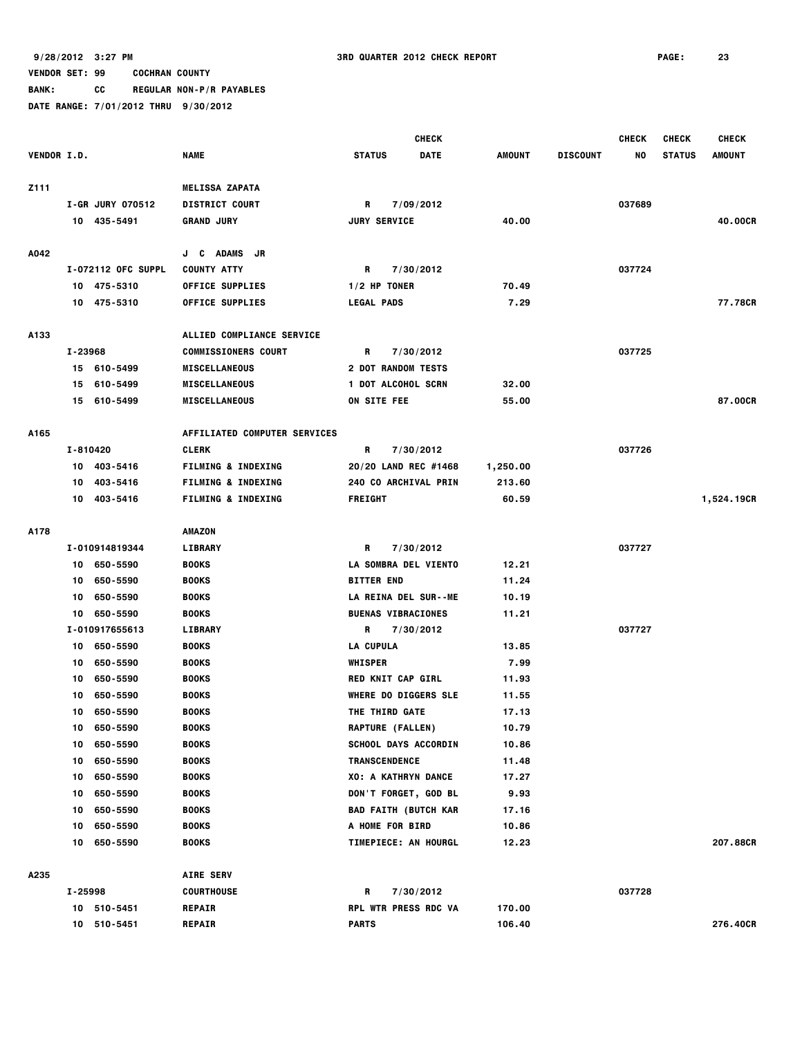9/28/2012 3:27 PM 3RD QUARTER 2012 CHECK REPORT

VENDOR SET: 99 COCHRAN COUNTY

BANK: CC REGULAR NON-P/R PAYABLES

DATE RANGE: 7/01/2012 THRU 9/30/2012

| VENDOR I.D. | NAME | STATUS | CHECK DATE | AMOUNT | DISCOUNT | CHECK NO | CHECK STATUS | CHECK AMOUNT |
|---|---|---|---|---|---|---|---|---|
| Z111 | MELISSA ZAPATA | | | | | | | |
| I-GR JURY 070512 | DISTRICT COURT | R | 7/09/2012 | | | 037689 | | |
| 10 435-5491 | GRAND JURY | JURY SERVICE | | 40.00 | | | | 40.00CR |
| A042 | J C ADAMS JR | | | | | | | |
| I-072112 OFC SUPPL | COUNTY ATTY | R | 7/30/2012 | | | 037724 | | |
| 10 475-5310 | OFFICE SUPPLIES | 1/2 HP TONER | | 70.49 | | | | |
| 10 475-5310 | OFFICE SUPPLIES | LEGAL PADS | | 7.29 | | | | 77.78CR |
| A133 | ALLIED COMPLIANCE SERVICE | | | | | | | |
| I-23968 | COMMISSIONERS COURT | R | 7/30/2012 | | | 037725 | | |
| 15 610-5499 | MISCELLANEOUS | 2 DOT RANDOM TESTS | | | | | | |
| 15 610-5499 | MISCELLANEOUS | 1 DOT ALCOHOL SCRN | | 32.00 | | | | |
| 15 610-5499 | MISCELLANEOUS | ON SITE FEE | | 55.00 | | | | 87.00CR |
| A165 | AFFILIATED COMPUTER SERVICES | | | | | | | |
| I-810420 | CLERK | R | 7/30/2012 | | | 037726 | | |
| 10 403-5416 | FILMING & INDEXING | 20/20 LAND REC #1468 | | 1,250.00 | | | | |
| 10 403-5416 | FILMING & INDEXING | 240 CO ARCHIVAL PRIN | | 213.60 | | | | |
| 10 403-5416 | FILMING & INDEXING | FREIGHT | | 60.59 | | | | 1,524.19CR |
| A178 | AMAZON | | | | | | | |
| I-010914819344 | LIBRARY | R | 7/30/2012 | | | 037727 | | |
| 10 650-5590 | BOOKS | LA SOMBRA DEL VIENTO | | 12.21 | | | | |
| 10 650-5590 | BOOKS | BITTER END | | 11.24 | | | | |
| 10 650-5590 | BOOKS | LA REINA DEL SUR--ME | | 10.19 | | | | |
| 10 650-5590 | BOOKS | BUENAS VIBRACIONES | | 11.21 | | | | |
| I-010917655613 | LIBRARY | R | 7/30/2012 | | | 037727 | | |
| 10 650-5590 | BOOKS | LA CUPULA | | 13.85 | | | | |
| 10 650-5590 | BOOKS | WHISPER | | 7.99 | | | | |
| 10 650-5590 | BOOKS | RED KNIT CAP GIRL | | 11.93 | | | | |
| 10 650-5590 | BOOKS | WHERE DO DIGGERS SLE | | 11.55 | | | | |
| 10 650-5590 | BOOKS | THE THIRD GATE | | 17.13 | | | | |
| 10 650-5590 | BOOKS | RAPTURE (FALLEN) | | 10.79 | | | | |
| 10 650-5590 | BOOKS | SCHOOL DAYS ACCORDIN | | 10.86 | | | | |
| 10 650-5590 | BOOKS | TRANSCENDENCE | | 11.48 | | | | |
| 10 650-5590 | BOOKS | XO: A KATHRYN DANCE | | 17.27 | | | | |
| 10 650-5590 | BOOKS | DON'T FORGET, GOD BL | | 9.93 | | | | |
| 10 650-5590 | BOOKS | BAD FAITH (BUTCH KAR | | 17.16 | | | | |
| 10 650-5590 | BOOKS | A HOME FOR BIRD | | 10.86 | | | | |
| 10 650-5590 | BOOKS | TIMEPIECE: AN HOURGL | | 12.23 | | | | 207.88CR |
| A235 | AIRE SERV | | | | | | | |
| I-25998 | COURTHOUSE | R | 7/30/2012 | | | 037728 | | |
| 10 510-5451 | REPAIR | RPL WTR PRESS RDC VA | | 170.00 | | | | |
| 10 510-5451 | REPAIR | PARTS | | 106.40 | | | | 276.40CR |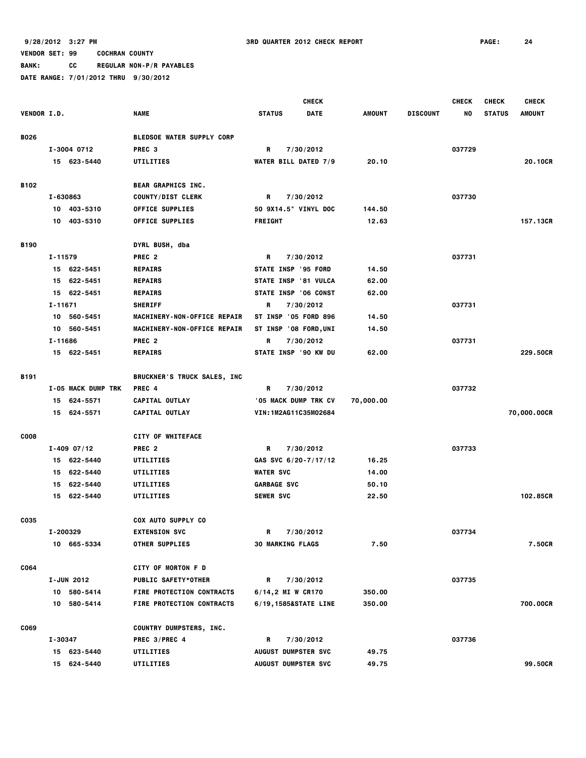9/28/2012 3:27 PM 3RD QUARTER 2012 CHECK REPORT

VENDOR SET: 99 COCHRAN COUNTY

BANK: CC REGULAR NON-P/R PAYABLES

DATE RANGE: 7/01/2012 THRU 9/30/2012

| VENDOR I.D. | NAME | STATUS | CHECK DATE | AMOUNT | DISCOUNT | CHECK NO | CHECK STATUS | CHECK AMOUNT |
|---|---|---|---|---|---|---|---|---|
| B026 | BLEDSOE WATER SUPPLY CORP | | | | | | | |
| I-3004 0712 | PREC 3 | R | 7/30/2012 | | | 037729 | | |
| 15 623-5440 | UTILITIES | WATER BILL DATED 7/9 | | 20.10 | | | | 20.10CR |
| B102 | BEAR GRAPHICS INC. | | | | | | | |
| I-630863 | COUNTY/DIST CLERK | R | 7/30/2012 | | | 037730 | | |
| 10 403-5310 | OFFICE SUPPLIES | 50 9X14.5" VINYL DOC | | 144.50 | | | | |
| 10 403-5310 | OFFICE SUPPLIES | FREIGHT | | 12.63 | | | | 157.13CR |
| B190 | DYRL BUSH, dba | | | | | | | |
| I-11579 | PREC 2 | R | 7/30/2012 | | | 037731 | | |
| 15 622-5451 | REPAIRS | STATE INSP '95 FORD | | 14.50 | | | | |
| 15 622-5451 | REPAIRS | STATE INSP '81 VULCA | | 62.00 | | | | |
| 15 622-5451 | REPAIRS | STATE INSP '06 CONST | | 62.00 | | | | |
| I-11671 | SHERIFF | R | 7/30/2012 | | | 037731 | | |
| 10 560-5451 | MACHINERY-NON-OFFICE REPAIR | ST INSP '05 FORD 896 | | 14.50 | | | | |
| 10 560-5451 | MACHINERY-NON-OFFICE REPAIR | ST INSP '08 FORD,UNI | | 14.50 | | | | |
| I-11686 | PREC 2 | R | 7/30/2012 | | | 037731 | | |
| 15 622-5451 | REPAIRS | STATE INSP '90 KW DU | | 62.00 | | | | 229.50CR |
| B191 | BRUCKNER'S TRUCK SALES, INC | | | | | | | |
| I-05 MACK DUMP TRK | PREC 4 | R | 7/30/2012 | | | 037732 | | |
| 15 624-5571 | CAPITAL OUTLAY | '05 MACK DUMP TRK CV | | 70,000.00 | | | | |
| 15 624-5571 | CAPITAL OUTLAY | VIN:1M2AG11C35M02684 | | | | | | 70,000.00CR |
| C008 | CITY OF WHITEFACE | | | | | | | |
| I-409 07/12 | PREC 2 | R | 7/30/2012 | | | 037733 | | |
| 15 622-5440 | UTILITIES | GAS SVC 6/20-7/17/12 | | 16.25 | | | | |
| 15 622-5440 | UTILITIES | WATER SVC | | 14.00 | | | | |
| 15 622-5440 | UTILITIES | GARBAGE SVC | | 50.10 | | | | |
| 15 622-5440 | UTILITIES | SEWER SVC | | 22.50 | | | | 102.85CR |
| C035 | COX AUTO SUPPLY CO | | | | | | | |
| I-200329 | EXTENSION SVC | R | 7/30/2012 | | | 037734 | | |
| 10 665-5334 | OTHER SUPPLIES | 30 MARKING FLAGS | | 7.50 | | | | 7.50CR |
| C064 | CITY OF MORTON F D | | | | | | | |
| I-JUN 2012 | PUBLIC SAFETY*OTHER | R | 7/30/2012 | | | 037735 | | |
| 10 580-5414 | FIRE PROTECTION CONTRACTS | 6/14,2 MI W CR170 | | 350.00 | | | | |
| 10 580-5414 | FIRE PROTECTION CONTRACTS | 6/19,1585&STATE LINE | | 350.00 | | | | 700.00CR |
| C069 | COUNTRY DUMPSTERS, INC. | | | | | | | |
| I-30347 | PREC 3/PREC 4 | R | 7/30/2012 | | | 037736 | | |
| 15 623-5440 | UTILITIES | AUGUST DUMPSTER SVC | | 49.75 | | | | |
| 15 624-5440 | UTILITIES | AUGUST DUMPSTER SVC | | 49.75 | | | | 99.50CR |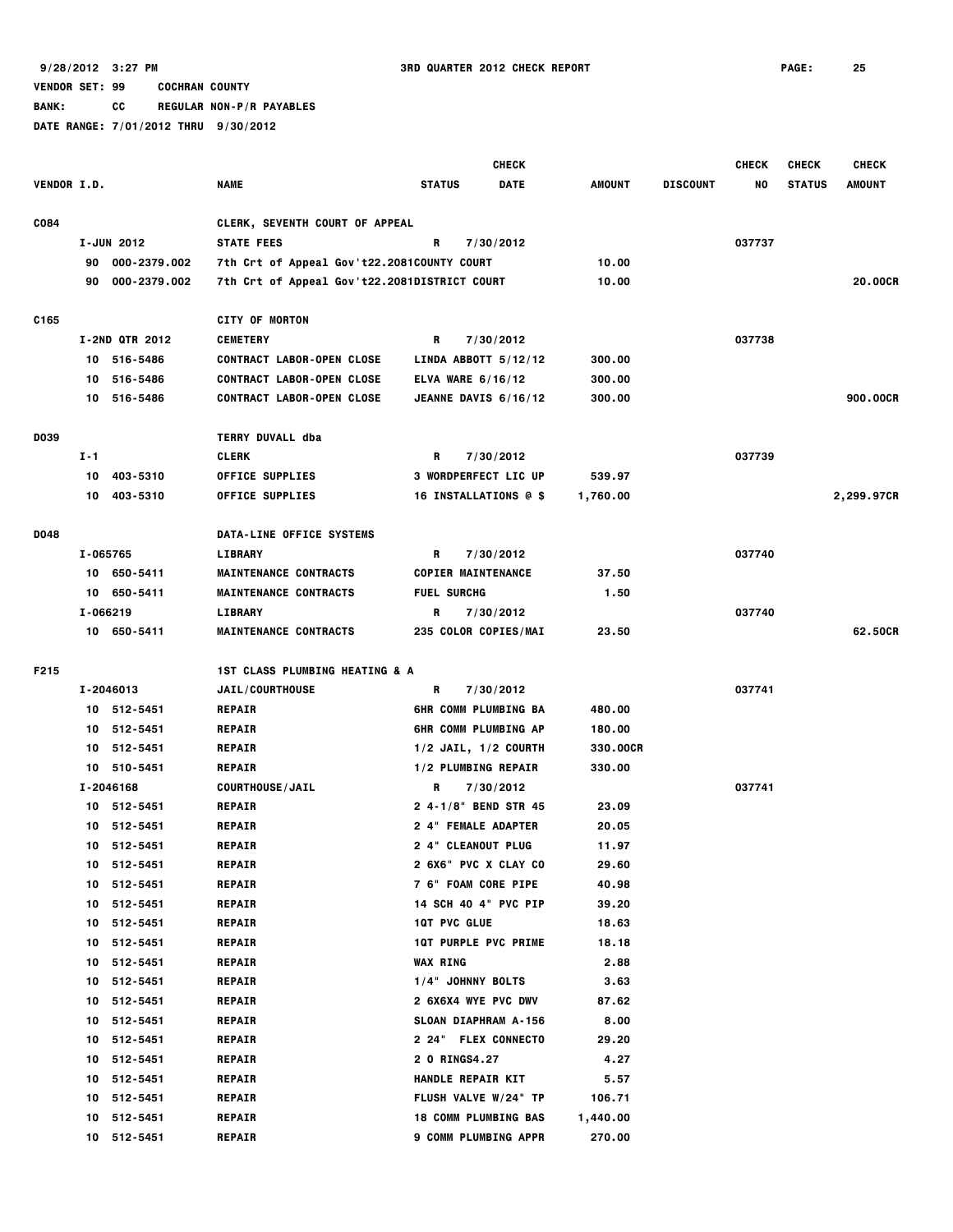9/28/2012 3:27 PM 3RD QUARTER 2012 CHECK REPORT PAGE: 25

VENDOR SET: 99 COCHRAN COUNTY

BANK: CC REGULAR NON-P/R PAYABLES

DATE RANGE: 7/01/2012 THRU 9/30/2012

| VENDOR I.D. | NAME | STATUS | CHECK DATE | AMOUNT | DISCOUNT | CHECK NO | CHECK STATUS | CHECK AMOUNT |
|---|---|---|---|---|---|---|---|---|
| C084 | CLERK, SEVENTH COURT OF APPEAL | | | | | | | |
| I-JUN 2012 | STATE FEES | R | 7/30/2012 | | | 037737 | | |
| 90 000-2379.002 | 7th Crt of Appeal Gov't22.2081COUNTY COURT | | | 10.00 | | | | |
| 90 000-2379.002 | 7th Crt of Appeal Gov't22.2081DISTRICT COURT | | | 10.00 | | | | 20.00CR |
| C165 | CITY OF MORTON | | | | | | | |
| I-2ND QTR 2012 | CEMETERY | R | 7/30/2012 | | | 037738 | | |
| 10 516-5486 | CONTRACT LABOR-OPEN CLOSE | LINDA ABBOTT 5/12/12 | | 300.00 | | | | |
| 10 516-5486 | CONTRACT LABOR-OPEN CLOSE | ELVA WARE 6/16/12 | | 300.00 | | | | |
| 10 516-5486 | CONTRACT LABOR-OPEN CLOSE | JEANNE DAVIS 6/16/12 | | 300.00 | | | | 900.00CR |
| D039 | TERRY DUVALL dba | | | | | | | |
| I-1 | CLERK | R | 7/30/2012 | | | 037739 | | |
| 10 403-5310 | OFFICE SUPPLIES | 3 WORDPERFECT LIC UP | | 539.97 | | | | |
| 10 403-5310 | OFFICE SUPPLIES | 16 INSTALLATIONS @ $ | | 1,760.00 | | | | 2,299.97CR |
| D048 | DATA-LINE OFFICE SYSTEMS | | | | | | | |
| I-065765 | LIBRARY | R | 7/30/2012 | | | 037740 | | |
| 10 650-5411 | MAINTENANCE CONTRACTS | COPIER MAINTENANCE | | 37.50 | | | | |
| 10 650-5411 | MAINTENANCE CONTRACTS | FUEL SURCHG | | 1.50 | | | | |
| I-066219 | LIBRARY | R | 7/30/2012 | | | 037740 | | |
| 10 650-5411 | MAINTENANCE CONTRACTS | 235 COLOR COPIES/MAI | | 23.50 | | | | 62.50CR |
| F215 | 1ST CLASS PLUMBING HEATING & A | | | | | | | |
| I-2046013 | JAIL/COURTHOUSE | R | 7/30/2012 | | | 037741 | | |
| 10 512-5451 | REPAIR | 6HR COMM PLUMBING BA | | 480.00 | | | | |
| 10 512-5451 | REPAIR | 6HR COMM PLUMBING AP | | 180.00 | | | | |
| 10 512-5451 | REPAIR | 1/2 JAIL, 1/2 COURTH | | 330.00CR | | | | |
| 10 510-5451 | REPAIR | 1/2 PLUMBING REPAIR | | 330.00 | | | | |
| I-2046168 | COURTHOUSE/JAIL | R | 7/30/2012 | | | 037741 | | |
| 10 512-5451 | REPAIR | 2 4-1/8" BEND STR 45 | | 23.09 | | | | |
| 10 512-5451 | REPAIR | 2 4" FEMALE ADAPTER | | 20.05 | | | | |
| 10 512-5451 | REPAIR | 2 4" CLEANOUT PLUG | | 11.97 | | | | |
| 10 512-5451 | REPAIR | 2 6X6" PVC X CLAY CO | | 29.60 | | | | |
| 10 512-5451 | REPAIR | 7 6" FOAM CORE PIPE | | 40.98 | | | | |
| 10 512-5451 | REPAIR | 14 SCH 40 4" PVC PIP | | 39.20 | | | | |
| 10 512-5451 | REPAIR | 1QT PVC GLUE | | 18.63 | | | | |
| 10 512-5451 | REPAIR | 1QT PURPLE PVC PRIME | | 18.18 | | | | |
| 10 512-5451 | REPAIR | WAX RING | | 2.88 | | | | |
| 10 512-5451 | REPAIR | 1/4" JOHNNY BOLTS | | 3.63 | | | | |
| 10 512-5451 | REPAIR | 2 6X6X4 WYE PVC DWV | | 87.62 | | | | |
| 10 512-5451 | REPAIR | SLOAN DIAPHRAM A-156 | | 8.00 | | | | |
| 10 512-5451 | REPAIR | 2 24" FLEX CONNECTO | | 29.20 | | | | |
| 10 512-5451 | REPAIR | 2 O RINGS4.27 | | 4.27 | | | | |
| 10 512-5451 | REPAIR | HANDLE REPAIR KIT | | 5.57 | | | | |
| 10 512-5451 | REPAIR | FLUSH VALVE W/24" TP | | 106.71 | | | | |
| 10 512-5451 | REPAIR | 18 COMM PLUMBING BAS | | 1,440.00 | | | | |
| 10 512-5451 | REPAIR | 9 COMM PLUMBING APPR | | 270.00 | | | | |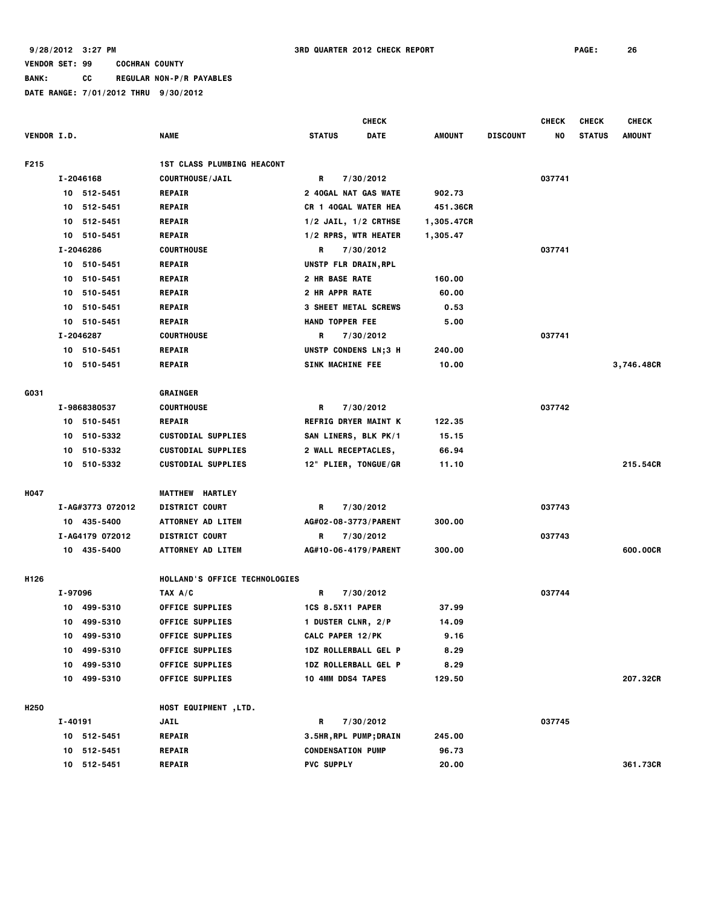9/28/2012 3:27 PM 3RD QUARTER 2012 CHECK REPORT

VENDOR SET: 99 COCHRAN COUNTY

BANK: CC REGULAR NON-P/R PAYABLES

DATE RANGE: 7/01/2012 THRU 9/30/2012

| VENDOR I.D. | NAME | STATUS | CHECK DATE | AMOUNT | DISCOUNT | CHECK NO | CHECK STATUS | CHECK AMOUNT |
|---|---|---|---|---|---|---|---|---|
| F215 | 1ST CLASS PLUMBING HEACONT | | | | | | | |
| I-2046168 | COURTHOUSE/JAIL | R | 7/30/2012 | | | 037741 | | |
| 10 512-5451 | REPAIR | 2 40GAL NAT GAS WATE | | 902.73 | | | | |
| 10 512-5451 | REPAIR | CR 1 40GAL WATER HEA | | 451.36CR | | | | |
| 10 512-5451 | REPAIR | 1/2 JAIL, 1/2 CRTHSE | | 1,305.47CR | | | | |
| 10 510-5451 | REPAIR | 1/2 RPRS, WTR HEATER | | 1,305.47 | | | | |
| I-2046286 | COURTHOUSE | R | 7/30/2012 | | | 037741 | | |
| 10 510-5451 | REPAIR | UNSTP FLR DRAIN,RPL | | | | | | |
| 10 510-5451 | REPAIR | 2 HR BASE RATE | | 160.00 | | | | |
| 10 510-5451 | REPAIR | 2 HR APPR RATE | | 60.00 | | | | |
| 10 510-5451 | REPAIR | 3 SHEET METAL SCREWS | | 0.53 | | | | |
| 10 510-5451 | REPAIR | HAND TOPPER FEE | | 5.00 | | | | |
| I-2046287 | COURTHOUSE | R | 7/30/2012 | | | 037741 | | |
| 10 510-5451 | REPAIR | UNSTP CONDENS LN;3 H | | 240.00 | | | | |
| 10 510-5451 | REPAIR | SINK MACHINE FEE | | 10.00 | | | | 3,746.48CR |
| G031 | GRAINGER | | | | | | | |
| I-9868380537 | COURTHOUSE | R | 7/30/2012 | | | 037742 | | |
| 10 510-5451 | REPAIR | REFRIG DRYER MAINT K | | 122.35 | | | | |
| 10 510-5332 | CUSTODIAL SUPPLIES | SAN LINERS, BLK PK/1 | | 15.15 | | | | |
| 10 510-5332 | CUSTODIAL SUPPLIES | 2 WALL RECEPTACLES, | | 66.94 | | | | |
| 10 510-5332 | CUSTODIAL SUPPLIES | 12" PLIER, TONGUE/GR | | 11.10 | | | | 215.54CR |
| H047 | MATTHEW HARTLEY | | | | | | | |
| I-AG#3773 072012 | DISTRICT COURT | R | 7/30/2012 | | | 037743 | | |
| 10 435-5400 | ATTORNEY AD LITEM | AG#02-08-3773/PARENT | | 300.00 | | | | |
| I-AG4179 072012 | DISTRICT COURT | R | 7/30/2012 | | | 037743 | | |
| 10 435-5400 | ATTORNEY AD LITEM | AG#10-06-4179/PARENT | | 300.00 | | | | 600.00CR |
| H126 | HOLLAND'S OFFICE TECHNOLOGIES | | | | | | | |
| I-97096 | TAX A/C | R | 7/30/2012 | | | 037744 | | |
| 10 499-5310 | OFFICE SUPPLIES | 1CS 8.5X11 PAPER | | 37.99 | | | | |
| 10 499-5310 | OFFICE SUPPLIES | 1 DUSTER CLNR, 2/P | | 14.09 | | | | |
| 10 499-5310 | OFFICE SUPPLIES | CALC PAPER 12/PK | | 9.16 | | | | |
| 10 499-5310 | OFFICE SUPPLIES | 1DZ ROLLERBALL GEL P | | 8.29 | | | | |
| 10 499-5310 | OFFICE SUPPLIES | 1DZ ROLLERBALL GEL P | | 8.29 | | | | |
| 10 499-5310 | OFFICE SUPPLIES | 10 4MM DDS4 TAPES | | 129.50 | | | | 207.32CR |
| H250 | HOST EQUIPMENT ,LTD. | | | | | | | |
| I-40191 | JAIL | R | 7/30/2012 | | | 037745 | | |
| 10 512-5451 | REPAIR | 3.5HR,RPL PUMP;DRAIN | | 245.00 | | | | |
| 10 512-5451 | REPAIR | CONDENSATION PUMP | | 96.73 | | | | |
| 10 512-5451 | REPAIR | PVC SUPPLY | | 20.00 | | | | 361.73CR |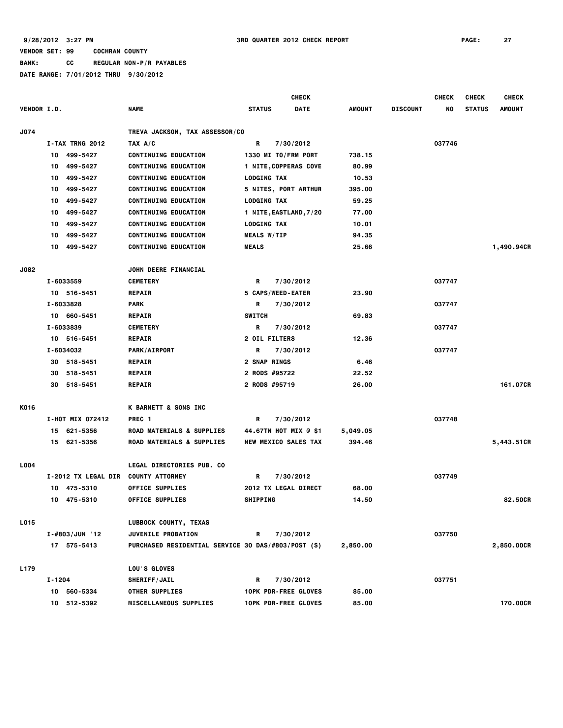9/28/2012 3:27 PM 3RD QUARTER 2012 CHECK REPORT

VENDOR SET: 99 COCHRAN COUNTY

BANK: CC REGULAR NON-P/R PAYABLES

DATE RANGE: 7/01/2012 THRU 9/30/2012

| VENDOR I.D. | NAME | STATUS | CHECK DATE | AMOUNT | DISCOUNT | CHECK NO | CHECK STATUS | CHECK AMOUNT |
|---|---|---|---|---|---|---|---|---|
| J074 | TREVA JACKSON, TAX ASSESSOR/CO | | | | | | | |
| I-TAX TRNG 2012 | TAX A/C | R | 7/30/2012 | | | 037746 | | |
| 10 499-5427 | CONTINUING EDUCATION | 1330 MI TO/FRM PORT | | 738.15 | | | | |
| 10 499-5427 | CONTINUING EDUCATION | 1 NITE,COPPERAS COVE | | 80.99 | | | | |
| 10 499-5427 | CONTINUING EDUCATION | LODGING TAX | | 10.53 | | | | |
| 10 499-5427 | CONTINUING EDUCATION | 5 NITES, PORT ARTHUR | | 395.00 | | | | |
| 10 499-5427 | CONTINUING EDUCATION | LODGING TAX | | 59.25 | | | | |
| 10 499-5427 | CONTINUING EDUCATION | 1 NITE,EASTLAND,7/20 | | 77.00 | | | | |
| 10 499-5427 | CONTINUING EDUCATION | LODGING TAX | | 10.01 | | | | |
| 10 499-5427 | CONTINUING EDUCATION | MEALS W/TIP | | 94.35 | | | | |
| 10 499-5427 | CONTINUING EDUCATION | MEALS | | 25.66 | | | | 1,490.94CR |
| J082 | JOHN DEERE FINANCIAL | | | | | | | |
| I-6033559 | CEMETERY | R | 7/30/2012 | | | 037747 | | |
| 10 516-5451 | REPAIR | 5 CAPS/WEED-EATER | | 23.90 | | | | |
| I-6033828 | PARK | R | 7/30/2012 | | | 037747 | | |
| 10 660-5451 | REPAIR | SWITCH | | 69.83 | | | | |
| I-6033839 | CEMETERY | R | 7/30/2012 | | | 037747 | | |
| 10 516-5451 | REPAIR | 2 OIL FILTERS | | 12.36 | | | | |
| I-6034032 | PARK/AIRPORT | R | 7/30/2012 | | | 037747 | | |
| 30 518-5451 | REPAIR | 2 SNAP RINGS | | 6.46 | | | | |
| 30 518-5451 | REPAIR | 2 RODS #95722 | | 22.52 | | | | |
| 30 518-5451 | REPAIR | 2 RODS #95719 | | 26.00 | | | | 161.07CR |
| K016 | K BARNETT & SONS INC | | | | | | | |
| I-HOT MIX 072412 | PREC 1 | R | 7/30/2012 | | | 037748 | | |
| 15 621-5356 | ROAD MATERIALS & SUPPLIES | 44.67TN HOT MIX @ $1 | | 5,049.05 | | | | |
| 15 621-5356 | ROAD MATERIALS & SUPPLIES | NEW MEXICO SALES TAX | | 394.46 | | | | 5,443.51CR |
| L004 | LEGAL DIRECTORIES PUB. CO | | | | | | | |
| I-2012 TX LEGAL DIR | COUNTY ATTORNEY | R | 7/30/2012 | | | 037749 | | |
| 10 475-5310 | OFFICE SUPPLIES | 2012 TX LEGAL DIRECT | | 68.00 | | | | |
| 10 475-5310 | OFFICE SUPPLIES | SHIPPING | | 14.50 | | | | 82.50CR |
| L015 | LUBBOCK COUNTY, TEXAS | | | | | | | |
| I-#803/JUN '12 | JUVENILE PROBATION | R | 7/30/2012 | | | 037750 | | |
| 17 575-5413 | PURCHASED RESIDENTIAL SERVICE | 30 DAS/#803/POST (S) | | 2,850.00 | | | | 2,850.00CR |
| L179 | LOU'S GLOVES | | | | | | | |
| I-1204 | SHERIFF/JAIL | R | 7/30/2012 | | | 037751 | | |
| 10 560-5334 | OTHER SUPPLIES | 10PK PDR-FREE GLOVES | | 85.00 | | | | |
| 10 512-5392 | MISCELLANEOUS SUPPLIES | 10PK PDR-FREE GLOVES | | 85.00 | | | | 170.00CR |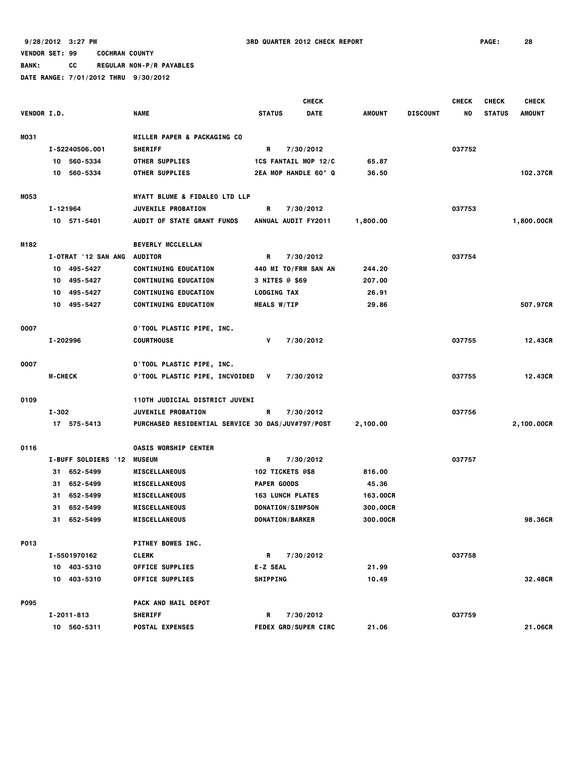9/28/2012 3:27 PM — 3RD QUARTER 2012 CHECK REPORT

VENDOR SET: 99 COCHRAN COUNTY
BANK: CC REGULAR NON-P/R PAYABLES
DATE RANGE: 7/01/2012 THRU 9/30/2012

| VENDOR I.D. | NAME | STATUS | CHECK DATE | AMOUNT | DISCOUNT | CHECK NO | CHECK STATUS | CHECK AMOUNT |
|---|---|---|---|---|---|---|---|---|
| M031 | MILLER PAPER & PACKAGING CO | | | | | | | |
| I-S2240506.001 | SHERIFF | R | 7/30/2012 | | | 037752 | | |
| 10 560-5334 | OTHER SUPPLIES | 1CS FANTAIL MOP 12/C | | 65.87 | | | | |
| 10 560-5334 | OTHER SUPPLIES | 2EA MOP HANDLE 60" Q | | 36.50 | | | | 102.37CR |
| M053 | MYATT BLUME & FIDALEO LTD LLP | | | | | | | |
| I-121964 | JUVENILE PROBATION | R | 7/30/2012 | | | 037753 | | |
| 10 571-5401 | AUDIT OF STATE GRANT FUNDS | ANNUAL AUDIT FY2011 | | 1,800.00 | | | | 1,800.00CR |
| M182 | BEVERLY MCCLELLAN | | | | | | | |
| I-OTRAT '12 SAN ANG | AUDITOR | R | 7/30/2012 | | | 037754 | | |
| 10 495-5427 | CONTINUING EDUCATION | 440 MI TO/FRM SAN AN | | 244.20 | | | | |
| 10 495-5427 | CONTINUING EDUCATION | 3 NITES @ $69 | | 207.00 | | | | |
| 10 495-5427 | CONTINUING EDUCATION | LODGING TAX | | 26.91 | | | | |
| 10 495-5427 | CONTINUING EDUCATION | MEALS W/TIP | | 29.86 | | | | 507.97CR |
| O007 | O'TOOL PLASTIC PIPE, INC. | | | | | | | |
| I-202996 | COURTHOUSE | V | 7/30/2012 | | | 037755 | | 12.43CR |
| O007 | O'TOOL PLASTIC PIPE, INC. | | | | | | | |
| M-CHECK | O'TOOL PLASTIC PIPE, INCVOIDED | V | 7/30/2012 | | | 037755 | | 12.43CR |
| O109 | 110TH JUDICIAL DISTRICT JUVENI | | | | | | | |
| I-302 | JUVENILE PROBATION | R | 7/30/2012 | | | 037756 | | |
| 17 575-5413 | PURCHASED RESIDENTIAL SERVICE | 30 DAS/JUV#797/POST | | 2,100.00 | | | | 2,100.00CR |
| O116 | OASIS WORSHIP CENTER | | | | | | | |
| I-BUFF SOLDIERS '12 | MUSEUM | R | 7/30/2012 | | | 037757 | | |
| 31 652-5499 | MISCELLANEOUS | 102 TICKETS @$8 | | 816.00 | | | | |
| 31 652-5499 | MISCELLANEOUS | PAPER GOODS | | 45.36 | | | | |
| 31 652-5499 | MISCELLANEOUS | 163 LUNCH PLATES | | 163.00CR | | | | |
| 31 652-5499 | MISCELLANEOUS | DONATION/SIMPSON | | 300.00CR | | | | |
| 31 652-5499 | MISCELLANEOUS | DONATION/BARKER | | 300.00CR | | | | 98.36CR |
| P013 | PITNEY BOWES INC. | | | | | | | |
| I-5501970162 | CLERK | R | 7/30/2012 | | | 037758 | | |
| 10 403-5310 | OFFICE SUPPLIES | E-Z SEAL | | 21.99 | | | | |
| 10 403-5310 | OFFICE SUPPLIES | SHIPPING | | 10.49 | | | | 32.48CR |
| P095 | PACK AND MAIL DEPOT | | | | | | | |
| I-2011-813 | SHERIFF | R | 7/30/2012 | | | 037759 | | |
| 10 560-5311 | POSTAL EXPENSES | FEDEX GRD/SUPER CIRC | | 21.06 | | | | 21.06CR |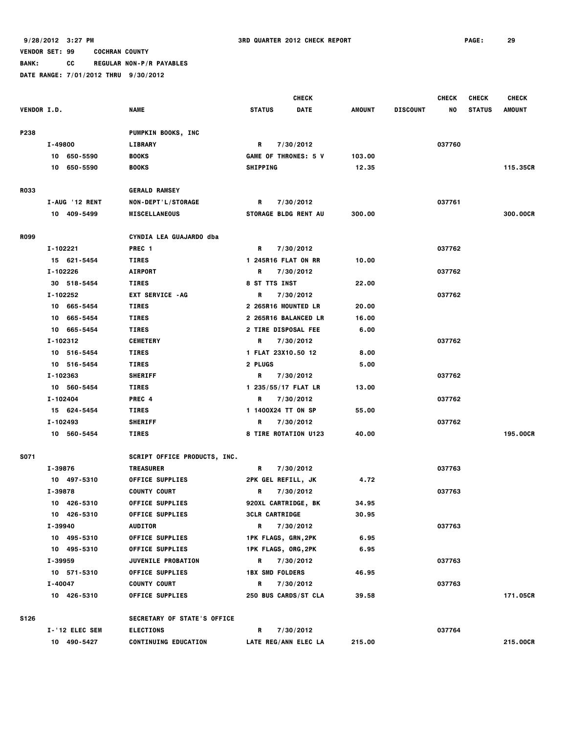VENDOR SET: 99 COCHRAN COUNTY

BANK: CC REGULAR NON-P/R PAYABLES

DATE RANGE: 7/01/2012 THRU 9/30/2012

| VENDOR I.D. | NAME | CHECK STATUS | CHECK DATE | AMOUNT | DISCOUNT | CHECK NO | CHECK STATUS | CHECK AMOUNT |
|---|---|---|---|---|---|---|---|---|
| P238 | PUMPKIN BOOKS, INC | | | | | | | |
| I-49800 | LIBRARY | R | 7/30/2012 | | | 037760 | | |
| 10 650-5590 | BOOKS | GAME OF THRONES: 5 V | | 103.00 | | | | |
| 10 650-5590 | BOOKS | SHIPPING | | 12.35 | | | | 115.35CR |
| R033 | GERALD RAMSEY | | | | | | | |
| I-AUG '12 RENT | NON-DEPT'L/STORAGE | R | 7/30/2012 | | | 037761 | | |
| 10 409-5499 | MISCELLANEOUS | STORAGE BLDG RENT AU | | 300.00 | | | | 300.00CR |
| R099 | CYNDIA LEA GUAJARDO dba | | | | | | | |
| I-102221 | PREC 1 | R | 7/30/2012 | | | 037762 | | |
| 15 621-5454 | TIRES | 1 245R16 FLAT ON RR | | 10.00 | | | | |
| I-102226 | AIRPORT | R | 7/30/2012 | | | 037762 | | |
| 30 518-5454 | TIRES | 8 ST TTS INST | | 22.00 | | | | |
| I-102252 | EXT SERVICE -AG | R | 7/30/2012 | | | 037762 | | |
| 10 665-5454 | TIRES | 2 265R16 MOUNTED LR | | 20.00 | | | | |
| 10 665-5454 | TIRES | 2 265R16 BALANCED LR | | 16.00 | | | | |
| 10 665-5454 | TIRES | 2 TIRE DISPOSAL FEE | | 6.00 | | | | |
| I-102312 | CEMETERY | R | 7/30/2012 | | | 037762 | | |
| 10 516-5454 | TIRES | 1 FLAT 23X10.50 12 | | 8.00 | | | | |
| 10 516-5454 | TIRES | 2 PLUGS | | 5.00 | | | | |
| I-102363 | SHERIFF | R | 7/30/2012 | | | 037762 | | |
| 10 560-5454 | TIRES | 1 235/55/17 FLAT LR | | 13.00 | | | | |
| I-102404 | PREC 4 | R | 7/30/2012 | | | 037762 | | |
| 15 624-5454 | TIRES | 1 1400X24 TT ON SP | | 55.00 | | | | |
| I-102493 | SHERIFF | R | 7/30/2012 | | | 037762 | | |
| 10 560-5454 | TIRES | 8 TIRE ROTATION U123 | | 40.00 | | | | 195.00CR |
| S071 | SCRIPT OFFICE PRODUCTS, INC. | | | | | | | |
| I-39876 | TREASURER | R | 7/30/2012 | | | 037763 | | |
| 10 497-5310 | OFFICE SUPPLIES | 2PK GEL REFILL, JK | | 4.72 | | | | |
| I-39878 | COUNTY COURT | R | 7/30/2012 | | | 037763 | | |
| 10 426-5310 | OFFICE SUPPLIES | 920XL CARTRIDGE, BK | | 34.95 | | | | |
| 10 426-5310 | OFFICE SUPPLIES | 3CLR CARTRIDGE | | 30.95 | | | | |
| I-39940 | AUDITOR | R | 7/30/2012 | | | 037763 | | |
| 10 495-5310 | OFFICE SUPPLIES | 1PK FLAGS, GRN,2PK | | 6.95 | | | | |
| 10 495-5310 | OFFICE SUPPLIES | 1PK FLAGS, ORG,2PK | | 6.95 | | | | |
| I-39959 | JUVENILE PROBATION | R | 7/30/2012 | | | 037763 | | |
| 10 571-5310 | OFFICE SUPPLIES | 1BX SMD FOLDERS | | 46.95 | | | | |
| I-40047 | COUNTY COURT | R | 7/30/2012 | | | 037763 | | |
| 10 426-5310 | OFFICE SUPPLIES | 250 BUS CARDS/ST CLA | | 39.58 | | | | 171.05CR |
| S126 | SECRETARY OF STATE'S OFFICE | | | | | | | |
| I-'12 ELEC SEM | ELECTIONS | R | 7/30/2012 | | | 037764 | | |
| 10 490-5427 | CONTINUING EDUCATION | LATE REG/ANN ELEC LA | | 215.00 | | | | 215.00CR |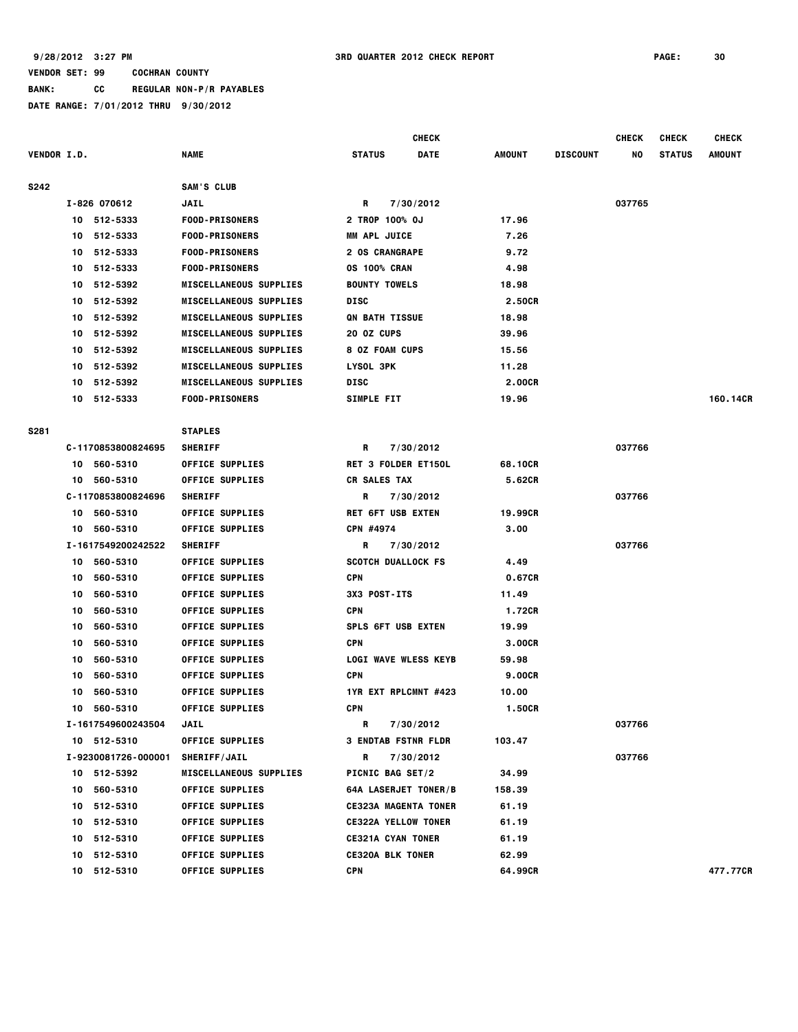9/28/2012 3:27 PM 3RD QUARTER 2012 CHECK REPORT

VENDOR SET: 99 COCHRAN COUNTY

BANK: CC REGULAR NON-P/R PAYABLES

DATE RANGE: 7/01/2012 THRU 9/30/2012

| VENDOR I.D. | NAME | STATUS | CHECK DATE | AMOUNT | DISCOUNT | CHECK NO | CHECK STATUS | CHECK AMOUNT |
|---|---|---|---|---|---|---|---|---|
| S242 | SAM'S CLUB | | | | | | | |
| I-826 070612 | JAIL | R | 7/30/2012 | | | 037765 | | |
| 10 512-5333 | FOOD-PRISONERS | 2 TROP 100% OJ | | 17.96 | | | | |
| 10 512-5333 | FOOD-PRISONERS | MM APL JUICE | | 7.26 | | | | |
| 10 512-5333 | FOOD-PRISONERS | 2 OS CRANGRAPE | | 9.72 | | | | |
| 10 512-5333 | FOOD-PRISONERS | OS 100% CRAN | | 4.98 | | | | |
| 10 512-5392 | MISCELLANEOUS SUPPLIES | BOUNTY TOWELS | | 18.98 | | | | |
| 10 512-5392 | MISCELLANEOUS SUPPLIES | DISC | | 2.50CR | | | | |
| 10 512-5392 | MISCELLANEOUS SUPPLIES | QN BATH TISSUE | | 18.98 | | | | |
| 10 512-5392 | MISCELLANEOUS SUPPLIES | 20 OZ CUPS | | 39.96 | | | | |
| 10 512-5392 | MISCELLANEOUS SUPPLIES | 8 OZ FOAM CUPS | | 15.56 | | | | |
| 10 512-5392 | MISCELLANEOUS SUPPLIES | LYSOL 3PK | | 11.28 | | | | |
| 10 512-5392 | MISCELLANEOUS SUPPLIES | DISC | | 2.00CR | | | | |
| 10 512-5333 | FOOD-PRISONERS | SIMPLE FIT | | 19.96 | | | | 160.14CR |
| S281 | STAPLES | | | | | | | |
| C-1170853800824695 | SHERIFF | R | 7/30/2012 | | | 037766 | | |
| 10 560-5310 | OFFICE SUPPLIES | RET 3 FOLDER ET150L | | 68.10CR | | | | |
| 10 560-5310 | OFFICE SUPPLIES | CR SALES TAX | | 5.62CR | | | | |
| C-1170853800824696 | SHERIFF | R | 7/30/2012 | | | 037766 | | |
| 10 560-5310 | OFFICE SUPPLIES | RET 6FT USB EXTEN | | 19.99CR | | | | |
| 10 560-5310 | OFFICE SUPPLIES | CPN #4974 | | 3.00 | | | | |
| I-1617549200242522 | SHERIFF | R | 7/30/2012 | | | 037766 | | |
| 10 560-5310 | OFFICE SUPPLIES | SCOTCH DUALLOCK FS | | 4.49 | | | | |
| 10 560-5310 | OFFICE SUPPLIES | CPN | | 0.67CR | | | | |
| 10 560-5310 | OFFICE SUPPLIES | 3X3 POST-ITS | | 11.49 | | | | |
| 10 560-5310 | OFFICE SUPPLIES | CPN | | 1.72CR | | | | |
| 10 560-5310 | OFFICE SUPPLIES | SPLS 6FT USB EXTEN | | 19.99 | | | | |
| 10 560-5310 | OFFICE SUPPLIES | CPN | | 3.00CR | | | | |
| 10 560-5310 | OFFICE SUPPLIES | LOGI WAVE WLESS KEYB | | 59.98 | | | | |
| 10 560-5310 | OFFICE SUPPLIES | CPN | | 9.00CR | | | | |
| 10 560-5310 | OFFICE SUPPLIES | 1YR EXT RPLCMNT #423 | | 10.00 | | | | |
| 10 560-5310 | OFFICE SUPPLIES | CPN | | 1.50CR | | | | |
| I-1617549600243504 | JAIL | R | 7/30/2012 | | | 037766 | | |
| 10 512-5310 | OFFICE SUPPLIES | 3 ENDTAB FSTNR FLDR | | 103.47 | | | | |
| I-9230081726-000001 | SHERIFF/JAIL | R | 7/30/2012 | | | 037766 | | |
| 10 512-5392 | MISCELLANEOUS SUPPLIES | PICNIC BAG SET/2 | | 34.99 | | | | |
| 10 560-5310 | OFFICE SUPPLIES | 64A LASERJET TONER/B | | 158.39 | | | | |
| 10 512-5310 | OFFICE SUPPLIES | CE323A MAGENTA TONER | | 61.19 | | | | |
| 10 512-5310 | OFFICE SUPPLIES | CE322A YELLOW TONER | | 61.19 | | | | |
| 10 512-5310 | OFFICE SUPPLIES | CE321A CYAN TONER | | 61.19 | | | | |
| 10 512-5310 | OFFICE SUPPLIES | CE320A BLK TONER | | 62.99 | | | | |
| 10 512-5310 | OFFICE SUPPLIES | CPN | | 64.99CR | | | | 477.77CR |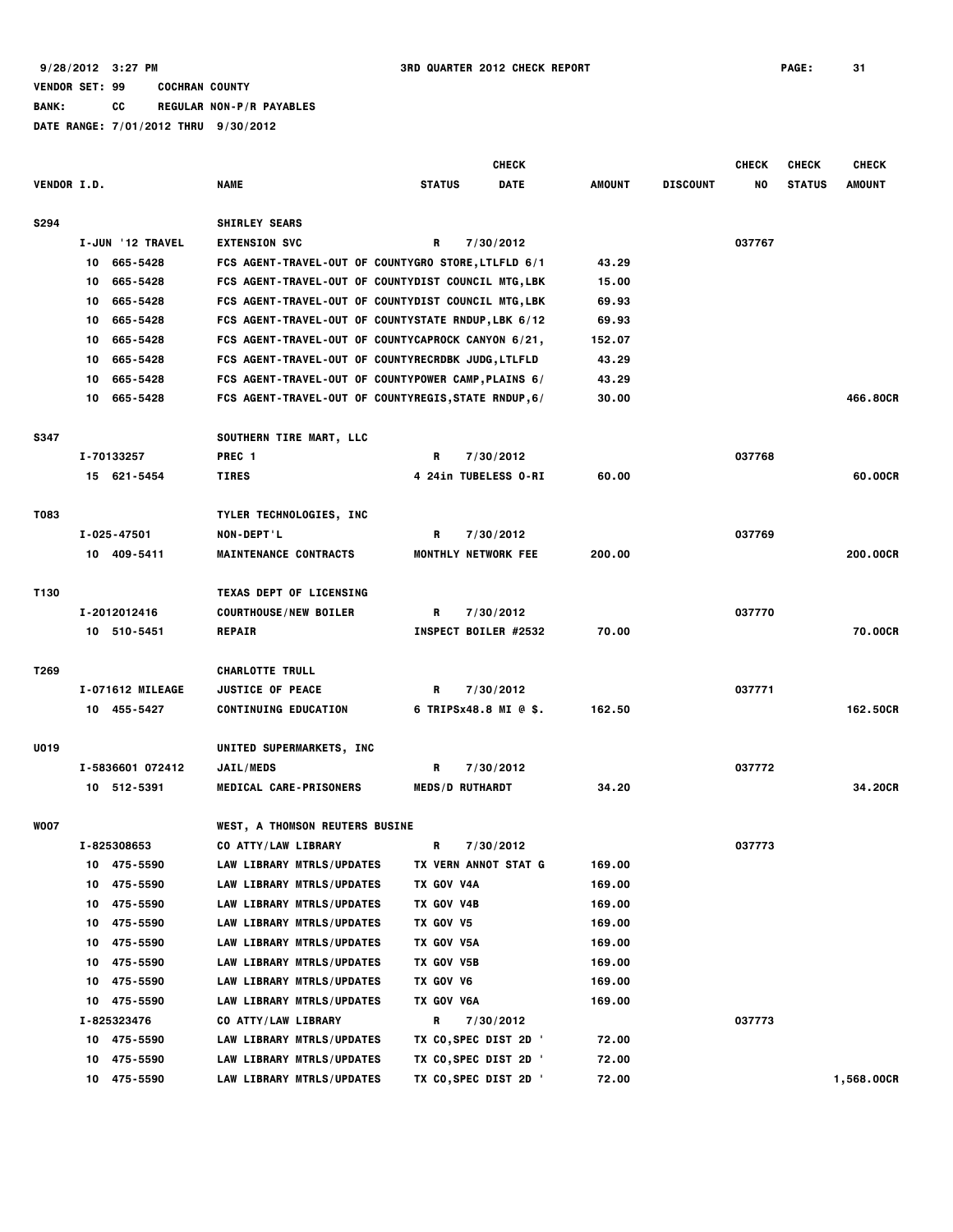9/28/2012 3:27 PM 3RD QUARTER 2012 CHECK REPORT

VENDOR SET: 99 COCHRAN COUNTY

BANK: CC REGULAR NON-P/R PAYABLES

DATE RANGE: 7/01/2012 THRU 9/30/2012

| VENDOR I.D. | NAME | STATUS | CHECK DATE | AMOUNT | DISCOUNT | CHECK NO | CHECK STATUS | CHECK AMOUNT |
|---|---|---|---|---|---|---|---|---|
| S294 | SHIRLEY SEARS | | | | | | | |
| I-JUN '12 TRAVEL | EXTENSION SVC | R | 7/30/2012 | | | 037767 | | |
| 10 665-5428 | FCS AGENT-TRAVEL-OUT OF COUNTYGRO STORE,LTLFLD 6/1 | | | 43.29 | | | | |
| 10 665-5428 | FCS AGENT-TRAVEL-OUT OF COUNTYDIST COUNCIL MTG,LBK | | | 15.00 | | | | |
| 10 665-5428 | FCS AGENT-TRAVEL-OUT OF COUNTYDIST COUNCIL MTG,LBK | | | 69.93 | | | | |
| 10 665-5428 | FCS AGENT-TRAVEL-OUT OF COUNTYSTATE RNDUP,LBK 6/12 | | | 69.93 | | | | |
| 10 665-5428 | FCS AGENT-TRAVEL-OUT OF COUNTYCAPROCK CANYON 6/21, | | | 152.07 | | | | |
| 10 665-5428 | FCS AGENT-TRAVEL-OUT OF COUNTYRECRDBK JUDG,LTLFLD | | | 43.29 | | | | |
| 10 665-5428 | FCS AGENT-TRAVEL-OUT OF COUNTYPOWER CAMP,PLAINS 6/ | | | 43.29 | | | | |
| 10 665-5428 | FCS AGENT-TRAVEL-OUT OF COUNTYREGIS,STATE RNDUP,6/ | | | 30.00 | | | | 466.80CR |
| S347 | SOUTHERN TIRE MART, LLC | | | | | | | |
| I-70133257 | PREC 1 | R | 7/30/2012 | | | 037768 | | |
| 15 621-5454 | TIRES | 4 24in TUBELESS O-RI | | 60.00 | | | | 60.00CR |
| T083 | TYLER TECHNOLOGIES, INC | | | | | | | |
| I-025-47501 | NON-DEPT'L | R | 7/30/2012 | | | 037769 | | |
| 10 409-5411 | MAINTENANCE CONTRACTS | MONTHLY NETWORK FEE | | 200.00 | | | | 200.00CR |
| T130 | TEXAS DEPT OF LICENSING | | | | | | | |
| I-2012012416 | COURTHOUSE/NEW BOILER | R | 7/30/2012 | | | 037770 | | |
| 10 510-5451 | REPAIR | INSPECT BOILER #2532 | | 70.00 | | | | 70.00CR |
| T269 | CHARLOTTE TRULL | | | | | | | |
| I-071612 MILEAGE | JUSTICE OF PEACE | R | 7/30/2012 | | | 037771 | | |
| 10 455-5427 | CONTINUING EDUCATION | 6 TRIPSx48.8 MI @ $. | | 162.50 | | | | 162.50CR |
| U019 | UNITED SUPERMARKETS, INC | | | | | | | |
| I-5836601 072412 | JAIL/MEDS | R | 7/30/2012 | | | 037772 | | |
| 10 512-5391 | MEDICAL CARE-PRISONERS | MEDS/D RUTHARDT | | 34.20 | | | | 34.20CR |
| W007 | WEST, A THOMSON REUTERS BUSINE | | | | | | | |
| I-825308653 | CO ATTY/LAW LIBRARY | R | 7/30/2012 | | | 037773 | | |
| 10 475-5590 | LAW LIBRARY MTRLS/UPDATES | TX VERN ANNOT STAT G | | 169.00 | | | | |
| 10 475-5590 | LAW LIBRARY MTRLS/UPDATES | TX GOV V4A | | 169.00 | | | | |
| 10 475-5590 | LAW LIBRARY MTRLS/UPDATES | TX GOV V4B | | 169.00 | | | | |
| 10 475-5590 | LAW LIBRARY MTRLS/UPDATES | TX GOV V5 | | 169.00 | | | | |
| 10 475-5590 | LAW LIBRARY MTRLS/UPDATES | TX GOV V5A | | 169.00 | | | | |
| 10 475-5590 | LAW LIBRARY MTRLS/UPDATES | TX GOV V5B | | 169.00 | | | | |
| 10 475-5590 | LAW LIBRARY MTRLS/UPDATES | TX GOV V6 | | 169.00 | | | | |
| 10 475-5590 | LAW LIBRARY MTRLS/UPDATES | TX GOV V6A | | 169.00 | | | | |
| I-825323476 | CO ATTY/LAW LIBRARY | R | 7/30/2012 | | | 037773 | | |
| 10 475-5590 | LAW LIBRARY MTRLS/UPDATES | TX CO,SPEC DIST 2D ' | | 72.00 | | | | |
| 10 475-5590 | LAW LIBRARY MTRLS/UPDATES | TX CO,SPEC DIST 2D ' | | 72.00 | | | | |
| 10 475-5590 | LAW LIBRARY MTRLS/UPDATES | TX CO,SPEC DIST 2D ' | | 72.00 | | | | 1,568.00CR |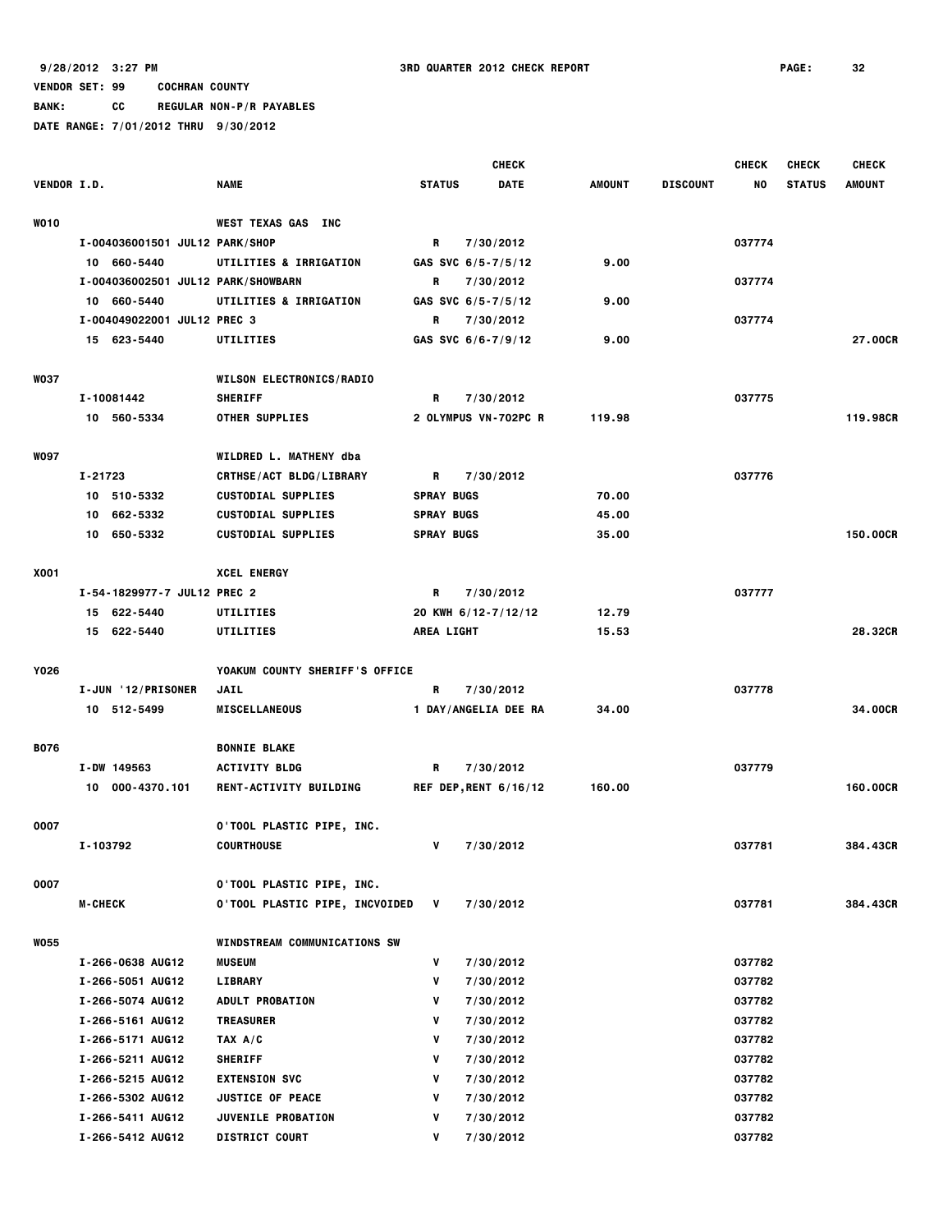9/28/2012 3:27 PM 3RD QUARTER 2012 CHECK REPORT PAGE: 32

VENDOR SET: 99 COCHRAN COUNTY

BANK: CC REGULAR NON-P/R PAYABLES

DATE RANGE: 7/01/2012 THRU 9/30/2012

| VENDOR I.D. | NAME | STATUS | CHECK DATE | AMOUNT | DISCOUNT | CHECK NO | CHECK STATUS | CHECK AMOUNT |
|---|---|---|---|---|---|---|---|---|
| W010 | WEST TEXAS GAS INC | | | | | | | |
| I-004036001501 JUL12 | PARK/SHOP | R | 7/30/2012 | | | 037774 | | |
| 10 660-5440 | UTILITIES & IRRIGATION | GAS SVC 6/5-7/5/12 | | 9.00 | | | | |
| I-004036002501 JUL12 | PARK/SHOWBARN | R | 7/30/2012 | | | 037774 | | |
| 10 660-5440 | UTILITIES & IRRIGATION | GAS SVC 6/5-7/5/12 | | 9.00 | | | | |
| I-004049022001 JUL12 | PREC 3 | R | 7/30/2012 | | | 037774 | | |
| 15 623-5440 | UTILITIES | GAS SVC 6/6-7/9/12 | | 9.00 | | | | 27.00CR |
| W037 | WILSON ELECTRONICS/RADIO | | | | | | | |
| I-10081442 | SHERIFF | R | 7/30/2012 | | | 037775 | | |
| 10 560-5334 | OTHER SUPPLIES | 2 OLYMPUS VN-702PC R | | 119.98 | | | | 119.98CR |
| W097 | WILDRED L. MATHENY dba | | | | | | | |
| I-21723 | CRTHSE/ACT BLDG/LIBRARY | R | 7/30/2012 | | | 037776 | | |
| 10 510-5332 | CUSTODIAL SUPPLIES | SPRAY BUGS | | 70.00 | | | | |
| 10 662-5332 | CUSTODIAL SUPPLIES | SPRAY BUGS | | 45.00 | | | | |
| 10 650-5332 | CUSTODIAL SUPPLIES | SPRAY BUGS | | 35.00 | | | | 150.00CR |
| X001 | XCEL ENERGY | | | | | | | |
| I-54-1829977-7 JUL12 | PREC 2 | R | 7/30/2012 | | | 037777 | | |
| 15 622-5440 | UTILITIES | 20 KWH 6/12-7/12/12 | | 12.79 | | | | |
| 15 622-5440 | UTILITIES | AREA LIGHT | | 15.53 | | | | 28.32CR |
| Y026 | YOAKUM COUNTY SHERIFF'S OFFICE | | | | | | | |
| I-JUN '12/PRISONER | JAIL | R | 7/30/2012 | | | 037778 | | |
| 10 512-5499 | MISCELLANEOUS | 1 DAY/ANGELIA DEE RA | | 34.00 | | | | 34.00CR |
| B076 | BONNIE BLAKE | | | | | | | |
| I-DW 149563 | ACTIVITY BLDG | R | 7/30/2012 | | | 037779 | | |
| 10 000-4370.101 | RENT-ACTIVITY BUILDING | REF DEP,RENT 6/16/12 | | 160.00 | | | | 160.00CR |
| 0007 | O'TOOL PLASTIC PIPE, INC. | | | | | | | |
| I-103792 | COURTHOUSE | V | 7/30/2012 | | | 037781 | | 384.43CR |
| 0007 | O'TOOL PLASTIC PIPE, INC. | | | | | | | |
| M-CHECK | O'TOOL PLASTIC PIPE, INCVOIDED | V | 7/30/2012 | | | 037781 | | 384.43CR |
| W055 | WINDSTREAM COMMUNICATIONS SW | | | | | | | |
| I-266-0638 AUG12 | MUSEUM | V | 7/30/2012 | | | 037782 | | |
| I-266-5051 AUG12 | LIBRARY | V | 7/30/2012 | | | 037782 | | |
| I-266-5074 AUG12 | ADULT PROBATION | V | 7/30/2012 | | | 037782 | | |
| I-266-5161 AUG12 | TREASURER | V | 7/30/2012 | | | 037782 | | |
| I-266-5171 AUG12 | TAX A/C | V | 7/30/2012 | | | 037782 | | |
| I-266-5211 AUG12 | SHERIFF | V | 7/30/2012 | | | 037782 | | |
| I-266-5215 AUG12 | EXTENSION SVC | V | 7/30/2012 | | | 037782 | | |
| I-266-5302 AUG12 | JUSTICE OF PEACE | V | 7/30/2012 | | | 037782 | | |
| I-266-5411 AUG12 | JUVENILE PROBATION | V | 7/30/2012 | | | 037782 | | |
| I-266-5412 AUG12 | DISTRICT COURT | V | 7/30/2012 | | | 037782 | | |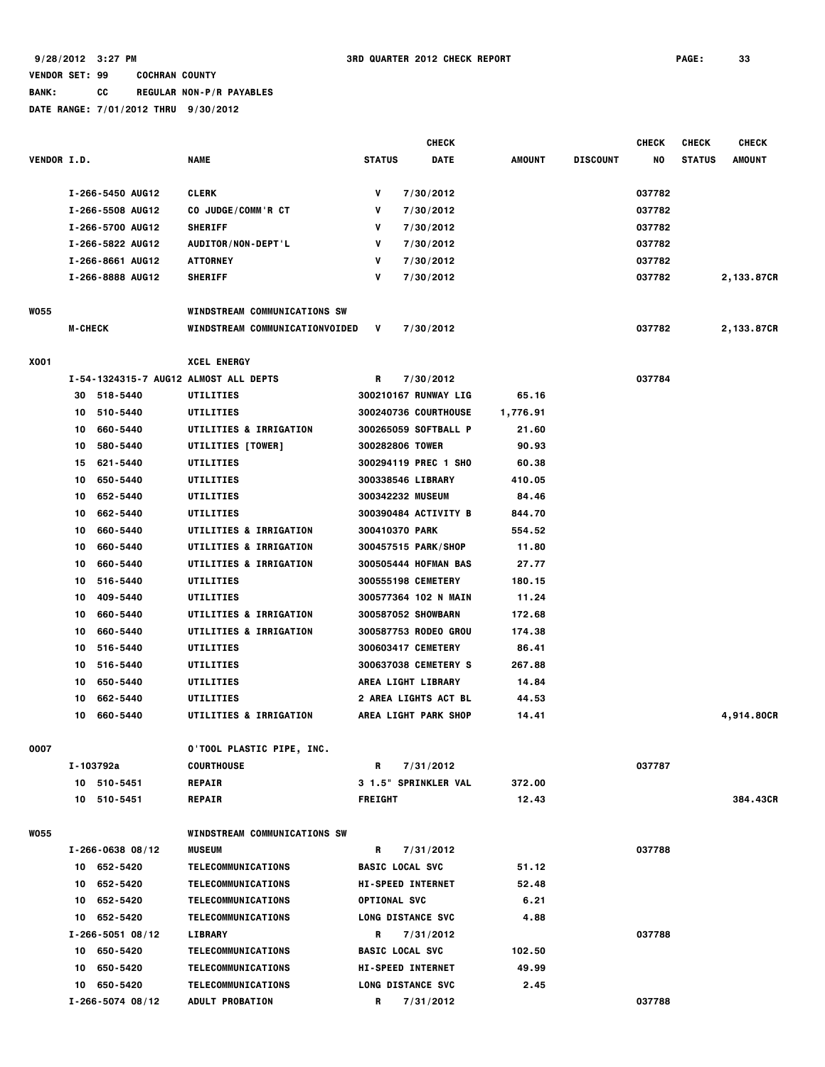9/28/2012 3:27 PM — 3RD QUARTER 2012 CHECK REPORT

VENDOR SET: 99 COCHRAN COUNTY
BANK: CC REGULAR NON-P/R PAYABLES
DATE RANGE: 7/01/2012 THRU 9/30/2012

| VENDOR I.D. | | NAME | STATUS | CHECK DATE | AMOUNT | DISCOUNT | CHECK NO | CHECK STATUS | CHECK AMOUNT |
|---|---|---|---|---|---|---|---|---|---|
| | I-266-5450 AUG12 | CLERK | V | 7/30/2012 | | | 037782 | | |
| | I-266-5508 AUG12 | CO JUDGE/COMM'R CT | V | 7/30/2012 | | | 037782 | | |
| | I-266-5700 AUG12 | SHERIFF | V | 7/30/2012 | | | 037782 | | |
| | I-266-5822 AUG12 | AUDITOR/NON-DEPT'L | V | 7/30/2012 | | | 037782 | | |
| | I-266-8661 AUG12 | ATTORNEY | V | 7/30/2012 | | | 037782 | | |
| | I-266-8888 AUG12 | SHERIFF | V | 7/30/2012 | | | 037782 | | 2,133.87CR |
| W055 | | WINDSTREAM COMMUNICATIONS SW | | | | | | | |
| | M-CHECK | WINDSTREAM COMMUNICATIONVOIDED | V | 7/30/2012 | | | 037782 | | 2,133.87CR |
| X001 | | XCEL ENERGY | | | | | | | |
| | I-54-1324315-7 AUG12 | ALMOST ALL DEPTS | R | 7/30/2012 | | | 037784 | | |
| | 30 518-5440 | UTILITIES | 300210167 RUNWAY LIG | | 65.16 | | | | |
| | 10 510-5440 | UTILITIES | 300240736 COURTHOUSE | | 1,776.91 | | | | |
| | 10 660-5440 | UTILITIES & IRRIGATION | 300265059 SOFTBALL P | | 21.60 | | | | |
| | 10 580-5440 | UTILITIES [TOWER] | 300282806 TOWER | | 90.93 | | | | |
| | 15 621-5440 | UTILITIES | 300294119 PREC 1 SHO | | 60.38 | | | | |
| | 10 650-5440 | UTILITIES | 300338546 LIBRARY | | 410.05 | | | | |
| | 10 652-5440 | UTILITIES | 300342232 MUSEUM | | 84.46 | | | | |
| | 10 662-5440 | UTILITIES | 300390484 ACTIVITY B | | 844.70 | | | | |
| | 10 660-5440 | UTILITIES & IRRIGATION | 300410370 PARK | | 554.52 | | | | |
| | 10 660-5440 | UTILITIES & IRRIGATION | 300457515 PARK/SHOP | | 11.80 | | | | |
| | 10 660-5440 | UTILITIES & IRRIGATION | 300505444 HOFMAN BAS | | 27.77 | | | | |
| | 10 516-5440 | UTILITIES | 300555198 CEMETERY | | 180.15 | | | | |
| | 10 409-5440 | UTILITIES | 300577364 102 N MAIN | | 11.24 | | | | |
| | 10 660-5440 | UTILITIES & IRRIGATION | 300587052 SHOWBARN | | 172.68 | | | | |
| | 10 660-5440 | UTILITIES & IRRIGATION | 300587753 RODEO GROU | | 174.38 | | | | |
| | 10 516-5440 | UTILITIES | 300603417 CEMETERY | | 86.41 | | | | |
| | 10 516-5440 | UTILITIES | 300637038 CEMETERY S | | 267.88 | | | | |
| | 10 650-5440 | UTILITIES | AREA LIGHT LIBRARY | | 14.84 | | | | |
| | 10 662-5440 | UTILITIES | 2 AREA LIGHTS ACT BL | | 44.53 | | | | |
| | 10 660-5440 | UTILITIES & IRRIGATION | AREA LIGHT PARK SHOP | | 14.41 | | | | 4,914.80CR |
| O007 | | O'TOOL PLASTIC PIPE, INC. | | | | | | | |
| | I-103792a | COURTHOUSE | R | 7/31/2012 | | | 037787 | | |
| | 10 510-5451 | REPAIR | 3 1.5" SPRINKLER VAL | | 372.00 | | | | |
| | 10 510-5451 | REPAIR | FREIGHT | | 12.43 | | | | 384.43CR |
| W055 | | WINDSTREAM COMMUNICATIONS SW | | | | | | | |
| | I-266-0638 08/12 | MUSEUM | R | 7/31/2012 | | | 037788 | | |
| | 10 652-5420 | TELECOMMUNICATIONS | BASIC LOCAL SVC | | 51.12 | | | | |
| | 10 652-5420 | TELECOMMUNICATIONS | HI-SPEED INTERNET | | 52.48 | | | | |
| | 10 652-5420 | TELECOMMUNICATIONS | OPTIONAL SVC | | 6.21 | | | | |
| | 10 652-5420 | TELECOMMUNICATIONS | LONG DISTANCE SVC | | 4.88 | | | | |
| | I-266-5051 08/12 | LIBRARY | R | 7/31/2012 | | | 037788 | | |
| | 10 650-5420 | TELECOMMUNICATIONS | BASIC LOCAL SVC | | 102.50 | | | | |
| | 10 650-5420 | TELECOMMUNICATIONS | HI-SPEED INTERNET | | 49.99 | | | | |
| | 10 650-5420 | TELECOMMUNICATIONS | LONG DISTANCE SVC | | 2.45 | | | | |
| | I-266-5074 08/12 | ADULT PROBATION | R | 7/31/2012 | | | 037788 | | |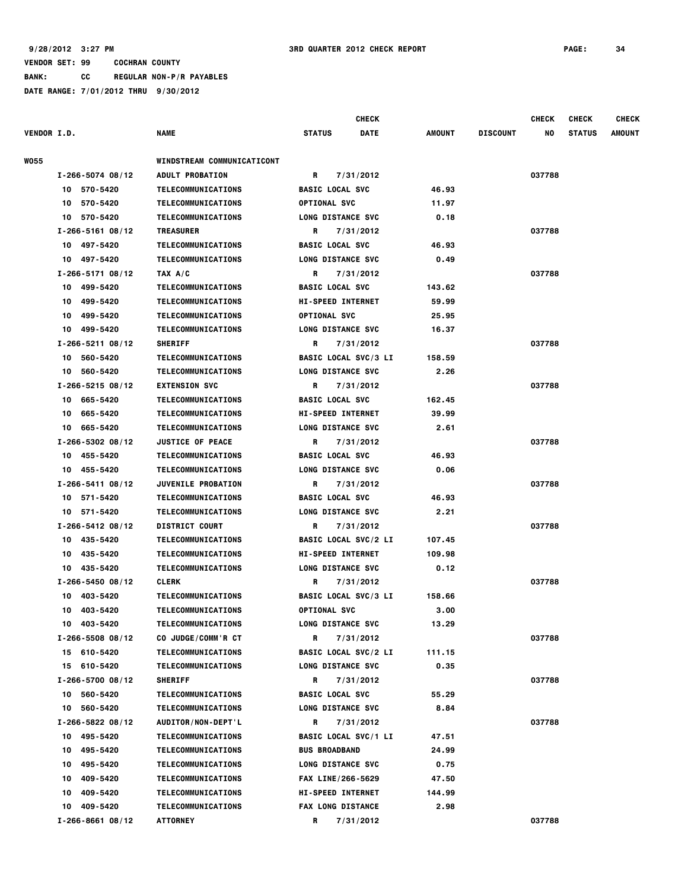9/28/2012 3:27 PM **3RD QUARTER 2012 CHECK REPORT**

VENDOR SET: 99 COCHRAN COUNTY

BANK: CC REGULAR NON-P/R PAYABLES

DATE RANGE: 7/01/2012 THRU 9/30/2012

| VENDOR I.D. | NAME | STATUS | CHECK DATE | AMOUNT | DISCOUNT | CHECK NO | CHECK STATUS | CHECK AMOUNT |
|---|---|---|---|---|---|---|---|---|
| W055 | WINDSTREAM COMMUNICATICONT | | | | | | | |
| I-266-5074 08/12 | ADULT PROBATION | R | 7/31/2012 | | | 037788 | | |
| 10 570-5420 | TELECOMMUNICATIONS | BASIC LOCAL SVC | | 46.93 | | | | |
| 10 570-5420 | TELECOMMUNICATIONS | OPTIONAL SVC | | 11.97 | | | | |
| 10 570-5420 | TELECOMMUNICATIONS | LONG DISTANCE SVC | | 0.18 | | | | |
| I-266-5161 08/12 | TREASURER | R | 7/31/2012 | | | 037788 | | |
| 10 497-5420 | TELECOMMUNICATIONS | BASIC LOCAL SVC | | 46.93 | | | | |
| 10 497-5420 | TELECOMMUNICATIONS | LONG DISTANCE SVC | | 0.49 | | | | |
| I-266-5171 08/12 | TAX A/C | R | 7/31/2012 | | | 037788 | | |
| 10 499-5420 | TELECOMMUNICATIONS | BASIC LOCAL SVC | | 143.62 | | | | |
| 10 499-5420 | TELECOMMUNICATIONS | HI-SPEED INTERNET | | 59.99 | | | | |
| 10 499-5420 | TELECOMMUNICATIONS | OPTIONAL SVC | | 25.95 | | | | |
| 10 499-5420 | TELECOMMUNICATIONS | LONG DISTANCE SVC | | 16.37 | | | | |
| I-266-5211 08/12 | SHERIFF | R | 7/31/2012 | | | 037788 | | |
| 10 560-5420 | TELECOMMUNICATIONS | BASIC LOCAL SVC/3 LI | | 158.59 | | | | |
| 10 560-5420 | TELECOMMUNICATIONS | LONG DISTANCE SVC | | 2.26 | | | | |
| I-266-5215 08/12 | EXTENSION SVC | R | 7/31/2012 | | | 037788 | | |
| 10 665-5420 | TELECOMMUNICATIONS | BASIC LOCAL SVC | | 162.45 | | | | |
| 10 665-5420 | TELECOMMUNICATIONS | HI-SPEED INTERNET | | 39.99 | | | | |
| 10 665-5420 | TELECOMMUNICATIONS | LONG DISTANCE SVC | | 2.61 | | | | |
| I-266-5302 08/12 | JUSTICE OF PEACE | R | 7/31/2012 | | | 037788 | | |
| 10 455-5420 | TELECOMMUNICATIONS | BASIC LOCAL SVC | | 46.93 | | | | |
| 10 455-5420 | TELECOMMUNICATIONS | LONG DISTANCE SVC | | 0.06 | | | | |
| I-266-5411 08/12 | JUVENILE PROBATION | R | 7/31/2012 | | | 037788 | | |
| 10 571-5420 | TELECOMMUNICATIONS | BASIC LOCAL SVC | | 46.93 | | | | |
| 10 571-5420 | TELECOMMUNICATIONS | LONG DISTANCE SVC | | 2.21 | | | | |
| I-266-5412 08/12 | DISTRICT COURT | R | 7/31/2012 | | | 037788 | | |
| 10 435-5420 | TELECOMMUNICATIONS | BASIC LOCAL SVC/2 LI | | 107.45 | | | | |
| 10 435-5420 | TELECOMMUNICATIONS | HI-SPEED INTERNET | | 109.98 | | | | |
| 10 435-5420 | TELECOMMUNICATIONS | LONG DISTANCE SVC | | 0.12 | | | | |
| I-266-5450 08/12 | CLERK | R | 7/31/2012 | | | 037788 | | |
| 10 403-5420 | TELECOMMUNICATIONS | BASIC LOCAL SVC/3 LI | | 158.66 | | | | |
| 10 403-5420 | TELECOMMUNICATIONS | OPTIONAL SVC | | 3.00 | | | | |
| 10 403-5420 | TELECOMMUNICATIONS | LONG DISTANCE SVC | | 13.29 | | | | |
| I-266-5508 08/12 | CO JUDGE/COMM'R CT | R | 7/31/2012 | | | 037788 | | |
| 15 610-5420 | TELECOMMUNICATIONS | BASIC LOCAL SVC/2 LI | | 111.15 | | | | |
| 15 610-5420 | TELECOMMUNICATIONS | LONG DISTANCE SVC | | 0.35 | | | | |
| I-266-5700 08/12 | SHERIFF | R | 7/31/2012 | | | 037788 | | |
| 10 560-5420 | TELECOMMUNICATIONS | BASIC LOCAL SVC | | 55.29 | | | | |
| 10 560-5420 | TELECOMMUNICATIONS | LONG DISTANCE SVC | | 8.84 | | | | |
| I-266-5822 08/12 | AUDITOR/NON-DEPT'L | R | 7/31/2012 | | | 037788 | | |
| 10 495-5420 | TELECOMMUNICATIONS | BASIC LOCAL SVC/1 LI | | 47.51 | | | | |
| 10 495-5420 | TELECOMMUNICATIONS | BUS BROADBAND | | 24.99 | | | | |
| 10 495-5420 | TELECOMMUNICATIONS | LONG DISTANCE SVC | | 0.75 | | | | |
| 10 409-5420 | TELECOMMUNICATIONS | FAX LINE/266-5629 | | 47.50 | | | | |
| 10 409-5420 | TELECOMMUNICATIONS | HI-SPEED INTERNET | | 144.99 | | | | |
| 10 409-5420 | TELECOMMUNICATIONS | FAX LONG DISTANCE | | 2.98 | | | | |
| I-266-8661 08/12 | ATTORNEY | R | 7/31/2012 | | | 037788 | | |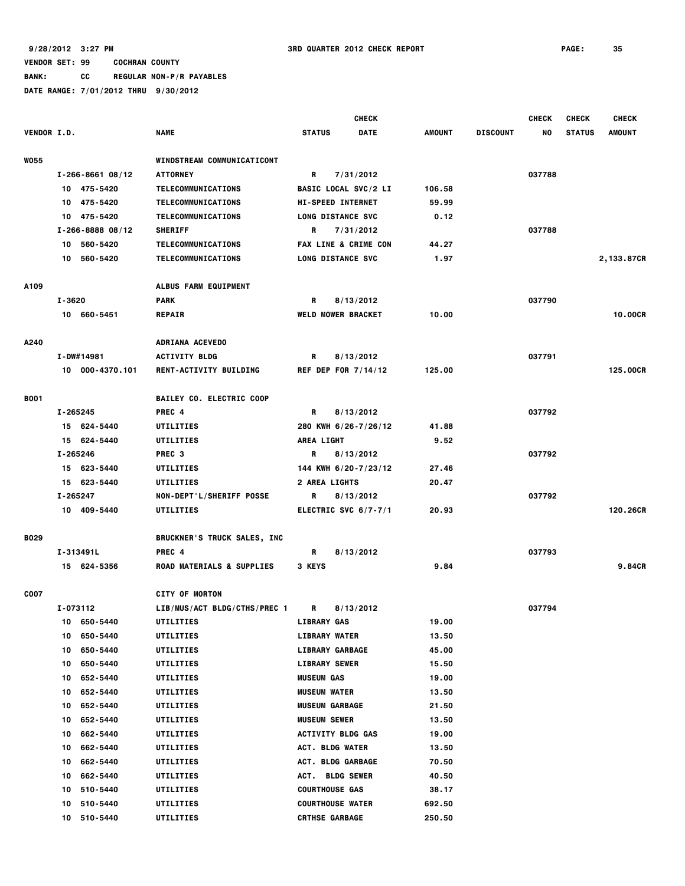9/28/2012 3:27 PM 3RD QUARTER 2012 CHECK REPORT

VENDOR SET: 99 COCHRAN COUNTY

BANK: CC REGULAR NON-P/R PAYABLES

DATE RANGE: 7/01/2012 THRU 9/30/2012

| VENDOR I.D. | NAME | STATUS | CHECK DATE | AMOUNT | DISCOUNT | CHECK NO | CHECK STATUS | CHECK AMOUNT |
|---|---|---|---|---|---|---|---|---|
| W055 | WINDSTREAM COMMUNICATICONT | | | | | | | |
| I-266-8661 08/12 | ATTORNEY | R | 7/31/2012 | | | 037788 | | |
| 10 475-5420 | TELECOMMUNICATIONS | BASIC LOCAL SVC/2 LI | | 106.58 | | | | |
| 10 475-5420 | TELECOMMUNICATIONS | HI-SPEED INTERNET | | 59.99 | | | | |
| 10 475-5420 | TELECOMMUNICATIONS | LONG DISTANCE SVC | | 0.12 | | | | |
| I-266-8888 08/12 | SHERIFF | R | 7/31/2012 | | | 037788 | | |
| 10 560-5420 | TELECOMMUNICATIONS | FAX LINE & CRIME CON | | 44.27 | | | | |
| 10 560-5420 | TELECOMMUNICATIONS | LONG DISTANCE SVC | | 1.97 | | | | 2,133.87CR |
| A109 | ALBUS FARM EQUIPMENT | | | | | | | |
| I-3620 | PARK | R | 8/13/2012 | | | 037790 | | |
| 10 660-5451 | REPAIR | WELD MOWER BRACKET | | 10.00 | | | | 10.00CR |
| A240 | ADRIANA ACEVEDO | | | | | | | |
| I-DW#14981 | ACTIVITY BLDG | R | 8/13/2012 | | | 037791 | | |
| 10 000-4370.101 | RENT-ACTIVITY BUILDING | REF DEP FOR 7/14/12 | | 125.00 | | | | 125.00CR |
| B001 | BAILEY CO. ELECTRIC COOP | | | | | | | |
| I-265245 | PREC 4 | R | 8/13/2012 | | | 037792 | | |
| 15 624-5440 | UTILITIES | 280 KWH 6/26-7/26/12 | | 41.88 | | | | |
| 15 624-5440 | UTILITIES | AREA LIGHT | | 9.52 | | | | |
| I-265246 | PREC 3 | R | 8/13/2012 | | | 037792 | | |
| 15 623-5440 | UTILITIES | 144 KWH 6/20-7/23/12 | | 27.46 | | | | |
| 15 623-5440 | UTILITIES | 2 AREA LIGHTS | | 20.47 | | | | |
| I-265247 | NON-DEPT'L/SHERIFF POSSE | R | 8/13/2012 | | | 037792 | | |
| 10 409-5440 | UTILITIES | ELECTRIC SVC 6/7-7/1 | | 20.93 | | | | 120.26CR |
| B029 | BRUCKNER'S TRUCK SALES, INC | | | | | | | |
| I-313491L | PREC 4 | R | 8/13/2012 | | | 037793 | | |
| 15 624-5356 | ROAD MATERIALS & SUPPLIES | 3 KEYS | | 9.84 | | | | 9.84CR |
| C007 | CITY OF MORTON | | | | | | | |
| I-073112 | LIB/MUS/ACT BLDG/CTHS/PREC 1 | R | 8/13/2012 | | | 037794 | | |
| 10 650-5440 | UTILITIES | LIBRARY GAS | | 19.00 | | | | |
| 10 650-5440 | UTILITIES | LIBRARY WATER | | 13.50 | | | | |
| 10 650-5440 | UTILITIES | LIBRARY GARBAGE | | 45.00 | | | | |
| 10 650-5440 | UTILITIES | LIBRARY SEWER | | 15.50 | | | | |
| 10 652-5440 | UTILITIES | MUSEUM GAS | | 19.00 | | | | |
| 10 652-5440 | UTILITIES | MUSEUM WATER | | 13.50 | | | | |
| 10 652-5440 | UTILITIES | MUSEUM GARBAGE | | 21.50 | | | | |
| 10 652-5440 | UTILITIES | MUSEUM SEWER | | 13.50 | | | | |
| 10 662-5440 | UTILITIES | ACTIVITY BLDG GAS | | 19.00 | | | | |
| 10 662-5440 | UTILITIES | ACT. BLDG WATER | | 13.50 | | | | |
| 10 662-5440 | UTILITIES | ACT. BLDG GARBAGE | | 70.50 | | | | |
| 10 662-5440 | UTILITIES | ACT. BLDG SEWER | | 40.50 | | | | |
| 10 510-5440 | UTILITIES | COURTHOUSE GAS | | 38.17 | | | | |
| 10 510-5440 | UTILITIES | COURTHOUSE WATER | | 692.50 | | | | |
| 10 510-5440 | UTILITIES | CRTHSE GARBAGE | | 250.50 | | | | |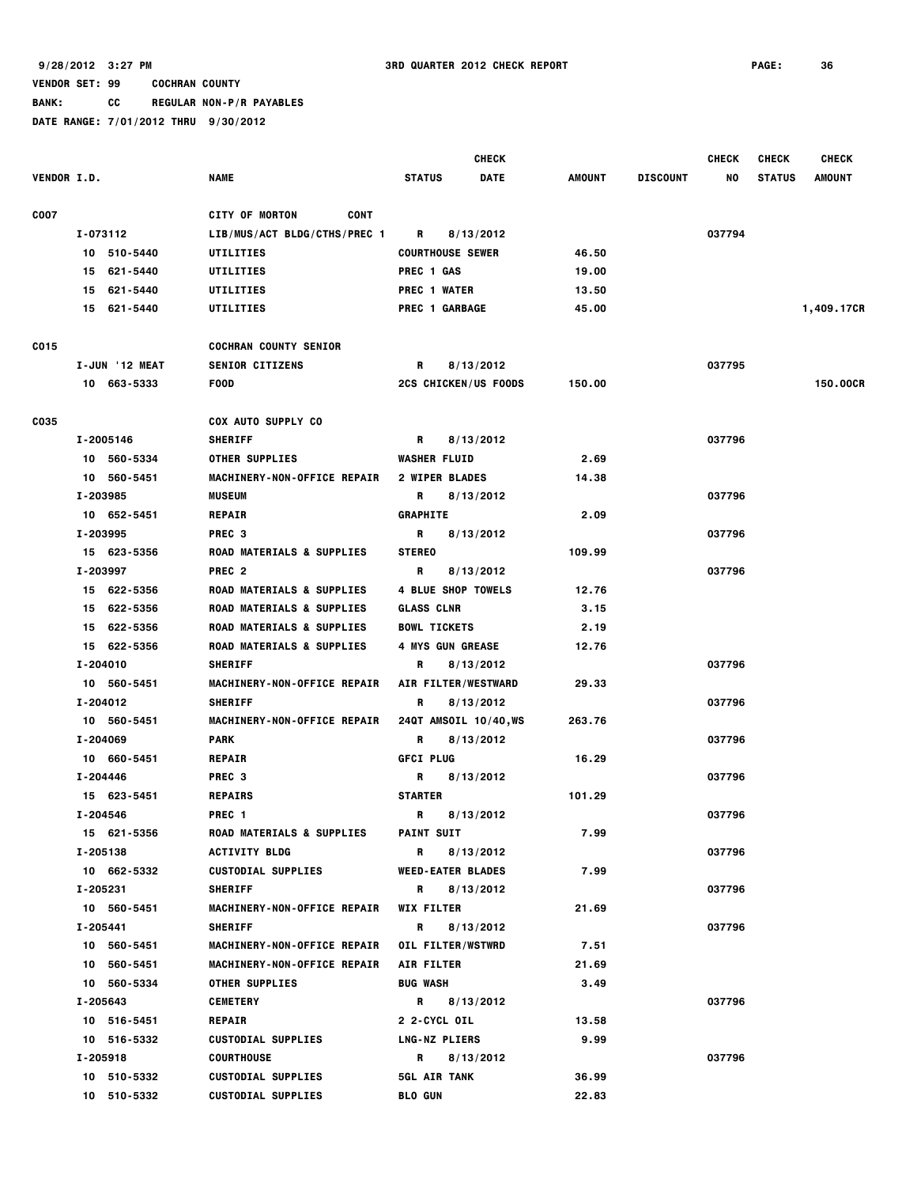9/28/2012 3:27 PM 3RD QUARTER 2012 CHECK REPORT

VENDOR SET: 99 COCHRAN COUNTY

BANK: CC REGULAR NON-P/R PAYABLES

DATE RANGE: 7/01/2012 THRU 9/30/2012

| VENDOR I.D. | NAME | STATUS | CHECK DATE | AMOUNT | DISCOUNT | CHECK NO | CHECK STATUS | CHECK AMOUNT |
|---|---|---|---|---|---|---|---|---|
| C007 | CITY OF MORTON CONT | | | | | | | |
| I-073112 | LIB/MUS/ACT BLDG/CTHS/PREC 1 | R | 8/13/2012 | | | 037794 | | |
| 10 510-5440 | UTILITIES | COURTHOUSE SEWER | | 46.50 | | | | |
| 15 621-5440 | UTILITIES | PREC 1 GAS | | 19.00 | | | | |
| 15 621-5440 | UTILITIES | PREC 1 WATER | | 13.50 | | | | |
| 15 621-5440 | UTILITIES | PREC 1 GARBAGE | | 45.00 | | | | 1,409.17CR |
| C015 | COCHRAN COUNTY SENIOR | | | | | | | |
| I-JUN '12 MEAT | SENIOR CITIZENS | R | 8/13/2012 | | | 037795 | | |
| 10 663-5333 | FOOD | 2CS CHICKEN/US FOODS | | 150.00 | | | | 150.00CR |
| C035 | COX AUTO SUPPLY CO | | | | | | | |
| I-2005146 | SHERIFF | R | 8/13/2012 | | | 037796 | | |
| 10 560-5334 | OTHER SUPPLIES | WASHER FLUID | | 2.69 | | | | |
| 10 560-5451 | MACHINERY-NON-OFFICE REPAIR | 2 WIPER BLADES | | 14.38 | | | | |
| I-203985 | MUSEUM | R | 8/13/2012 | | | 037796 | | |
| 10 652-5451 | REPAIR | GRAPHITE | | 2.09 | | | | |
| I-203995 | PREC 3 | R | 8/13/2012 | | | 037796 | | |
| 15 623-5356 | ROAD MATERIALS & SUPPLIES | STEREO | | 109.99 | | | | |
| I-203997 | PREC 2 | R | 8/13/2012 | | | 037796 | | |
| 15 622-5356 | ROAD MATERIALS & SUPPLIES | 4 BLUE SHOP TOWELS | | 12.76 | | | | |
| 15 622-5356 | ROAD MATERIALS & SUPPLIES | GLASS CLNR | | 3.15 | | | | |
| 15 622-5356 | ROAD MATERIALS & SUPPLIES | BOWL TICKETS | | 2.19 | | | | |
| 15 622-5356 | ROAD MATERIALS & SUPPLIES | 4 MYS GUN GREASE | | 12.76 | | | | |
| I-204010 | SHERIFF | R | 8/13/2012 | | | 037796 | | |
| 10 560-5451 | MACHINERY-NON-OFFICE REPAIR | AIR FILTER/WESTWARD | | 29.33 | | | | |
| I-204012 | SHERIFF | R | 8/13/2012 | | | 037796 | | |
| 10 560-5451 | MACHINERY-NON-OFFICE REPAIR | 24QT AMSOIL 10/40,WS | | 263.76 | | | | |
| I-204069 | PARK | R | 8/13/2012 | | | 037796 | | |
| 10 660-5451 | REPAIR | GFCI PLUG | | 16.29 | | | | |
| I-204446 | PREC 3 | R | 8/13/2012 | | | 037796 | | |
| 15 623-5451 | REPAIRS | STARTER | | 101.29 | | | | |
| I-204546 | PREC 1 | R | 8/13/2012 | | | 037796 | | |
| 15 621-5356 | ROAD MATERIALS & SUPPLIES | PAINT SUIT | | 7.99 | | | | |
| I-205138 | ACTIVITY BLDG | R | 8/13/2012 | | | 037796 | | |
| 10 662-5332 | CUSTODIAL SUPPLIES | WEED-EATER BLADES | | 7.99 | | | | |
| I-205231 | SHERIFF | R | 8/13/2012 | | | 037796 | | |
| 10 560-5451 | MACHINERY-NON-OFFICE REPAIR | WIX FILTER | | 21.69 | | | | |
| I-205441 | SHERIFF | R | 8/13/2012 | | | 037796 | | |
| 10 560-5451 | MACHINERY-NON-OFFICE REPAIR | OIL FILTER/WSTWRD | | 7.51 | | | | |
| 10 560-5451 | MACHINERY-NON-OFFICE REPAIR | AIR FILTER | | 21.69 | | | | |
| 10 560-5334 | OTHER SUPPLIES | BUG WASH | | 3.49 | | | | |
| I-205643 | CEMETERY | R | 8/13/2012 | | | 037796 | | |
| 10 516-5451 | REPAIR | 2 2-CYCL OIL | | 13.58 | | | | |
| 10 516-5332 | CUSTODIAL SUPPLIES | LNG-NZ PLIERS | | 9.99 | | | | |
| I-205918 | COURTHOUSE | R | 8/13/2012 | | | 037796 | | |
| 10 510-5332 | CUSTODIAL SUPPLIES | 5GL AIR TANK | | 36.99 | | | | |
| 10 510-5332 | CUSTODIAL SUPPLIES | BLO GUN | | 22.83 | | | | |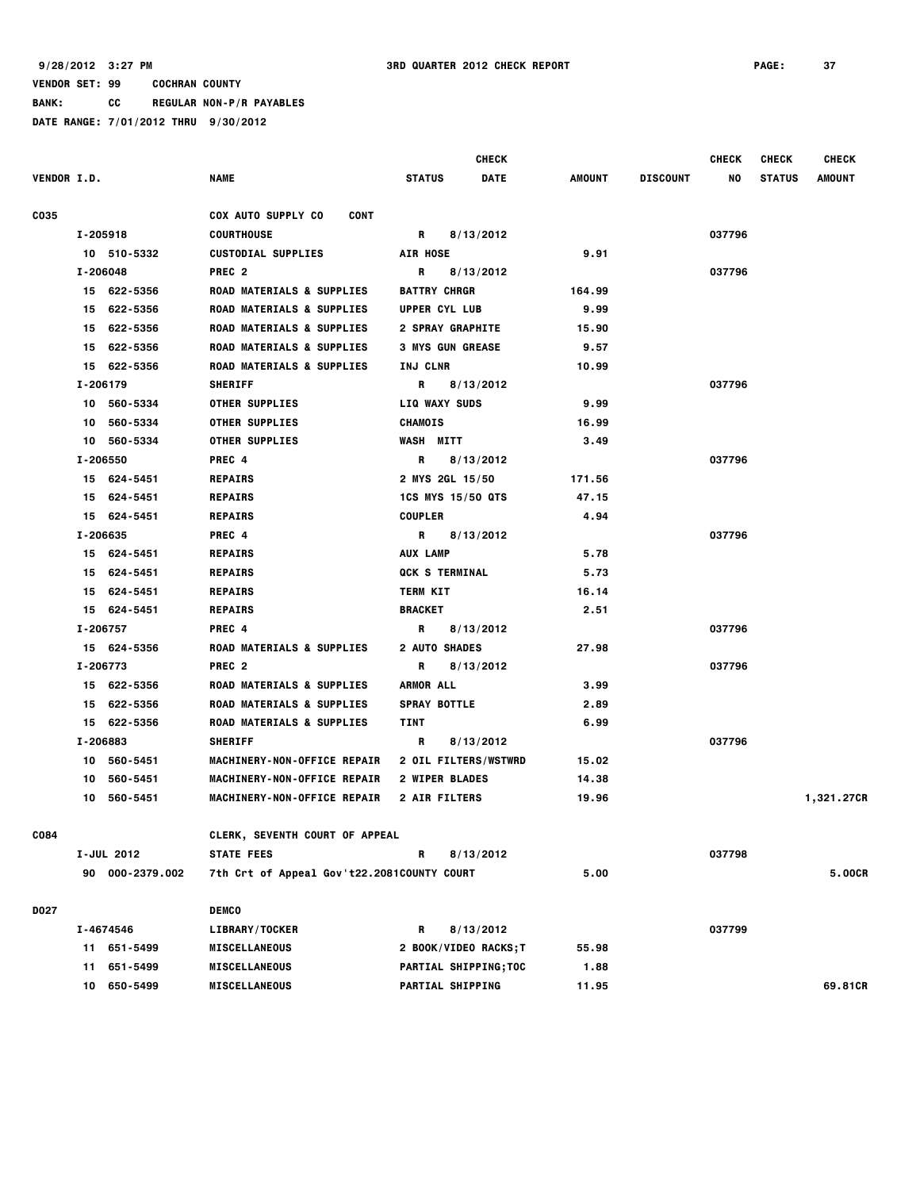9/28/2012 3:27 PM 3RD QUARTER 2012 CHECK REPORT

VENDOR SET: 99 COCHRAN COUNTY

BANK: CC REGULAR NON-P/R PAYABLES

DATE RANGE: 7/01/2012 THRU 9/30/2012

| VENDOR I.D. | NAME | STATUS | CHECK DATE | AMOUNT | DISCOUNT | CHECK NO | CHECK STATUS | CHECK AMOUNT |
|---|---|---|---|---|---|---|---|---|
| C035 | COX AUTO SUPPLY CO CONT | | | | | | | |
| I-205918 | COURTHOUSE | R | 8/13/2012 | | | 037796 | | |
| 10 510-5332 | CUSTODIAL SUPPLIES | AIR HOSE | | 9.91 | | | | |
| I-206048 | PREC 2 | R | 8/13/2012 | | | 037796 | | |
| 15 622-5356 | ROAD MATERIALS & SUPPLIES | BATTRY CHRGR | | 164.99 | | | | |
| 15 622-5356 | ROAD MATERIALS & SUPPLIES | UPPER CYL LUB | | 9.99 | | | | |
| 15 622-5356 | ROAD MATERIALS & SUPPLIES | 2 SPRAY GRAPHITE | | 15.90 | | | | |
| 15 622-5356 | ROAD MATERIALS & SUPPLIES | 3 MYS GUN GREASE | | 9.57 | | | | |
| 15 622-5356 | ROAD MATERIALS & SUPPLIES | INJ CLNR | | 10.99 | | | | |
| I-206179 | SHERIFF | R | 8/13/2012 | | | 037796 | | |
| 10 560-5334 | OTHER SUPPLIES | LIQ WAXY SUDS | | 9.99 | | | | |
| 10 560-5334 | OTHER SUPPLIES | CHAMOIS | | 16.99 | | | | |
| 10 560-5334 | OTHER SUPPLIES | WASH MITT | | 3.49 | | | | |
| I-206550 | PREC 4 | R | 8/13/2012 | | | 037796 | | |
| 15 624-5451 | REPAIRS | 2 MYS 2GL 15/50 | | 171.56 | | | | |
| 15 624-5451 | REPAIRS | 1CS MYS 15/50 QTS | | 47.15 | | | | |
| 15 624-5451 | REPAIRS | COUPLER | | 4.94 | | | | |
| I-206635 | PREC 4 | R | 8/13/2012 | | | 037796 | | |
| 15 624-5451 | REPAIRS | AUX LAMP | | 5.78 | | | | |
| 15 624-5451 | REPAIRS | QCK S TERMINAL | | 5.73 | | | | |
| 15 624-5451 | REPAIRS | TERM KIT | | 16.14 | | | | |
| 15 624-5451 | REPAIRS | BRACKET | | 2.51 | | | | |
| I-206757 | PREC 4 | R | 8/13/2012 | | | 037796 | | |
| 15 624-5356 | ROAD MATERIALS & SUPPLIES | 2 AUTO SHADES | | 27.98 | | | | |
| I-206773 | PREC 2 | R | 8/13/2012 | | | 037796 | | |
| 15 622-5356 | ROAD MATERIALS & SUPPLIES | ARMOR ALL | | 3.99 | | | | |
| 15 622-5356 | ROAD MATERIALS & SUPPLIES | SPRAY BOTTLE | | 2.89 | | | | |
| 15 622-5356 | ROAD MATERIALS & SUPPLIES | TINT | | 6.99 | | | | |
| I-206883 | SHERIFF | R | 8/13/2012 | | | 037796 | | |
| 10 560-5451 | MACHINERY-NON-OFFICE REPAIR | 2 OIL FILTERS/WSTWRD | | 15.02 | | | | |
| 10 560-5451 | MACHINERY-NON-OFFICE REPAIR | 2 WIPER BLADES | | 14.38 | | | | |
| 10 560-5451 | MACHINERY-NON-OFFICE REPAIR | 2 AIR FILTERS | | 19.96 | | | | 1,321.27CR |
| C084 | CLERK, SEVENTH COURT OF APPEAL | | | | | | | |
| I-JUL 2012 | STATE FEES | R | 8/13/2012 | | | 037798 | | |
| 90 000-2379.002 | 7th Crt of Appeal Gov't22.2081 | COUNTY COURT | | 5.00 | | | | 5.00CR |
| D027 | DEMCO | | | | | | | |
| I-4674546 | LIBRARY/TOCKER | R | 8/13/2012 | | | 037799 | | |
| 11 651-5499 | MISCELLANEOUS | 2 BOOK/VIDEO RACKS;T | | 55.98 | | | | |
| 11 651-5499 | MISCELLANEOUS | PARTIAL SHIPPING;TOC | | 1.88 | | | | |
| 10 650-5499 | MISCELLANEOUS | PARTIAL SHIPPING | | 11.95 | | | | 69.81CR |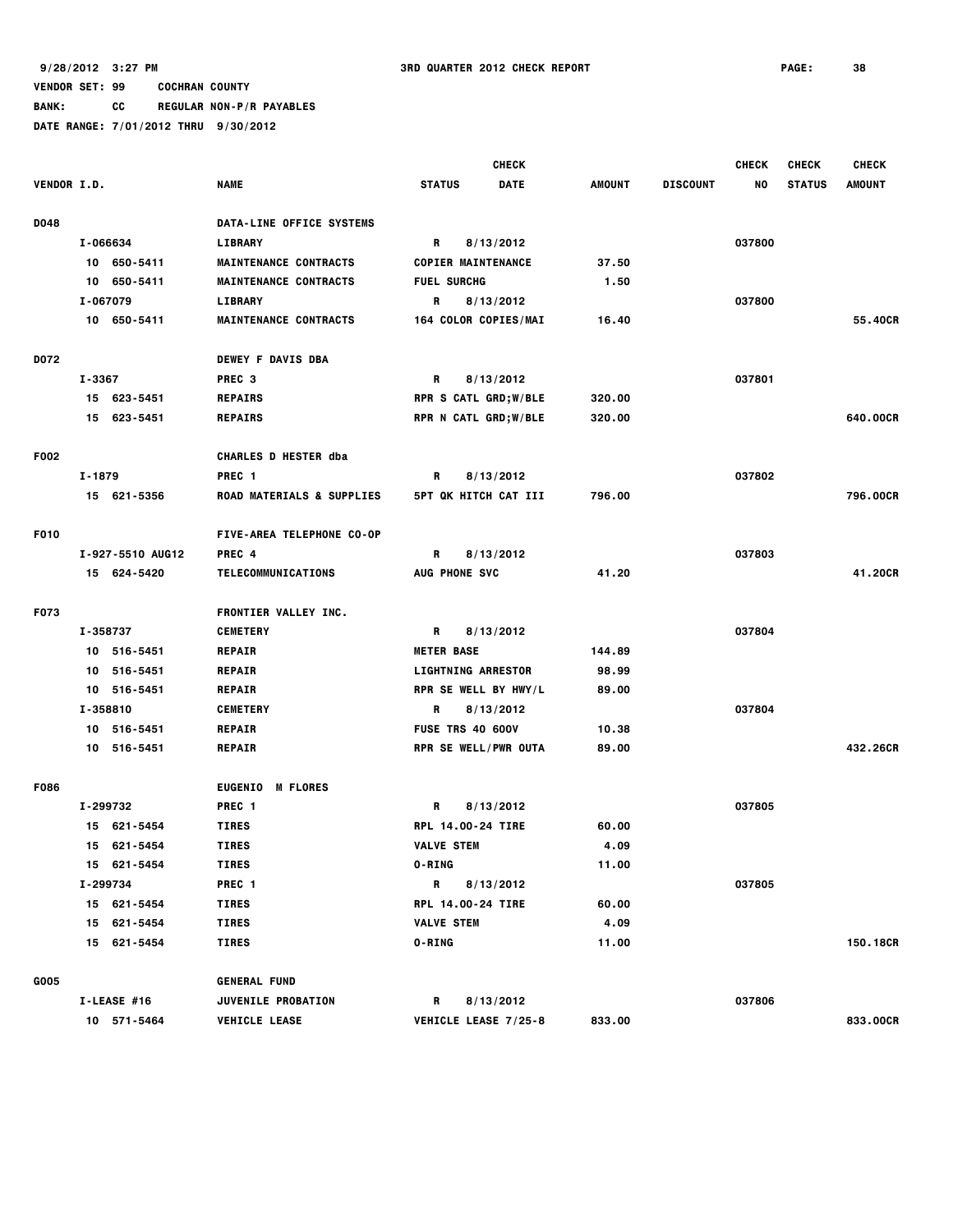9/28/2012 3:27 PM 3RD QUARTER 2012 CHECK REPORT

VENDOR SET: 99 COCHRAN COUNTY

BANK: CC REGULAR NON-P/R PAYABLES

DATE RANGE: 7/01/2012 THRU 9/30/2012

| VENDOR I.D. | NAME | STATUS | CHECK DATE | AMOUNT | DISCOUNT | CHECK NO | CHECK STATUS | CHECK AMOUNT |
|---|---|---|---|---|---|---|---|---|
| D048 | DATA-LINE OFFICE SYSTEMS | | | | | | | |
| I-066634 | LIBRARY | R | 8/13/2012 | | | 037800 | | |
| 10 650-5411 | MAINTENANCE CONTRACTS | COPIER MAINTENANCE | | 37.50 | | | | |
| 10 650-5411 | MAINTENANCE CONTRACTS | FUEL SURCHG | | 1.50 | | | | |
| I-067079 | LIBRARY | R | 8/13/2012 | | | 037800 | | |
| 10 650-5411 | MAINTENANCE CONTRACTS | 164 COLOR COPIES/MAI | | 16.40 | | | | 55.40CR |
| D072 | DEWEY F DAVIS DBA | | | | | | | |
| I-3367 | PREC 3 | R | 8/13/2012 | | | 037801 | | |
| 15 623-5451 | REPAIRS | RPR S CATL GRD;W/BLE | | 320.00 | | | | |
| 15 623-5451 | REPAIRS | RPR N CATL GRD;W/BLE | | 320.00 | | | | 640.00CR |
| F002 | CHARLES D HESTER dba | | | | | | | |
| I-1879 | PREC 1 | R | 8/13/2012 | | | 037802 | | |
| 15 621-5356 | ROAD MATERIALS & SUPPLIES | 5PT QK HITCH CAT III | | 796.00 | | | | 796.00CR |
| F010 | FIVE-AREA TELEPHONE CO-OP | | | | | | | |
| I-927-5510 AUG12 | PREC 4 | R | 8/13/2012 | | | 037803 | | |
| 15 624-5420 | TELECOMMUNICATIONS | AUG PHONE SVC | | 41.20 | | | | 41.20CR |
| F073 | FRONTIER VALLEY INC. | | | | | | | |
| I-358737 | CEMETERY | R | 8/13/2012 | | | 037804 | | |
| 10 516-5451 | REPAIR | METER BASE | | 144.89 | | | | |
| 10 516-5451 | REPAIR | LIGHTNING ARRESTOR | | 98.99 | | | | |
| 10 516-5451 | REPAIR | RPR SE WELL BY HWY/L | | 89.00 | | | | |
| I-358810 | CEMETERY | R | 8/13/2012 | | | 037804 | | |
| 10 516-5451 | REPAIR | FUSE TRS 40 600V | | 10.38 | | | | |
| 10 516-5451 | REPAIR | RPR SE WELL/PWR OUTA | | 89.00 | | | | 432.26CR |
| F086 | EUGENIO M FLORES | | | | | | | |
| I-299732 | PREC 1 | R | 8/13/2012 | | | 037805 | | |
| 15 621-5454 | TIRES | RPL 14.00-24 TIRE | | 60.00 | | | | |
| 15 621-5454 | TIRES | VALVE STEM | | 4.09 | | | | |
| 15 621-5454 | TIRES | O-RING | | 11.00 | | | | |
| I-299734 | PREC 1 | R | 8/13/2012 | | | 037805 | | |
| 15 621-5454 | TIRES | RPL 14.00-24 TIRE | | 60.00 | | | | |
| 15 621-5454 | TIRES | VALVE STEM | | 4.09 | | | | |
| 15 621-5454 | TIRES | O-RING | | 11.00 | | | | 150.18CR |
| G005 | GENERAL FUND | | | | | | | |
| I-LEASE #16 | JUVENILE PROBATION | R | 8/13/2012 | | | 037806 | | |
| 10 571-5464 | VEHICLE LEASE | VEHICLE LEASE 7/25-8 | | 833.00 | | | | 833.00CR |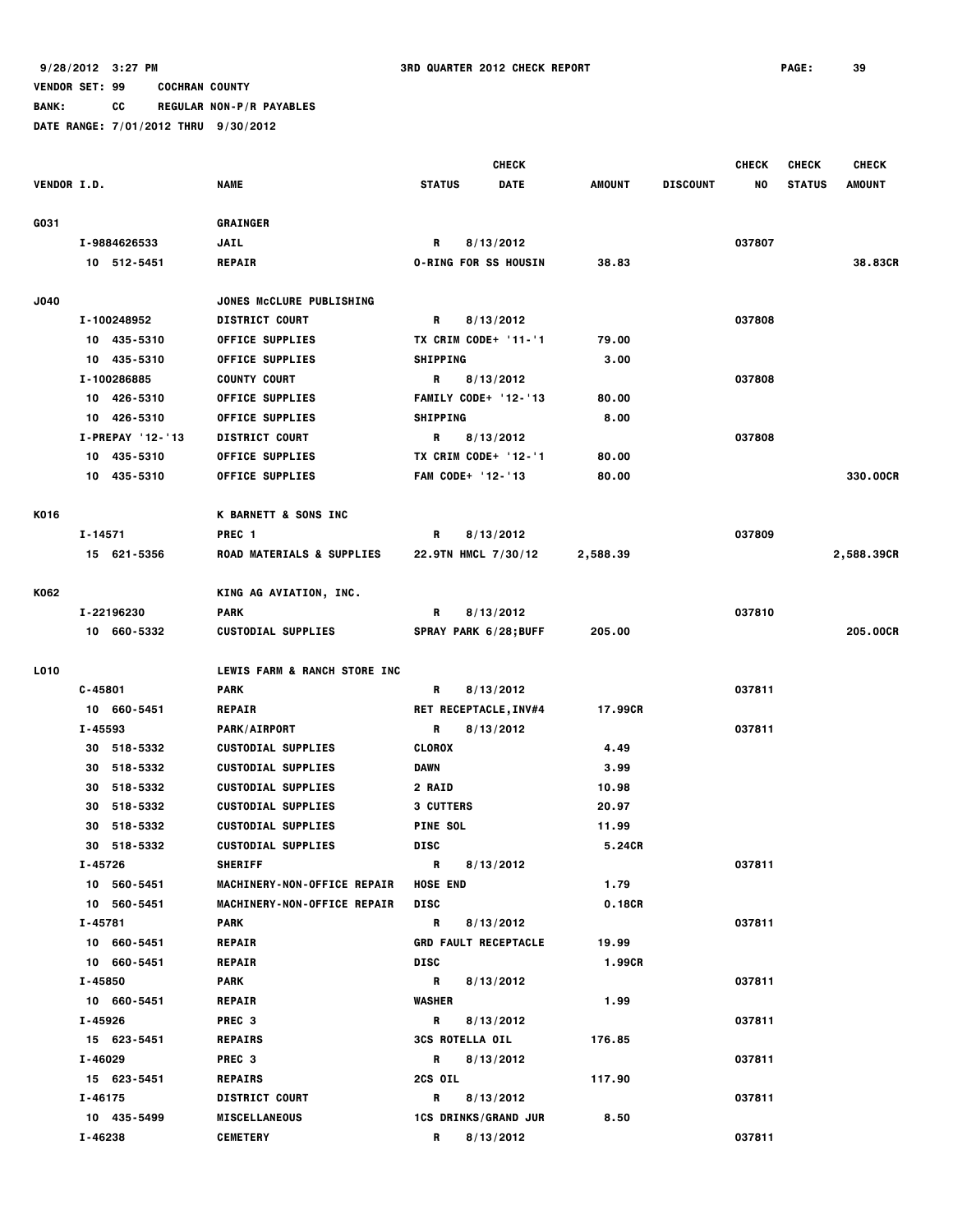9/28/2012 3:27 PM 3RD QUARTER 2012 CHECK REPORT PAGE: 39

VENDOR SET: 99 COCHRAN COUNTY

BANK: CC REGULAR NON-P/R PAYABLES

DATE RANGE: 7/01/2012 THRU 9/30/2012

| VENDOR I.D. | NAME | STATUS | CHECK DATE | AMOUNT | DISCOUNT | CHECK NO | CHECK STATUS | CHECK AMOUNT |
|---|---|---|---|---|---|---|---|---|
| G031 | GRAINGER | | | | | | | |
| I-9884626533 | JAIL | R | 8/13/2012 | | | 037807 | | |
| 10 512-5451 | REPAIR | O-RING FOR SS HOUSIN | | 38.83 | | | | 38.83CR |
| J040 | JONES McCLURE PUBLISHING | | | | | | | |
| I-100248952 | DISTRICT COURT | R | 8/13/2012 | | | 037808 | | |
| 10 435-5310 | OFFICE SUPPLIES | TX CRIM CODE+ '11-'1 | | 79.00 | | | | |
| 10 435-5310 | OFFICE SUPPLIES | SHIPPING | | 3.00 | | | | |
| I-100286885 | COUNTY COURT | R | 8/13/2012 | | | 037808 | | |
| 10 426-5310 | OFFICE SUPPLIES | FAMILY CODE+ '12-'13 | | 80.00 | | | | |
| 10 426-5310 | OFFICE SUPPLIES | SHIPPING | | 8.00 | | | | |
| I-PREPAY '12-'13 | DISTRICT COURT | R | 8/13/2012 | | | 037808 | | |
| 10 435-5310 | OFFICE SUPPLIES | TX CRIM CODE+ '12-'1 | | 80.00 | | | | |
| 10 435-5310 | OFFICE SUPPLIES | FAM CODE+ '12-'13 | | 80.00 | | | | 330.00CR |
| K016 | K BARNETT & SONS INC | | | | | | | |
| I-14571 | PREC 1 | R | 8/13/2012 | | | 037809 | | |
| 15 621-5356 | ROAD MATERIALS & SUPPLIES | 22.9TN HMCL 7/30/12 | | 2,588.39 | | | | 2,588.39CR |
| K062 | KING AG AVIATION, INC. | | | | | | | |
| I-22196230 | PARK | R | 8/13/2012 | | | 037810 | | |
| 10 660-5332 | CUSTODIAL SUPPLIES | SPRAY PARK 6/28;BUFF | | 205.00 | | | | 205.00CR |
| L010 | LEWIS FARM & RANCH STORE INC | | | | | | | |
| C-45801 | PARK | R | 8/13/2012 | | | 037811 | | |
| 10 660-5451 | REPAIR | RET RECEPTACLE,INV#4 | | 17.99CR | | | | |
| I-45593 | PARK/AIRPORT | R | 8/13/2012 | | | 037811 | | |
| 30 518-5332 | CUSTODIAL SUPPLIES | CLOROX | | 4.49 | | | | |
| 30 518-5332 | CUSTODIAL SUPPLIES | DAWN | | 3.99 | | | | |
| 30 518-5332 | CUSTODIAL SUPPLIES | 2 RAID | | 10.98 | | | | |
| 30 518-5332 | CUSTODIAL SUPPLIES | 3 CUTTERS | | 20.97 | | | | |
| 30 518-5332 | CUSTODIAL SUPPLIES | PINE SOL | | 11.99 | | | | |
| 30 518-5332 | CUSTODIAL SUPPLIES | DISC | | 5.24CR | | | | |
| I-45726 | SHERIFF | R | 8/13/2012 | | | 037811 | | |
| 10 560-5451 | MACHINERY-NON-OFFICE REPAIR | HOSE END | | 1.79 | | | | |
| 10 560-5451 | MACHINERY-NON-OFFICE REPAIR | DISC | | 0.18CR | | | | |
| I-45781 | PARK | R | 8/13/2012 | | | 037811 | | |
| 10 660-5451 | REPAIR | GRD FAULT RECEPTACLE | | 19.99 | | | | |
| 10 660-5451 | REPAIR | DISC | | 1.99CR | | | | |
| I-45850 | PARK | R | 8/13/2012 | | | 037811 | | |
| 10 660-5451 | REPAIR | WASHER | | 1.99 | | | | |
| I-45926 | PREC 3 | R | 8/13/2012 | | | 037811 | | |
| 15 623-5451 | REPAIRS | 3CS ROTELLA OIL | | 176.85 | | | | |
| I-46029 | PREC 3 | R | 8/13/2012 | | | 037811 | | |
| 15 623-5451 | REPAIRS | 2CS OIL | | 117.90 | | | | |
| I-46175 | DISTRICT COURT | R | 8/13/2012 | | | 037811 | | |
| 10 435-5499 | MISCELLANEOUS | 1CS DRINKS/GRAND JUR | | 8.50 | | | | |
| I-46238 | CEMETERY | R | 8/13/2012 | | | 037811 | | |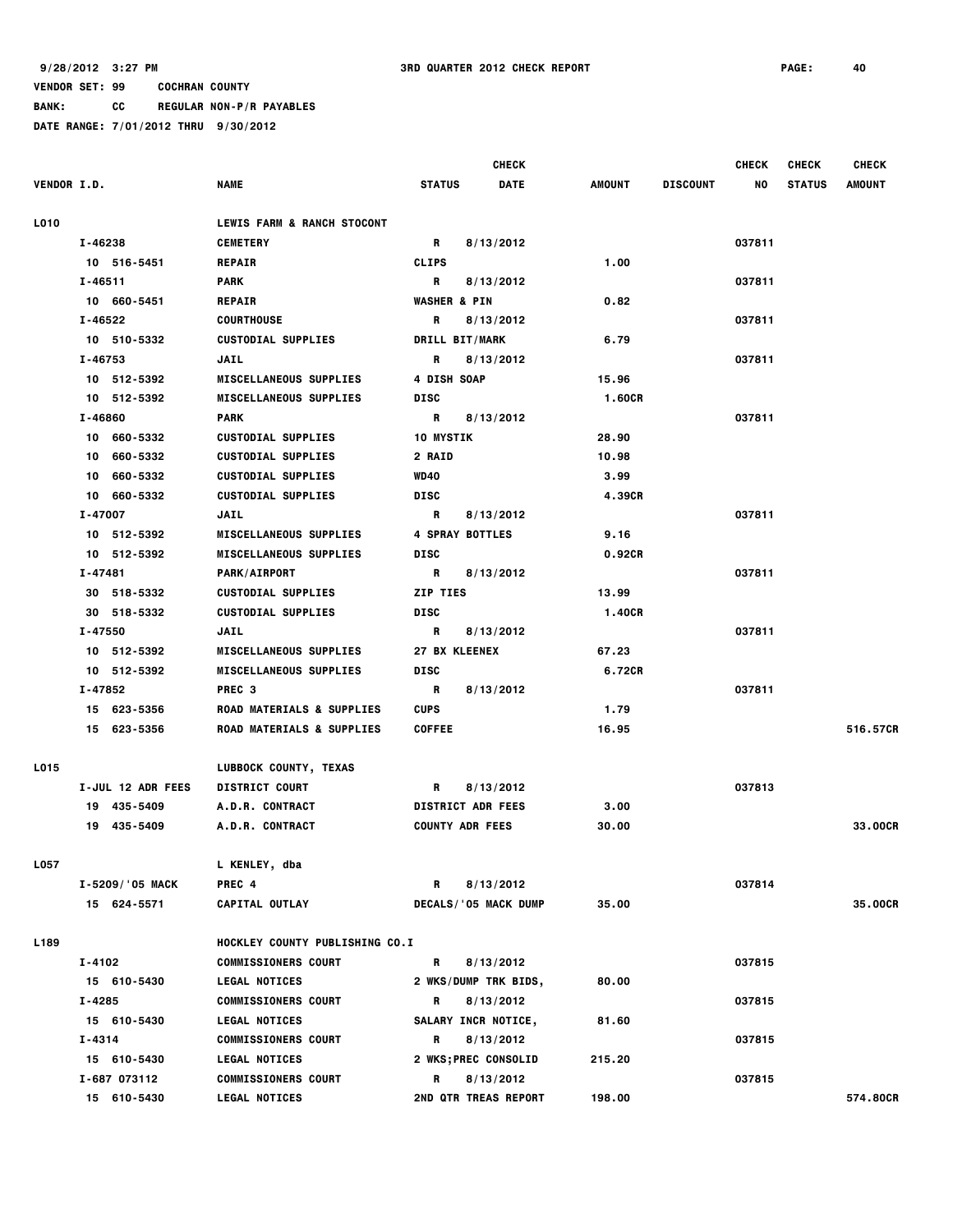9/28/2012 3:27 PM 3RD QUARTER 2012 CHECK REPORT

VENDOR SET: 99 COCHRAN COUNTY

BANK: CC REGULAR NON-P/R PAYABLES

DATE RANGE: 7/01/2012 THRU 9/30/2012

| VENDOR I.D. | NAME | STATUS | CHECK DATE | AMOUNT | DISCOUNT | CHECK NO | CHECK STATUS | CHECK AMOUNT |
|---|---|---|---|---|---|---|---|---|
| L010 | LEWIS FARM & RANCH STOCONT | | | | | | | |
| I-46238 | CEMETERY | R | 8/13/2012 | | | 037811 | | |
| 10 516-5451 | REPAIR | CLIPS | | 1.00 | | | | |
| I-46511 | PARK | R | 8/13/2012 | | | 037811 | | |
| 10 660-5451 | REPAIR | WASHER & PIN | | 0.82 | | | | |
| I-46522 | COURTHOUSE | R | 8/13/2012 | | | 037811 | | |
| 10 510-5332 | CUSTODIAL SUPPLIES | DRILL BIT/MARK | | 6.79 | | | | |
| I-46753 | JAIL | R | 8/13/2012 | | | 037811 | | |
| 10 512-5392 | MISCELLANEOUS SUPPLIES | 4 DISH SOAP | | 15.96 | | | | |
| 10 512-5392 | MISCELLANEOUS SUPPLIES | DISC | | 1.60CR | | | | |
| I-46860 | PARK | R | 8/13/2012 | | | 037811 | | |
| 10 660-5332 | CUSTODIAL SUPPLIES | 10 MYSTIK | | 28.90 | | | | |
| 10 660-5332 | CUSTODIAL SUPPLIES | 2 RAID | | 10.98 | | | | |
| 10 660-5332 | CUSTODIAL SUPPLIES | WD40 | | 3.99 | | | | |
| 10 660-5332 | CUSTODIAL SUPPLIES | DISC | | 4.39CR | | | | |
| I-47007 | JAIL | R | 8/13/2012 | | | 037811 | | |
| 10 512-5392 | MISCELLANEOUS SUPPLIES | 4 SPRAY BOTTLES | | 9.16 | | | | |
| 10 512-5392 | MISCELLANEOUS SUPPLIES | DISC | | 0.92CR | | | | |
| I-47481 | PARK/AIRPORT | R | 8/13/2012 | | | 037811 | | |
| 30 518-5332 | CUSTODIAL SUPPLIES | ZIP TIES | | 13.99 | | | | |
| 30 518-5332 | CUSTODIAL SUPPLIES | DISC | | 1.40CR | | | | |
| I-47550 | JAIL | R | 8/13/2012 | | | 037811 | | |
| 10 512-5392 | MISCELLANEOUS SUPPLIES | 27 BX KLEENEX | | 67.23 | | | | |
| 10 512-5392 | MISCELLANEOUS SUPPLIES | DISC | | 6.72CR | | | | |
| I-47852 | PREC 3 | R | 8/13/2012 | | | 037811 | | |
| 15 623-5356 | ROAD MATERIALS & SUPPLIES | CUPS | | 1.79 | | | | |
| 15 623-5356 | ROAD MATERIALS & SUPPLIES | COFFEE | | 16.95 | | | | 516.57CR |
| L015 | LUBBOCK COUNTY, TEXAS | | | | | | | |
| I-JUL 12 ADR FEES | DISTRICT COURT | R | 8/13/2012 | | | 037813 | | |
| 19 435-5409 | A.D.R. CONTRACT | DISTRICT ADR FEES | | 3.00 | | | | |
| 19 435-5409 | A.D.R. CONTRACT | COUNTY ADR FEES | | 30.00 | | | | 33.00CR |
| L057 | L KENLEY, dba | | | | | | | |
| I-5209/'05 MACK | PREC 4 | R | 8/13/2012 | | | 037814 | | |
| 15 624-5571 | CAPITAL OUTLAY | DECALS/'05 MACK DUMP | | 35.00 | | | | 35.00CR |
| L189 | HOCKLEY COUNTY PUBLISHING CO.I | | | | | | | |
| I-4102 | COMMISSIONERS COURT | R | 8/13/2012 | | | 037815 | | |
| 15 610-5430 | LEGAL NOTICES | 2 WKS/DUMP TRK BIDS, | | 80.00 | | | | |
| I-4285 | COMMISSIONERS COURT | R | 8/13/2012 | | | 037815 | | |
| 15 610-5430 | LEGAL NOTICES | SALARY INCR NOTICE, | | 81.60 | | | | |
| I-4314 | COMMISSIONERS COURT | R | 8/13/2012 | | | 037815 | | |
| 15 610-5430 | LEGAL NOTICES | 2 WKS;PREC CONSOLID | | 215.20 | | | | |
| I-687 073112 | COMMISSIONERS COURT | R | 8/13/2012 | | | 037815 | | |
| 15 610-5430 | LEGAL NOTICES | 2ND QTR TREAS REPORT | | 198.00 | | | | 574.80CR |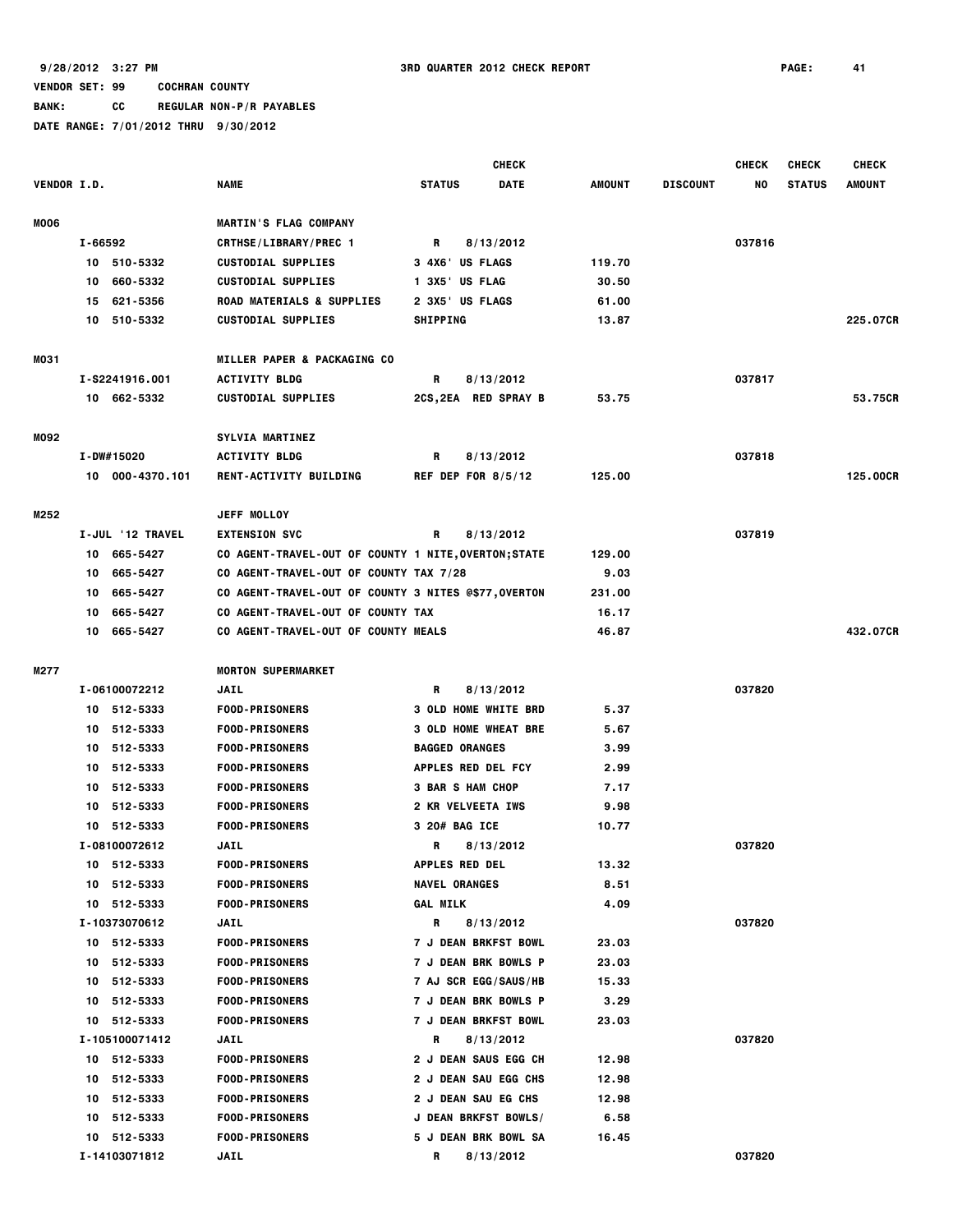9/28/2012 3:27 PM 3RD QUARTER 2012 CHECK REPORT

VENDOR SET: 99 COCHRAN COUNTY

BANK: CC REGULAR NON-P/R PAYABLES

DATE RANGE: 7/01/2012 THRU 9/30/2012

| VENDOR I.D. | NAME | STATUS | CHECK DATE | AMOUNT | DISCOUNT | CHECK NO | CHECK STATUS | CHECK AMOUNT |
|---|---|---|---|---|---|---|---|---|
| M006 | MARTIN'S FLAG COMPANY | | | | | | | |
| I-66592 | CRTHSE/LIBRARY/PREC 1 | R | 8/13/2012 | | | 037816 | | |
| 10 510-5332 | CUSTODIAL SUPPLIES | 3 4X6' US FLAGS | | 119.70 | | | | |
| 10 660-5332 | CUSTODIAL SUPPLIES | 1 3X5' US FLAG | | 30.50 | | | | |
| 15 621-5356 | ROAD MATERIALS & SUPPLIES | 2 3X5' US FLAGS | | 61.00 | | | | |
| 10 510-5332 | CUSTODIAL SUPPLIES | SHIPPING | | 13.87 | | | | 225.07CR |
| M031 | MILLER PAPER & PACKAGING CO | | | | | | | |
| I-S2241916.001 | ACTIVITY BLDG | R | 8/13/2012 | | | 037817 | | |
| 10 662-5332 | CUSTODIAL SUPPLIES | 2CS,2EA RED SPRAY B | | 53.75 | | | | 53.75CR |
| M092 | SYLVIA MARTINEZ | | | | | | | |
| I-DW#15020 | ACTIVITY BLDG | R | 8/13/2012 | | | 037818 | | |
| 10 000-4370.101 | RENT-ACTIVITY BUILDING | REF DEP FOR 8/5/12 | | 125.00 | | | | 125.00CR |
| M252 | JEFF MOLLOY | | | | | | | |
| I-JUL '12 TRAVEL | EXTENSION SVC | R | 8/13/2012 | | | 037819 | | |
| 10 665-5427 | CO AGENT-TRAVEL-OUT OF COUNTY | 1 NITE,OVERTON;STATE | | 129.00 | | | | |
| 10 665-5427 | CO AGENT-TRAVEL-OUT OF COUNTY | TAX 7/28 | | 9.03 | | | | |
| 10 665-5427 | CO AGENT-TRAVEL-OUT OF COUNTY | 3 NITES @$77,OVERTON | | 231.00 | | | | |
| 10 665-5427 | CO AGENT-TRAVEL-OUT OF COUNTY | TAX | | 16.17 | | | | |
| 10 665-5427 | CO AGENT-TRAVEL-OUT OF COUNTY | MEALS | | 46.87 | | | | 432.07CR |
| M277 | MORTON SUPERMARKET | | | | | | | |
| I-06100072212 | JAIL | R | 8/13/2012 | | | 037820 | | |
| 10 512-5333 | FOOD-PRISONERS | 3 OLD HOME WHITE BRD | | 5.37 | | | | |
| 10 512-5333 | FOOD-PRISONERS | 3 OLD HOME WHEAT BRE | | 5.67 | | | | |
| 10 512-5333 | FOOD-PRISONERS | BAGGED ORANGES | | 3.99 | | | | |
| 10 512-5333 | FOOD-PRISONERS | APPLES RED DEL FCY | | 2.99 | | | | |
| 10 512-5333 | FOOD-PRISONERS | 3 BAR S HAM CHOP | | 7.17 | | | | |
| 10 512-5333 | FOOD-PRISONERS | 2 KR VELVEETA IWS | | 9.98 | | | | |
| 10 512-5333 | FOOD-PRISONERS | 3 20# BAG ICE | | 10.77 | | | | |
| I-08100072612 | JAIL | R | 8/13/2012 | | | 037820 | | |
| 10 512-5333 | FOOD-PRISONERS | APPLES RED DEL | | 13.32 | | | | |
| 10 512-5333 | FOOD-PRISONERS | NAVEL ORANGES | | 8.51 | | | | |
| 10 512-5333 | FOOD-PRISONERS | GAL MILK | | 4.09 | | | | |
| I-10373070612 | JAIL | R | 8/13/2012 | | | 037820 | | |
| 10 512-5333 | FOOD-PRISONERS | 7 J DEAN BRKFST BOWL | | 23.03 | | | | |
| 10 512-5333 | FOOD-PRISONERS | 7 J DEAN BRK BOWLS P | | 23.03 | | | | |
| 10 512-5333 | FOOD-PRISONERS | 7 AJ SCR EGG/SAUS/HB | | 15.33 | | | | |
| 10 512-5333 | FOOD-PRISONERS | 7 J DEAN BRK BOWLS P | | 3.29 | | | | |
| 10 512-5333 | FOOD-PRISONERS | 7 J DEAN BRKFST BOWL | | 23.03 | | | | |
| I-105100071412 | JAIL | R | 8/13/2012 | | | 037820 | | |
| 10 512-5333 | FOOD-PRISONERS | 2 J DEAN SAUS EGG CH | | 12.98 | | | | |
| 10 512-5333 | FOOD-PRISONERS | 2 J DEAN SAU EGG CHS | | 12.98 | | | | |
| 10 512-5333 | FOOD-PRISONERS | 2 J DEAN SAU EG CHS | | 12.98 | | | | |
| 10 512-5333 | FOOD-PRISONERS | J DEAN BRKFST BOWLS/ | | 6.58 | | | | |
| 10 512-5333 | FOOD-PRISONERS | 5 J DEAN BRK BOWL SA | | 16.45 | | | | |
| I-14103071812 | JAIL | R | 8/13/2012 | | | 037820 | | |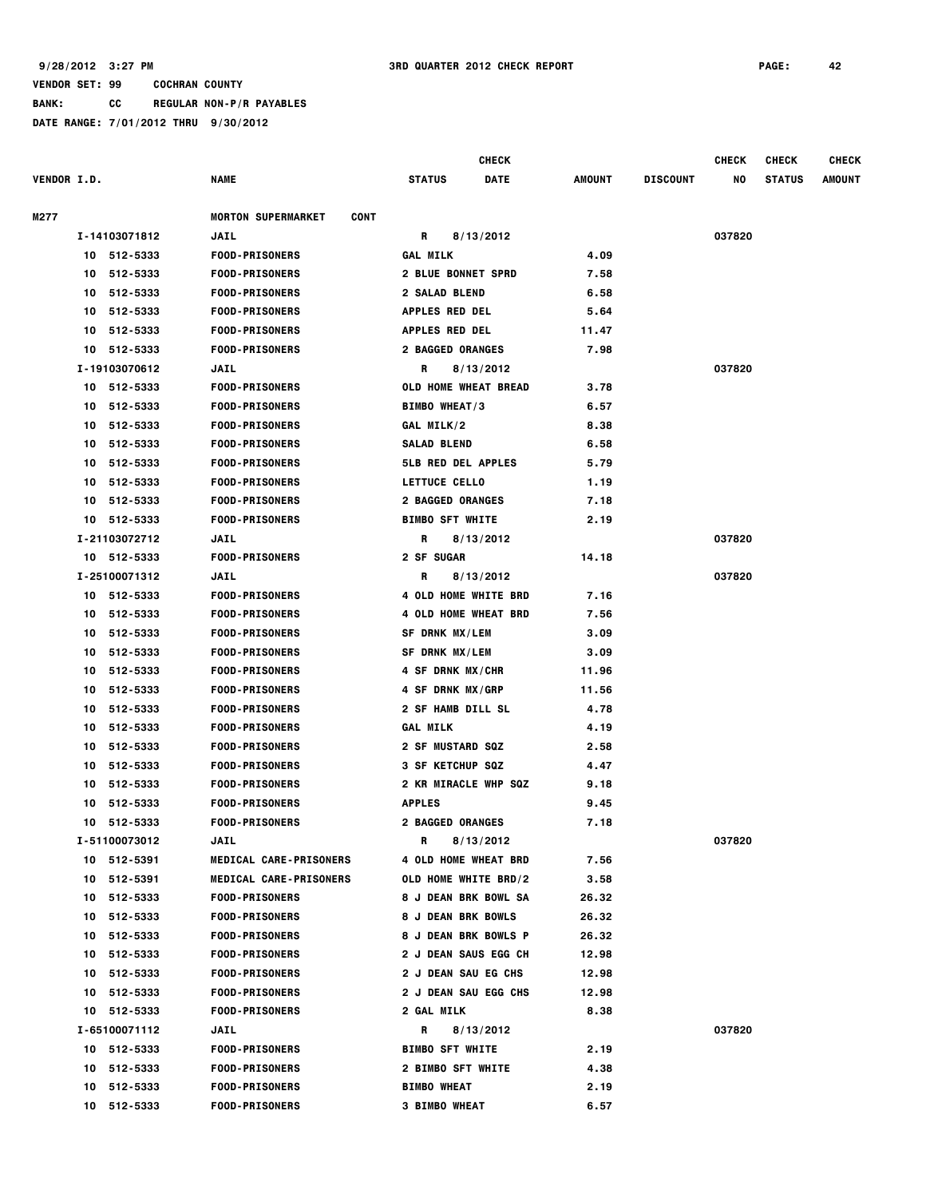9/28/2012 3:27 PM 3RD QUARTER 2012 CHECK REPORT PAGE: 42

VENDOR SET: 99 COCHRAN COUNTY

BANK: CC REGULAR NON-P/R PAYABLES

DATE RANGE: 7/01/2012 THRU 9/30/2012

| VENDOR I.D. | NAME | STATUS | CHECK DATE | AMOUNT | DISCOUNT | CHECK NO | CHECK STATUS | CHECK AMOUNT |
|---|---|---|---|---|---|---|---|---|
| M277 | MORTON SUPERMARKET CONT | | | | | | | |
| I-14103071812 | JAIL | R | 8/13/2012 | | | 037820 | | |
| 10 512-5333 | FOOD-PRISONERS | GAL MILK | | 4.09 | | | | |
| 10 512-5333 | FOOD-PRISONERS | 2 BLUE BONNET SPRD | | 7.58 | | | | |
| 10 512-5333 | FOOD-PRISONERS | 2 SALAD BLEND | | 6.58 | | | | |
| 10 512-5333 | FOOD-PRISONERS | APPLES RED DEL | | 5.64 | | | | |
| 10 512-5333 | FOOD-PRISONERS | APPLES RED DEL | | 11.47 | | | | |
| 10 512-5333 | FOOD-PRISONERS | 2 BAGGED ORANGES | | 7.98 | | | | |
| I-19103070612 | JAIL | R | 8/13/2012 | | | 037820 | | |
| 10 512-5333 | FOOD-PRISONERS | OLD HOME WHEAT BREAD | | 3.78 | | | | |
| 10 512-5333 | FOOD-PRISONERS | BIMBO WHEAT/3 | | 6.57 | | | | |
| 10 512-5333 | FOOD-PRISONERS | GAL MILK/2 | | 8.38 | | | | |
| 10 512-5333 | FOOD-PRISONERS | SALAD BLEND | | 6.58 | | | | |
| 10 512-5333 | FOOD-PRISONERS | 5LB RED DEL APPLES | | 5.79 | | | | |
| 10 512-5333 | FOOD-PRISONERS | LETTUCE CELLO | | 1.19 | | | | |
| 10 512-5333 | FOOD-PRISONERS | 2 BAGGED ORANGES | | 7.18 | | | | |
| 10 512-5333 | FOOD-PRISONERS | BIMBO SFT WHITE | | 2.19 | | | | |
| I-21103072712 | JAIL | R | 8/13/2012 | | | 037820 | | |
| 10 512-5333 | FOOD-PRISONERS | 2 SF SUGAR | | 14.18 | | | | |
| I-25100071312 | JAIL | R | 8/13/2012 | | | 037820 | | |
| 10 512-5333 | FOOD-PRISONERS | 4 OLD HOME WHITE BRD | | 7.16 | | | | |
| 10 512-5333 | FOOD-PRISONERS | 4 OLD HOME WHEAT BRD | | 7.56 | | | | |
| 10 512-5333 | FOOD-PRISONERS | SF DRNK MX/LEM | | 3.09 | | | | |
| 10 512-5333 | FOOD-PRISONERS | SF DRNK MX/LEM | | 3.09 | | | | |
| 10 512-5333 | FOOD-PRISONERS | 4 SF DRNK MX/CHR | | 11.96 | | | | |
| 10 512-5333 | FOOD-PRISONERS | 4 SF DRNK MX/GRP | | 11.56 | | | | |
| 10 512-5333 | FOOD-PRISONERS | 2 SF HAMB DILL SL | | 4.78 | | | | |
| 10 512-5333 | FOOD-PRISONERS | GAL MILK | | 4.19 | | | | |
| 10 512-5333 | FOOD-PRISONERS | 2 SF MUSTARD SQZ | | 2.58 | | | | |
| 10 512-5333 | FOOD-PRISONERS | 3 SF KETCHUP SQZ | | 4.47 | | | | |
| 10 512-5333 | FOOD-PRISONERS | 2 KR MIRACLE WHP SQZ | | 9.18 | | | | |
| 10 512-5333 | FOOD-PRISONERS | APPLES | | 9.45 | | | | |
| 10 512-5333 | FOOD-PRISONERS | 2 BAGGED ORANGES | | 7.18 | | | | |
| I-51100073012 | JAIL | R | 8/13/2012 | | | 037820 | | |
| 10 512-5391 | MEDICAL CARE-PRISONERS | 4 OLD HOME WHEAT BRD | | 7.56 | | | | |
| 10 512-5391 | MEDICAL CARE-PRISONERS | OLD HOME WHITE BRD/2 | | 3.58 | | | | |
| 10 512-5333 | FOOD-PRISONERS | 8 J DEAN BRK BOWL SA | | 26.32 | | | | |
| 10 512-5333 | FOOD-PRISONERS | 8 J DEAN BRK BOWLS | | 26.32 | | | | |
| 10 512-5333 | FOOD-PRISONERS | 8 J DEAN BRK BOWLS P | | 26.32 | | | | |
| 10 512-5333 | FOOD-PRISONERS | 2 J DEAN SAUS EGG CH | | 12.98 | | | | |
| 10 512-5333 | FOOD-PRISONERS | 2 J DEAN SAU EG CHS | | 12.98 | | | | |
| 10 512-5333 | FOOD-PRISONERS | 2 J DEAN SAU EGG CHS | | 12.98 | | | | |
| 10 512-5333 | FOOD-PRISONERS | 2 GAL MILK | | 8.38 | | | | |
| I-65100071112 | JAIL | R | 8/13/2012 | | | 037820 | | |
| 10 512-5333 | FOOD-PRISONERS | BIMBO SFT WHITE | | 2.19 | | | | |
| 10 512-5333 | FOOD-PRISONERS | 2 BIMBO SFT WHITE | | 4.38 | | | | |
| 10 512-5333 | FOOD-PRISONERS | BIMBO WHEAT | | 2.19 | | | | |
| 10 512-5333 | FOOD-PRISONERS | 3 BIMBO WHEAT | | 6.57 | | | | |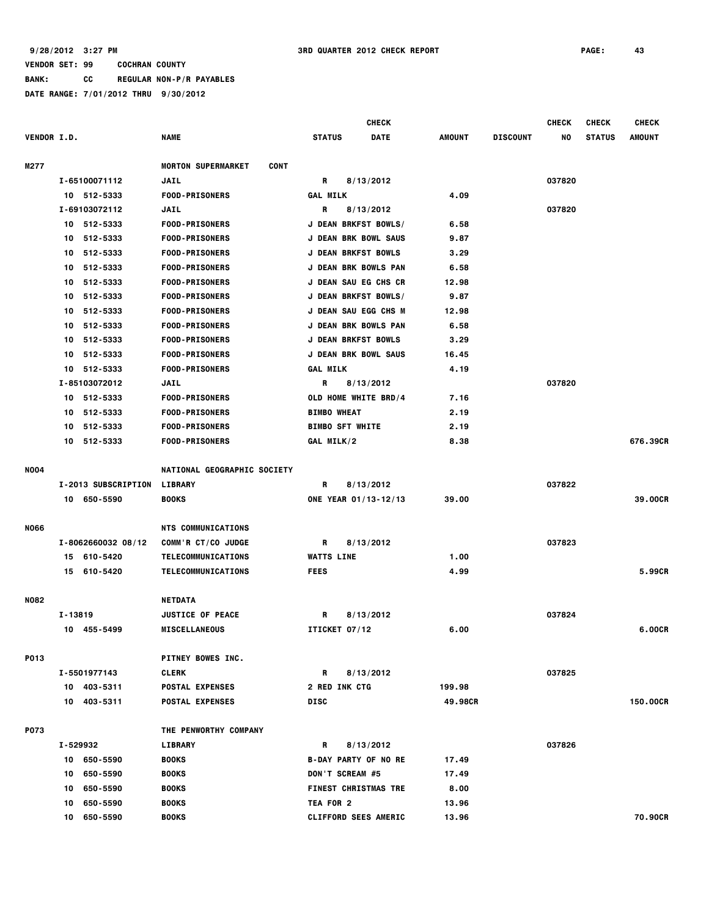9/28/2012 3:27 PM — 3RD QUARTER 2012 CHECK REPORT

VENDOR SET: 99 COCHRAN COUNTY
BANK: CC REGULAR NON-P/R PAYABLES
DATE RANGE: 7/01/2012 THRU 9/30/2012

| VENDOR I.D. | NAME | STATUS | CHECK DATE | AMOUNT | DISCOUNT | CHECK NO | CHECK STATUS | CHECK AMOUNT |
|---|---|---|---|---|---|---|---|---|
| M277 | MORTON SUPERMARKET CONT | | | | | | | |
| I-65100071112 | JAIL | R | 8/13/2012 | | | 037820 | | |
| 10 512-5333 | FOOD-PRISONERS | GAL MILK | | 4.09 | | | | |
| I-69103072112 | JAIL | R | 8/13/2012 | | | 037820 | | |
| 10 512-5333 | FOOD-PRISONERS | J DEAN BRKFST BOWLS/ | | 6.58 | | | | |
| 10 512-5333 | FOOD-PRISONERS | J DEAN BRK BOWL SAUS | | 9.87 | | | | |
| 10 512-5333 | FOOD-PRISONERS | J DEAN BRKFST BOWLS | | 3.29 | | | | |
| 10 512-5333 | FOOD-PRISONERS | J DEAN BRK BOWLS PAN | | 6.58 | | | | |
| 10 512-5333 | FOOD-PRISONERS | J DEAN SAU EG CHS CR | | 12.98 | | | | |
| 10 512-5333 | FOOD-PRISONERS | J DEAN BRKFST BOWLS/ | | 9.87 | | | | |
| 10 512-5333 | FOOD-PRISONERS | J DEAN SAU EGG CHS M | | 12.98 | | | | |
| 10 512-5333 | FOOD-PRISONERS | J DEAN BRK BOWLS PAN | | 6.58 | | | | |
| 10 512-5333 | FOOD-PRISONERS | J DEAN BRKFST BOWLS | | 3.29 | | | | |
| 10 512-5333 | FOOD-PRISONERS | J DEAN BRK BOWL SAUS | | 16.45 | | | | |
| 10 512-5333 | FOOD-PRISONERS | GAL MILK | | 4.19 | | | | |
| I-85103072012 | JAIL | R | 8/13/2012 | | | 037820 | | |
| 10 512-5333 | FOOD-PRISONERS | OLD HOME WHITE BRD/4 | | 7.16 | | | | |
| 10 512-5333 | FOOD-PRISONERS | BIMBO WHEAT | | 2.19 | | | | |
| 10 512-5333 | FOOD-PRISONERS | BIMBO SFT WHITE | | 2.19 | | | | |
| 10 512-5333 | FOOD-PRISONERS | GAL MILK/2 | | 8.38 | | | | 676.39CR |
| N004 | NATIONAL GEOGRAPHIC SOCIETY | | | | | | | |
| I-2013 SUBSCRIPTION | LIBRARY | R | 8/13/2012 | | | 037822 | | |
| 10 650-5590 | BOOKS | ONE YEAR 01/13-12/13 | | 39.00 | | | | 39.00CR |
| N066 | NTS COMMUNICATIONS | | | | | | | |
| I-8062660032 08/12 | COMM'R CT/CO JUDGE | R | 8/13/2012 | | | 037823 | | |
| 15 610-5420 | TELECOMMUNICATIONS | WATTS LINE | | 1.00 | | | | |
| 15 610-5420 | TELECOMMUNICATIONS | FEES | | 4.99 | | | | 5.99CR |
| N082 | NETDATA | | | | | | | |
| I-13819 | JUSTICE OF PEACE | R | 8/13/2012 | | | 037824 | | |
| 10 455-5499 | MISCELLANEOUS | ITICKET 07/12 | | 6.00 | | | | 6.00CR |
| P013 | PITNEY BOWES INC. | | | | | | | |
| I-5501977143 | CLERK | R | 8/13/2012 | | | 037825 | | |
| 10 403-5311 | POSTAL EXPENSES | 2 RED INK CTG | | 199.98 | | | | |
| 10 403-5311 | POSTAL EXPENSES | DISC | | 49.98CR | | | | 150.00CR |
| P073 | THE PENWORTHY COMPANY | | | | | | | |
| I-529932 | LIBRARY | R | 8/13/2012 | | | 037826 | | |
| 10 650-5590 | BOOKS | B-DAY PARTY OF NO RE | | 17.49 | | | | |
| 10 650-5590 | BOOKS | DON'T SCREAM #5 | | 17.49 | | | | |
| 10 650-5590 | BOOKS | FINEST CHRISTMAS TRE | | 8.00 | | | | |
| 10 650-5590 | BOOKS | TEA FOR 2 | | 13.96 | | | | |
| 10 650-5590 | BOOKS | CLIFFORD SEES AMERIC | | 13.96 | | | | 70.90CR |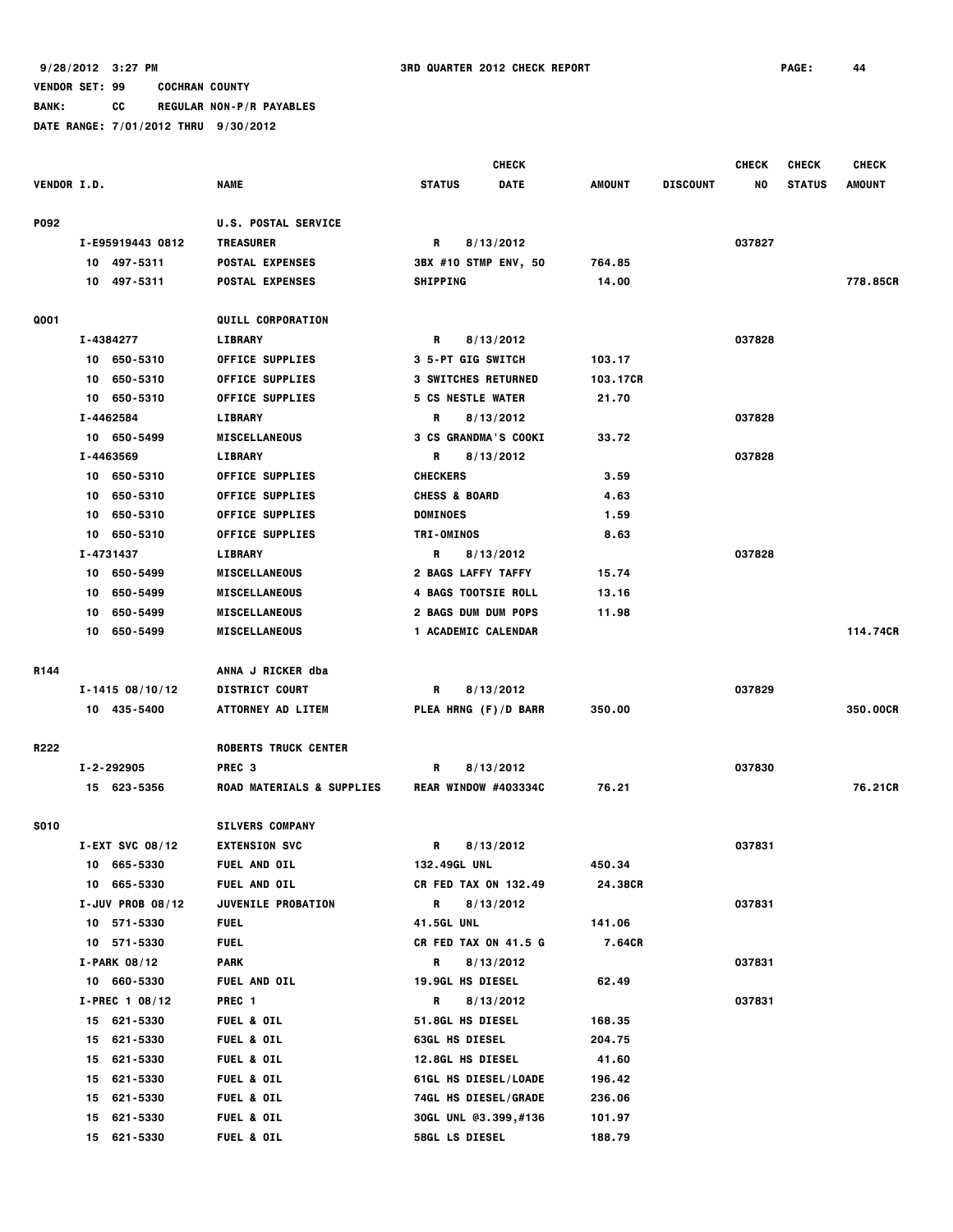9/28/2012 3:27 PM 3RD QUARTER 2012 CHECK REPORT PAGE: 44

VENDOR SET: 99 COCHRAN COUNTY

BANK: CC REGULAR NON-P/R PAYABLES

DATE RANGE: 7/01/2012 THRU 9/30/2012

| VENDOR I.D. | NAME | STATUS | CHECK DATE | AMOUNT | DISCOUNT | CHECK NO | CHECK STATUS | CHECK AMOUNT |
|---|---|---|---|---|---|---|---|---|
| P092 | U.S. POSTAL SERVICE | | | | | | | |
| I-E95919443 0812 | TREASURER | R | 8/13/2012 | | | 037827 | | |
| 10 497-5311 | POSTAL EXPENSES | 3BX #10 STMP ENV, 50 | | 764.85 | | | | |
| 10 497-5311 | POSTAL EXPENSES | SHIPPING | | 14.00 | | | | 778.85CR |
| Q001 | QUILL CORPORATION | | | | | | | |
| I-4384277 | LIBRARY | R | 8/13/2012 | | | 037828 | | |
| 10 650-5310 | OFFICE SUPPLIES | 3 5-PT GIG SWITCH | | 103.17 | | | | |
| 10 650-5310 | OFFICE SUPPLIES | 3 SWITCHES RETURNED | | 103.17CR | | | | |
| 10 650-5310 | OFFICE SUPPLIES | 5 CS NESTLE WATER | | 21.70 | | | | |
| I-4462584 | LIBRARY | R | 8/13/2012 | | | 037828 | | |
| 10 650-5499 | MISCELLANEOUS | 3 CS GRANDMA'S COOKI | | 33.72 | | | | |
| I-4463569 | LIBRARY | R | 8/13/2012 | | | 037828 | | |
| 10 650-5310 | OFFICE SUPPLIES | CHECKERS | | 3.59 | | | | |
| 10 650-5310 | OFFICE SUPPLIES | CHESS & BOARD | | 4.63 | | | | |
| 10 650-5310 | OFFICE SUPPLIES | DOMINOES | | 1.59 | | | | |
| 10 650-5310 | OFFICE SUPPLIES | TRI-OMINOS | | 8.63 | | | | |
| I-4731437 | LIBRARY | R | 8/13/2012 | | | 037828 | | |
| 10 650-5499 | MISCELLANEOUS | 2 BAGS LAFFY TAFFY | | 15.74 | | | | |
| 10 650-5499 | MISCELLANEOUS | 4 BAGS TOOTSIE ROLL | | 13.16 | | | | |
| 10 650-5499 | MISCELLANEOUS | 2 BAGS DUM DUM POPS | | 11.98 | | | | |
| 10 650-5499 | MISCELLANEOUS | 1 ACADEMIC CALENDAR | | | | | | 114.74CR |
| R144 | ANNA J RICKER dba | | | | | | | |
| I-1415 08/10/12 | DISTRICT COURT | R | 8/13/2012 | | | 037829 | | |
| 10 435-5400 | ATTORNEY AD LITEM | PLEA HRNG (F)/D BARR | | 350.00 | | | | 350.00CR |
| R222 | ROBERTS TRUCK CENTER | | | | | | | |
| I-2-292905 | PREC 3 | R | 8/13/2012 | | | 037830 | | |
| 15 623-5356 | ROAD MATERIALS & SUPPLIES | REAR WINDOW #403334C | | 76.21 | | | | 76.21CR |
| S010 | SILVERS COMPANY | | | | | | | |
| I-EXT SVC 08/12 | EXTENSION SVC | R | 8/13/2012 | | | 037831 | | |
| 10 665-5330 | FUEL AND OIL | 132.49GL UNL | | 450.34 | | | | |
| 10 665-5330 | FUEL AND OIL | CR FED TAX ON 132.49 | | 24.38CR | | | | |
| I-JUV PROB 08/12 | JUVENILE PROBATION | R | 8/13/2012 | | | 037831 | | |
| 10 571-5330 | FUEL | 41.5GL UNL | | 141.06 | | | | |
| 10 571-5330 | FUEL | CR FED TAX ON 41.5 G | | 7.64CR | | | | |
| I-PARK 08/12 | PARK | R | 8/13/2012 | | | 037831 | | |
| 10 660-5330 | FUEL AND OIL | 19.9GL HS DIESEL | | 62.49 | | | | |
| I-PREC 1 08/12 | PREC 1 | R | 8/13/2012 | | | 037831 | | |
| 15 621-5330 | FUEL & OIL | 51.8GL HS DIESEL | | 168.35 | | | | |
| 15 621-5330 | FUEL & OIL | 63GL HS DIESEL | | 204.75 | | | | |
| 15 621-5330 | FUEL & OIL | 12.8GL HS DIESEL | | 41.60 | | | | |
| 15 621-5330 | FUEL & OIL | 61GL HS DIESEL/LOADE | | 196.42 | | | | |
| 15 621-5330 | FUEL & OIL | 74GL HS DIESEL/GRADE | | 236.06 | | | | |
| 15 621-5330 | FUEL & OIL | 30GL UNL @3.399,#136 | | 101.97 | | | | |
| 15 621-5330 | FUEL & OIL | 58GL LS DIESEL | | 188.79 | | | | |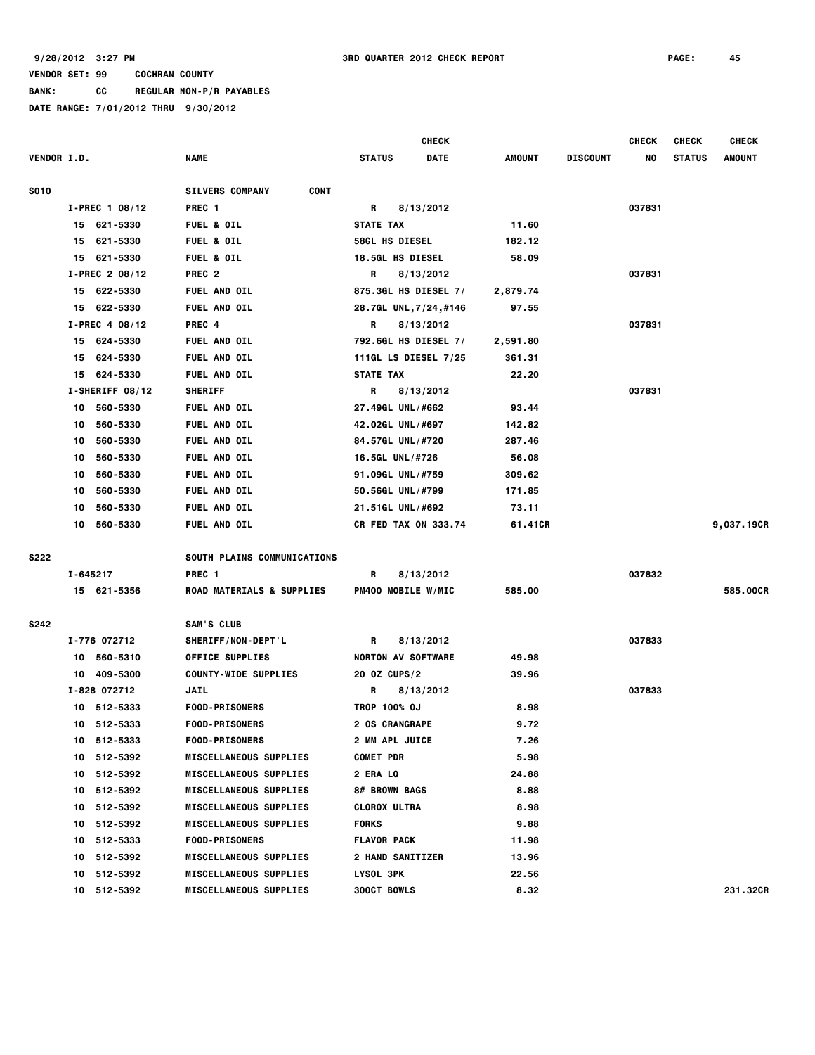9/28/2012 3:27 PM — 3RD QUARTER 2012 CHECK REPORT

VENDOR SET: 99 COCHRAN COUNTY
BANK: CC REGULAR NON-P/R PAYABLES
DATE RANGE: 7/01/2012 THRU 9/30/2012

| VENDOR I.D. | NAME | STATUS | CHECK DATE | AMOUNT | DISCOUNT | CHECK NO | CHECK STATUS | CHECK AMOUNT |
|---|---|---|---|---|---|---|---|---|
| S010 | SILVERS COMPANY CONT | | | | | | | |
| I-PREC 1 08/12 | PREC 1 | R | 8/13/2012 | | | 037831 | | |
| 15 621-5330 | FUEL & OIL | STATE TAX | | 11.60 | | | | |
| 15 621-5330 | FUEL & OIL | 58GL HS DIESEL | | 182.12 | | | | |
| 15 621-5330 | FUEL & OIL | 18.5GL HS DIESEL | | 58.09 | | | | |
| I-PREC 2 08/12 | PREC 2 | R | 8/13/2012 | | | 037831 | | |
| 15 622-5330 | FUEL AND OIL | 875.3GL HS DIESEL 7/ | | 2,879.74 | | | | |
| 15 622-5330 | FUEL AND OIL | 28.7GL UNL,7/24,#146 | | 97.55 | | | | |
| I-PREC 4 08/12 | PREC 4 | R | 8/13/2012 | | | 037831 | | |
| 15 624-5330 | FUEL AND OIL | 792.6GL HS DIESEL 7/ | | 2,591.80 | | | | |
| 15 624-5330 | FUEL AND OIL | 111GL LS DIESEL 7/25 | | 361.31 | | | | |
| 15 624-5330 | FUEL AND OIL | STATE TAX | | 22.20 | | | | |
| I-SHERIFF 08/12 | SHERIFF | R | 8/13/2012 | | | 037831 | | |
| 10 560-5330 | FUEL AND OIL | 27.49GL UNL/#662 | | 93.44 | | | | |
| 10 560-5330 | FUEL AND OIL | 42.02GL UNL/#697 | | 142.82 | | | | |
| 10 560-5330 | FUEL AND OIL | 84.57GL UNL/#720 | | 287.46 | | | | |
| 10 560-5330 | FUEL AND OIL | 16.5GL UNL/#726 | | 56.08 | | | | |
| 10 560-5330 | FUEL AND OIL | 91.09GL UNL/#759 | | 309.62 | | | | |
| 10 560-5330 | FUEL AND OIL | 50.56GL UNL/#799 | | 171.85 | | | | |
| 10 560-5330 | FUEL AND OIL | 21.51GL UNL/#692 | | 73.11 | | | | |
| 10 560-5330 | FUEL AND OIL | CR FED TAX ON 333.74 | | 61.41CR | | | | 9,037.19CR |
| S222 | SOUTH PLAINS COMMUNICATIONS | | | | | | | |
| I-645217 | PREC 1 | R | 8/13/2012 | | | 037832 | | |
| 15 621-5356 | ROAD MATERIALS & SUPPLIES | PM400 MOBILE W/MIC | | 585.00 | | | | 585.00CR |
| S242 | SAM'S CLUB | | | | | | | |
| I-776 072712 | SHERIFF/NON-DEPT'L | R | 8/13/2012 | | | 037833 | | |
| 10 560-5310 | OFFICE SUPPLIES | NORTON AV SOFTWARE | | 49.98 | | | | |
| 10 409-5300 | COUNTY-WIDE SUPPLIES | 20 OZ CUPS/2 | | 39.96 | | | | |
| I-828 072712 | JAIL | R | 8/13/2012 | | | 037833 | | |
| 10 512-5333 | FOOD-PRISONERS | TROP 100% OJ | | 8.98 | | | | |
| 10 512-5333 | FOOD-PRISONERS | 2 OS CRANGRAPE | | 9.72 | | | | |
| 10 512-5333 | FOOD-PRISONERS | 2 MM APL JUICE | | 7.26 | | | | |
| 10 512-5392 | MISCELLANEOUS SUPPLIES | COMET PDR | | 5.98 | | | | |
| 10 512-5392 | MISCELLANEOUS SUPPLIES | 2 ERA LQ | | 24.88 | | | | |
| 10 512-5392 | MISCELLANEOUS SUPPLIES | 8# BROWN BAGS | | 8.88 | | | | |
| 10 512-5392 | MISCELLANEOUS SUPPLIES | CLOROX ULTRA | | 8.98 | | | | |
| 10 512-5392 | MISCELLANEOUS SUPPLIES | FORKS | | 9.88 | | | | |
| 10 512-5333 | FOOD-PRISONERS | FLAVOR PACK | | 11.98 | | | | |
| 10 512-5392 | MISCELLANEOUS SUPPLIES | 2 HAND SANITIZER | | 13.96 | | | | |
| 10 512-5392 | MISCELLANEOUS SUPPLIES | LYSOL 3PK | | 22.56 | | | | |
| 10 512-5392 | MISCELLANEOUS SUPPLIES | 300CT BOWLS | | 8.32 | | | | 231.32CR |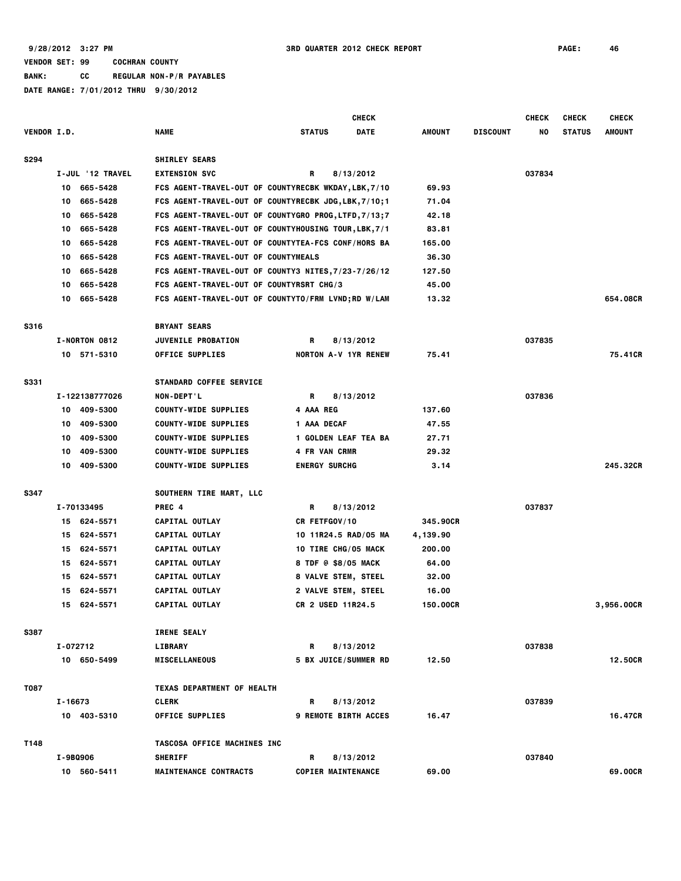9/28/2012 3:27 PM 3RD QUARTER 2012 CHECK REPORT

VENDOR SET: 99 COCHRAN COUNTY

BANK: CC REGULAR NON-P/R PAYABLES

DATE RANGE: 7/01/2012 THRU 9/30/2012

| VENDOR I.D. | NAME | STATUS | CHECK DATE | AMOUNT | DISCOUNT | CHECK NO | CHECK STATUS | CHECK AMOUNT |
|---|---|---|---|---|---|---|---|---|
| S294 | SHIRLEY SEARS | | | | | | | |
| I-JUL '12 TRAVEL | EXTENSION SVC | R | 8/13/2012 | | | 037834 | | |
| 10 665-5428 | FCS AGENT-TRAVEL-OUT OF COUNTY | RECBK WKDAY,LBK,7/10 | | 69.93 | | | | |
| 10 665-5428 | FCS AGENT-TRAVEL-OUT OF COUNTY | RECBK JDG,LBK,7/10;1 | | 71.04 | | | | |
| 10 665-5428 | FCS AGENT-TRAVEL-OUT OF COUNTY | GRO PROG,LTFD,7/13;7 | | 42.18 | | | | |
| 10 665-5428 | FCS AGENT-TRAVEL-OUT OF COUNTY | HOUSING TOUR,LBK,7/1 | | 83.81 | | | | |
| 10 665-5428 | FCS AGENT-TRAVEL-OUT OF COUNTY | TEA-FCS CONF/HORS BA | | 165.00 | | | | |
| 10 665-5428 | FCS AGENT-TRAVEL-OUT OF COUNTY | MEALS | | 36.30 | | | | |
| 10 665-5428 | FCS AGENT-TRAVEL-OUT OF COUNTY | 3 NITES,7/23-7/26/12 | | 127.50 | | | | |
| 10 665-5428 | FCS AGENT-TRAVEL-OUT OF COUNTY | RSRT CHG/3 | | 45.00 | | | | |
| 10 665-5428 | FCS AGENT-TRAVEL-OUT OF COUNTY | TO/FRM LVND;RD W/LAM | | 13.32 | | | | 654.08CR |
| S316 | BRYANT SEARS | | | | | | | |
| I-NORTON 0812 | JUVENILE PROBATION | R | 8/13/2012 | | | 037835 | | |
| 10 571-5310 | OFFICE SUPPLIES | NORTON A-V 1YR RENEW | | 75.41 | | | | 75.41CR |
| S331 | STANDARD COFFEE SERVICE | | | | | | | |
| I-122138777026 | NON-DEPT'L | R | 8/13/2012 | | | 037836 | | |
| 10 409-5300 | COUNTY-WIDE SUPPLIES | 4 AAA REG | | 137.60 | | | | |
| 10 409-5300 | COUNTY-WIDE SUPPLIES | 1 AAA DECAF | | 47.55 | | | | |
| 10 409-5300 | COUNTY-WIDE SUPPLIES | 1 GOLDEN LEAF TEA BA | | 27.71 | | | | |
| 10 409-5300 | COUNTY-WIDE SUPPLIES | 4 FR VAN CRMR | | 29.32 | | | | |
| 10 409-5300 | COUNTY-WIDE SUPPLIES | ENERGY SURCHG | | 3.14 | | | | 245.32CR |
| S347 | SOUTHERN TIRE MART, LLC | | | | | | | |
| I-70133495 | PREC 4 | R | 8/13/2012 | | | 037837 | | |
| 15 624-5571 | CAPITAL OUTLAY | CR FETFGOV/10 | | 345.90CR | | | | |
| 15 624-5571 | CAPITAL OUTLAY | 10 11R24.5 RAD/05 MA | | 4,139.90 | | | | |
| 15 624-5571 | CAPITAL OUTLAY | 10 TIRE CHG/05 MACK | | 200.00 | | | | |
| 15 624-5571 | CAPITAL OUTLAY | 8 TDF @ $8/05 MACK | | 64.00 | | | | |
| 15 624-5571 | CAPITAL OUTLAY | 8 VALVE STEM, STEEL | | 32.00 | | | | |
| 15 624-5571 | CAPITAL OUTLAY | 2 VALVE STEM, STEEL | | 16.00 | | | | |
| 15 624-5571 | CAPITAL OUTLAY | CR 2 USED 11R24.5 | | 150.00CR | | | | 3,956.00CR |
| S387 | IRENE SEALY | | | | | | | |
| I-072712 | LIBRARY | R | 8/13/2012 | | | 037838 | | |
| 10 650-5499 | MISCELLANEOUS | 5 BX JUICE/SUMMER RD | | 12.50 | | | | 12.50CR |
| T087 | TEXAS DEPARTMENT OF HEALTH | | | | | | | |
| I-16673 | CLERK | R | 8/13/2012 | | | 037839 | | |
| 10 403-5310 | OFFICE SUPPLIES | 9 REMOTE BIRTH ACCES | | 16.47 | | | | 16.47CR |
| T148 | TASCOSA OFFICE MACHINES INC | | | | | | | |
| I-9BQ906 | SHERIFF | R | 8/13/2012 | | | 037840 | | |
| 10 560-5411 | MAINTENANCE CONTRACTS | COPIER MAINTENANCE | | 69.00 | | | | 69.00CR |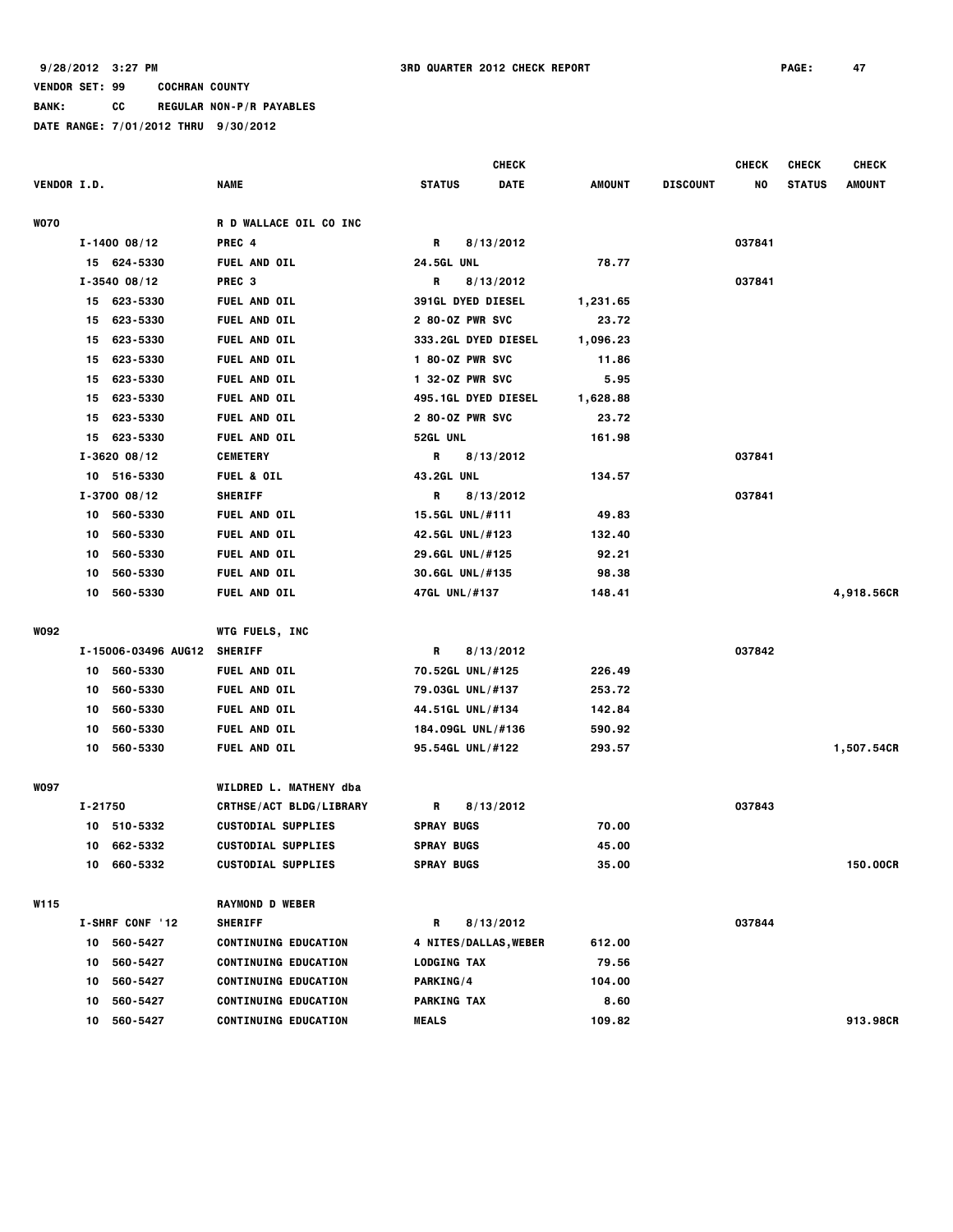9/28/2012 3:27 PM 3RD QUARTER 2012 CHECK REPORT

VENDOR SET: 99 COCHRAN COUNTY

BANK: CC REGULAR NON-P/R PAYABLES

DATE RANGE: 7/01/2012 THRU 9/30/2012

| VENDOR I.D. | NAME | STATUS | CHECK DATE | AMOUNT | DISCOUNT | CHECK NO | CHECK STATUS | CHECK AMOUNT |
|---|---|---|---|---|---|---|---|---|
| W070 | R D WALLACE OIL CO INC | | | | | | | |
| I-1400 08/12 | PREC 4 | R | 8/13/2012 | | | 037841 | | |
| 15 624-5330 | FUEL AND OIL | 24.5GL UNL | | 78.77 | | | | |
| I-3540 08/12 | PREC 3 | R | 8/13/2012 | | | 037841 | | |
| 15 623-5330 | FUEL AND OIL | 391GL DYED DIESEL | | 1,231.65 | | | | |
| 15 623-5330 | FUEL AND OIL | 2 80-OZ PWR SVC | | 23.72 | | | | |
| 15 623-5330 | FUEL AND OIL | 333.2GL DYED DIESEL | | 1,096.23 | | | | |
| 15 623-5330 | FUEL AND OIL | 1 80-OZ PWR SVC | | 11.86 | | | | |
| 15 623-5330 | FUEL AND OIL | 1 32-OZ PWR SVC | | 5.95 | | | | |
| 15 623-5330 | FUEL AND OIL | 495.1GL DYED DIESEL | | 1,628.88 | | | | |
| 15 623-5330 | FUEL AND OIL | 2 80-OZ PWR SVC | | 23.72 | | | | |
| 15 623-5330 | FUEL AND OIL | 52GL UNL | | 161.98 | | | | |
| I-3620 08/12 | CEMETERY | R | 8/13/2012 | | | 037841 | | |
| 10 516-5330 | FUEL & OIL | 43.2GL UNL | | 134.57 | | | | |
| I-3700 08/12 | SHERIFF | R | 8/13/2012 | | | 037841 | | |
| 10 560-5330 | FUEL AND OIL | 15.5GL UNL/#111 | | 49.83 | | | | |
| 10 560-5330 | FUEL AND OIL | 42.5GL UNL/#123 | | 132.40 | | | | |
| 10 560-5330 | FUEL AND OIL | 29.6GL UNL/#125 | | 92.21 | | | | |
| 10 560-5330 | FUEL AND OIL | 30.6GL UNL/#135 | | 98.38 | | | | |
| 10 560-5330 | FUEL AND OIL | 47GL UNL/#137 | | 148.41 | | | | 4,918.56CR |
| W092 | WTG FUELS, INC | | | | | | | |
| I-15006-03496 AUG12 | SHERIFF | R | 8/13/2012 | | | 037842 | | |
| 10 560-5330 | FUEL AND OIL | 70.52GL UNL/#125 | | 226.49 | | | | |
| 10 560-5330 | FUEL AND OIL | 79.03GL UNL/#137 | | 253.72 | | | | |
| 10 560-5330 | FUEL AND OIL | 44.51GL UNL/#134 | | 142.84 | | | | |
| 10 560-5330 | FUEL AND OIL | 184.09GL UNL/#136 | | 590.92 | | | | |
| 10 560-5330 | FUEL AND OIL | 95.54GL UNL/#122 | | 293.57 | | | | 1,507.54CR |
| W097 | WILDRED L. MATHENY dba | | | | | | | |
| I-21750 | CRTHSE/ACT BLDG/LIBRARY | R | 8/13/2012 | | | 037843 | | |
| 10 510-5332 | CUSTODIAL SUPPLIES | SPRAY BUGS | | 70.00 | | | | |
| 10 662-5332 | CUSTODIAL SUPPLIES | SPRAY BUGS | | 45.00 | | | | |
| 10 660-5332 | CUSTODIAL SUPPLIES | SPRAY BUGS | | 35.00 | | | | 150.00CR |
| W115 | RAYMOND D WEBER | | | | | | | |
| I-SHRF CONF '12 | SHERIFF | R | 8/13/2012 | | | 037844 | | |
| 10 560-5427 | CONTINUING EDUCATION | 4 NITES/DALLAS,WEBER | | 612.00 | | | | |
| 10 560-5427 | CONTINUING EDUCATION | LODGING TAX | | 79.56 | | | | |
| 10 560-5427 | CONTINUING EDUCATION | PARKING/4 | | 104.00 | | | | |
| 10 560-5427 | CONTINUING EDUCATION | PARKING TAX | | 8.60 | | | | |
| 10 560-5427 | CONTINUING EDUCATION | MEALS | | 109.82 | | | | 913.98CR |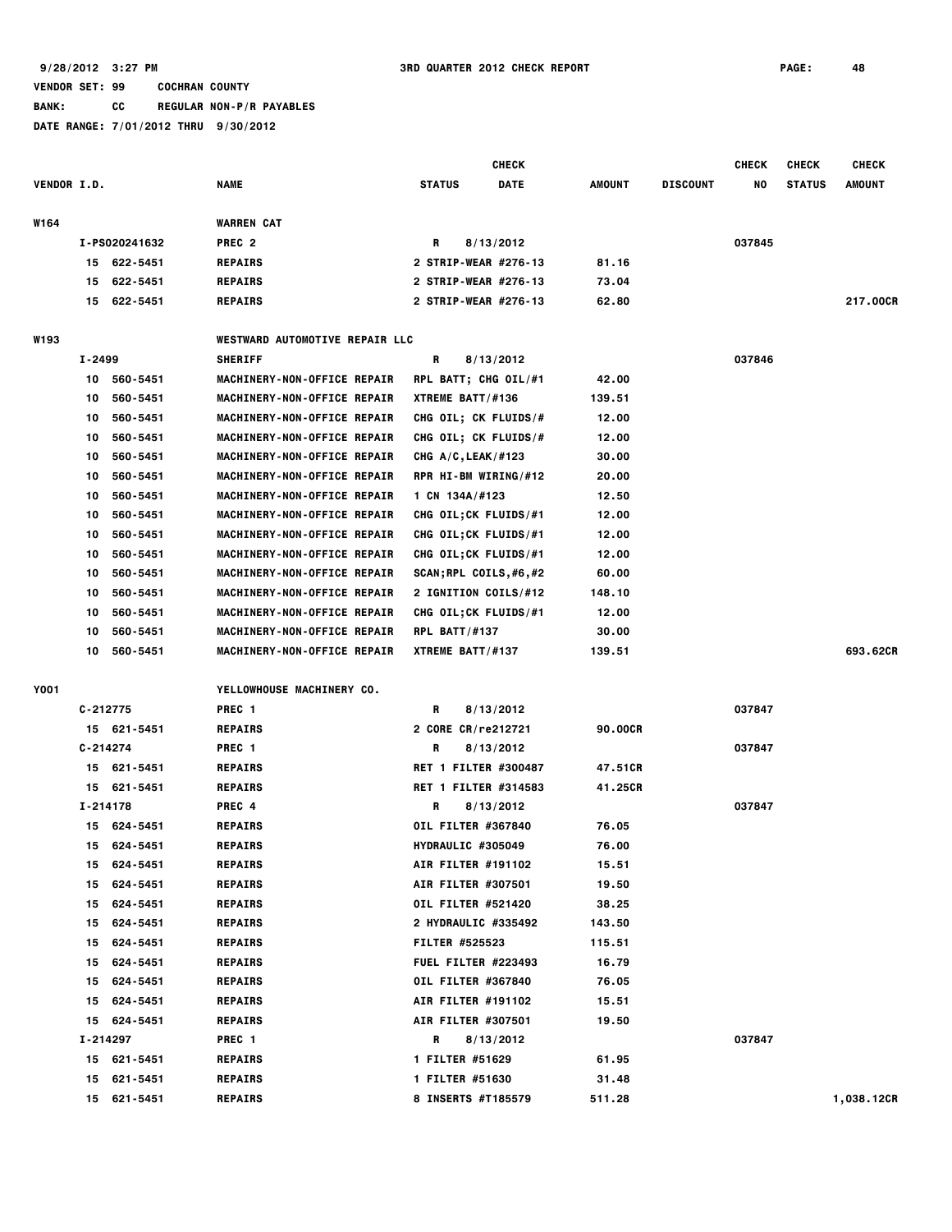9/28/2012 3:27 PM 3RD QUARTER 2012 CHECK REPORT PAGE: 48

VENDOR SET: 99 COCHRAN COUNTY
BANK: CC REGULAR NON-P/R PAYABLES
DATE RANGE: 7/01/2012 THRU 9/30/2012

| VENDOR I.D. | NAME | STATUS | CHECK DATE | AMOUNT | DISCOUNT | CHECK NO | CHECK STATUS | CHECK AMOUNT |
|---|---|---|---|---|---|---|---|---|
| W164 | WARREN CAT | | | | | | | |
| I-PS020241632 | PREC 2 | R | 8/13/2012 | | | 037845 | | |
| 15 622-5451 | REPAIRS | 2 STRIP-WEAR #276-13 | | 81.16 | | | | |
| 15 622-5451 | REPAIRS | 2 STRIP-WEAR #276-13 | | 73.04 | | | | |
| 15 622-5451 | REPAIRS | 2 STRIP-WEAR #276-13 | | 62.80 | | | | 217.00CR |
| W193 | WESTWARD AUTOMOTIVE REPAIR LLC | | | | | | | |
| I-2499 | SHERIFF | R | 8/13/2012 | | | 037846 | | |
| 10 560-5451 | MACHINERY-NON-OFFICE REPAIR | RPL BATT; CHG OIL/#1 | | 42.00 | | | | |
| 10 560-5451 | MACHINERY-NON-OFFICE REPAIR | XTREME BATT/#136 | | 139.51 | | | | |
| 10 560-5451 | MACHINERY-NON-OFFICE REPAIR | CHG OIL; CK FLUIDS/# | | 12.00 | | | | |
| 10 560-5451 | MACHINERY-NON-OFFICE REPAIR | CHG OIL; CK FLUIDS/# | | 12.00 | | | | |
| 10 560-5451 | MACHINERY-NON-OFFICE REPAIR | CHG A/C,LEAK/#123 | | 30.00 | | | | |
| 10 560-5451 | MACHINERY-NON-OFFICE REPAIR | RPR HI-BM WIRING/#12 | | 20.00 | | | | |
| 10 560-5451 | MACHINERY-NON-OFFICE REPAIR | 1 CN 134A/#123 | | 12.50 | | | | |
| 10 560-5451 | MACHINERY-NON-OFFICE REPAIR | CHG OIL;CK FLUIDS/#1 | | 12.00 | | | | |
| 10 560-5451 | MACHINERY-NON-OFFICE REPAIR | CHG OIL;CK FLUIDS/#1 | | 12.00 | | | | |
| 10 560-5451 | MACHINERY-NON-OFFICE REPAIR | CHG OIL;CK FLUIDS/#1 | | 12.00 | | | | |
| 10 560-5451 | MACHINERY-NON-OFFICE REPAIR | SCAN;RPL COILS,#6,#2 | | 60.00 | | | | |
| 10 560-5451 | MACHINERY-NON-OFFICE REPAIR | 2 IGNITION COILS/#12 | | 148.10 | | | | |
| 10 560-5451 | MACHINERY-NON-OFFICE REPAIR | CHG OIL;CK FLUIDS/#1 | | 12.00 | | | | |
| 10 560-5451 | MACHINERY-NON-OFFICE REPAIR | RPL BATT/#137 | | 30.00 | | | | |
| 10 560-5451 | MACHINERY-NON-OFFICE REPAIR | XTREME BATT/#137 | | 139.51 | | | | 693.62CR |
| Y001 | YELLOWHOUSE MACHINERY CO. | | | | | | | |
| C-212775 | PREC 1 | R | 8/13/2012 | | | 037847 | | |
| 15 621-5451 | REPAIRS | 2 CORE CR/re212721 | | 90.00CR | | | | |
| C-214274 | PREC 1 | R | 8/13/2012 | | | 037847 | | |
| 15 621-5451 | REPAIRS | RET 1 FILTER #300487 | | 47.51CR | | | | |
| 15 621-5451 | REPAIRS | RET 1 FILTER #314583 | | 41.25CR | | | | |
| I-214178 | PREC 4 | R | 8/13/2012 | | | 037847 | | |
| 15 624-5451 | REPAIRS | OIL FILTER #367840 | | 76.05 | | | | |
| 15 624-5451 | REPAIRS | HYDRAULIC #305049 | | 76.00 | | | | |
| 15 624-5451 | REPAIRS | AIR FILTER #191102 | | 15.51 | | | | |
| 15 624-5451 | REPAIRS | AIR FILTER #307501 | | 19.50 | | | | |
| 15 624-5451 | REPAIRS | OIL FILTER #521420 | | 38.25 | | | | |
| 15 624-5451 | REPAIRS | 2 HYDRAULIC #335492 | | 143.50 | | | | |
| 15 624-5451 | REPAIRS | FILTER #525523 | | 115.51 | | | | |
| 15 624-5451 | REPAIRS | FUEL FILTER #223493 | | 16.79 | | | | |
| 15 624-5451 | REPAIRS | OIL FILTER #367840 | | 76.05 | | | | |
| 15 624-5451 | REPAIRS | AIR FILTER #191102 | | 15.51 | | | | |
| 15 624-5451 | REPAIRS | AIR FILTER #307501 | | 19.50 | | | | |
| I-214297 | PREC 1 | R | 8/13/2012 | | | 037847 | | |
| 15 621-5451 | REPAIRS | 1 FILTER #51629 | | 61.95 | | | | |
| 15 621-5451 | REPAIRS | 1 FILTER #51630 | | 31.48 | | | | |
| 15 621-5451 | REPAIRS | 8 INSERTS #T185579 | | 511.28 | | | | 1,038.12CR |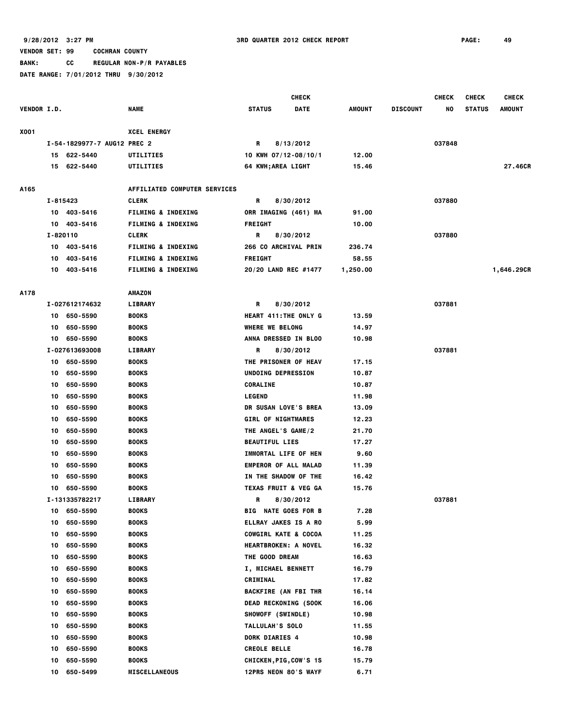9/28/2012 3:27 PM — 3RD QUARTER 2012 CHECK REPORT

VENDOR SET: 99 COCHRAN COUNTY

BANK: CC REGULAR NON-P/R PAYABLES

DATE RANGE: 7/01/2012 THRU 9/30/2012

| VENDOR I.D. | NAME | STATUS | CHECK DATE | AMOUNT | DISCOUNT | CHECK NO | CHECK STATUS | CHECK AMOUNT |
|---|---|---|---|---|---|---|---|---|
| X001 | XCEL ENERGY | | | | | | | |
| I-54-1829977-7 AUG12 PREC 2 | | R | 8/13/2012 | | | 037848 | | |
| 15 622-5440 | UTILITIES | 10 KWH 07/12-08/10/1 | | 12.00 | | | | |
| 15 622-5440 | UTILITIES | 64 KWH;AREA LIGHT | | 15.46 | | | | 27.46CR |
| A165 | AFFILIATED COMPUTER SERVICES | | | | | | | |
| I-815423 | CLERK | R | 8/30/2012 | | | 037880 | | |
| 10 403-5416 | FILMING & INDEXING | ORR IMAGING (461) MA | | 91.00 | | | | |
| 10 403-5416 | FILMING & INDEXING | FREIGHT | | 10.00 | | | | |
| I-820110 | CLERK | R | 8/30/2012 | | | 037880 | | |
| 10 403-5416 | FILMING & INDEXING | 266 CO ARCHIVAL PRIN | | 236.74 | | | | |
| 10 403-5416 | FILMING & INDEXING | FREIGHT | | 58.55 | | | | |
| 10 403-5416 | FILMING & INDEXING | 20/20 LAND REC #1477 | | 1,250.00 | | | | 1,646.29CR |
| A178 | AMAZON | | | | | | | |
| I-027612174632 | LIBRARY | R | 8/30/2012 | | | 037881 | | |
| 10 650-5590 | BOOKS | HEART 411:THE ONLY G | | 13.59 | | | | |
| 10 650-5590 | BOOKS | WHERE WE BELONG | | 14.97 | | | | |
| 10 650-5590 | BOOKS | ANNA DRESSED IN BLOO | | 10.98 | | | | |
| I-027613693008 | LIBRARY | R | 8/30/2012 | | | 037881 | | |
| 10 650-5590 | BOOKS | THE PRISONER OF HEAV | | 17.15 | | | | |
| 10 650-5590 | BOOKS | UNDOING DEPRESSION | | 10.87 | | | | |
| 10 650-5590 | BOOKS | CORALINE | | 10.87 | | | | |
| 10 650-5590 | BOOKS | LEGEND | | 11.98 | | | | |
| 10 650-5590 | BOOKS | DR SUSAN LOVE'S BREA | | 13.09 | | | | |
| 10 650-5590 | BOOKS | GIRL OF NIGHTMARES | | 12.23 | | | | |
| 10 650-5590 | BOOKS | THE ANGEL'S GAME/2 | | 21.70 | | | | |
| 10 650-5590 | BOOKS | BEAUTIFUL LIES | | 17.27 | | | | |
| 10 650-5590 | BOOKS | IMMORTAL LIFE OF HEN | | 9.60 | | | | |
| 10 650-5590 | BOOKS | EMPEROR OF ALL MALAD | | 11.39 | | | | |
| 10 650-5590 | BOOKS | IN THE SHADOW OF THE | | 16.42 | | | | |
| 10 650-5590 | BOOKS | TEXAS FRUIT & VEG GA | | 15.76 | | | | |
| I-131335782217 | LIBRARY | R | 8/30/2012 | | | 037881 | | |
| 10 650-5590 | BOOKS | BIG NATE GOES FOR B | | 7.28 | | | | |
| 10 650-5590 | BOOKS | ELLRAY JAKES IS A RO | | 5.99 | | | | |
| 10 650-5590 | BOOKS | COWGIRL KATE & COCOA | | 11.25 | | | | |
| 10 650-5590 | BOOKS | HEARTBROKEN: A NOVEL | | 16.32 | | | | |
| 10 650-5590 | BOOKS | THE GOOD DREAM | | 16.63 | | | | |
| 10 650-5590 | BOOKS | I, MICHAEL BENNETT | | 16.79 | | | | |
| 10 650-5590 | BOOKS | CRIMINAL | | 17.82 | | | | |
| 10 650-5590 | BOOKS | BACKFIRE (AN FBI THR | | 16.14 | | | | |
| 10 650-5590 | BOOKS | DEAD RECKONING (SOOK | | 16.06 | | | | |
| 10 650-5590 | BOOKS | SHOWOFF (SWINDLE) | | 10.98 | | | | |
| 10 650-5590 | BOOKS | TALLULAH'S SOLO | | 11.55 | | | | |
| 10 650-5590 | BOOKS | DORK DIARIES 4 | | 10.98 | | | | |
| 10 650-5590 | BOOKS | CREOLE BELLE | | 16.78 | | | | |
| 10 650-5590 | BOOKS | CHICKEN,PIG,COW'S 1S | | 15.79 | | | | |
| 10 650-5499 | MISCELLANEOUS | 12PRS NEON 80'S WAYF | | 6.71 | | | | |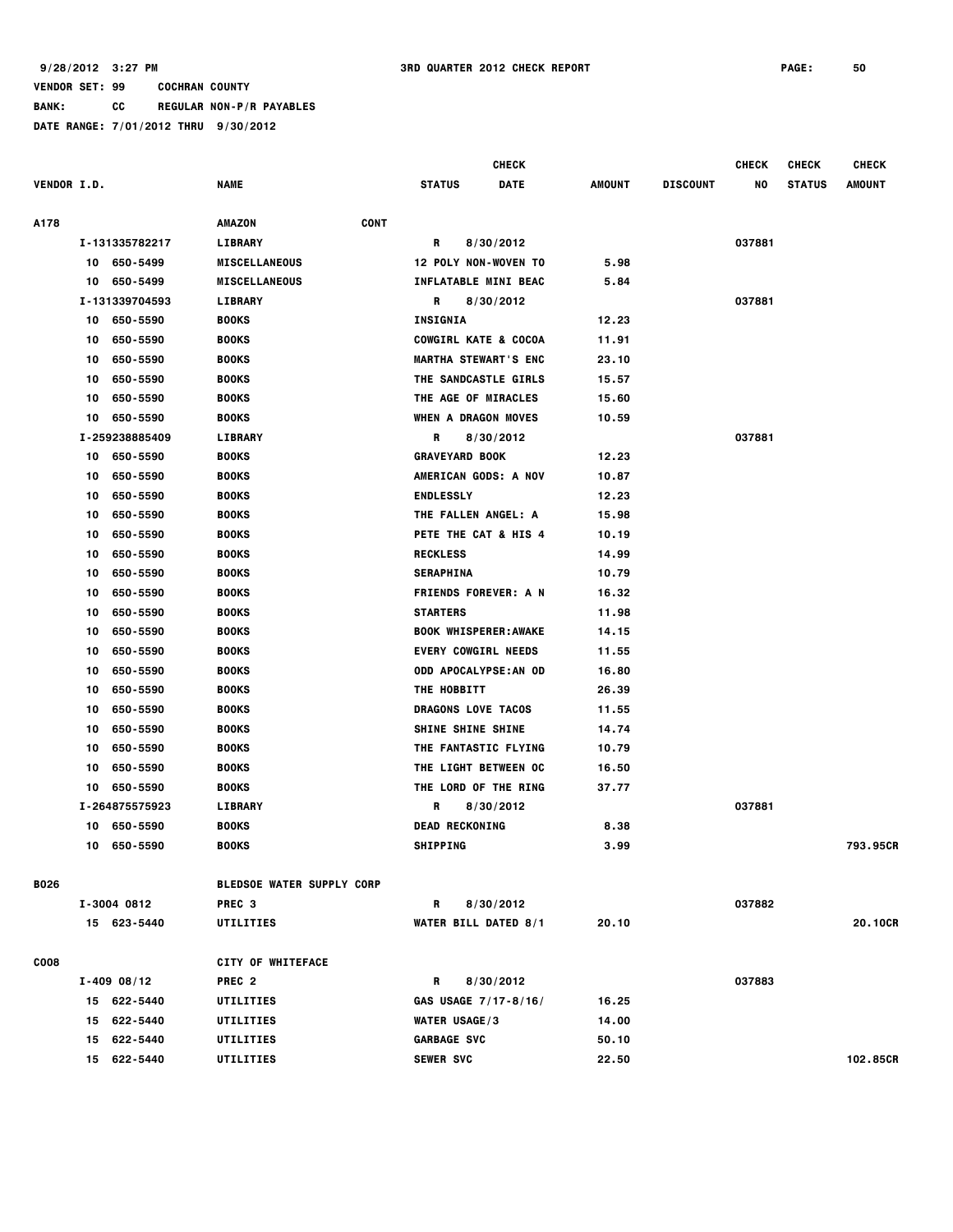9/28/2012 3:27 PM 3RD QUARTER 2012 CHECK REPORT PAGE: 50

VENDOR SET: 99 COCHRAN COUNTY

BANK: CC REGULAR NON-P/R PAYABLES

DATE RANGE: 7/01/2012 THRU 9/30/2012

| VENDOR I.D. | NAME | STATUS | CHECK DATE | AMOUNT | DISCOUNT | CHECK NO | CHECK STATUS | CHECK AMOUNT |
|---|---|---|---|---|---|---|---|---|
| A178 | AMAZON CONT | | | | | | | |
| I-131335782217 | LIBRARY | R | 8/30/2012 | | | 037881 | | |
| 10 650-5499 | MISCELLANEOUS | 12 POLY NON-WOVEN TO | | 5.98 | | | | |
| 10 650-5499 | MISCELLANEOUS | INFLATABLE MINI BEAC | | 5.84 | | | | |
| I-131339704593 | LIBRARY | R | 8/30/2012 | | | 037881 | | |
| 10 650-5590 | BOOKS | INSIGNIA | | 12.23 | | | | |
| 10 650-5590 | BOOKS | COWGIRL KATE & COCOA | | 11.91 | | | | |
| 10 650-5590 | BOOKS | MARTHA STEWART'S ENC | | 23.10 | | | | |
| 10 650-5590 | BOOKS | THE SANDCASTLE GIRLS | | 15.57 | | | | |
| 10 650-5590 | BOOKS | THE AGE OF MIRACLES | | 15.60 | | | | |
| 10 650-5590 | BOOKS | WHEN A DRAGON MOVES | | 10.59 | | | | |
| I-259238885409 | LIBRARY | R | 8/30/2012 | | | 037881 | | |
| 10 650-5590 | BOOKS | GRAVEYARD BOOK | | 12.23 | | | | |
| 10 650-5590 | BOOKS | AMERICAN GODS: A NOV | | 10.87 | | | | |
| 10 650-5590 | BOOKS | ENDLESSLY | | 12.23 | | | | |
| 10 650-5590 | BOOKS | THE FALLEN ANGEL: A | | 15.98 | | | | |
| 10 650-5590 | BOOKS | PETE THE CAT & HIS 4 | | 10.19 | | | | |
| 10 650-5590 | BOOKS | RECKLESS | | 14.99 | | | | |
| 10 650-5590 | BOOKS | SERAPHINA | | 10.79 | | | | |
| 10 650-5590 | BOOKS | FRIENDS FOREVER: A N | | 16.32 | | | | |
| 10 650-5590 | BOOKS | STARTERS | | 11.98 | | | | |
| 10 650-5590 | BOOKS | BOOK WHISPERER:AWAKE | | 14.15 | | | | |
| 10 650-5590 | BOOKS | EVERY COWGIRL NEEDS | | 11.55 | | | | |
| 10 650-5590 | BOOKS | ODD APOCALYPSE:AN OD | | 16.80 | | | | |
| 10 650-5590 | BOOKS | THE HOBBITT | | 26.39 | | | | |
| 10 650-5590 | BOOKS | DRAGONS LOVE TACOS | | 11.55 | | | | |
| 10 650-5590 | BOOKS | SHINE SHINE SHINE | | 14.74 | | | | |
| 10 650-5590 | BOOKS | THE FANTASTIC FLYING | | 10.79 | | | | |
| 10 650-5590 | BOOKS | THE LIGHT BETWEEN OC | | 16.50 | | | | |
| 10 650-5590 | BOOKS | THE LORD OF THE RING | | 37.77 | | | | |
| I-264875575923 | LIBRARY | R | 8/30/2012 | | | 037881 | | |
| 10 650-5590 | BOOKS | DEAD RECKONING | | 8.38 | | | | |
| 10 650-5590 | BOOKS | SHIPPING | | 3.99 | | | | 793.95CR |
| B026 | BLEDSOE WATER SUPPLY CORP | | | | | | | |
| I-3004 0812 | PREC 3 | R | 8/30/2012 | | | 037882 | | |
| 15 623-5440 | UTILITIES | WATER BILL DATED 8/1 | | 20.10 | | | | 20.10CR |
| C008 | CITY OF WHITEFACE | | | | | | | |
| I-409 08/12 | PREC 2 | R | 8/30/2012 | | | 037883 | | |
| 15 622-5440 | UTILITIES | GAS USAGE 7/17-8/16/ | | 16.25 | | | | |
| 15 622-5440 | UTILITIES | WATER USAGE/3 | | 14.00 | | | | |
| 15 622-5440 | UTILITIES | GARBAGE SVC | | 50.10 | | | | |
| 15 622-5440 | UTILITIES | SEWER SVC | | 22.50 | | | | 102.85CR |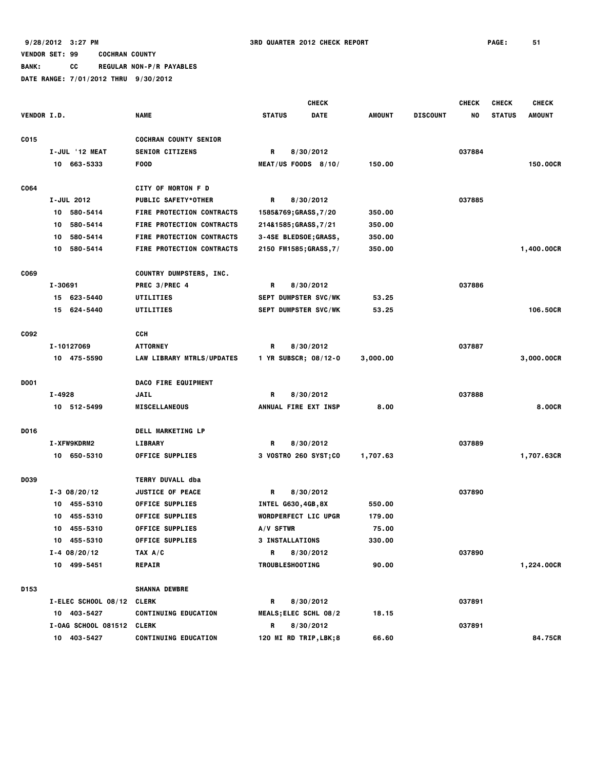9/28/2012 3:27 PM 3RD QUARTER 2012 CHECK REPORT

VENDOR SET: 99 COCHRAN COUNTY

BANK: CC REGULAR NON-P/R PAYABLES

DATE RANGE: 7/01/2012 THRU 9/30/2012

| VENDOR I.D. | NAME | STATUS | CHECK DATE | AMOUNT | DISCOUNT | CHECK NO | CHECK STATUS | CHECK AMOUNT |
|---|---|---|---|---|---|---|---|---|
| C015 | COCHRAN COUNTY SENIOR | | | | | | | |
| I-JUL '12 MEAT | SENIOR CITIZENS | R | 8/30/2012 | | | 037884 | | |
| 10 663-5333 | FOOD | MEAT/US FOODS 8/10/ | | 150.00 | | | | 150.00CR |
| C064 | CITY OF MORTON F D | | | | | | | |
| I-JUL 2012 | PUBLIC SAFETY*OTHER | R | 8/30/2012 | | | 037885 | | |
| 10 580-5414 | FIRE PROTECTION CONTRACTS | 1585&769;GRASS,7/20 | | 350.00 | | | | |
| 10 580-5414 | FIRE PROTECTION CONTRACTS | 214&1585;GRASS,7/21 | | 350.00 | | | | |
| 10 580-5414 | FIRE PROTECTION CONTRACTS | 3-4SE BLEDSOE;GRASS, | | 350.00 | | | | |
| 10 580-5414 | FIRE PROTECTION CONTRACTS | 2150 FM1585;GRASS,7/ | | 350.00 | | | | 1,400.00CR |
| C069 | COUNTRY DUMPSTERS, INC. | | | | | | | |
| I-30691 | PREC 3/PREC 4 | R | 8/30/2012 | | | 037886 | | |
| 15 623-5440 | UTILITIES | SEPT DUMPSTER SVC/WK | | 53.25 | | | | |
| 15 624-5440 | UTILITIES | SEPT DUMPSTER SVC/WK | | 53.25 | | | | 106.50CR |
| C092 | CCH | | | | | | | |
| I-10127069 | ATTORNEY | R | 8/30/2012 | | | 037887 | | |
| 10 475-5590 | LAW LIBRARY MTRLS/UPDATES | 1 YR SUBSCR; 08/12-0 | | 3,000.00 | | | | 3,000.00CR |
| D001 | DACO FIRE EQUIPMENT | | | | | | | |
| I-4928 | JAIL | R | 8/30/2012 | | | 037888 | | |
| 10 512-5499 | MISCELLANEOUS | ANNUAL FIRE EXT INSP | | 8.00 | | | | 8.00CR |
| D016 | DELL MARKETING LP | | | | | | | |
| I-XFW9KDRM2 | LIBRARY | R | 8/30/2012 | | | 037889 | | |
| 10 650-5310 | OFFICE SUPPLIES | 3 VOSTRO 260 SYST;CO | | 1,707.63 | | | | 1,707.63CR |
| D039 | TERRY DUVALL dba | | | | | | | |
| I-3 08/20/12 | JUSTICE OF PEACE | R | 8/30/2012 | | | 037890 | | |
| 10 455-5310 | OFFICE SUPPLIES | INTEL G630,4GB,8X | | 550.00 | | | | |
| 10 455-5310 | OFFICE SUPPLIES | WORDPERFECT LIC UPGR | | 179.00 | | | | |
| 10 455-5310 | OFFICE SUPPLIES | A/V SFTWR | | 75.00 | | | | |
| 10 455-5310 | OFFICE SUPPLIES | 3 INSTALLATIONS | | 330.00 | | | | |
| I-4 08/20/12 | TAX A/C | R | 8/30/2012 | | | 037890 | | |
| 10 499-5451 | REPAIR | TROUBLESHOOTING | | 90.00 | | | | 1,224.00CR |
| D153 | SHANNA DEWBRE | | | | | | | |
| I-ELEC SCHOOL 08/12 | CLERK | R | 8/30/2012 | | | 037891 | | |
| 10 403-5427 | CONTINUING EDUCATION | MEALS;ELEC SCHL 08/2 | | 18.15 | | | | |
| I-OAG SCHOOL 081512 | CLERK | R | 8/30/2012 | | | 037891 | | |
| 10 403-5427 | CONTINUING EDUCATION | 120 MI RD TRIP,LBK;8 | | 66.60 | | | | 84.75CR |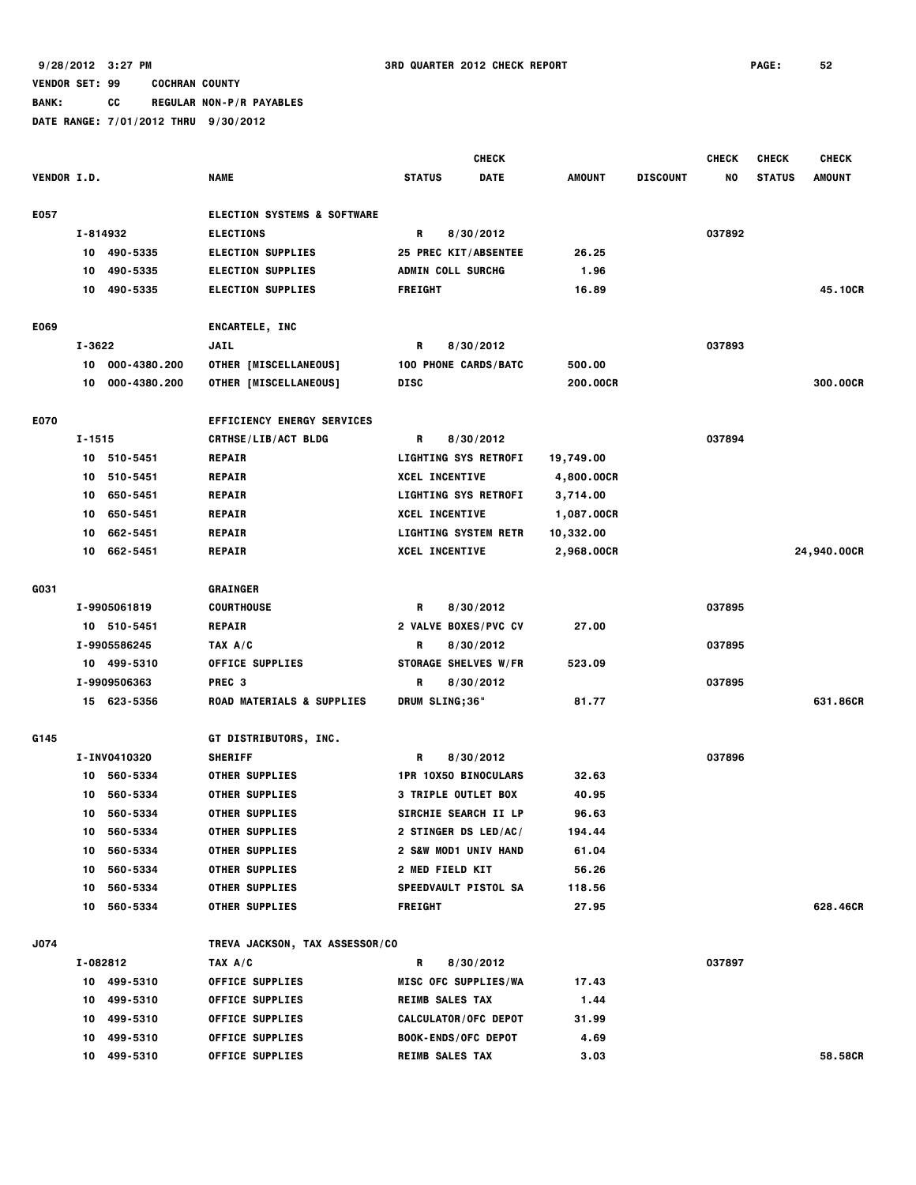9/28/2012 3:27 PM 3RD QUARTER 2012 CHECK REPORT

VENDOR SET: 99 COCHRAN COUNTY

BANK: CC REGULAR NON-P/R PAYABLES

DATE RANGE: 7/01/2012 THRU 9/30/2012

| VENDOR I.D. | NAME | STATUS | CHECK DATE | AMOUNT | DISCOUNT | CHECK NO | CHECK STATUS | CHECK AMOUNT |
|---|---|---|---|---|---|---|---|---|
| E057 | ELECTION SYSTEMS & SOFTWARE | | | | | | | |
| I-814932 | ELECTIONS | R | 8/30/2012 | | | 037892 | | |
| 10 490-5335 | ELECTION SUPPLIES | 25 PREC KIT/ABSENTEE | | 26.25 | | | | |
| 10 490-5335 | ELECTION SUPPLIES | ADMIN COLL SURCHG | | 1.96 | | | | |
| 10 490-5335 | ELECTION SUPPLIES | FREIGHT | | 16.89 | | | | 45.10CR |
| E069 | ENCARTELE, INC | | | | | | | |
| I-3622 | JAIL | R | 8/30/2012 | | | 037893 | | |
| 10 000-4380.200 | OTHER [MISCELLANEOUS] | 100 PHONE CARDS/BATC | | 500.00 | | | | |
| 10 000-4380.200 | OTHER [MISCELLANEOUS] | DISC | | 200.00CR | | | | 300.00CR |
| E070 | EFFICIENCY ENERGY SERVICES | | | | | | | |
| I-1515 | CRTHSE/LIB/ACT BLDG | R | 8/30/2012 | | | 037894 | | |
| 10 510-5451 | REPAIR | LIGHTING SYS RETROFI | | 19,749.00 | | | | |
| 10 510-5451 | REPAIR | XCEL INCENTIVE | | 4,800.00CR | | | | |
| 10 650-5451 | REPAIR | LIGHTING SYS RETROFI | | 3,714.00 | | | | |
| 10 650-5451 | REPAIR | XCEL INCENTIVE | | 1,087.00CR | | | | |
| 10 662-5451 | REPAIR | LIGHTING SYSTEM RETR | | 10,332.00 | | | | |
| 10 662-5451 | REPAIR | XCEL INCENTIVE | | 2,968.00CR | | | | 24,940.00CR |
| G031 | GRAINGER | | | | | | | |
| I-9905061819 | COURTHOUSE | R | 8/30/2012 | | | 037895 | | |
| 10 510-5451 | REPAIR | 2 VALVE BOXES/PVC CV | | 27.00 | | | | |
| I-9905586245 | TAX A/C | R | 8/30/2012 | | | 037895 | | |
| 10 499-5310 | OFFICE SUPPLIES | STORAGE SHELVES W/FR | | 523.09 | | | | |
| I-9909506363 | PREC 3 | R | 8/30/2012 | | | 037895 | | |
| 15 623-5356 | ROAD MATERIALS & SUPPLIES | DRUM SLING;36" | | 81.77 | | | | 631.86CR |
| G145 | GT DISTRIBUTORS, INC. | | | | | | | |
| I-INV0410320 | SHERIFF | R | 8/30/2012 | | | 037896 | | |
| 10 560-5334 | OTHER SUPPLIES | 1PR 10X50 BINOCULARS | | 32.63 | | | | |
| 10 560-5334 | OTHER SUPPLIES | 3 TRIPLE OUTLET BOX | | 40.95 | | | | |
| 10 560-5334 | OTHER SUPPLIES | SIRCHIE SEARCH II LP | | 96.63 | | | | |
| 10 560-5334 | OTHER SUPPLIES | 2 STINGER DS LED/AC/ | | 194.44 | | | | |
| 10 560-5334 | OTHER SUPPLIES | 2 S&W MOD1 UNIV HAND | | 61.04 | | | | |
| 10 560-5334 | OTHER SUPPLIES | 2 MED FIELD KIT | | 56.26 | | | | |
| 10 560-5334 | OTHER SUPPLIES | SPEEDVAULT PISTOL SA | | 118.56 | | | | |
| 10 560-5334 | OTHER SUPPLIES | FREIGHT | | 27.95 | | | | 628.46CR |
| J074 | TREVA JACKSON, TAX ASSESSOR/CO | | | | | | | |
| I-082812 | TAX A/C | R | 8/30/2012 | | | 037897 | | |
| 10 499-5310 | OFFICE SUPPLIES | MISC OFC SUPPLIES/WA | | 17.43 | | | | |
| 10 499-5310 | OFFICE SUPPLIES | REIMB SALES TAX | | 1.44 | | | | |
| 10 499-5310 | OFFICE SUPPLIES | CALCULATOR/OFC DEPOT | | 31.99 | | | | |
| 10 499-5310 | OFFICE SUPPLIES | BOOK-ENDS/OFC DEPOT | | 4.69 | | | | |
| 10 499-5310 | OFFICE SUPPLIES | REIMB SALES TAX | | 3.03 | | | | 58.58CR |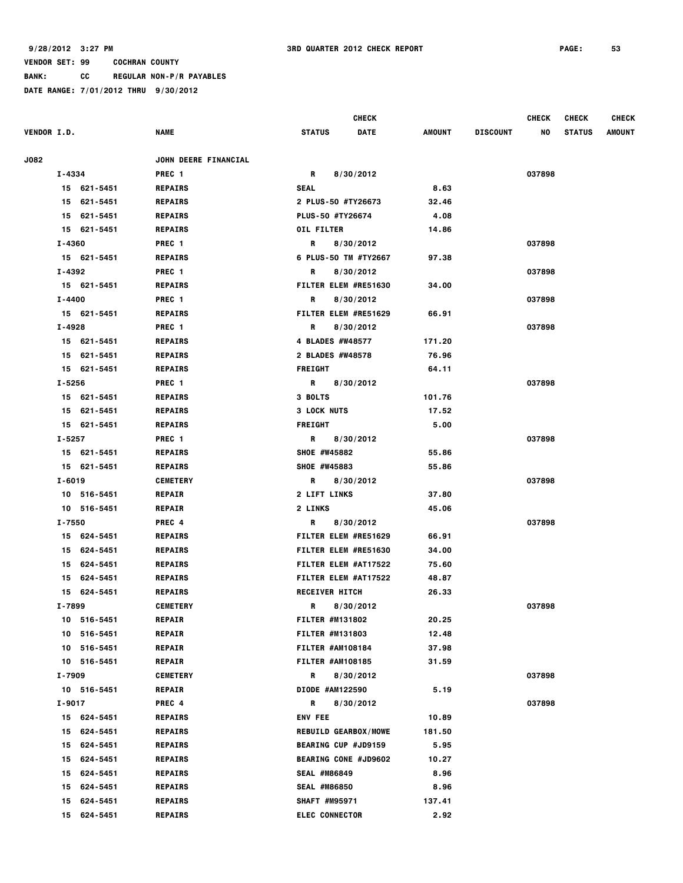VENDOR SET: 99 COCHRAN COUNTY

BANK: CC REGULAR NON-P/R PAYABLES

DATE RANGE: 7/01/2012 THRU 9/30/2012

| VENDOR I.D. | NAME | STATUS | CHECK DATE | AMOUNT | DISCOUNT | CHECK NO | CHECK STATUS | CHECK AMOUNT |
|---|---|---|---|---|---|---|---|---|
| J082 | JOHN DEERE FINANCIAL | | | | | | | |
| I-4334 | PREC 1 | R | 8/30/2012 | | | 037898 | | |
| 15 621-5451 | REPAIRS | SEAL | | 8.63 | | | | |
| 15 621-5451 | REPAIRS | 2 PLUS-50 #TY26673 | | 32.46 | | | | |
| 15 621-5451 | REPAIRS | PLUS-50 #TY26674 | | 4.08 | | | | |
| 15 621-5451 | REPAIRS | OIL FILTER | | 14.86 | | | | |
| I-4360 | PREC 1 | R | 8/30/2012 | | | 037898 | | |
| 15 621-5451 | REPAIRS | 6 PLUS-50 TM #TY2667 | | 97.38 | | | | |
| I-4392 | PREC 1 | R | 8/30/2012 | | | 037898 | | |
| 15 621-5451 | REPAIRS | FILTER ELEM #RE51630 | | 34.00 | | | | |
| I-4400 | PREC 1 | R | 8/30/2012 | | | 037898 | | |
| 15 621-5451 | REPAIRS | FILTER ELEM #RE51629 | | 66.91 | | | | |
| I-4928 | PREC 1 | R | 8/30/2012 | | | 037898 | | |
| 15 621-5451 | REPAIRS | 4 BLADES #W48577 | | 171.20 | | | | |
| 15 621-5451 | REPAIRS | 2 BLADES #W48578 | | 76.96 | | | | |
| 15 621-5451 | REPAIRS | FREIGHT | | 64.11 | | | | |
| I-5256 | PREC 1 | R | 8/30/2012 | | | 037898 | | |
| 15 621-5451 | REPAIRS | 3 BOLTS | | 101.76 | | | | |
| 15 621-5451 | REPAIRS | 3 LOCK NUTS | | 17.52 | | | | |
| 15 621-5451 | REPAIRS | FREIGHT | | 5.00 | | | | |
| I-5257 | PREC 1 | R | 8/30/2012 | | | 037898 | | |
| 15 621-5451 | REPAIRS | SHOE #W45882 | | 55.86 | | | | |
| 15 621-5451 | REPAIRS | SHOE #W45883 | | 55.86 | | | | |
| I-6019 | CEMETERY | R | 8/30/2012 | | | 037898 | | |
| 10 516-5451 | REPAIR | 2 LIFT LINKS | | 37.80 | | | | |
| 10 516-5451 | REPAIR | 2 LINKS | | 45.06 | | | | |
| I-7550 | PREC 4 | R | 8/30/2012 | | | 037898 | | |
| 15 624-5451 | REPAIRS | FILTER ELEM #RE51629 | | 66.91 | | | | |
| 15 624-5451 | REPAIRS | FILTER ELEM #RE51630 | | 34.00 | | | | |
| 15 624-5451 | REPAIRS | FILTER ELEM #AT17522 | | 75.60 | | | | |
| 15 624-5451 | REPAIRS | FILTER ELEM #AT17522 | | 48.87 | | | | |
| 15 624-5451 | REPAIRS | RECEIVER HITCH | | 26.33 | | | | |
| I-7899 | CEMETERY | R | 8/30/2012 | | | 037898 | | |
| 10 516-5451 | REPAIR | FILTER #M131802 | | 20.25 | | | | |
| 10 516-5451 | REPAIR | FILTER #M131803 | | 12.48 | | | | |
| 10 516-5451 | REPAIR | FILTER #AM108184 | | 37.98 | | | | |
| 10 516-5451 | REPAIR | FILTER #AM108185 | | 31.59 | | | | |
| I-7909 | CEMETERY | R | 8/30/2012 | | | 037898 | | |
| 10 516-5451 | REPAIR | DIODE #AM122590 | | 5.19 | | | | |
| I-9017 | PREC 4 | R | 8/30/2012 | | | 037898 | | |
| 15 624-5451 | REPAIRS | ENV FEE | | 10.89 | | | | |
| 15 624-5451 | REPAIRS | REBUILD GEARBOX/MOWE | | 181.50 | | | | |
| 15 624-5451 | REPAIRS | BEARING CUP #JD9159 | | 5.95 | | | | |
| 15 624-5451 | REPAIRS | BEARING CONE #JD9602 | | 10.27 | | | | |
| 15 624-5451 | REPAIRS | SEAL #M86849 | | 8.96 | | | | |
| 15 624-5451 | REPAIRS | SEAL #M86850 | | 8.96 | | | | |
| 15 624-5451 | REPAIRS | SHAFT #M95971 | | 137.41 | | | | |
| 15 624-5451 | REPAIRS | ELEC CONNECTOR | | 2.92 | | | | |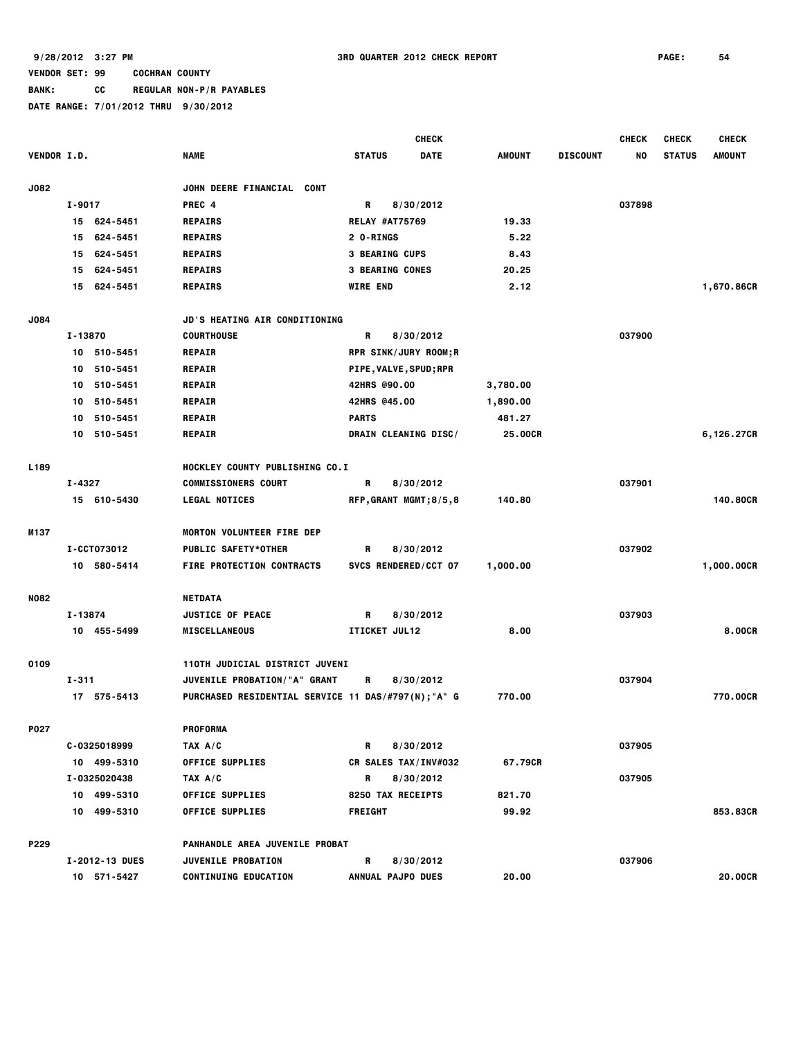9/28/2012 3:27 PM 3RD QUARTER 2012 CHECK REPORT

VENDOR SET: 99 COCHRAN COUNTY

BANK: CC REGULAR NON-P/R PAYABLES

DATE RANGE: 7/01/2012 THRU 9/30/2012

| VENDOR I.D. | NAME | CHECK STATUS | CHECK DATE | AMOUNT | DISCOUNT | CHECK NO | CHECK STATUS | CHECK AMOUNT |
|---|---|---|---|---|---|---|---|---|
| J082 | JOHN DEERE FINANCIAL CONT | | | | | | | |
| I-9017 | PREC 4 | R | 8/30/2012 | | | 037898 | | |
| 15 624-5451 | REPAIRS | RELAY #AT75769 | | 19.33 | | | | |
| 15 624-5451 | REPAIRS | 2 O-RINGS | | 5.22 | | | | |
| 15 624-5451 | REPAIRS | 3 BEARING CUPS | | 8.43 | | | | |
| 15 624-5451 | REPAIRS | 3 BEARING CONES | | 20.25 | | | | |
| 15 624-5451 | REPAIRS | WIRE END | | 2.12 | | | | 1,670.86CR |
| J084 | JD'S HEATING AIR CONDITIONING | | | | | | | |
| I-13870 | COURTHOUSE | R | 8/30/2012 | | | 037900 | | |
| 10 510-5451 | REPAIR | RPR SINK/JURY ROOM;R | | | | | | |
| 10 510-5451 | REPAIR | PIPE,VALVE,SPUD;RPR | | | | | | |
| 10 510-5451 | REPAIR | 42HRS @90.00 | | 3,780.00 | | | | |
| 10 510-5451 | REPAIR | 42HRS @45.00 | | 1,890.00 | | | | |
| 10 510-5451 | REPAIR | PARTS | | 481.27 | | | | |
| 10 510-5451 | REPAIR | DRAIN CLEANING DISC/ | | 25.00CR | | | | 6,126.27CR |
| L189 | HOCKLEY COUNTY PUBLISHING CO.I | | | | | | | |
| I-4327 | COMMISSIONERS COURT | R | 8/30/2012 | | | 037901 | | |
| 15 610-5430 | LEGAL NOTICES | RFP,GRANT MGMT;8/5,8 | | 140.80 | | | | 140.80CR |
| M137 | MORTON VOLUNTEER FIRE DEP | | | | | | | |
| I-CCT073012 | PUBLIC SAFETY*OTHER | R | 8/30/2012 | | | 037902 | | |
| 10 580-5414 | FIRE PROTECTION CONTRACTS | SVCS RENDERED/CCT 07 | | 1,000.00 | | | | 1,000.00CR |
| N082 | NETDATA | | | | | | | |
| I-13874 | JUSTICE OF PEACE | R | 8/30/2012 | | | 037903 | | |
| 10 455-5499 | MISCELLANEOUS | ITICKET JUL12 | | 8.00 | | | | 8.00CR |
| O109 | 110TH JUDICIAL DISTRICT JUVENI | | | | | | | |
| I-311 | JUVENILE PROBATION/"A" GRANT | R | 8/30/2012 | | | 037904 | | |
| 17 575-5413 | PURCHASED RESIDENTIAL SERVICE 11 DAS/#797(N);"A" G | | | 770.00 | | | | 770.00CR |
| P027 | PROFORMA | | | | | | | |
| C-0325018999 | TAX A/C | R | 8/30/2012 | | | 037905 | | |
| 10 499-5310 | OFFICE SUPPLIES | CR SALES TAX/INV#032 | | 67.79CR | | | | |
| I-0325020438 | TAX A/C | R | 8/30/2012 | | | 037905 | | |
| 10 499-5310 | OFFICE SUPPLIES | 8250 TAX RECEIPTS | | 821.70 | | | | |
| 10 499-5310 | OFFICE SUPPLIES | FREIGHT | | 99.92 | | | | 853.83CR |
| P229 | PANHANDLE AREA JUVENILE PROBAT | | | | | | | |
| I-2012-13 DUES | JUVENILE PROBATION | R | 8/30/2012 | | | 037906 | | |
| 10 571-5427 | CONTINUING EDUCATION | ANNUAL PAJPO DUES | | 20.00 | | | | 20.00CR |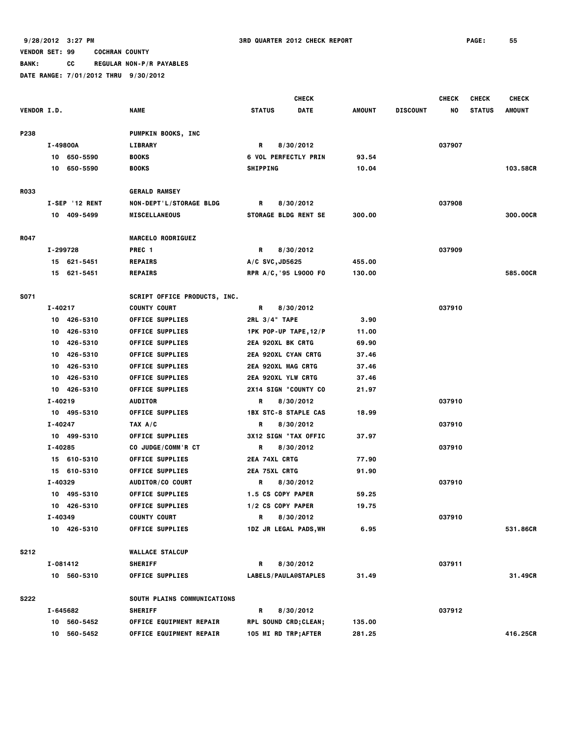9/28/2012 3:27 PM 3RD QUARTER 2012 CHECK REPORT

VENDOR SET: 99 COCHRAN COUNTY

BANK: CC REGULAR NON-P/R PAYABLES

DATE RANGE: 7/01/2012 THRU 9/30/2012

| VENDOR I.D. | NAME | STATUS | CHECK DATE | AMOUNT | DISCOUNT | CHECK NO | CHECK STATUS | CHECK AMOUNT |
|---|---|---|---|---|---|---|---|---|
| P238 | PUMPKIN BOOKS, INC | | | | | | | |
| I-49800A | LIBRARY | R | 8/30/2012 | | | 037907 | | |
| 10 650-5590 | BOOKS | 6 VOL PERFECTLY PRIN | | 93.54 | | | | |
| 10 650-5590 | BOOKS | SHIPPING | | 10.04 | | | | 103.58CR |
| R033 | GERALD RAMSEY | | | | | | | |
| I-SEP '12 RENT | NON-DEPT'L/STORAGE BLDG | R | 8/30/2012 | | | 037908 | | |
| 10 409-5499 | MISCELLANEOUS | STORAGE BLDG RENT SE | | 300.00 | | | | 300.00CR |
| R047 | MARCELO RODRIGUEZ | | | | | | | |
| I-299728 | PREC 1 | R | 8/30/2012 | | | 037909 | | |
| 15 621-5451 | REPAIRS | A/C SVC,JD5625 | | 455.00 | | | | |
| 15 621-5451 | REPAIRS | RPR A/C,'95 L9000 FO | | 130.00 | | | | 585.00CR |
| S071 | SCRIPT OFFICE PRODUCTS, INC. | | | | | | | |
| I-40217 | COUNTY COURT | R | 8/30/2012 | | | 037910 | | |
| 10 426-5310 | OFFICE SUPPLIES | 2RL 3/4" TAPE | | 3.90 | | | | |
| 10 426-5310 | OFFICE SUPPLIES | 1PK POP-UP TAPE,12/P | | 11.00 | | | | |
| 10 426-5310 | OFFICE SUPPLIES | 2EA 920XL BK CRTG | | 69.90 | | | | |
| 10 426-5310 | OFFICE SUPPLIES | 2EA 920XL CYAN CRTG | | 37.46 | | | | |
| 10 426-5310 | OFFICE SUPPLIES | 2EA 920XL MAG CRTG | | 37.46 | | | | |
| 10 426-5310 | OFFICE SUPPLIES | 2EA 920XL YLW CRTG | | 37.46 | | | | |
| 10 426-5310 | OFFICE SUPPLIES | 2X14 SIGN "COUNTY CO | | 21.97 | | | | |
| I-40219 | AUDITOR | R | 8/30/2012 | | | 037910 | | |
| 10 495-5310 | OFFICE SUPPLIES | 1BX STC-8 STAPLE CAS | | 18.99 | | | | |
| I-40247 | TAX A/C | R | 8/30/2012 | | | 037910 | | |
| 10 499-5310 | OFFICE SUPPLIES | 3X12 SIGN "TAX OFFIC | | 37.97 | | | | |
| I-40285 | CO JUDGE/COMM'R CT | R | 8/30/2012 | | | 037910 | | |
| 15 610-5310 | OFFICE SUPPLIES | 2EA 74XL CRTG | | 77.90 | | | | |
| 15 610-5310 | OFFICE SUPPLIES | 2EA 75XL CRTG | | 91.90 | | | | |
| I-40329 | AUDITOR/CO COURT | R | 8/30/2012 | | | 037910 | | |
| 10 495-5310 | OFFICE SUPPLIES | 1.5 CS COPY PAPER | | 59.25 | | | | |
| 10 426-5310 | OFFICE SUPPLIES | 1/2 CS COPY PAPER | | 19.75 | | | | |
| I-40349 | COUNTY COURT | R | 8/30/2012 | | | 037910 | | |
| 10 426-5310 | OFFICE SUPPLIES | 1DZ JR LEGAL PADS,WH | | 6.95 | | | | 531.86CR |
| S212 | WALLACE STALCUP | | | | | | | |
| I-081412 | SHERIFF | R | 8/30/2012 | | | 037911 | | |
| 10 560-5310 | OFFICE SUPPLIES | LABELS/PAULA@STAPLES | | 31.49 | | | | 31.49CR |
| S222 | SOUTH PLAINS COMMUNICATIONS | | | | | | | |
| I-645682 | SHERIFF | R | 8/30/2012 | | | 037912 | | |
| 10 560-5452 | OFFICE EQUIPMENT REPAIR | RPL SOUND CRD;CLEAN; | | 135.00 | | | | |
| 10 560-5452 | OFFICE EQUIPMENT REPAIR | 105 MI RD TRP;AFTER | | 281.25 | | | | 416.25CR |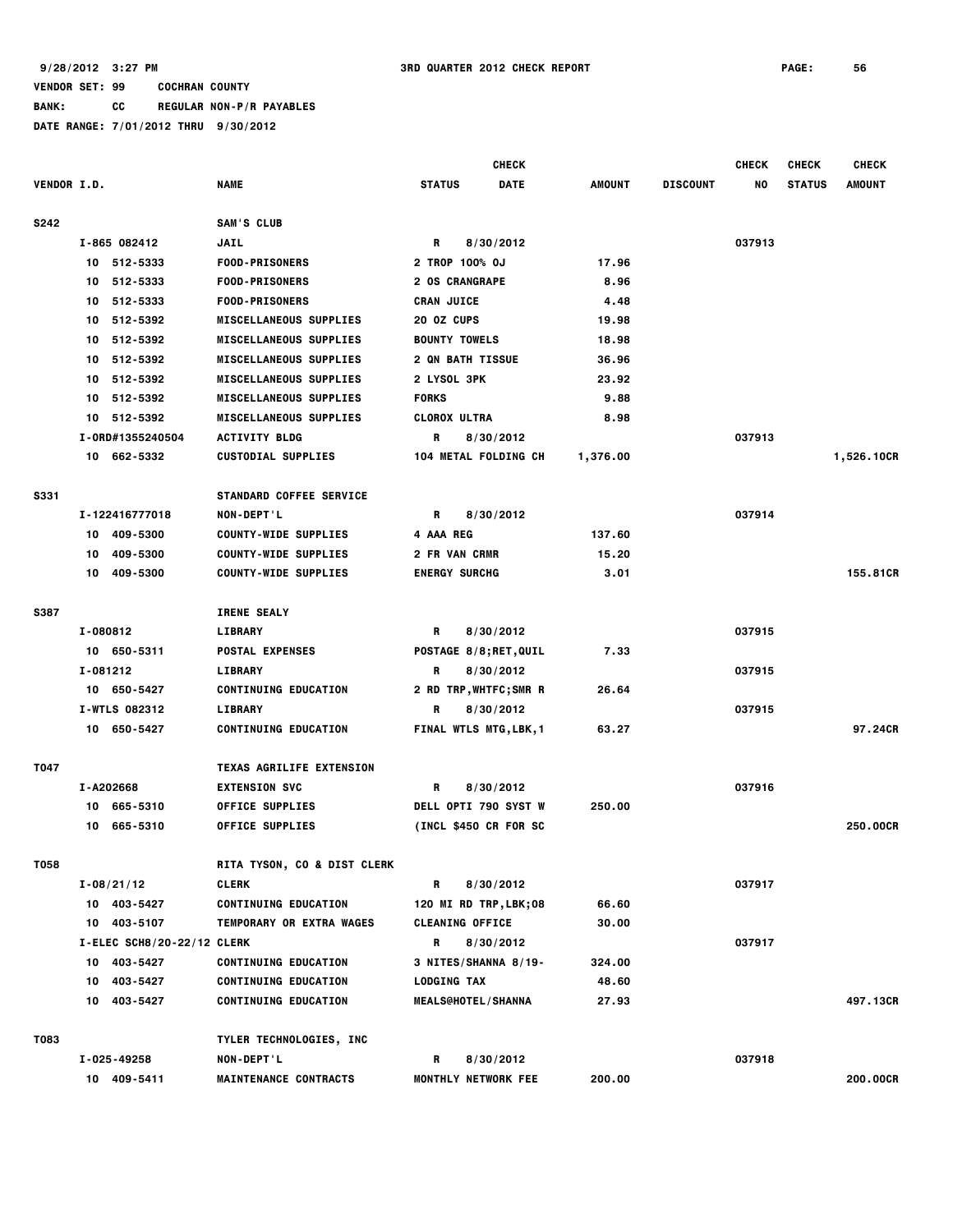9/28/2012 3:27 PM — 3RD QUARTER 2012 CHECK REPORT

VENDOR SET: 99 COCHRAN COUNTY
BANK: CC REGULAR NON-P/R PAYABLES
DATE RANGE: 7/01/2012 THRU 9/30/2012

| VENDOR I.D. | NAME | CHECK STATUS | CHECK DATE | AMOUNT | DISCOUNT | CHECK NO | CHECK STATUS | CHECK AMOUNT |
|---|---|---|---|---|---|---|---|---|
| S242 | SAM'S CLUB | | | | | | | |
| I-865 082412 | JAIL | R | 8/30/2012 | | | 037913 | | |
| 10 512-5333 | FOOD-PRISONERS | 2 TROP 100% OJ | | 17.96 | | | | |
| 10 512-5333 | FOOD-PRISONERS | 2 OS CRANGRAPE | | 8.96 | | | | |
| 10 512-5333 | FOOD-PRISONERS | CRAN JUICE | | 4.48 | | | | |
| 10 512-5392 | MISCELLANEOUS SUPPLIES | 20 OZ CUPS | | 19.98 | | | | |
| 10 512-5392 | MISCELLANEOUS SUPPLIES | BOUNTY TOWELS | | 18.98 | | | | |
| 10 512-5392 | MISCELLANEOUS SUPPLIES | 2 QN BATH TISSUE | | 36.96 | | | | |
| 10 512-5392 | MISCELLANEOUS SUPPLIES | 2 LYSOL 3PK | | 23.92 | | | | |
| 10 512-5392 | MISCELLANEOUS SUPPLIES | FORKS | | 9.88 | | | | |
| 10 512-5392 | MISCELLANEOUS SUPPLIES | CLOROX ULTRA | | 8.98 | | | | |
| I-ORD#1355240504 | ACTIVITY BLDG | R | 8/30/2012 | | | 037913 | | |
| 10 662-5332 | CUSTODIAL SUPPLIES | 104 METAL FOLDING CH | | 1,376.00 | | | | 1,526.10CR |
| S331 | STANDARD COFFEE SERVICE | | | | | | | |
| I-122416777018 | NON-DEPT'L | R | 8/30/2012 | | | 037914 | | |
| 10 409-5300 | COUNTY-WIDE SUPPLIES | 4 AAA REG | | 137.60 | | | | |
| 10 409-5300 | COUNTY-WIDE SUPPLIES | 2 FR VAN CRMR | | 15.20 | | | | |
| 10 409-5300 | COUNTY-WIDE SUPPLIES | ENERGY SURCHG | | 3.01 | | | | 155.81CR |
| S387 | IRENE SEALY | | | | | | | |
| I-080812 | LIBRARY | R | 8/30/2012 | | | 037915 | | |
| 10 650-5311 | POSTAL EXPENSES | POSTAGE 8/8;RET,QUIL | | 7.33 | | | | |
| I-081212 | LIBRARY | R | 8/30/2012 | | | 037915 | | |
| 10 650-5427 | CONTINUING EDUCATION | 2 RD TRP,WHTFC;SMR R | | 26.64 | | | | |
| I-WTLS 082312 | LIBRARY | R | 8/30/2012 | | | 037915 | | |
| 10 650-5427 | CONTINUING EDUCATION | FINAL WTLS MTG,LBK,1 | | 63.27 | | | | 97.24CR |
| T047 | TEXAS AGRILIFE EXTENSION | | | | | | | |
| I-A202668 | EXTENSION SVC | R | 8/30/2012 | | | 037916 | | |
| 10 665-5310 | OFFICE SUPPLIES | DELL OPTI 790 SYST W | | 250.00 | | | | |
| 10 665-5310 | OFFICE SUPPLIES | (INCL $450 CR FOR SC | | | | | | 250.00CR |
| T058 | RITA TYSON, CO & DIST CLERK | | | | | | | |
| I-08/21/12 | CLERK | R | 8/30/2012 | | | 037917 | | |
| 10 403-5427 | CONTINUING EDUCATION | 120 MI RD TRP,LBK;08 | | 66.60 | | | | |
| 10 403-5107 | TEMPORARY OR EXTRA WAGES | CLEANING OFFICE | | 30.00 | | | | |
| I-ELEC SCH8/20-22/12 | CLERK | R | 8/30/2012 | | | 037917 | | |
| 10 403-5427 | CONTINUING EDUCATION | 3 NITES/SHANNA 8/19- | | 324.00 | | | | |
| 10 403-5427 | CONTINUING EDUCATION | LODGING TAX | | 48.60 | | | | |
| 10 403-5427 | CONTINUING EDUCATION | MEALS@HOTEL/SHANNA | | 27.93 | | | | 497.13CR |
| T083 | TYLER TECHNOLOGIES, INC | | | | | | | |
| I-025-49258 | NON-DEPT'L | R | 8/30/2012 | | | 037918 | | |
| 10 409-5411 | MAINTENANCE CONTRACTS | MONTHLY NETWORK FEE | | 200.00 | | | | 200.00CR |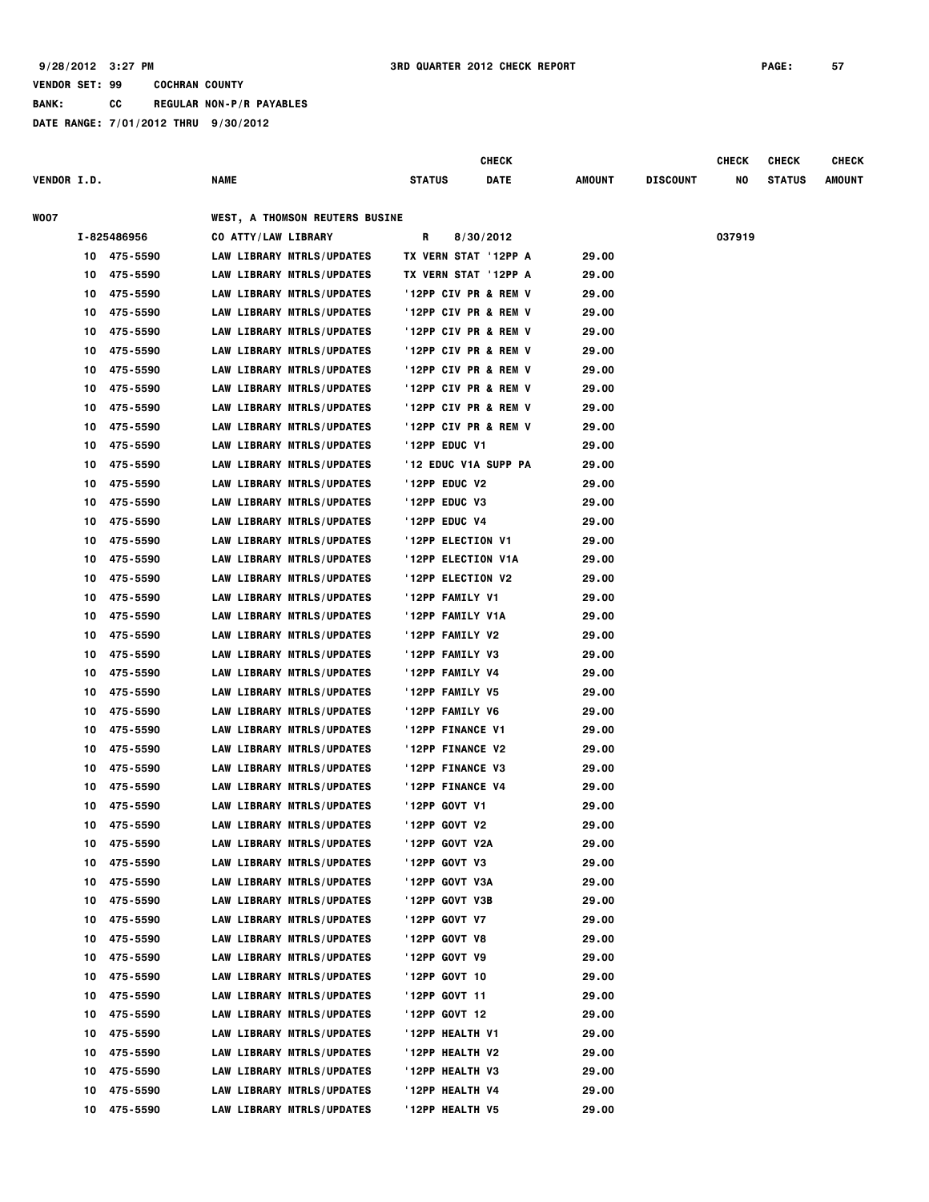9/28/2012 3:27 PM 3RD QUARTER 2012 CHECK REPORT PAGE: 57

VENDOR SET: 99 COCHRAN COUNTY

BANK: CC REGULAR NON-P/R PAYABLES

DATE RANGE: 7/01/2012 THRU 9/30/2012

| VENDOR I.D. | NAME | STATUS | CHECK DATE | AMOUNT | DISCOUNT | CHECK NO | CHECK STATUS | CHECK AMOUNT |
|---|---|---|---|---|---|---|---|---|
| W007 | WEST, A THOMSON REUTERS BUSINE | | | | | | | |
| I-825486956 | CO ATTY/LAW LIBRARY | R | 8/30/2012 | | | 037919 | | |
| 10 475-5590 | LAW LIBRARY MTRLS/UPDATES | TX VERN STAT '12PP A | | 29.00 | | | | |
| 10 475-5590 | LAW LIBRARY MTRLS/UPDATES | TX VERN STAT '12PP A | | 29.00 | | | | |
| 10 475-5590 | LAW LIBRARY MTRLS/UPDATES | '12PP CIV PR & REM V | | 29.00 | | | | |
| 10 475-5590 | LAW LIBRARY MTRLS/UPDATES | '12PP CIV PR & REM V | | 29.00 | | | | |
| 10 475-5590 | LAW LIBRARY MTRLS/UPDATES | '12PP CIV PR & REM V | | 29.00 | | | | |
| 10 475-5590 | LAW LIBRARY MTRLS/UPDATES | '12PP CIV PR & REM V | | 29.00 | | | | |
| 10 475-5590 | LAW LIBRARY MTRLS/UPDATES | '12PP CIV PR & REM V | | 29.00 | | | | |
| 10 475-5590 | LAW LIBRARY MTRLS/UPDATES | '12PP CIV PR & REM V | | 29.00 | | | | |
| 10 475-5590 | LAW LIBRARY MTRLS/UPDATES | '12PP CIV PR & REM V | | 29.00 | | | | |
| 10 475-5590 | LAW LIBRARY MTRLS/UPDATES | '12PP CIV PR & REM V | | 29.00 | | | | |
| 10 475-5590 | LAW LIBRARY MTRLS/UPDATES | '12PP EDUC V1 | | 29.00 | | | | |
| 10 475-5590 | LAW LIBRARY MTRLS/UPDATES | '12 EDUC V1A SUPP PA | | 29.00 | | | | |
| 10 475-5590 | LAW LIBRARY MTRLS/UPDATES | '12PP EDUC V2 | | 29.00 | | | | |
| 10 475-5590 | LAW LIBRARY MTRLS/UPDATES | '12PP EDUC V3 | | 29.00 | | | | |
| 10 475-5590 | LAW LIBRARY MTRLS/UPDATES | '12PP EDUC V4 | | 29.00 | | | | |
| 10 475-5590 | LAW LIBRARY MTRLS/UPDATES | '12PP ELECTION V1 | | 29.00 | | | | |
| 10 475-5590 | LAW LIBRARY MTRLS/UPDATES | '12PP ELECTION V1A | | 29.00 | | | | |
| 10 475-5590 | LAW LIBRARY MTRLS/UPDATES | '12PP ELECTION V2 | | 29.00 | | | | |
| 10 475-5590 | LAW LIBRARY MTRLS/UPDATES | '12PP FAMILY V1 | | 29.00 | | | | |
| 10 475-5590 | LAW LIBRARY MTRLS/UPDATES | '12PP FAMILY V1A | | 29.00 | | | | |
| 10 475-5590 | LAW LIBRARY MTRLS/UPDATES | '12PP FAMILY V2 | | 29.00 | | | | |
| 10 475-5590 | LAW LIBRARY MTRLS/UPDATES | '12PP FAMILY V3 | | 29.00 | | | | |
| 10 475-5590 | LAW LIBRARY MTRLS/UPDATES | '12PP FAMILY V4 | | 29.00 | | | | |
| 10 475-5590 | LAW LIBRARY MTRLS/UPDATES | '12PP FAMILY V5 | | 29.00 | | | | |
| 10 475-5590 | LAW LIBRARY MTRLS/UPDATES | '12PP FAMILY V6 | | 29.00 | | | | |
| 10 475-5590 | LAW LIBRARY MTRLS/UPDATES | '12PP FINANCE V1 | | 29.00 | | | | |
| 10 475-5590 | LAW LIBRARY MTRLS/UPDATES | '12PP FINANCE V2 | | 29.00 | | | | |
| 10 475-5590 | LAW LIBRARY MTRLS/UPDATES | '12PP FINANCE V3 | | 29.00 | | | | |
| 10 475-5590 | LAW LIBRARY MTRLS/UPDATES | '12PP FINANCE V4 | | 29.00 | | | | |
| 10 475-5590 | LAW LIBRARY MTRLS/UPDATES | '12PP GOVT V1 | | 29.00 | | | | |
| 10 475-5590 | LAW LIBRARY MTRLS/UPDATES | '12PP GOVT V2 | | 29.00 | | | | |
| 10 475-5590 | LAW LIBRARY MTRLS/UPDATES | '12PP GOVT V2A | | 29.00 | | | | |
| 10 475-5590 | LAW LIBRARY MTRLS/UPDATES | '12PP GOVT V3 | | 29.00 | | | | |
| 10 475-5590 | LAW LIBRARY MTRLS/UPDATES | '12PP GOVT V3A | | 29.00 | | | | |
| 10 475-5590 | LAW LIBRARY MTRLS/UPDATES | '12PP GOVT V3B | | 29.00 | | | | |
| 10 475-5590 | LAW LIBRARY MTRLS/UPDATES | '12PP GOVT V7 | | 29.00 | | | | |
| 10 475-5590 | LAW LIBRARY MTRLS/UPDATES | '12PP GOVT V8 | | 29.00 | | | | |
| 10 475-5590 | LAW LIBRARY MTRLS/UPDATES | '12PP GOVT V9 | | 29.00 | | | | |
| 10 475-5590 | LAW LIBRARY MTRLS/UPDATES | '12PP GOVT 10 | | 29.00 | | | | |
| 10 475-5590 | LAW LIBRARY MTRLS/UPDATES | '12PP GOVT 11 | | 29.00 | | | | |
| 10 475-5590 | LAW LIBRARY MTRLS/UPDATES | '12PP GOVT 12 | | 29.00 | | | | |
| 10 475-5590 | LAW LIBRARY MTRLS/UPDATES | '12PP HEALTH V1 | | 29.00 | | | | |
| 10 475-5590 | LAW LIBRARY MTRLS/UPDATES | '12PP HEALTH V2 | | 29.00 | | | | |
| 10 475-5590 | LAW LIBRARY MTRLS/UPDATES | '12PP HEALTH V3 | | 29.00 | | | | |
| 10 475-5590 | LAW LIBRARY MTRLS/UPDATES | '12PP HEALTH V4 | | 29.00 | | | | |
| 10 475-5590 | LAW LIBRARY MTRLS/UPDATES | '12PP HEALTH V5 | | 29.00 | | | | |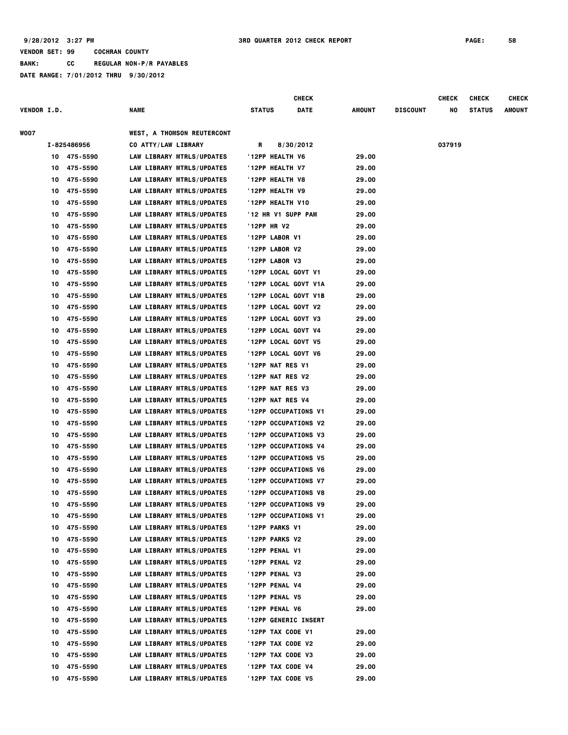VENDOR SET: 99 COCHRAN COUNTY

BANK: CC REGULAR NON-P/R PAYABLES

DATE RANGE: 7/01/2012 THRU 9/30/2012

| VENDOR I.D. | NAME | STATUS | CHECK DATE | AMOUNT | DISCOUNT | CHECK NO | CHECK STATUS | CHECK AMOUNT |
|---|---|---|---|---|---|---|---|---|
| W007 | WEST, A THOMSON REUTERCONT | | | | | | | |
| I-825486956 | CO ATTY/LAW LIBRARY | R | 8/30/2012 | | | 037919 | | |
| 10 475-5590 | LAW LIBRARY MTRLS/UPDATES | '12PP HEALTH V6 | | 29.00 | | | | |
| 10 475-5590 | LAW LIBRARY MTRLS/UPDATES | '12PP HEALTH V7 | | 29.00 | | | | |
| 10 475-5590 | LAW LIBRARY MTRLS/UPDATES | '12PP HEALTH V8 | | 29.00 | | | | |
| 10 475-5590 | LAW LIBRARY MTRLS/UPDATES | '12PP HEALTH V9 | | 29.00 | | | | |
| 10 475-5590 | LAW LIBRARY MTRLS/UPDATES | '12PP HEALTH V10 | | 29.00 | | | | |
| 10 475-5590 | LAW LIBRARY MTRLS/UPDATES | '12 HR V1 SUPP PAM | | 29.00 | | | | |
| 10 475-5590 | LAW LIBRARY MTRLS/UPDATES | '12PP HR V2 | | 29.00 | | | | |
| 10 475-5590 | LAW LIBRARY MTRLS/UPDATES | '12PP LABOR V1 | | 29.00 | | | | |
| 10 475-5590 | LAW LIBRARY MTRLS/UPDATES | '12PP LABOR V2 | | 29.00 | | | | |
| 10 475-5590 | LAW LIBRARY MTRLS/UPDATES | '12PP LABOR V3 | | 29.00 | | | | |
| 10 475-5590 | LAW LIBRARY MTRLS/UPDATES | '12PP LOCAL GOVT V1 | | 29.00 | | | | |
| 10 475-5590 | LAW LIBRARY MTRLS/UPDATES | '12PP LOCAL GOVT V1A | | 29.00 | | | | |
| 10 475-5590 | LAW LIBRARY MTRLS/UPDATES | '12PP LOCAL GOVT V1B | | 29.00 | | | | |
| 10 475-5590 | LAW LIBRARY MTRLS/UPDATES | '12PP LOCAL GOVT V2 | | 29.00 | | | | |
| 10 475-5590 | LAW LIBRARY MTRLS/UPDATES | '12PP LOCAL GOVT V3 | | 29.00 | | | | |
| 10 475-5590 | LAW LIBRARY MTRLS/UPDATES | '12PP LOCAL GOVT V4 | | 29.00 | | | | |
| 10 475-5590 | LAW LIBRARY MTRLS/UPDATES | '12PP LOCAL GOVT V5 | | 29.00 | | | | |
| 10 475-5590 | LAW LIBRARY MTRLS/UPDATES | '12PP LOCAL GOVT V6 | | 29.00 | | | | |
| 10 475-5590 | LAW LIBRARY MTRLS/UPDATES | '12PP NAT RES V1 | | 29.00 | | | | |
| 10 475-5590 | LAW LIBRARY MTRLS/UPDATES | '12PP NAT RES V2 | | 29.00 | | | | |
| 10 475-5590 | LAW LIBRARY MTRLS/UPDATES | '12PP NAT RES V3 | | 29.00 | | | | |
| 10 475-5590 | LAW LIBRARY MTRLS/UPDATES | '12PP NAT RES V4 | | 29.00 | | | | |
| 10 475-5590 | LAW LIBRARY MTRLS/UPDATES | '12PP OCCUPATIONS V1 | | 29.00 | | | | |
| 10 475-5590 | LAW LIBRARY MTRLS/UPDATES | '12PP OCCUPATIONS V2 | | 29.00 | | | | |
| 10 475-5590 | LAW LIBRARY MTRLS/UPDATES | '12PP OCCUPATIONS V3 | | 29.00 | | | | |
| 10 475-5590 | LAW LIBRARY MTRLS/UPDATES | '12PP OCCUPATIONS V4 | | 29.00 | | | | |
| 10 475-5590 | LAW LIBRARY MTRLS/UPDATES | '12PP OCCUPATIONS V5 | | 29.00 | | | | |
| 10 475-5590 | LAW LIBRARY MTRLS/UPDATES | '12PP OCCUPATIONS V6 | | 29.00 | | | | |
| 10 475-5590 | LAW LIBRARY MTRLS/UPDATES | '12PP OCCUPATIONS V7 | | 29.00 | | | | |
| 10 475-5590 | LAW LIBRARY MTRLS/UPDATES | '12PP OCCUPATIONS V8 | | 29.00 | | | | |
| 10 475-5590 | LAW LIBRARY MTRLS/UPDATES | '12PP OCCUPATIONS V9 | | 29.00 | | | | |
| 10 475-5590 | LAW LIBRARY MTRLS/UPDATES | '12PP OCCUPATIONS V1 | | 29.00 | | | | |
| 10 475-5590 | LAW LIBRARY MTRLS/UPDATES | '12PP PARKS V1 | | 29.00 | | | | |
| 10 475-5590 | LAW LIBRARY MTRLS/UPDATES | '12PP PARKS V2 | | 29.00 | | | | |
| 10 475-5590 | LAW LIBRARY MTRLS/UPDATES | '12PP PENAL V1 | | 29.00 | | | | |
| 10 475-5590 | LAW LIBRARY MTRLS/UPDATES | '12PP PENAL V2 | | 29.00 | | | | |
| 10 475-5590 | LAW LIBRARY MTRLS/UPDATES | '12PP PENAL V3 | | 29.00 | | | | |
| 10 475-5590 | LAW LIBRARY MTRLS/UPDATES | '12PP PENAL V4 | | 29.00 | | | | |
| 10 475-5590 | LAW LIBRARY MTRLS/UPDATES | '12PP PENAL V5 | | 29.00 | | | | |
| 10 475-5590 | LAW LIBRARY MTRLS/UPDATES | '12PP PENAL V6 | | 29.00 | | | | |
| 10 475-5590 | LAW LIBRARY MTRLS/UPDATES | '12PP GENERIC INSERT | | | | | | |
| 10 475-5590 | LAW LIBRARY MTRLS/UPDATES | '12PP TAX CODE V1 | | 29.00 | | | | |
| 10 475-5590 | LAW LIBRARY MTRLS/UPDATES | '12PP TAX CODE V2 | | 29.00 | | | | |
| 10 475-5590 | LAW LIBRARY MTRLS/UPDATES | '12PP TAX CODE V3 | | 29.00 | | | | |
| 10 475-5590 | LAW LIBRARY MTRLS/UPDATES | '12PP TAX CODE V4 | | 29.00 | | | | |
| 10 475-5590 | LAW LIBRARY MTRLS/UPDATES | '12PP TAX CODE V5 | | 29.00 | | | | |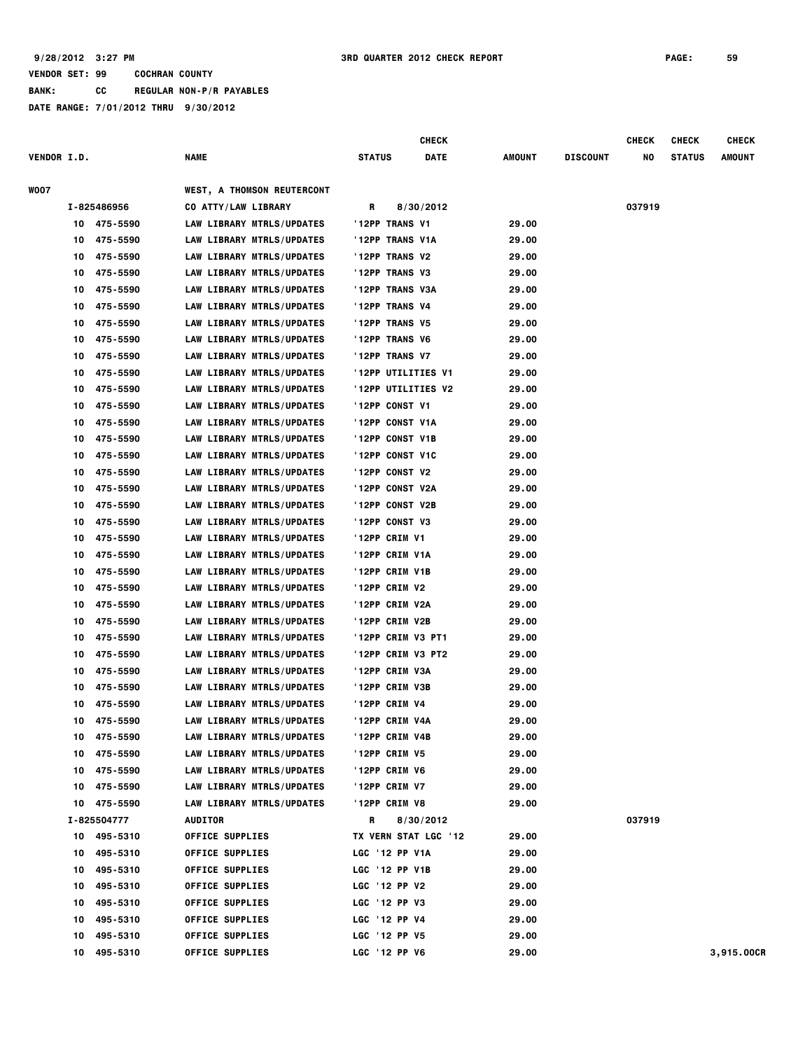9/28/2012 3:27 PM — 3RD QUARTER 2012 CHECK REPORT

VENDOR SET: 99 COCHRAN COUNTY
BANK: CC REGULAR NON-P/R PAYABLES
DATE RANGE: 7/01/2012 THRU 9/30/2012

| VENDOR I.D. | NAME | STATUS | CHECK DATE | AMOUNT | DISCOUNT | CHECK NO | CHECK STATUS | CHECK AMOUNT |
|---|---|---|---|---|---|---|---|---|
| W007 | WEST, A THOMSON REUTERCONT | | | | | | | |
| I-825486956 | CO ATTY/LAW LIBRARY | R | 8/30/2012 | | | 037919 | | |
| 10 475-5590 | LAW LIBRARY MTRLS/UPDATES | '12PP TRANS V1 | | 29.00 | | | | |
| 10 475-5590 | LAW LIBRARY MTRLS/UPDATES | '12PP TRANS V1A | | 29.00 | | | | |
| 10 475-5590 | LAW LIBRARY MTRLS/UPDATES | '12PP TRANS V2 | | 29.00 | | | | |
| 10 475-5590 | LAW LIBRARY MTRLS/UPDATES | '12PP TRANS V3 | | 29.00 | | | | |
| 10 475-5590 | LAW LIBRARY MTRLS/UPDATES | '12PP TRANS V3A | | 29.00 | | | | |
| 10 475-5590 | LAW LIBRARY MTRLS/UPDATES | '12PP TRANS V4 | | 29.00 | | | | |
| 10 475-5590 | LAW LIBRARY MTRLS/UPDATES | '12PP TRANS V5 | | 29.00 | | | | |
| 10 475-5590 | LAW LIBRARY MTRLS/UPDATES | '12PP TRANS V6 | | 29.00 | | | | |
| 10 475-5590 | LAW LIBRARY MTRLS/UPDATES | '12PP TRANS V7 | | 29.00 | | | | |
| 10 475-5590 | LAW LIBRARY MTRLS/UPDATES | '12PP UTILITIES V1 | | 29.00 | | | | |
| 10 475-5590 | LAW LIBRARY MTRLS/UPDATES | '12PP UTILITIES V2 | | 29.00 | | | | |
| 10 475-5590 | LAW LIBRARY MTRLS/UPDATES | '12PP CONST V1 | | 29.00 | | | | |
| 10 475-5590 | LAW LIBRARY MTRLS/UPDATES | '12PP CONST V1A | | 29.00 | | | | |
| 10 475-5590 | LAW LIBRARY MTRLS/UPDATES | '12PP CONST V1B | | 29.00 | | | | |
| 10 475-5590 | LAW LIBRARY MTRLS/UPDATES | '12PP CONST V1C | | 29.00 | | | | |
| 10 475-5590 | LAW LIBRARY MTRLS/UPDATES | '12PP CONST V2 | | 29.00 | | | | |
| 10 475-5590 | LAW LIBRARY MTRLS/UPDATES | '12PP CONST V2A | | 29.00 | | | | |
| 10 475-5590 | LAW LIBRARY MTRLS/UPDATES | '12PP CONST V2B | | 29.00 | | | | |
| 10 475-5590 | LAW LIBRARY MTRLS/UPDATES | '12PP CONST V3 | | 29.00 | | | | |
| 10 475-5590 | LAW LIBRARY MTRLS/UPDATES | '12PP CRIM V1 | | 29.00 | | | | |
| 10 475-5590 | LAW LIBRARY MTRLS/UPDATES | '12PP CRIM V1A | | 29.00 | | | | |
| 10 475-5590 | LAW LIBRARY MTRLS/UPDATES | '12PP CRIM V1B | | 29.00 | | | | |
| 10 475-5590 | LAW LIBRARY MTRLS/UPDATES | '12PP CRIM V2 | | 29.00 | | | | |
| 10 475-5590 | LAW LIBRARY MTRLS/UPDATES | '12PP CRIM V2A | | 29.00 | | | | |
| 10 475-5590 | LAW LIBRARY MTRLS/UPDATES | '12PP CRIM V2B | | 29.00 | | | | |
| 10 475-5590 | LAW LIBRARY MTRLS/UPDATES | '12PP CRIM V3 PT1 | | 29.00 | | | | |
| 10 475-5590 | LAW LIBRARY MTRLS/UPDATES | '12PP CRIM V3 PT2 | | 29.00 | | | | |
| 10 475-5590 | LAW LIBRARY MTRLS/UPDATES | '12PP CRIM V3A | | 29.00 | | | | |
| 10 475-5590 | LAW LIBRARY MTRLS/UPDATES | '12PP CRIM V3B | | 29.00 | | | | |
| 10 475-5590 | LAW LIBRARY MTRLS/UPDATES | '12PP CRIM V4 | | 29.00 | | | | |
| 10 475-5590 | LAW LIBRARY MTRLS/UPDATES | '12PP CRIM V4A | | 29.00 | | | | |
| 10 475-5590 | LAW LIBRARY MTRLS/UPDATES | '12PP CRIM V4B | | 29.00 | | | | |
| 10 475-5590 | LAW LIBRARY MTRLS/UPDATES | '12PP CRIM V5 | | 29.00 | | | | |
| 10 475-5590 | LAW LIBRARY MTRLS/UPDATES | '12PP CRIM V6 | | 29.00 | | | | |
| 10 475-5590 | LAW LIBRARY MTRLS/UPDATES | '12PP CRIM V7 | | 29.00 | | | | |
| 10 475-5590 | LAW LIBRARY MTRLS/UPDATES | '12PP CRIM V8 | | 29.00 | | | | |
| I-825504777 | AUDITOR | R | 8/30/2012 | | | 037919 | | |
| 10 495-5310 | OFFICE SUPPLIES | TX VERN STAT LGC '12 | | 29.00 | | | | |
| 10 495-5310 | OFFICE SUPPLIES | LGC '12 PP V1A | | 29.00 | | | | |
| 10 495-5310 | OFFICE SUPPLIES | LGC '12 PP V1B | | 29.00 | | | | |
| 10 495-5310 | OFFICE SUPPLIES | LGC '12 PP V2 | | 29.00 | | | | |
| 10 495-5310 | OFFICE SUPPLIES | LGC '12 PP V3 | | 29.00 | | | | |
| 10 495-5310 | OFFICE SUPPLIES | LGC '12 PP V4 | | 29.00 | | | | |
| 10 495-5310 | OFFICE SUPPLIES | LGC '12 PP V5 | | 29.00 | | | | |
| 10 495-5310 | OFFICE SUPPLIES | LGC '12 PP V6 | | 29.00 | | | | 3,915.00CR |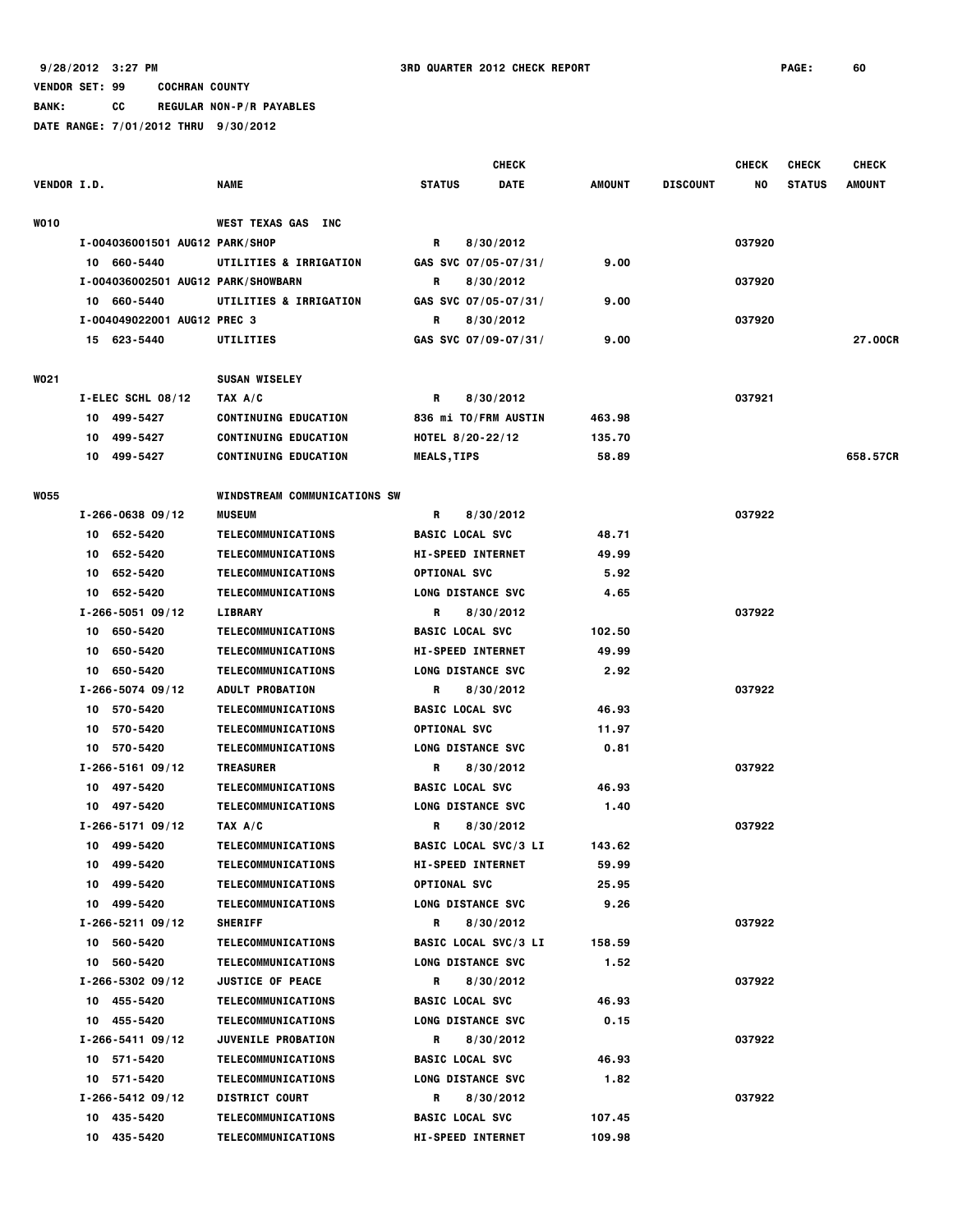9/28/2012 3:27 PM 3RD QUARTER 2012 CHECK REPORT

VENDOR SET: 99 COCHRAN COUNTY

BANK: CC REGULAR NON-P/R PAYABLES

DATE RANGE: 7/01/2012 THRU 9/30/2012

| VENDOR I.D. | | NAME | STATUS | CHECK DATE | AMOUNT | DISCOUNT | CHECK NO | CHECK STATUS | CHECK AMOUNT |
|---|---|---|---|---|---|---|---|---|---|
| W010 | | WEST TEXAS GAS INC | | | | | | | |
| | I-004036001501 AUG12 PARK/SHOP | | R | 8/30/2012 | | | 037920 | | |
| | 10 660-5440 | UTILITIES & IRRIGATION | GAS SVC 07/05-07/31/ | | 9.00 | | | | |
| | I-004036002501 AUG12 PARK/SHOWBARN | | R | 8/30/2012 | | | 037920 | | |
| | 10 660-5440 | UTILITIES & IRRIGATION | GAS SVC 07/05-07/31/ | | 9.00 | | | | |
| | I-004049022001 AUG12 PREC 3 | | R | 8/30/2012 | | | 037920 | | |
| | 15 623-5440 | UTILITIES | GAS SVC 07/09-07/31/ | | 9.00 | | | | 27.00CR |
| W021 | | SUSAN WISELEY | | | | | | | |
| | I-ELEC SCHL 08/12 | TAX A/C | R | 8/30/2012 | | | 037921 | | |
| | 10 499-5427 | CONTINUING EDUCATION | 836 mi TO/FRM AUSTIN | | 463.98 | | | | |
| | 10 499-5427 | CONTINUING EDUCATION | HOTEL 8/20-22/12 | | 135.70 | | | | |
| | 10 499-5427 | CONTINUING EDUCATION | MEALS,TIPS | | 58.89 | | | | 658.57CR |
| W055 | | WINDSTREAM COMMUNICATIONS SW | | | | | | | |
| | I-266-0638 09/12 | MUSEUM | R | 8/30/2012 | | | 037922 | | |
| | 10 652-5420 | TELECOMMUNICATIONS | BASIC LOCAL SVC | | 48.71 | | | | |
| | 10 652-5420 | TELECOMMUNICATIONS | HI-SPEED INTERNET | | 49.99 | | | | |
| | 10 652-5420 | TELECOMMUNICATIONS | OPTIONAL SVC | | 5.92 | | | | |
| | 10 652-5420 | TELECOMMUNICATIONS | LONG DISTANCE SVC | | 4.65 | | | | |
| | I-266-5051 09/12 | LIBRARY | R | 8/30/2012 | | | 037922 | | |
| | 10 650-5420 | TELECOMMUNICATIONS | BASIC LOCAL SVC | | 102.50 | | | | |
| | 10 650-5420 | TELECOMMUNICATIONS | HI-SPEED INTERNET | | 49.99 | | | | |
| | 10 650-5420 | TELECOMMUNICATIONS | LONG DISTANCE SVC | | 2.92 | | | | |
| | I-266-5074 09/12 | ADULT PROBATION | R | 8/30/2012 | | | 037922 | | |
| | 10 570-5420 | TELECOMMUNICATIONS | BASIC LOCAL SVC | | 46.93 | | | | |
| | 10 570-5420 | TELECOMMUNICATIONS | OPTIONAL SVC | | 11.97 | | | | |
| | 10 570-5420 | TELECOMMUNICATIONS | LONG DISTANCE SVC | | 0.81 | | | | |
| | I-266-5161 09/12 | TREASURER | R | 8/30/2012 | | | 037922 | | |
| | 10 497-5420 | TELECOMMUNICATIONS | BASIC LOCAL SVC | | 46.93 | | | | |
| | 10 497-5420 | TELECOMMUNICATIONS | LONG DISTANCE SVC | | 1.40 | | | | |
| | I-266-5171 09/12 | TAX A/C | R | 8/30/2012 | | | 037922 | | |
| | 10 499-5420 | TELECOMMUNICATIONS | BASIC LOCAL SVC/3 LI | | 143.62 | | | | |
| | 10 499-5420 | TELECOMMUNICATIONS | HI-SPEED INTERNET | | 59.99 | | | | |
| | 10 499-5420 | TELECOMMUNICATIONS | OPTIONAL SVC | | 25.95 | | | | |
| | 10 499-5420 | TELECOMMUNICATIONS | LONG DISTANCE SVC | | 9.26 | | | | |
| | I-266-5211 09/12 | SHERIFF | R | 8/30/2012 | | | 037922 | | |
| | 10 560-5420 | TELECOMMUNICATIONS | BASIC LOCAL SVC/3 LI | | 158.59 | | | | |
| | 10 560-5420 | TELECOMMUNICATIONS | LONG DISTANCE SVC | | 1.52 | | | | |
| | I-266-5302 09/12 | JUSTICE OF PEACE | R | 8/30/2012 | | | 037922 | | |
| | 10 455-5420 | TELECOMMUNICATIONS | BASIC LOCAL SVC | | 46.93 | | | | |
| | 10 455-5420 | TELECOMMUNICATIONS | LONG DISTANCE SVC | | 0.15 | | | | |
| | I-266-5411 09/12 | JUVENILE PROBATION | R | 8/30/2012 | | | 037922 | | |
| | 10 571-5420 | TELECOMMUNICATIONS | BASIC LOCAL SVC | | 46.93 | | | | |
| | 10 571-5420 | TELECOMMUNICATIONS | LONG DISTANCE SVC | | 1.82 | | | | |
| | I-266-5412 09/12 | DISTRICT COURT | R | 8/30/2012 | | | 037922 | | |
| | 10 435-5420 | TELECOMMUNICATIONS | BASIC LOCAL SVC | | 107.45 | | | | |
| | 10 435-5420 | TELECOMMUNICATIONS | HI-SPEED INTERNET | | 109.98 | | | | |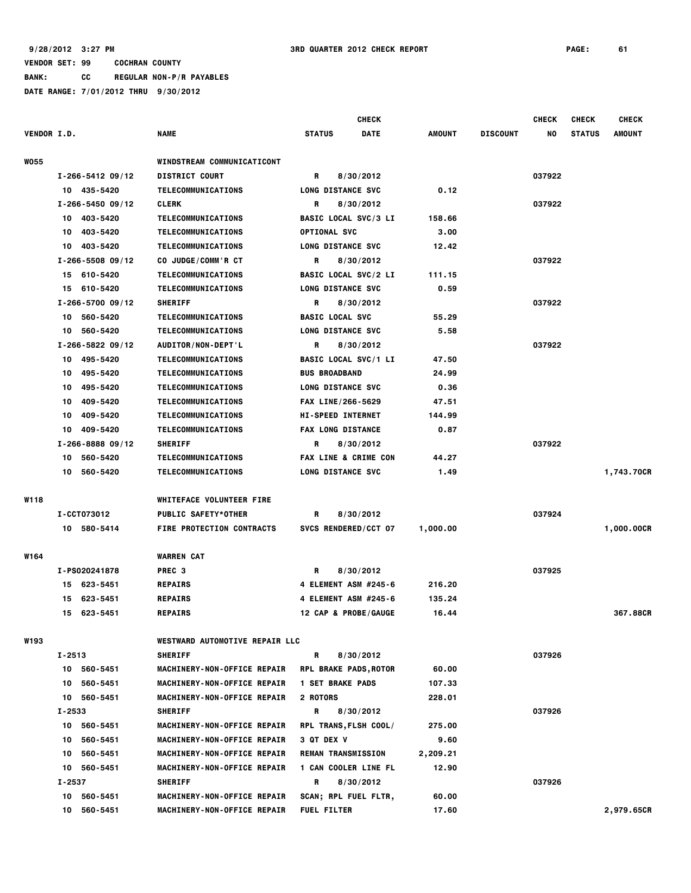9/28/2012 3:27 PM 3RD QUARTER 2012 CHECK REPORT PAGE: 61

VENDOR SET: 99 COCHRAN COUNTY

BANK: CC REGULAR NON-P/R PAYABLES

DATE RANGE: 7/01/2012 THRU 9/30/2012

| VENDOR I.D. | NAME | STATUS | CHECK DATE | AMOUNT | DISCOUNT | CHECK NO | CHECK STATUS | CHECK AMOUNT |
|---|---|---|---|---|---|---|---|---|
| W055 | WINDSTREAM COMMUNICATICONT | | | | | | | |
| I-266-5412 09/12 | DISTRICT COURT | R | 8/30/2012 | | | 037922 | | |
| 10 435-5420 | TELECOMMUNICATIONS | LONG DISTANCE SVC | | 0.12 | | | | |
| I-266-5450 09/12 | CLERK | R | 8/30/2012 | | | 037922 | | |
| 10 403-5420 | TELECOMMUNICATIONS | BASIC LOCAL SVC/3 LI | | 158.66 | | | | |
| 10 403-5420 | TELECOMMUNICATIONS | OPTIONAL SVC | | 3.00 | | | | |
| 10 403-5420 | TELECOMMUNICATIONS | LONG DISTANCE SVC | | 12.42 | | | | |
| I-266-5508 09/12 | CO JUDGE/COMM'R CT | R | 8/30/2012 | | | 037922 | | |
| 15 610-5420 | TELECOMMUNICATIONS | BASIC LOCAL SVC/2 LI | | 111.15 | | | | |
| 15 610-5420 | TELECOMMUNICATIONS | LONG DISTANCE SVC | | 0.59 | | | | |
| I-266-5700 09/12 | SHERIFF | R | 8/30/2012 | | | 037922 | | |
| 10 560-5420 | TELECOMMUNICATIONS | BASIC LOCAL SVC | | 55.29 | | | | |
| 10 560-5420 | TELECOMMUNICATIONS | LONG DISTANCE SVC | | 5.58 | | | | |
| I-266-5822 09/12 | AUDITOR/NON-DEPT'L | R | 8/30/2012 | | | 037922 | | |
| 10 495-5420 | TELECOMMUNICATIONS | BASIC LOCAL SVC/1 LI | | 47.50 | | | | |
| 10 495-5420 | TELECOMMUNICATIONS | BUS BROADBAND | | 24.99 | | | | |
| 10 495-5420 | TELECOMMUNICATIONS | LONG DISTANCE SVC | | 0.36 | | | | |
| 10 409-5420 | TELECOMMUNICATIONS | FAX LINE/266-5629 | | 47.51 | | | | |
| 10 409-5420 | TELECOMMUNICATIONS | HI-SPEED INTERNET | | 144.99 | | | | |
| 10 409-5420 | TELECOMMUNICATIONS | FAX LONG DISTANCE | | 0.87 | | | | |
| I-266-8888 09/12 | SHERIFF | R | 8/30/2012 | | | 037922 | | |
| 10 560-5420 | TELECOMMUNICATIONS | FAX LINE & CRIME CON | | 44.27 | | | | |
| 10 560-5420 | TELECOMMUNICATIONS | LONG DISTANCE SVC | | 1.49 | | | | 1,743.70CR |
| W118 | WHITEFACE VOLUNTEER FIRE | | | | | | | |
| I-CCT073012 | PUBLIC SAFETY*OTHER | R | 8/30/2012 | | | 037924 | | |
| 10 580-5414 | FIRE PROTECTION CONTRACTS | SVCS RENDERED/CCT 07 | | 1,000.00 | | | | 1,000.00CR |
| W164 | WARREN CAT | | | | | | | |
| I-PS020241878 | PREC 3 | R | 8/30/2012 | | | 037925 | | |
| 15 623-5451 | REPAIRS | 4 ELEMENT ASM #245-6 | | 216.20 | | | | |
| 15 623-5451 | REPAIRS | 4 ELEMENT ASM #245-6 | | 135.24 | | | | |
| 15 623-5451 | REPAIRS | 12 CAP & PROBE/GAUGE | | 16.44 | | | | 367.88CR |
| W193 | WESTWARD AUTOMOTIVE REPAIR LLC | | | | | | | |
| I-2513 | SHERIFF | R | 8/30/2012 | | | 037926 | | |
| 10 560-5451 | MACHINERY-NON-OFFICE REPAIR | RPL BRAKE PADS,ROTOR | | 60.00 | | | | |
| 10 560-5451 | MACHINERY-NON-OFFICE REPAIR | 1 SET BRAKE PADS | | 107.33 | | | | |
| 10 560-5451 | MACHINERY-NON-OFFICE REPAIR | 2 ROTORS | | 228.01 | | | | |
| I-2533 | SHERIFF | R | 8/30/2012 | | | 037926 | | |
| 10 560-5451 | MACHINERY-NON-OFFICE REPAIR | RPL TRANS,FLSH COOL/ | | 275.00 | | | | |
| 10 560-5451 | MACHINERY-NON-OFFICE REPAIR | 3 QT DEX V | | 9.60 | | | | |
| 10 560-5451 | MACHINERY-NON-OFFICE REPAIR | REMAN TRANSMISSION | | 2,209.21 | | | | |
| 10 560-5451 | MACHINERY-NON-OFFICE REPAIR | 1 CAN COOLER LINE FL | | 12.90 | | | | |
| I-2537 | SHERIFF | R | 8/30/2012 | | | 037926 | | |
| 10 560-5451 | MACHINERY-NON-OFFICE REPAIR | SCAN; RPL FUEL FLTR, | | 60.00 | | | | |
| 10 560-5451 | MACHINERY-NON-OFFICE REPAIR | FUEL FILTER | | 17.60 | | | | 2,979.65CR |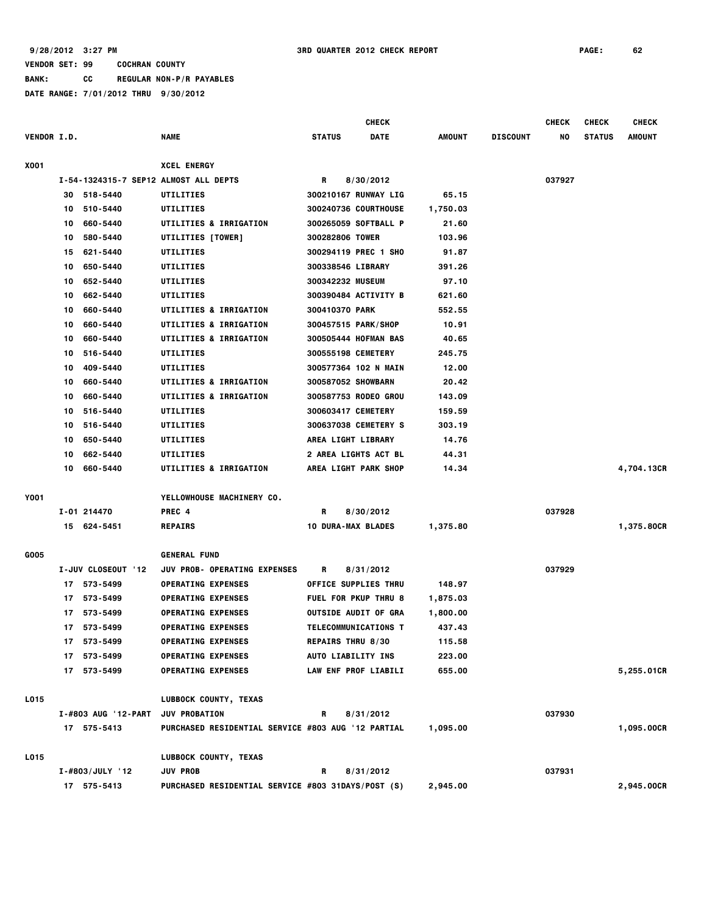9/28/2012 3:27 PM 3RD QUARTER 2012 CHECK REPORT

VENDOR SET: 99 COCHRAN COUNTY

BANK: CC REGULAR NON-P/R PAYABLES

DATE RANGE: 7/01/2012 THRU 9/30/2012

| VENDOR I.D. | | NAME | STATUS | CHECK DATE | AMOUNT | DISCOUNT | CHECK NO | CHECK STATUS | CHECK AMOUNT |
|---|---|---|---|---|---|---|---|---|---|
| X001 | | XCEL ENERGY | | | | | | | |
| | I-54-1324315-7 SEP12 | ALMOST ALL DEPTS | R | 8/30/2012 | | | 037927 | | |
| | 30 518-5440 | UTILITIES | 300210167 RUNWAY LIG | | 65.15 | | | | |
| | 10 510-5440 | UTILITIES | 300240736 COURTHOUSE | | 1,750.03 | | | | |
| | 10 660-5440 | UTILITIES & IRRIGATION | 300265059 SOFTBALL P | | 21.60 | | | | |
| | 10 580-5440 | UTILITIES [TOWER] | 300282806 TOWER | | 103.96 | | | | |
| | 15 621-5440 | UTILITIES | 300294119 PREC 1 SHO | | 91.87 | | | | |
| | 10 650-5440 | UTILITIES | 300338546 LIBRARY | | 391.26 | | | | |
| | 10 652-5440 | UTILITIES | 300342232 MUSEUM | | 97.10 | | | | |
| | 10 662-5440 | UTILITIES | 300390484 ACTIVITY B | | 621.60 | | | | |
| | 10 660-5440 | UTILITIES & IRRIGATION | 300410370 PARK | | 552.55 | | | | |
| | 10 660-5440 | UTILITIES & IRRIGATION | 300457515 PARK/SHOP | | 10.91 | | | | |
| | 10 660-5440 | UTILITIES & IRRIGATION | 300505444 HOFMAN BAS | | 40.65 | | | | |
| | 10 516-5440 | UTILITIES | 300555198 CEMETERY | | 245.75 | | | | |
| | 10 409-5440 | UTILITIES | 300577364 102 N MAIN | | 12.00 | | | | |
| | 10 660-5440 | UTILITIES & IRRIGATION | 300587052 SHOWBARN | | 20.42 | | | | |
| | 10 660-5440 | UTILITIES & IRRIGATION | 300587753 RODEO GROU | | 143.09 | | | | |
| | 10 516-5440 | UTILITIES | 300603417 CEMETERY | | 159.59 | | | | |
| | 10 516-5440 | UTILITIES | 300637038 CEMETERY S | | 303.19 | | | | |
| | 10 650-5440 | UTILITIES | AREA LIGHT LIBRARY | | 14.76 | | | | |
| | 10 662-5440 | UTILITIES | 2 AREA LIGHTS ACT BL | | 44.31 | | | | |
| | 10 660-5440 | UTILITIES & IRRIGATION | AREA LIGHT PARK SHOP | | 14.34 | | | | 4,704.13CR |
| Y001 | | YELLOWHOUSE MACHINERY CO. | | | | | | | |
| | I-01 214470 | PREC 4 | R | 8/30/2012 | | | 037928 | | |
| | 15 624-5451 | REPAIRS | 10 DURA-MAX BLADES | | 1,375.80 | | | | 1,375.80CR |
| G005 | | GENERAL FUND | | | | | | | |
| | I-JUV CLOSEOUT '12 | JUV PROB- OPERATING EXPENSES | R | 8/31/2012 | | | 037929 | | |
| | 17 573-5499 | OPERATING EXPENSES | OFFICE SUPPLIES THRU | | 148.97 | | | | |
| | 17 573-5499 | OPERATING EXPENSES | FUEL FOR PKUP THRU 8 | | 1,875.03 | | | | |
| | 17 573-5499 | OPERATING EXPENSES | OUTSIDE AUDIT OF GRA | | 1,800.00 | | | | |
| | 17 573-5499 | OPERATING EXPENSES | TELECOMMUNICATIONS T | | 437.43 | | | | |
| | 17 573-5499 | OPERATING EXPENSES | REPAIRS THRU 8/30 | | 115.58 | | | | |
| | 17 573-5499 | OPERATING EXPENSES | AUTO LIABILITY INS | | 223.00 | | | | |
| | 17 573-5499 | OPERATING EXPENSES | LAW ENF PROF LIABILI | | 655.00 | | | | 5,255.01CR |
| L015 | | LUBBOCK COUNTY, TEXAS | | | | | | | |
| | I-#803 AUG '12-PART | JUV PROBATION | R | 8/31/2012 | | | 037930 | | |
| | 17 575-5413 | PURCHASED RESIDENTIAL SERVICE #803 AUG '12 PARTIAL | | | 1,095.00 | | | | 1,095.00CR |
| L015 | | LUBBOCK COUNTY, TEXAS | | | | | | | |
| | I-#803/JULY '12 | JUV PROB | R | 8/31/2012 | | | 037931 | | |
| | 17 575-5413 | PURCHASED RESIDENTIAL SERVICE #803 31DAYS/POST (S) | | | 2,945.00 | | | | 2,945.00CR |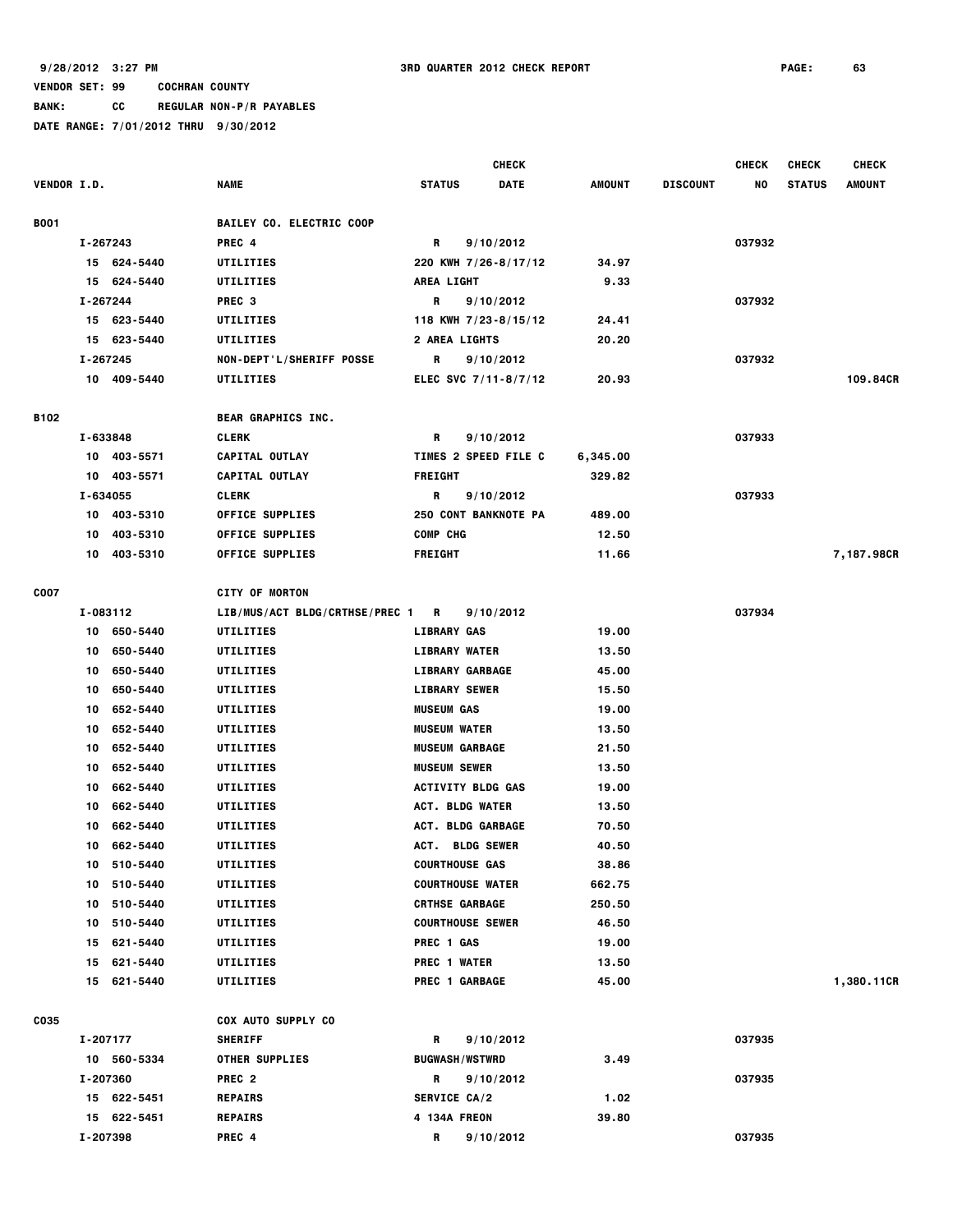9/28/2012 3:27 PM 3RD QUARTER 2012 CHECK REPORT PAGE: 63

VENDOR SET: 99 COCHRAN COUNTY

BANK: CC REGULAR NON-P/R PAYABLES

DATE RANGE: 7/01/2012 THRU 9/30/2012

| VENDOR I.D. | NAME | STATUS | CHECK DATE | AMOUNT | DISCOUNT | CHECK NO | CHECK STATUS | CHECK AMOUNT |
|---|---|---|---|---|---|---|---|---|
| B001 | BAILEY CO. ELECTRIC COOP | | | | | | | |
| I-267243 | PREC 4 | R | 9/10/2012 | | | 037932 | | |
| 15 624-5440 | UTILITIES | 220 KWH 7/26-8/17/12 | | 34.97 | | | | |
| 15 624-5440 | UTILITIES | AREA LIGHT | | 9.33 | | | | |
| I-267244 | PREC 3 | R | 9/10/2012 | | | 037932 | | |
| 15 623-5440 | UTILITIES | 118 KWH 7/23-8/15/12 | | 24.41 | | | | |
| 15 623-5440 | UTILITIES | 2 AREA LIGHTS | | 20.20 | | | | |
| I-267245 | NON-DEPT'L/SHERIFF POSSE | R | 9/10/2012 | | | 037932 | | |
| 10 409-5440 | UTILITIES | ELEC SVC 7/11-8/7/12 | | 20.93 | | | | 109.84CR |
| B102 | BEAR GRAPHICS INC. | | | | | | | |
| I-633848 | CLERK | R | 9/10/2012 | | | 037933 | | |
| 10 403-5571 | CAPITAL OUTLAY | TIMES 2 SPEED FILE C | | 6,345.00 | | | | |
| 10 403-5571 | CAPITAL OUTLAY | FREIGHT | | 329.82 | | | | |
| I-634055 | CLERK | R | 9/10/2012 | | | 037933 | | |
| 10 403-5310 | OFFICE SUPPLIES | 250 CONT BANKNOTE PA | | 489.00 | | | | |
| 10 403-5310 | OFFICE SUPPLIES | COMP CHG | | 12.50 | | | | |
| 10 403-5310 | OFFICE SUPPLIES | FREIGHT | | 11.66 | | | | 7,187.98CR |
| C007 | CITY OF MORTON | | | | | | | |
| I-083112 | LIB/MUS/ACT BLDG/CRTHSE/PREC 1 | R | 9/10/2012 | | | 037934 | | |
| 10 650-5440 | UTILITIES | LIBRARY GAS | | 19.00 | | | | |
| 10 650-5440 | UTILITIES | LIBRARY WATER | | 13.50 | | | | |
| 10 650-5440 | UTILITIES | LIBRARY GARBAGE | | 45.00 | | | | |
| 10 650-5440 | UTILITIES | LIBRARY SEWER | | 15.50 | | | | |
| 10 652-5440 | UTILITIES | MUSEUM GAS | | 19.00 | | | | |
| 10 652-5440 | UTILITIES | MUSEUM WATER | | 13.50 | | | | |
| 10 652-5440 | UTILITIES | MUSEUM GARBAGE | | 21.50 | | | | |
| 10 652-5440 | UTILITIES | MUSEUM SEWER | | 13.50 | | | | |
| 10 662-5440 | UTILITIES | ACTIVITY BLDG GAS | | 19.00 | | | | |
| 10 662-5440 | UTILITIES | ACT. BLDG WATER | | 13.50 | | | | |
| 10 662-5440 | UTILITIES | ACT. BLDG GARBAGE | | 70.50 | | | | |
| 10 662-5440 | UTILITIES | ACT. BLDG SEWER | | 40.50 | | | | |
| 10 510-5440 | UTILITIES | COURTHOUSE GAS | | 38.86 | | | | |
| 10 510-5440 | UTILITIES | COURTHOUSE WATER | | 662.75 | | | | |
| 10 510-5440 | UTILITIES | CRTHSE GARBAGE | | 250.50 | | | | |
| 10 510-5440 | UTILITIES | COURTHOUSE SEWER | | 46.50 | | | | |
| 15 621-5440 | UTILITIES | PREC 1 GAS | | 19.00 | | | | |
| 15 621-5440 | UTILITIES | PREC 1 WATER | | 13.50 | | | | |
| 15 621-5440 | UTILITIES | PREC 1 GARBAGE | | 45.00 | | | | 1,380.11CR |
| C035 | COX AUTO SUPPLY CO | | | | | | | |
| I-207177 | SHERIFF | R | 9/10/2012 | | | 037935 | | |
| 10 560-5334 | OTHER SUPPLIES | BUGWASH/WSTWRD | | 3.49 | | | | |
| I-207360 | PREC 2 | R | 9/10/2012 | | | 037935 | | |
| 15 622-5451 | REPAIRS | SERVICE CA/2 | | 1.02 | | | | |
| 15 622-5451 | REPAIRS | 4 134A FREON | | 39.80 | | | | |
| I-207398 | PREC 4 | R | 9/10/2012 | | | 037935 | | |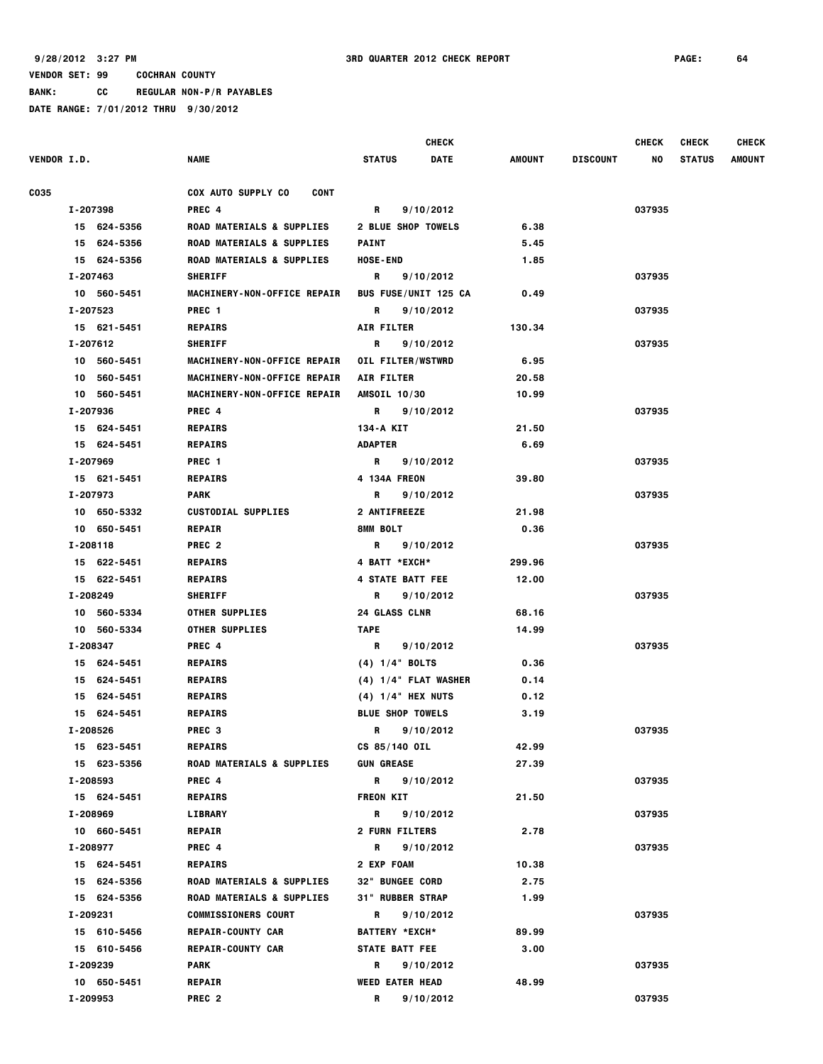VENDOR SET: 99 COCHRAN COUNTY

BANK: CC REGULAR NON-P/R PAYABLES

DATE RANGE: 7/01/2012 THRU 9/30/2012

| VENDOR I.D. | NAME | STATUS | CHECK DATE | AMOUNT | DISCOUNT | CHECK NO | CHECK STATUS | CHECK AMOUNT |
|---|---|---|---|---|---|---|---|---|
| C035 | COX AUTO SUPPLY CO CONT | | | | | | | |
| I-207398 | PREC 4 | R | 9/10/2012 | | | 037935 | | |
| 15 624-5356 | ROAD MATERIALS & SUPPLIES | 2 BLUE SHOP TOWELS | | 6.38 | | | | |
| 15 624-5356 | ROAD MATERIALS & SUPPLIES | PAINT | | 5.45 | | | | |
| 15 624-5356 | ROAD MATERIALS & SUPPLIES | HOSE-END | | 1.85 | | | | |
| I-207463 | SHERIFF | R | 9/10/2012 | | | 037935 | | |
| 10 560-5451 | MACHINERY-NON-OFFICE REPAIR | BUS FUSE/UNIT 125 CA | | 0.49 | | | | |
| I-207523 | PREC 1 | R | 9/10/2012 | | | 037935 | | |
| 15 621-5451 | REPAIRS | AIR FILTER | | 130.34 | | | | |
| I-207612 | SHERIFF | R | 9/10/2012 | | | 037935 | | |
| 10 560-5451 | MACHINERY-NON-OFFICE REPAIR | OIL FILTER/WSTWRD | | 6.95 | | | | |
| 10 560-5451 | MACHINERY-NON-OFFICE REPAIR | AIR FILTER | | 20.58 | | | | |
| 10 560-5451 | MACHINERY-NON-OFFICE REPAIR | AMSOIL 10/30 | | 10.99 | | | | |
| I-207936 | PREC 4 | R | 9/10/2012 | | | 037935 | | |
| 15 624-5451 | REPAIRS | 134-A KIT | | 21.50 | | | | |
| 15 624-5451 | REPAIRS | ADAPTER | | 6.69 | | | | |
| I-207969 | PREC 1 | R | 9/10/2012 | | | 037935 | | |
| 15 621-5451 | REPAIRS | 4 134A FREON | | 39.80 | | | | |
| I-207973 | PARK | R | 9/10/2012 | | | 037935 | | |
| 10 650-5332 | CUSTODIAL SUPPLIES | 2 ANTIFREEZE | | 21.98 | | | | |
| 10 650-5451 | REPAIR | 8MM BOLT | | 0.36 | | | | |
| I-208118 | PREC 2 | R | 9/10/2012 | | | 037935 | | |
| 15 622-5451 | REPAIRS | 4 BATT *EXCH* | | 299.96 | | | | |
| 15 622-5451 | REPAIRS | 4 STATE BATT FEE | | 12.00 | | | | |
| I-208249 | SHERIFF | R | 9/10/2012 | | | 037935 | | |
| 10 560-5334 | OTHER SUPPLIES | 24 GLASS CLNR | | 68.16 | | | | |
| 10 560-5334 | OTHER SUPPLIES | TAPE | | 14.99 | | | | |
| I-208347 | PREC 4 | R | 9/10/2012 | | | 037935 | | |
| 15 624-5451 | REPAIRS | (4) 1/4" BOLTS | | 0.36 | | | | |
| 15 624-5451 | REPAIRS | (4) 1/4" FLAT WASHER | | 0.14 | | | | |
| 15 624-5451 | REPAIRS | (4) 1/4" HEX NUTS | | 0.12 | | | | |
| 15 624-5451 | REPAIRS | BLUE SHOP TOWELS | | 3.19 | | | | |
| I-208526 | PREC 3 | R | 9/10/2012 | | | 037935 | | |
| 15 623-5451 | REPAIRS | CS 85/140 OIL | | 42.99 | | | | |
| 15 623-5356 | ROAD MATERIALS & SUPPLIES | GUN GREASE | | 27.39 | | | | |
| I-208593 | PREC 4 | R | 9/10/2012 | | | 037935 | | |
| 15 624-5451 | REPAIRS | FREON KIT | | 21.50 | | | | |
| I-208969 | LIBRARY | R | 9/10/2012 | | | 037935 | | |
| 10 660-5451 | REPAIR | 2 FURN FILTERS | | 2.78 | | | | |
| I-208977 | PREC 4 | R | 9/10/2012 | | | 037935 | | |
| 15 624-5451 | REPAIRS | 2 EXP FOAM | | 10.38 | | | | |
| 15 624-5356 | ROAD MATERIALS & SUPPLIES | 32" BUNGEE CORD | | 2.75 | | | | |
| 15 624-5356 | ROAD MATERIALS & SUPPLIES | 31" RUBBER STRAP | | 1.99 | | | | |
| I-209231 | COMMISSIONERS COURT | R | 9/10/2012 | | | 037935 | | |
| 15 610-5456 | REPAIR-COUNTY CAR | BATTERY *EXCH* | | 89.99 | | | | |
| 15 610-5456 | REPAIR-COUNTY CAR | STATE BATT FEE | | 3.00 | | | | |
| I-209239 | PARK | R | 9/10/2012 | | | 037935 | | |
| 10 650-5451 | REPAIR | WEED EATER HEAD | | 48.99 | | | | |
| I-209953 | PREC 2 | R | 9/10/2012 | | | 037935 | | |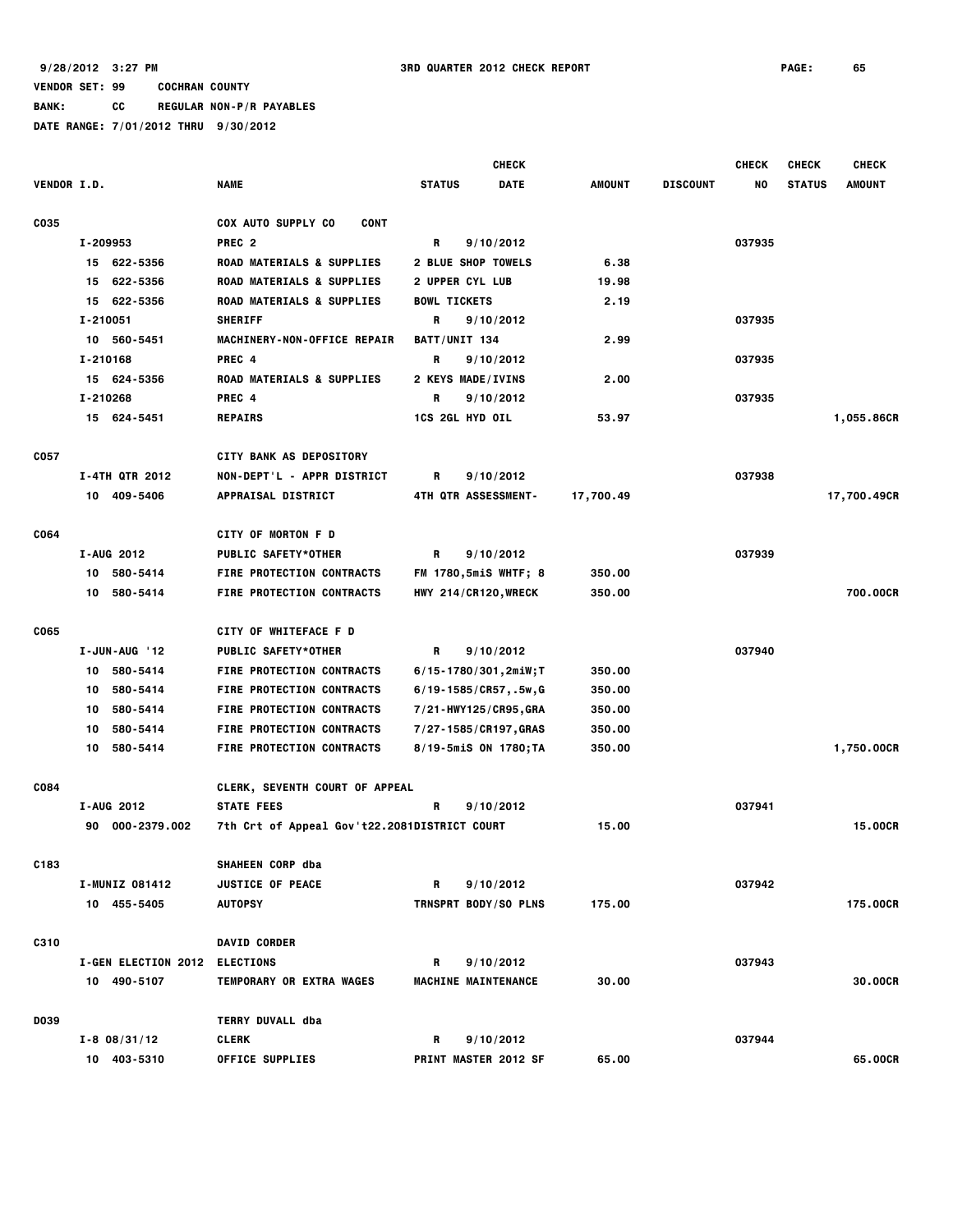9/28/2012 3:27 PM 3RD QUARTER 2012 CHECK REPORT

VENDOR SET: 99 COCHRAN COUNTY

BANK: CC REGULAR NON-P/R PAYABLES

DATE RANGE: 7/01/2012 THRU 9/30/2012

| VENDOR I.D. | NAME | STATUS | CHECK DATE | AMOUNT | DISCOUNT | CHECK NO | CHECK STATUS | CHECK AMOUNT |
|---|---|---|---|---|---|---|---|---|
| C035 | COX AUTO SUPPLY CO CONT | | | | | | | |
| I-209953 | PREC 2 | R | 9/10/2012 | | | 037935 | | |
| 15 622-5356 | ROAD MATERIALS & SUPPLIES | 2 BLUE SHOP TOWELS | | 6.38 | | | | |
| 15 622-5356 | ROAD MATERIALS & SUPPLIES | 2 UPPER CYL LUB | | 19.98 | | | | |
| 15 622-5356 | ROAD MATERIALS & SUPPLIES | BOWL TICKETS | | 2.19 | | | | |
| I-210051 | SHERIFF | R | 9/10/2012 | | | 037935 | | |
| 10 560-5451 | MACHINERY-NON-OFFICE REPAIR | BATT/UNIT 134 | | 2.99 | | | | |
| I-210168 | PREC 4 | R | 9/10/2012 | | | 037935 | | |
| 15 624-5356 | ROAD MATERIALS & SUPPLIES | 2 KEYS MADE/IVINS | | 2.00 | | | | |
| I-210268 | PREC 4 | R | 9/10/2012 | | | 037935 | | |
| 15 624-5451 | REPAIRS | 1CS 2GL HYD OIL | | 53.97 | | | | 1,055.86CR |
| C057 | CITY BANK AS DEPOSITORY | | | | | | | |
| I-4TH QTR 2012 | NON-DEPT'L - APPR DISTRICT | R | 9/10/2012 | | | 037938 | | |
| 10 409-5406 | APPRAISAL DISTRICT | 4TH QTR ASSESSMENT- | | 17,700.49 | | | | 17,700.49CR |
| C064 | CITY OF MORTON F D | | | | | | | |
| I-AUG 2012 | PUBLIC SAFETY*OTHER | R | 9/10/2012 | | | 037939 | | |
| 10 580-5414 | FIRE PROTECTION CONTRACTS | FM 1780,5miS WHTF; 8 | | 350.00 | | | | |
| 10 580-5414 | FIRE PROTECTION CONTRACTS | HWY 214/CR120,WRECK | | 350.00 | | | | 700.00CR |
| C065 | CITY OF WHITEFACE F D | | | | | | | |
| I-JUN-AUG '12 | PUBLIC SAFETY*OTHER | R | 9/10/2012 | | | 037940 | | |
| 10 580-5414 | FIRE PROTECTION CONTRACTS | 6/15-1780/301,2miW;T | | 350.00 | | | | |
| 10 580-5414 | FIRE PROTECTION CONTRACTS | 6/19-1585/CR57,.5w,G | | 350.00 | | | | |
| 10 580-5414 | FIRE PROTECTION CONTRACTS | 7/21-HWY125/CR95,GRA | | 350.00 | | | | |
| 10 580-5414 | FIRE PROTECTION CONTRACTS | 7/27-1585/CR197,GRAS | | 350.00 | | | | |
| 10 580-5414 | FIRE PROTECTION CONTRACTS | 8/19-5miS ON 1780;TA | | 350.00 | | | | 1,750.00CR |
| C084 | CLERK, SEVENTH COURT OF APPEAL | | | | | | | |
| I-AUG 2012 | STATE FEES | R | 9/10/2012 | | | 037941 | | |
| 90 000-2379.002 | 7th Crt of Appeal Gov't22.2081 | DISTRICT COURT | | 15.00 | | | | 15.00CR |
| C183 | SHAHEEN CORP dba | | | | | | | |
| I-MUNIZ 081412 | JUSTICE OF PEACE | R | 9/10/2012 | | | 037942 | | |
| 10 455-5405 | AUTOPSY | TRNSPRT BODY/SO PLNS | | 175.00 | | | | 175.00CR |
| C310 | DAVID CORDER | | | | | | | |
| I-GEN ELECTION 2012 | ELECTIONS | R | 9/10/2012 | | | 037943 | | |
| 10 490-5107 | TEMPORARY OR EXTRA WAGES | MACHINE MAINTENANCE | | 30.00 | | | | 30.00CR |
| D039 | TERRY DUVALL dba | | | | | | | |
| I-8 08/31/12 | CLERK | R | 9/10/2012 | | | 037944 | | |
| 10 403-5310 | OFFICE SUPPLIES | PRINT MASTER 2012 SF | | 65.00 | | | | 65.00CR |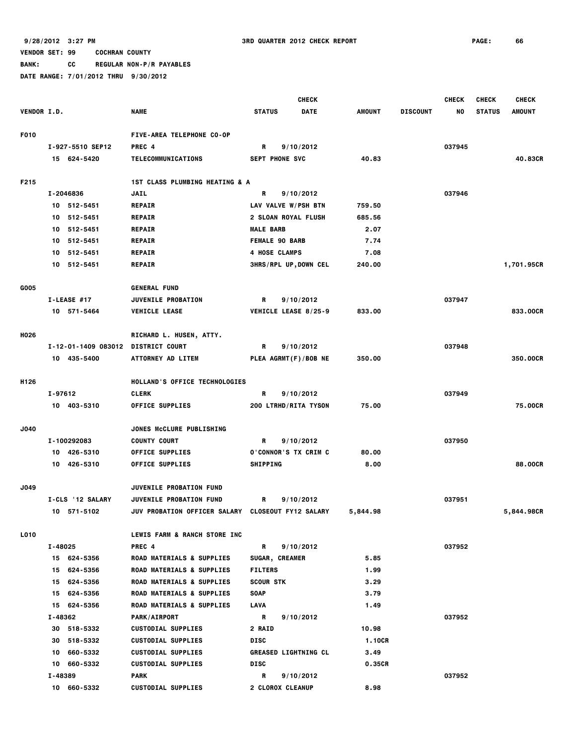9/28/2012 3:27 PM 3RD QUARTER 2012 CHECK REPORT PAGE: 66

VENDOR SET: 99 COCHRAN COUNTY

BANK: CC REGULAR NON-P/R PAYABLES

DATE RANGE: 7/01/2012 THRU 9/30/2012

| VENDOR I.D. | NAME | STATUS | CHECK DATE | AMOUNT | DISCOUNT | CHECK NO | CHECK STATUS | CHECK AMOUNT |
|---|---|---|---|---|---|---|---|---|
| F010 | FIVE-AREA TELEPHONE CO-OP | | | | | | | |
| I-927-5510 SEP12 | PREC 4 | R | 9/10/2012 | | | 037945 | | |
| 15 624-5420 | TELECOMMUNICATIONS | SEPT PHONE SVC | | 40.83 | | | | 40.83CR |
| F215 | 1ST CLASS PLUMBING HEATING & A | | | | | | | |
| I-2046836 | JAIL | R | 9/10/2012 | | | 037946 | | |
| 10 512-5451 | REPAIR | LAV VALVE W/PSH BTN | | 759.50 | | | | |
| 10 512-5451 | REPAIR | 2 SLOAN ROYAL FLUSH | | 685.56 | | | | |
| 10 512-5451 | REPAIR | MALE BARB | | 2.07 | | | | |
| 10 512-5451 | REPAIR | FEMALE 90 BARB | | 7.74 | | | | |
| 10 512-5451 | REPAIR | 4 HOSE CLAMPS | | 7.08 | | | | |
| 10 512-5451 | REPAIR | 3HRS/RPL UP,DOWN CEL | | 240.00 | | | | 1,701.95CR |
| G005 | GENERAL FUND | | | | | | | |
| I-LEASE #17 | JUVENILE PROBATION | R | 9/10/2012 | | | 037947 | | |
| 10 571-5464 | VEHICLE LEASE | VEHICLE LEASE 8/25-9 | | 833.00 | | | | 833.00CR |
| H026 | RICHARD L. HUSEN, ATTY. | | | | | | | |
| I-12-01-1409 083012 | DISTRICT COURT | R | 9/10/2012 | | | 037948 | | |
| 10 435-5400 | ATTORNEY AD LITEM | PLEA AGRMT(F)/BOB NE | | 350.00 | | | | 350.00CR |
| H126 | HOLLAND'S OFFICE TECHNOLOGIES | | | | | | | |
| I-97612 | CLERK | R | 9/10/2012 | | | 037949 | | |
| 10 403-5310 | OFFICE SUPPLIES | 200 LTRHD/RITA TYSON | | 75.00 | | | | 75.00CR |
| J040 | JONES McCLURE PUBLISHING | | | | | | | |
| I-100292083 | COUNTY COURT | R | 9/10/2012 | | | 037950 | | |
| 10 426-5310 | OFFICE SUPPLIES | O'CONNOR'S TX CRIM C | | 80.00 | | | | |
| 10 426-5310 | OFFICE SUPPLIES | SHIPPING | | 8.00 | | | | 88.00CR |
| J049 | JUVENILE PROBATION FUND | | | | | | | |
| I-CLS '12 SALARY | JUVENILE PROBATION FUND | R | 9/10/2012 | | | 037951 | | |
| 10 571-5102 | JUV PROBATION OFFICER SALARY | CLOSEOUT FY12 SALARY | | 5,844.98 | | | | 5,844.98CR |
| L010 | LEWIS FARM & RANCH STORE INC | | | | | | | |
| I-48025 | PREC 4 | R | 9/10/2012 | | | 037952 | | |
| 15 624-5356 | ROAD MATERIALS & SUPPLIES | SUGAR, CREAMER | | 5.85 | | | | |
| 15 624-5356 | ROAD MATERIALS & SUPPLIES | FILTERS | | 1.99 | | | | |
| 15 624-5356 | ROAD MATERIALS & SUPPLIES | SCOUR STK | | 3.29 | | | | |
| 15 624-5356 | ROAD MATERIALS & SUPPLIES | SOAP | | 3.79 | | | | |
| 15 624-5356 | ROAD MATERIALS & SUPPLIES | LAVA | | 1.49 | | | | |
| I-48362 | PARK/AIRPORT | R | 9/10/2012 | | | 037952 | | |
| 30 518-5332 | CUSTODIAL SUPPLIES | 2 RAID | | 10.98 | | | | |
| 30 518-5332 | CUSTODIAL SUPPLIES | DISC | | 1.10CR | | | | |
| 10 660-5332 | CUSTODIAL SUPPLIES | GREASED LIGHTNING CL | | 3.49 | | | | |
| 10 660-5332 | CUSTODIAL SUPPLIES | DISC | | 0.35CR | | | | |
| I-48389 | PARK | R | 9/10/2012 | | | 037952 | | |
| 10 660-5332 | CUSTODIAL SUPPLIES | 2 CLOROX CLEANUP | | 8.98 | | | | |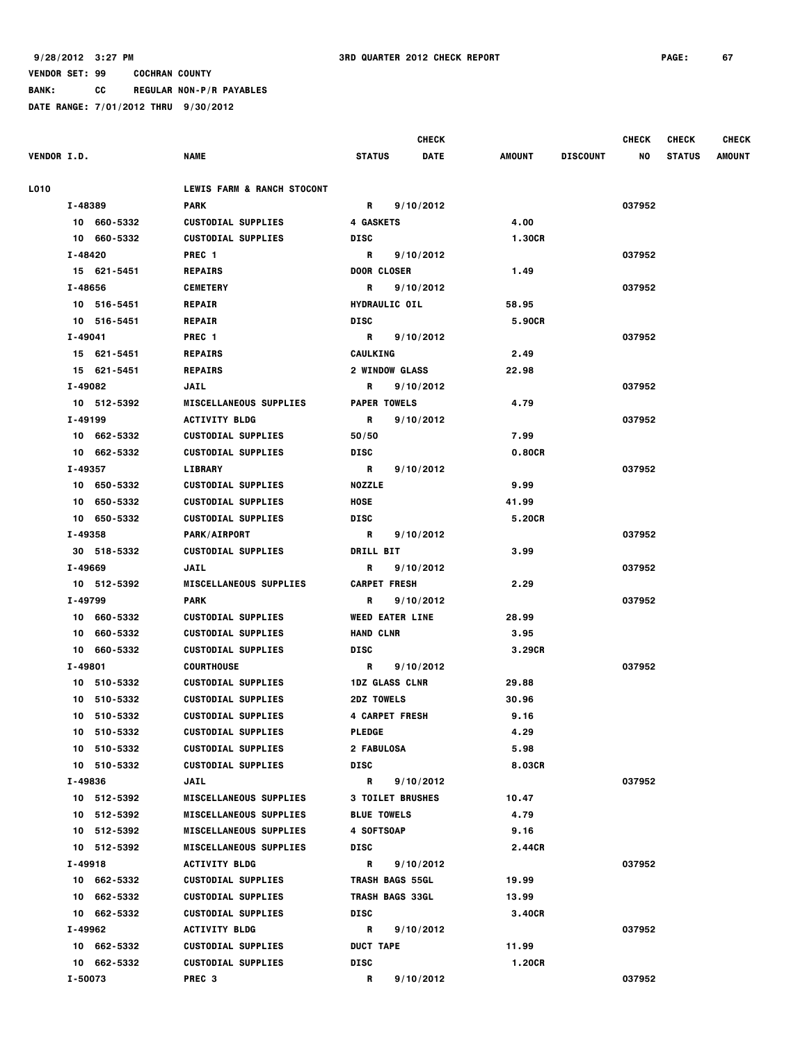9/28/2012 3:27 PM 3RD QUARTER 2012 CHECK REPORT

VENDOR SET: 99 COCHRAN COUNTY

BANK: CC REGULAR NON-P/R PAYABLES

DATE RANGE: 7/01/2012 THRU 9/30/2012

| VENDOR I.D. | NAME | STATUS | CHECK DATE | AMOUNT | DISCOUNT | CHECK NO | CHECK STATUS | CHECK AMOUNT |
|---|---|---|---|---|---|---|---|---|
| L010 | LEWIS FARM & RANCH STOCONT | | | | | | | |
| I-48389 | PARK | R | 9/10/2012 | | | 037952 | | |
| 10 660-5332 | CUSTODIAL SUPPLIES | 4 GASKETS | | 4.00 | | | | |
| 10 660-5332 | CUSTODIAL SUPPLIES | DISC | | 1.30CR | | | | |
| I-48420 | PREC 1 | R | 9/10/2012 | | | 037952 | | |
| 15 621-5451 | REPAIRS | DOOR CLOSER | | 1.49 | | | | |
| I-48656 | CEMETERY | R | 9/10/2012 | | | 037952 | | |
| 10 516-5451 | REPAIR | HYDRAULIC OIL | | 58.95 | | | | |
| 10 516-5451 | REPAIR | DISC | | 5.90CR | | | | |
| I-49041 | PREC 1 | R | 9/10/2012 | | | 037952 | | |
| 15 621-5451 | REPAIRS | CAULKING | | 2.49 | | | | |
| 15 621-5451 | REPAIRS | 2 WINDOW GLASS | | 22.98 | | | | |
| I-49082 | JAIL | R | 9/10/2012 | | | 037952 | | |
| 10 512-5392 | MISCELLANEOUS SUPPLIES | PAPER TOWELS | | 4.79 | | | | |
| I-49199 | ACTIVITY BLDG | R | 9/10/2012 | | | 037952 | | |
| 10 662-5332 | CUSTODIAL SUPPLIES | 50/50 | | 7.99 | | | | |
| 10 662-5332 | CUSTODIAL SUPPLIES | DISC | | 0.80CR | | | | |
| I-49357 | LIBRARY | R | 9/10/2012 | | | 037952 | | |
| 10 650-5332 | CUSTODIAL SUPPLIES | NOZZLE | | 9.99 | | | | |
| 10 650-5332 | CUSTODIAL SUPPLIES | HOSE | | 41.99 | | | | |
| 10 650-5332 | CUSTODIAL SUPPLIES | DISC | | 5.20CR | | | | |
| I-49358 | PARK/AIRPORT | R | 9/10/2012 | | | 037952 | | |
| 30 518-5332 | CUSTODIAL SUPPLIES | DRILL BIT | | 3.99 | | | | |
| I-49669 | JAIL | R | 9/10/2012 | | | 037952 | | |
| 10 512-5392 | MISCELLANEOUS SUPPLIES | CARPET FRESH | | 2.29 | | | | |
| I-49799 | PARK | R | 9/10/2012 | | | 037952 | | |
| 10 660-5332 | CUSTODIAL SUPPLIES | WEED EATER LINE | | 28.99 | | | | |
| 10 660-5332 | CUSTODIAL SUPPLIES | HAND CLNR | | 3.95 | | | | |
| 10 660-5332 | CUSTODIAL SUPPLIES | DISC | | 3.29CR | | | | |
| I-49801 | COURTHOUSE | R | 9/10/2012 | | | 037952 | | |
| 10 510-5332 | CUSTODIAL SUPPLIES | 1DZ GLASS CLNR | | 29.88 | | | | |
| 10 510-5332 | CUSTODIAL SUPPLIES | 2DZ TOWELS | | 30.96 | | | | |
| 10 510-5332 | CUSTODIAL SUPPLIES | 4 CARPET FRESH | | 9.16 | | | | |
| 10 510-5332 | CUSTODIAL SUPPLIES | PLEDGE | | 4.29 | | | | |
| 10 510-5332 | CUSTODIAL SUPPLIES | 2 FABULOSA | | 5.98 | | | | |
| 10 510-5332 | CUSTODIAL SUPPLIES | DISC | | 8.03CR | | | | |
| I-49836 | JAIL | R | 9/10/2012 | | | 037952 | | |
| 10 512-5392 | MISCELLANEOUS SUPPLIES | 3 TOILET BRUSHES | | 10.47 | | | | |
| 10 512-5392 | MISCELLANEOUS SUPPLIES | BLUE TOWELS | | 4.79 | | | | |
| 10 512-5392 | MISCELLANEOUS SUPPLIES | 4 SOFTSOAP | | 9.16 | | | | |
| 10 512-5392 | MISCELLANEOUS SUPPLIES | DISC | | 2.44CR | | | | |
| I-49918 | ACTIVITY BLDG | R | 9/10/2012 | | | 037952 | | |
| 10 662-5332 | CUSTODIAL SUPPLIES | TRASH BAGS 55GL | | 19.99 | | | | |
| 10 662-5332 | CUSTODIAL SUPPLIES | TRASH BAGS 33GL | | 13.99 | | | | |
| 10 662-5332 | CUSTODIAL SUPPLIES | DISC | | 3.40CR | | | | |
| I-49962 | ACTIVITY BLDG | R | 9/10/2012 | | | 037952 | | |
| 10 662-5332 | CUSTODIAL SUPPLIES | DUCT TAPE | | 11.99 | | | | |
| 10 662-5332 | CUSTODIAL SUPPLIES | DISC | | 1.20CR | | | | |
| I-50073 | PREC 3 | R | 9/10/2012 | | | 037952 | | |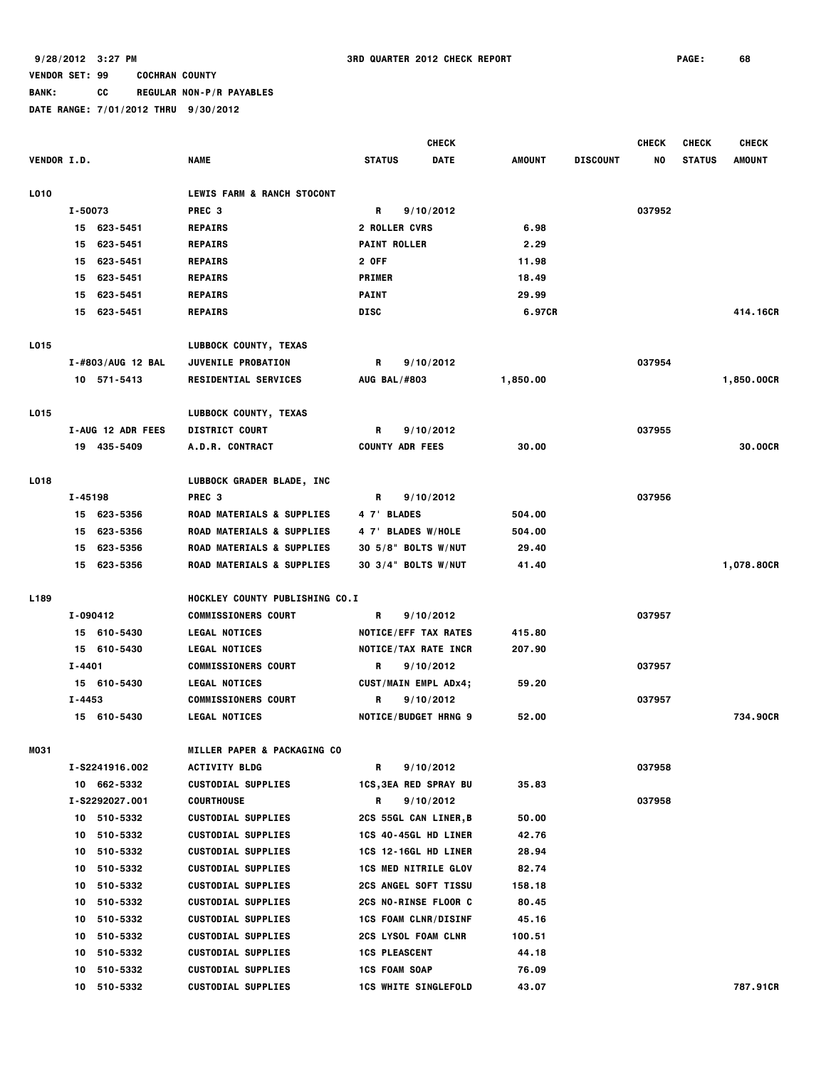VENDOR SET: 99 COCHRAN COUNTY
BANK: CC REGULAR NON-P/R PAYABLES
DATE RANGE: 7/01/2012 THRU 9/30/2012

| VENDOR I.D. | NAME | STATUS | CHECK DATE | AMOUNT | DISCOUNT | CHECK NO | CHECK STATUS | CHECK AMOUNT |
|---|---|---|---|---|---|---|---|---|
| L010 | LEWIS FARM & RANCH STOCONT | | | | | | | |
| I-50073 | PREC 3 | R | 9/10/2012 | | | 037952 | | |
| 15 623-5451 | REPAIRS | 2 ROLLER CVRS | | 6.98 | | | | |
| 15 623-5451 | REPAIRS | PAINT ROLLER | | 2.29 | | | | |
| 15 623-5451 | REPAIRS | 2 OFF | | 11.98 | | | | |
| 15 623-5451 | REPAIRS | PRIMER | | 18.49 | | | | |
| 15 623-5451 | REPAIRS | PAINT | | 29.99 | | | | |
| 15 623-5451 | REPAIRS | DISC | | 6.97CR | | | | 414.16CR |
| L015 | LUBBOCK COUNTY, TEXAS | | | | | | | |
| I-#803/AUG 12 BAL | JUVENILE PROBATION | R | 9/10/2012 | | | 037954 | | |
| 10 571-5413 | RESIDENTIAL SERVICES | AUG BAL/#803 | | 1,850.00 | | | | 1,850.00CR |
| L015 | LUBBOCK COUNTY, TEXAS | | | | | | | |
| I-AUG 12 ADR FEES | DISTRICT COURT | R | 9/10/2012 | | | 037955 | | |
| 19 435-5409 | A.D.R. CONTRACT | COUNTY ADR FEES | | 30.00 | | | | 30.00CR |
| L018 | LUBBOCK GRADER BLADE, INC | | | | | | | |
| I-45198 | PREC 3 | R | 9/10/2012 | | | 037956 | | |
| 15 623-5356 | ROAD MATERIALS & SUPPLIES | 4 7' BLADES | | 504.00 | | | | |
| 15 623-5356 | ROAD MATERIALS & SUPPLIES | 4 7' BLADES W/HOLE | | 504.00 | | | | |
| 15 623-5356 | ROAD MATERIALS & SUPPLIES | 30 5/8" BOLTS W/NUT | | 29.40 | | | | |
| 15 623-5356 | ROAD MATERIALS & SUPPLIES | 30 3/4" BOLTS W/NUT | | 41.40 | | | | 1,078.80CR |
| L189 | HOCKLEY COUNTY PUBLISHING CO.I | | | | | | | |
| I-090412 | COMMISSIONERS COURT | R | 9/10/2012 | | | 037957 | | |
| 15 610-5430 | LEGAL NOTICES | NOTICE/EFF TAX RATES | | 415.80 | | | | |
| 15 610-5430 | LEGAL NOTICES | NOTICE/TAX RATE INCR | | 207.90 | | | | |
| I-4401 | COMMISSIONERS COURT | R | 9/10/2012 | | | 037957 | | |
| 15 610-5430 | LEGAL NOTICES | CUST/MAIN EMPL ADx4; | | 59.20 | | | | |
| I-4453 | COMMISSIONERS COURT | R | 9/10/2012 | | | 037957 | | |
| 15 610-5430 | LEGAL NOTICES | NOTICE/BUDGET HRNG 9 | | 52.00 | | | | 734.90CR |
| M031 | MILLER PAPER & PACKAGING CO | | | | | | | |
| I-S2241916.002 | ACTIVITY BLDG | R | 9/10/2012 | | | 037958 | | |
| 10 662-5332 | CUSTODIAL SUPPLIES | 1CS,3EA RED SPRAY BU | | 35.83 | | | | |
| I-S2292027.001 | COURTHOUSE | R | 9/10/2012 | | | 037958 | | |
| 10 510-5332 | CUSTODIAL SUPPLIES | 2CS 55GL CAN LINER,B | | 50.00 | | | | |
| 10 510-5332 | CUSTODIAL SUPPLIES | 1CS 40-45GL HD LINER | | 42.76 | | | | |
| 10 510-5332 | CUSTODIAL SUPPLIES | 1CS 12-16GL HD LINER | | 28.94 | | | | |
| 10 510-5332 | CUSTODIAL SUPPLIES | 1CS MED NITRILE GLOV | | 82.74 | | | | |
| 10 510-5332 | CUSTODIAL SUPPLIES | 2CS ANGEL SOFT TISSU | | 158.18 | | | | |
| 10 510-5332 | CUSTODIAL SUPPLIES | 2CS NO-RINSE FLOOR C | | 80.45 | | | | |
| 10 510-5332 | CUSTODIAL SUPPLIES | 1CS FOAM CLNR/DISINF | | 45.16 | | | | |
| 10 510-5332 | CUSTODIAL SUPPLIES | 2CS LYSOL FOAM CLNR | | 100.51 | | | | |
| 10 510-5332 | CUSTODIAL SUPPLIES | 1CS PLEASCENT | | 44.18 | | | | |
| 10 510-5332 | CUSTODIAL SUPPLIES | 1CS FOAM SOAP | | 76.09 | | | | |
| 10 510-5332 | CUSTODIAL SUPPLIES | 1CS WHITE SINGLEFOLD | | 43.07 | | | | 787.91CR |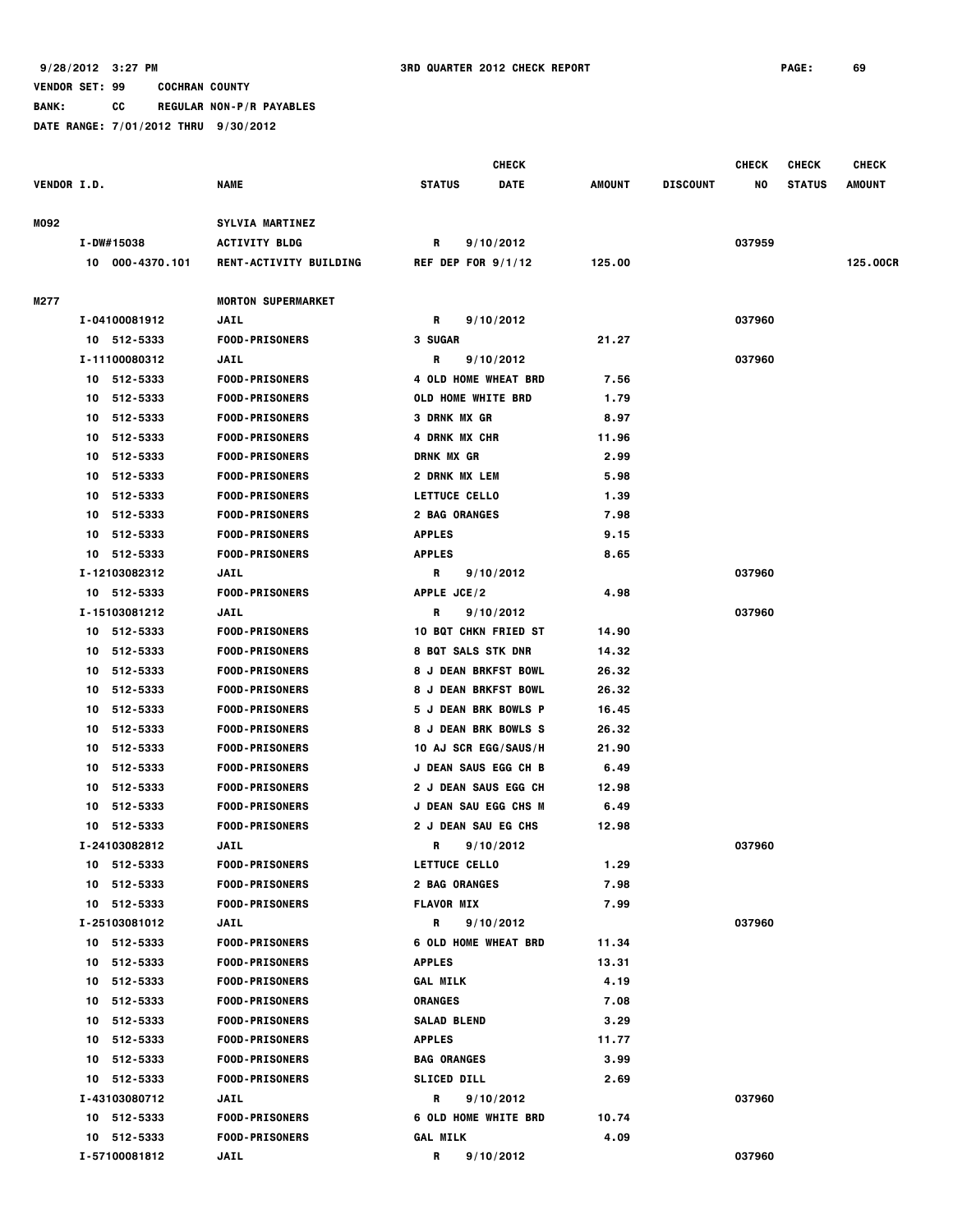9/28/2012 3:27 PM — 3RD QUARTER 2012 CHECK REPORT

VENDOR SET: 99 COCHRAN COUNTY

BANK: CC REGULAR NON-P/R PAYABLES

DATE RANGE: 7/01/2012 THRU 9/30/2012

| VENDOR I.D. | NAME | STATUS | CHECK DATE | AMOUNT | DISCOUNT | CHECK NO | CHECK STATUS | CHECK AMOUNT |
|---|---|---|---|---|---|---|---|---|
| M092 | SYLVIA MARTINEZ | | | | | | | |
| I-DW#15038 | ACTIVITY BLDG | R | 9/10/2012 | | | 037959 | | |
| 10 000-4370.101 | RENT-ACTIVITY BUILDING | REF DEP FOR 9/1/12 | | 125.00 | | | | 125.00CR |
| M277 | MORTON SUPERMARKET | | | | | | | |
| I-04100081912 | JAIL | R | 9/10/2012 | | | 037960 | | |
| 10 512-5333 | FOOD-PRISONERS | 3 SUGAR | | 21.27 | | | | |
| I-11100080312 | JAIL | R | 9/10/2012 | | | 037960 | | |
| 10 512-5333 | FOOD-PRISONERS | 4 OLD HOME WHEAT BRD | | 7.56 | | | | |
| 10 512-5333 | FOOD-PRISONERS | OLD HOME WHITE BRD | | 1.79 | | | | |
| 10 512-5333 | FOOD-PRISONERS | 3 DRNK MX GR | | 8.97 | | | | |
| 10 512-5333 | FOOD-PRISONERS | 4 DRNK MX CHR | | 11.96 | | | | |
| 10 512-5333 | FOOD-PRISONERS | DRNK MX GR | | 2.99 | | | | |
| 10 512-5333 | FOOD-PRISONERS | 2 DRNK MX LEM | | 5.98 | | | | |
| 10 512-5333 | FOOD-PRISONERS | LETTUCE CELLO | | 1.39 | | | | |
| 10 512-5333 | FOOD-PRISONERS | 2 BAG ORANGES | | 7.98 | | | | |
| 10 512-5333 | FOOD-PRISONERS | APPLES | | 9.15 | | | | |
| 10 512-5333 | FOOD-PRISONERS | APPLES | | 8.65 | | | | |
| I-12103082312 | JAIL | R | 9/10/2012 | | | 037960 | | |
| 10 512-5333 | FOOD-PRISONERS | APPLE JCE/2 | | 4.98 | | | | |
| I-15103081212 | JAIL | R | 9/10/2012 | | | 037960 | | |
| 10 512-5333 | FOOD-PRISONERS | 10 BQT CHKN FRIED ST | | 14.90 | | | | |
| 10 512-5333 | FOOD-PRISONERS | 8 BQT SALS STK DNR | | 14.32 | | | | |
| 10 512-5333 | FOOD-PRISONERS | 8 J DEAN BRKFST BOWL | | 26.32 | | | | |
| 10 512-5333 | FOOD-PRISONERS | 8 J DEAN BRKFST BOWL | | 26.32 | | | | |
| 10 512-5333 | FOOD-PRISONERS | 5 J DEAN BRK BOWLS P | | 16.45 | | | | |
| 10 512-5333 | FOOD-PRISONERS | 8 J DEAN BRK BOWLS S | | 26.32 | | | | |
| 10 512-5333 | FOOD-PRISONERS | 10 AJ SCR EGG/SAUS/H | | 21.90 | | | | |
| 10 512-5333 | FOOD-PRISONERS | J DEAN SAUS EGG CH B | | 6.49 | | | | |
| 10 512-5333 | FOOD-PRISONERS | 2 J DEAN SAUS EGG CH | | 12.98 | | | | |
| 10 512-5333 | FOOD-PRISONERS | J DEAN SAU EGG CHS M | | 6.49 | | | | |
| 10 512-5333 | FOOD-PRISONERS | 2 J DEAN SAU EG CHS | | 12.98 | | | | |
| I-24103082812 | JAIL | R | 9/10/2012 | | | 037960 | | |
| 10 512-5333 | FOOD-PRISONERS | LETTUCE CELLO | | 1.29 | | | | |
| 10 512-5333 | FOOD-PRISONERS | 2 BAG ORANGES | | 7.98 | | | | |
| 10 512-5333 | FOOD-PRISONERS | FLAVOR MIX | | 7.99 | | | | |
| I-25103081012 | JAIL | R | 9/10/2012 | | | 037960 | | |
| 10 512-5333 | FOOD-PRISONERS | 6 OLD HOME WHEAT BRD | | 11.34 | | | | |
| 10 512-5333 | FOOD-PRISONERS | APPLES | | 13.31 | | | | |
| 10 512-5333 | FOOD-PRISONERS | GAL MILK | | 4.19 | | | | |
| 10 512-5333 | FOOD-PRISONERS | ORANGES | | 7.08 | | | | |
| 10 512-5333 | FOOD-PRISONERS | SALAD BLEND | | 3.29 | | | | |
| 10 512-5333 | FOOD-PRISONERS | APPLES | | 11.77 | | | | |
| 10 512-5333 | FOOD-PRISONERS | BAG ORANGES | | 3.99 | | | | |
| 10 512-5333 | FOOD-PRISONERS | SLICED DILL | | 2.69 | | | | |
| I-43103080712 | JAIL | R | 9/10/2012 | | | 037960 | | |
| 10 512-5333 | FOOD-PRISONERS | 6 OLD HOME WHITE BRD | | 10.74 | | | | |
| 10 512-5333 | FOOD-PRISONERS | GAL MILK | | 4.09 | | | | |
| I-57100081812 | JAIL | R | 9/10/2012 | | | 037960 | | |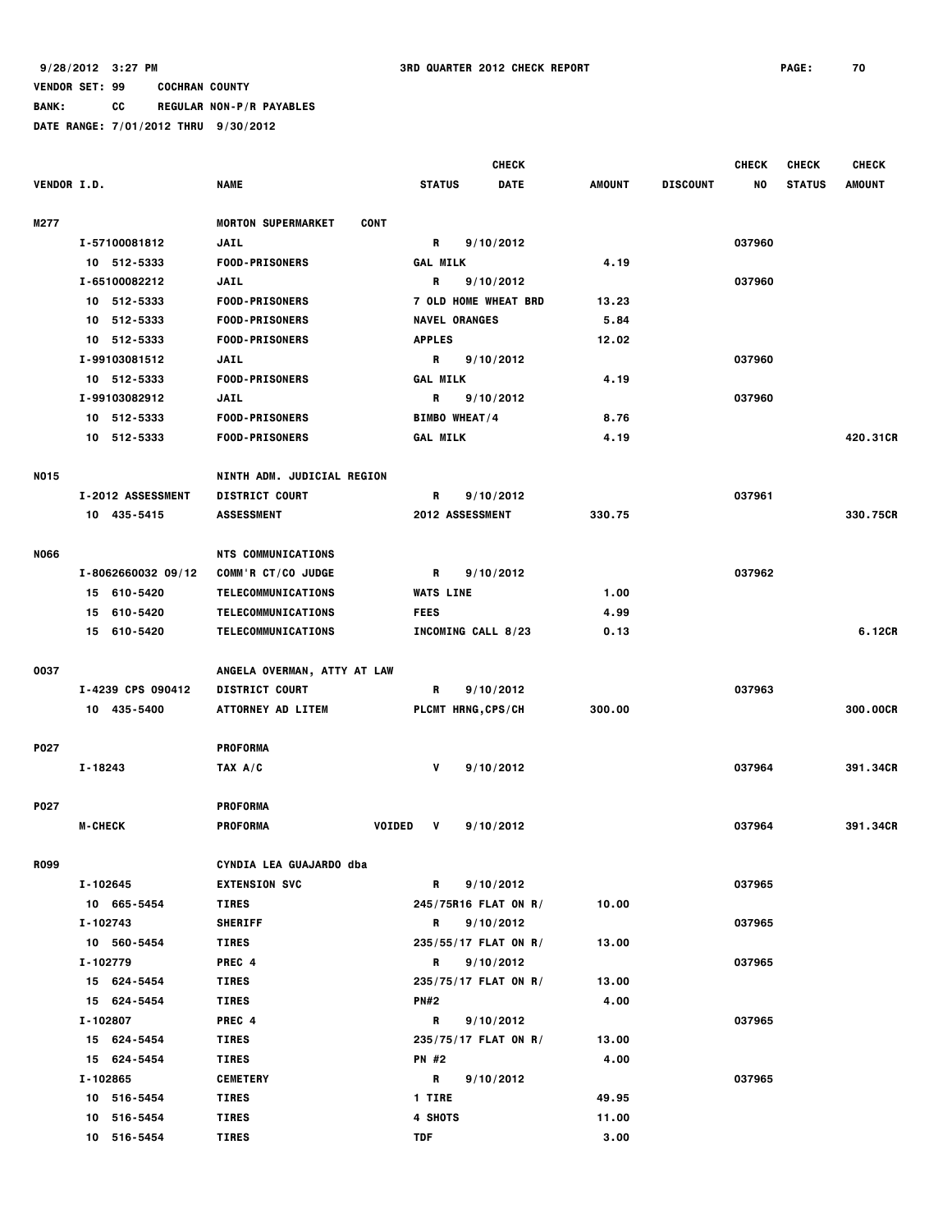9/28/2012 3:27 PM 3RD QUARTER 2012 CHECK REPORT

VENDOR SET: 99 COCHRAN COUNTY

BANK: CC REGULAR NON-P/R PAYABLES

DATE RANGE: 7/01/2012 THRU 9/30/2012

| VENDOR I.D. | NAME | STATUS | CHECK DATE | AMOUNT | DISCOUNT | CHECK NO | CHECK STATUS | CHECK AMOUNT |
|---|---|---|---|---|---|---|---|---|
| M277 | MORTON SUPERMARKET CONT | | | | | | | |
| I-57100081812 | JAIL | R | 9/10/2012 | | | 037960 | | |
| 10 512-5333 | FOOD-PRISONERS | GAL MILK | | 4.19 | | | | |
| I-65100082212 | JAIL | R | 9/10/2012 | | | 037960 | | |
| 10 512-5333 | FOOD-PRISONERS | 7 OLD HOME WHEAT BRD | | 13.23 | | | | |
| 10 512-5333 | FOOD-PRISONERS | NAVEL ORANGES | | 5.84 | | | | |
| 10 512-5333 | FOOD-PRISONERS | APPLES | | 12.02 | | | | |
| I-99103081512 | JAIL | R | 9/10/2012 | | | 037960 | | |
| 10 512-5333 | FOOD-PRISONERS | GAL MILK | | 4.19 | | | | |
| I-99103082912 | JAIL | R | 9/10/2012 | | | 037960 | | |
| 10 512-5333 | FOOD-PRISONERS | BIMBO WHEAT/4 | | 8.76 | | | | |
| 10 512-5333 | FOOD-PRISONERS | GAL MILK | | 4.19 | | | | 420.31CR |
| N015 | NINTH ADM. JUDICIAL REGION | | | | | | | |
| I-2012 ASSESSMENT | DISTRICT COURT | R | 9/10/2012 | | | 037961 | | |
| 10 435-5415 | ASSESSMENT | 2012 ASSESSMENT | | 330.75 | | | | 330.75CR |
| N066 | NTS COMMUNICATIONS | | | | | | | |
| I-8062660032 09/12 | COMM'R CT/CO JUDGE | R | 9/10/2012 | | | 037962 | | |
| 15 610-5420 | TELECOMMUNICATIONS | WATS LINE | | 1.00 | | | | |
| 15 610-5420 | TELECOMMUNICATIONS | FEES | | 4.99 | | | | |
| 15 610-5420 | TELECOMMUNICATIONS | INCOMING CALL 8/23 | | 0.13 | | | | 6.12CR |
| O037 | ANGELA OVERMAN, ATTY AT LAW | | | | | | | |
| I-4239 CPS 090412 | DISTRICT COURT | R | 9/10/2012 | | | 037963 | | |
| 10 435-5400 | ATTORNEY AD LITEM | PLCMT HRNG,CPS/CH | | 300.00 | | | | 300.00CR |
| P027 | PROFORMA | | | | | | | |
| I-18243 | TAX A/C | V | 9/10/2012 | | | 037964 | | 391.34CR |
| P027 | PROFORMA | | | | | | | |
| M-CHECK | PROFORMA VOIDED | V | 9/10/2012 | | | 037964 | | 391.34CR |
| R099 | CYNDIA LEA GUAJARDO dba | | | | | | | |
| I-102645 | EXTENSION SVC | R | 9/10/2012 | | | 037965 | | |
| 10 665-5454 | TIRES | 245/75R16 FLAT ON R/ | | 10.00 | | | | |
| I-102743 | SHERIFF | R | 9/10/2012 | | | 037965 | | |
| 10 560-5454 | TIRES | 235/55/17 FLAT ON R/ | | 13.00 | | | | |
| I-102779 | PREC 4 | R | 9/10/2012 | | | 037965 | | |
| 15 624-5454 | TIRES | 235/75/17 FLAT ON R/ | | 13.00 | | | | |
| 15 624-5454 | TIRES | PN#2 | | 4.00 | | | | |
| I-102807 | PREC 4 | R | 9/10/2012 | | | 037965 | | |
| 15 624-5454 | TIRES | 235/75/17 FLAT ON R/ | | 13.00 | | | | |
| 15 624-5454 | TIRES | PN #2 | | 4.00 | | | | |
| I-102865 | CEMETERY | R | 9/10/2012 | | | 037965 | | |
| 10 516-5454 | TIRES | 1 TIRE | | 49.95 | | | | |
| 10 516-5454 | TIRES | 4 SHOTS | | 11.00 | | | | |
| 10 516-5454 | TIRES | TDF | | 3.00 | | | | |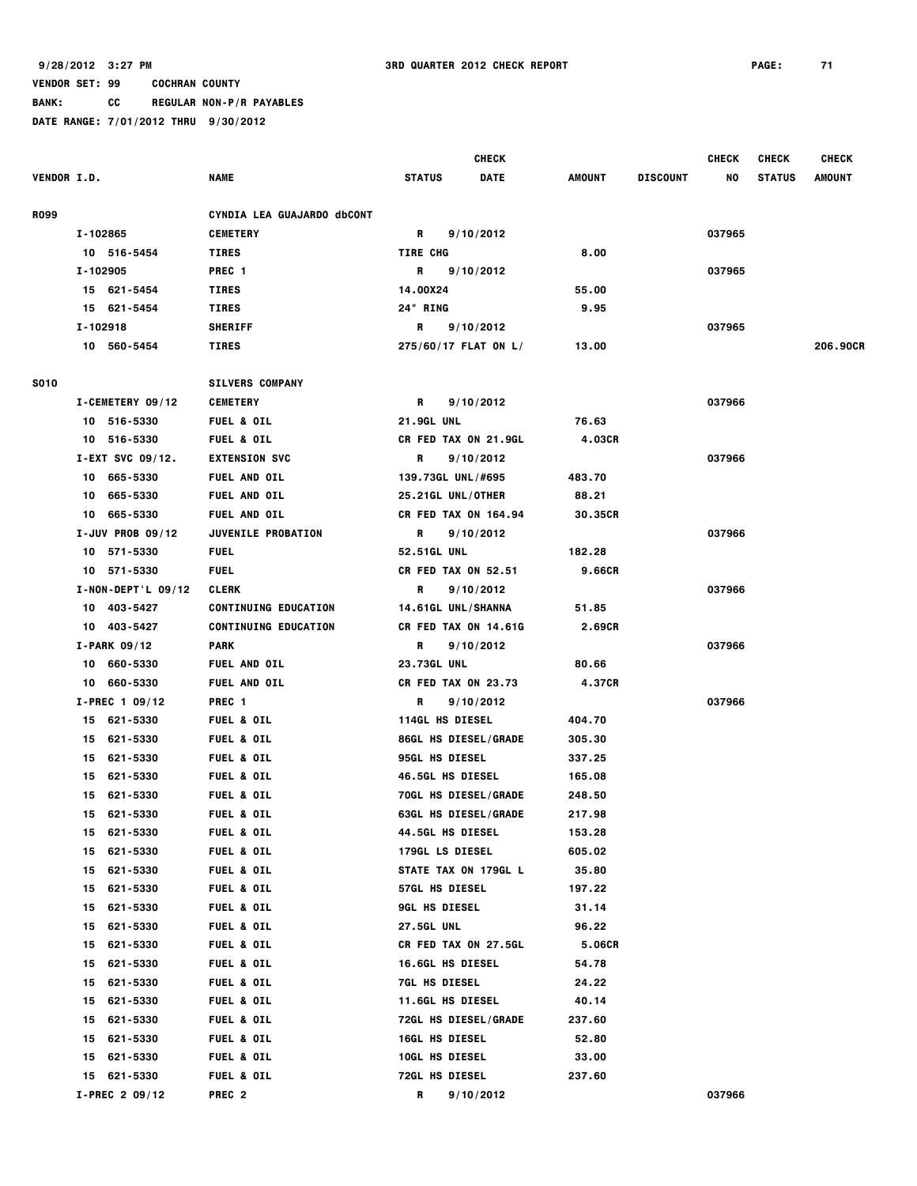9/28/2012 3:27 PM 3RD QUARTER 2012 CHECK REPORT

VENDOR SET: 99 COCHRAN COUNTY

BANK: CC REGULAR NON-P/R PAYABLES

DATE RANGE: 7/01/2012 THRU 9/30/2012

| VENDOR I.D. | NAME | CHECK STATUS | CHECK DATE | AMOUNT | DISCOUNT | CHECK NO | CHECK STATUS | CHECK AMOUNT |
|---|---|---|---|---|---|---|---|---|
| R099 | CYNDIA LEA GUAJARDO dbCONT | | | | | | | |
| I-102865 | CEMETERY | R | 9/10/2012 | | | 037965 | | |
| 10 516-5454 | TIRES | TIRE CHG | | 8.00 | | | | |
| I-102905 | PREC 1 | R | 9/10/2012 | | | 037965 | | |
| 15 621-5454 | TIRES | 14.00X24 | | 55.00 | | | | |
| 15 621-5454 | TIRES | 24" RING | | 9.95 | | | | |
| I-102918 | SHERIFF | R | 9/10/2012 | | | 037965 | | |
| 10 560-5454 | TIRES | 275/60/17 FLAT ON L/ | | 13.00 | | | | 206.90CR |
| S010 | SILVERS COMPANY | | | | | | | |
| I-CEMETERY 09/12 | CEMETERY | R | 9/10/2012 | | | 037966 | | |
| 10 516-5330 | FUEL & OIL | 21.9GL UNL | | 76.63 | | | | |
| 10 516-5330 | FUEL & OIL | CR FED TAX ON 21.9GL | | 4.03CR | | | | |
| I-EXT SVC 09/12. | EXTENSION SVC | R | 9/10/2012 | | | 037966 | | |
| 10 665-5330 | FUEL AND OIL | 139.73GL UNL/#695 | | 483.70 | | | | |
| 10 665-5330 | FUEL AND OIL | 25.21GL UNL/OTHER | | 88.21 | | | | |
| 10 665-5330 | FUEL AND OIL | CR FED TAX ON 164.94 | | 30.35CR | | | | |
| I-JUV PROB 09/12 | JUVENILE PROBATION | R | 9/10/2012 | | | 037966 | | |
| 10 571-5330 | FUEL | 52.51GL UNL | | 182.28 | | | | |
| 10 571-5330 | FUEL | CR FED TAX ON 52.51 | | 9.66CR | | | | |
| I-NON-DEPT'L 09/12 | CLERK | R | 9/10/2012 | | | 037966 | | |
| 10 403-5427 | CONTINUING EDUCATION | 14.61GL UNL/SHANNA | | 51.85 | | | | |
| 10 403-5427 | CONTINUING EDUCATION | CR FED TAX ON 14.61G | | 2.69CR | | | | |
| I-PARK 09/12 | PARK | R | 9/10/2012 | | | 037966 | | |
| 10 660-5330 | FUEL AND OIL | 23.73GL UNL | | 80.66 | | | | |
| 10 660-5330 | FUEL AND OIL | CR FED TAX ON 23.73 | | 4.37CR | | | | |
| I-PREC 1 09/12 | PREC 1 | R | 9/10/2012 | | | 037966 | | |
| 15 621-5330 | FUEL & OIL | 114GL HS DIESEL | | 404.70 | | | | |
| 15 621-5330 | FUEL & OIL | 86GL HS DIESEL/GRADE | | 305.30 | | | | |
| 15 621-5330 | FUEL & OIL | 95GL HS DIESEL | | 337.25 | | | | |
| 15 621-5330 | FUEL & OIL | 46.5GL HS DIESEL | | 165.08 | | | | |
| 15 621-5330 | FUEL & OIL | 70GL HS DIESEL/GRADE | | 248.50 | | | | |
| 15 621-5330 | FUEL & OIL | 63GL HS DIESEL/GRADE | | 217.98 | | | | |
| 15 621-5330 | FUEL & OIL | 44.5GL HS DIESEL | | 153.28 | | | | |
| 15 621-5330 | FUEL & OIL | 179GL LS DIESEL | | 605.02 | | | | |
| 15 621-5330 | FUEL & OIL | STATE TAX ON 179GL L | | 35.80 | | | | |
| 15 621-5330 | FUEL & OIL | 57GL HS DIESEL | | 197.22 | | | | |
| 15 621-5330 | FUEL & OIL | 9GL HS DIESEL | | 31.14 | | | | |
| 15 621-5330 | FUEL & OIL | 27.5GL UNL | | 96.22 | | | | |
| 15 621-5330 | FUEL & OIL | CR FED TAX ON 27.5GL | | 5.06CR | | | | |
| 15 621-5330 | FUEL & OIL | 16.6GL HS DIESEL | | 54.78 | | | | |
| 15 621-5330 | FUEL & OIL | 7GL HS DIESEL | | 24.22 | | | | |
| 15 621-5330 | FUEL & OIL | 11.6GL HS DIESEL | | 40.14 | | | | |
| 15 621-5330 | FUEL & OIL | 72GL HS DIESEL/GRADE | | 237.60 | | | | |
| 15 621-5330 | FUEL & OIL | 16GL HS DIESEL | | 52.80 | | | | |
| 15 621-5330 | FUEL & OIL | 10GL HS DIESEL | | 33.00 | | | | |
| 15 621-5330 | FUEL & OIL | 72GL HS DIESEL | | 237.60 | | | | |
| I-PREC 2 09/12 | PREC 2 | R | 9/10/2012 | | | 037966 | | |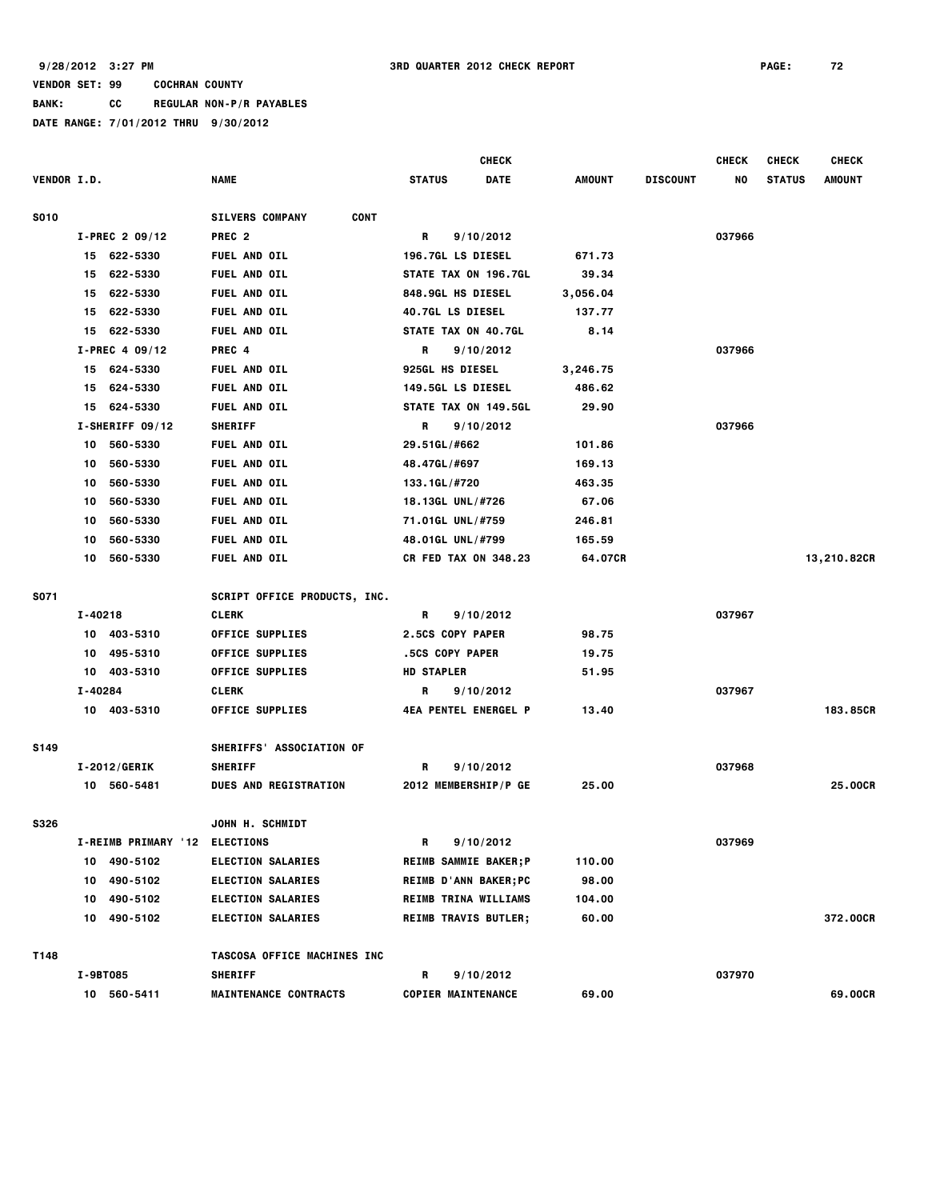9/28/2012 3:27 PM 3RD QUARTER 2012 CHECK REPORT

VENDOR SET: 99 COCHRAN COUNTY

BANK: CC REGULAR NON-P/R PAYABLES

DATE RANGE: 7/01/2012 THRU 9/30/2012

| VENDOR I.D. | NAME | STATUS | CHECK DATE | AMOUNT | DISCOUNT | CHECK NO | CHECK STATUS | CHECK AMOUNT |
|---|---|---|---|---|---|---|---|---|
| S010 | SILVERS COMPANY CONT | | | | | | | |
| I-PREC 2 09/12 | PREC 2 | R | 9/10/2012 | | | 037966 | | |
| 15 622-5330 | FUEL AND OIL | 196.7GL LS DIESEL | | 671.73 | | | | |
| 15 622-5330 | FUEL AND OIL | STATE TAX ON 196.7GL | | 39.34 | | | | |
| 15 622-5330 | FUEL AND OIL | 848.9GL HS DIESEL | | 3,056.04 | | | | |
| 15 622-5330 | FUEL AND OIL | 40.7GL LS DIESEL | | 137.77 | | | | |
| 15 622-5330 | FUEL AND OIL | STATE TAX ON 40.7GL | | 8.14 | | | | |
| I-PREC 4 09/12 | PREC 4 | R | 9/10/2012 | | | 037966 | | |
| 15 624-5330 | FUEL AND OIL | 925GL HS DIESEL | | 3,246.75 | | | | |
| 15 624-5330 | FUEL AND OIL | 149.5GL LS DIESEL | | 486.62 | | | | |
| 15 624-5330 | FUEL AND OIL | STATE TAX ON 149.5GL | | 29.90 | | | | |
| I-SHERIFF 09/12 | SHERIFF | R | 9/10/2012 | | | 037966 | | |
| 10 560-5330 | FUEL AND OIL | 29.51GL/#662 | | 101.86 | | | | |
| 10 560-5330 | FUEL AND OIL | 48.47GL/#697 | | 169.13 | | | | |
| 10 560-5330 | FUEL AND OIL | 133.1GL/#720 | | 463.35 | | | | |
| 10 560-5330 | FUEL AND OIL | 18.13GL UNL/#726 | | 67.06 | | | | |
| 10 560-5330 | FUEL AND OIL | 71.01GL UNL/#759 | | 246.81 | | | | |
| 10 560-5330 | FUEL AND OIL | 48.01GL UNL/#799 | | 165.59 | | | | |
| 10 560-5330 | FUEL AND OIL | CR FED TAX ON 348.23 | | 64.07CR | | | | 13,210.82CR |
| S071 | SCRIPT OFFICE PRODUCTS, INC. | | | | | | | |
| I-40218 | CLERK | R | 9/10/2012 | | | 037967 | | |
| 10 403-5310 | OFFICE SUPPLIES | 2.5CS COPY PAPER | | 98.75 | | | | |
| 10 495-5310 | OFFICE SUPPLIES | .5CS COPY PAPER | | 19.75 | | | | |
| 10 403-5310 | OFFICE SUPPLIES | HD STAPLER | | 51.95 | | | | |
| I-40284 | CLERK | R | 9/10/2012 | | | 037967 | | |
| 10 403-5310 | OFFICE SUPPLIES | 4EA PENTEL ENERGEL P | | 13.40 | | | | 183.85CR |
| S149 | SHERIFFS' ASSOCIATION OF | | | | | | | |
| I-2012/GERIK | SHERIFF | R | 9/10/2012 | | | 037968 | | |
| 10 560-5481 | DUES AND REGISTRATION | 2012 MEMBERSHIP/P GE | | 25.00 | | | | 25.00CR |
| S326 | JOHN H. SCHMIDT | | | | | | | |
| I-REIMB PRIMARY '12 | ELECTIONS | R | 9/10/2012 | | | 037969 | | |
| 10 490-5102 | ELECTION SALARIES | REIMB SAMMIE BAKER;P | | 110.00 | | | | |
| 10 490-5102 | ELECTION SALARIES | REIMB D'ANN BAKER;PC | | 98.00 | | | | |
| 10 490-5102 | ELECTION SALARIES | REIMB TRINA WILLIAMS | | 104.00 | | | | |
| 10 490-5102 | ELECTION SALARIES | REIMB TRAVIS BUTLER; | | 60.00 | | | | 372.00CR |
| T148 | TASCOSA OFFICE MACHINES INC | | | | | | | |
| I-9BT085 | SHERIFF | R | 9/10/2012 | | | 037970 | | |
| 10 560-5411 | MAINTENANCE CONTRACTS | COPIER MAINTENANCE | | 69.00 | | | | 69.00CR |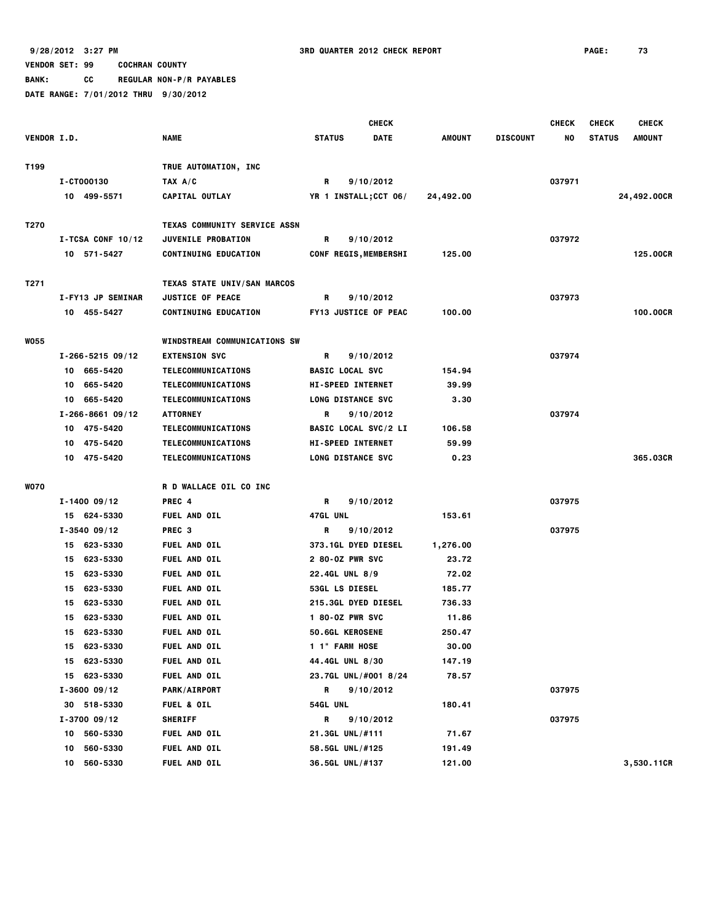9/28/2012 3:27 PM 3RD QUARTER 2012 CHECK REPORT PAGE: 73

VENDOR SET: 99 COCHRAN COUNTY

BANK: CC REGULAR NON-P/R PAYABLES

DATE RANGE: 7/01/2012 THRU 9/30/2012

| VENDOR I.D. | NAME | STATUS | CHECK DATE | AMOUNT | DISCOUNT | CHECK NO | CHECK STATUS | CHECK AMOUNT |
|---|---|---|---|---|---|---|---|---|
| T199 | TRUE AUTOMATION, INC | | | | | | | |
| I-CT000130 | TAX A/C | R | 9/10/2012 | | | 037971 | | |
| 10 499-5571 | CAPITAL OUTLAY | YR 1 INSTALL;CCT 06/ | | 24,492.00 | | | | 24,492.00CR |
| T270 | TEXAS COMMUNITY SERVICE ASSN | | | | | | | |
| I-TCSA CONF 10/12 | JUVENILE PROBATION | R | 9/10/2012 | | | 037972 | | |
| 10 571-5427 | CONTINUING EDUCATION | CONF REGIS,MEMBERSHI | | 125.00 | | | | 125.00CR |
| T271 | TEXAS STATE UNIV/SAN MARCOS | | | | | | | |
| I-FY13 JP SEMINAR | JUSTICE OF PEACE | R | 9/10/2012 | | | 037973 | | |
| 10 455-5427 | CONTINUING EDUCATION | FY13 JUSTICE OF PEAC | | 100.00 | | | | 100.00CR |
| W055 | WINDSTREAM COMMUNICATIONS SW | | | | | | | |
| I-266-5215 09/12 | EXTENSION SVC | R | 9/10/2012 | | | 037974 | | |
| 10 665-5420 | TELECOMMUNICATIONS | BASIC LOCAL SVC | | 154.94 | | | | |
| 10 665-5420 | TELECOMMUNICATIONS | HI-SPEED INTERNET | | 39.99 | | | | |
| 10 665-5420 | TELECOMMUNICATIONS | LONG DISTANCE SVC | | 3.30 | | | | |
| I-266-8661 09/12 | ATTORNEY | R | 9/10/2012 | | | 037974 | | |
| 10 475-5420 | TELECOMMUNICATIONS | BASIC LOCAL SVC/2 LI | | 106.58 | | | | |
| 10 475-5420 | TELECOMMUNICATIONS | HI-SPEED INTERNET | | 59.99 | | | | |
| 10 475-5420 | TELECOMMUNICATIONS | LONG DISTANCE SVC | | 0.23 | | | | 365.03CR |
| W070 | R D WALLACE OIL CO INC | | | | | | | |
| I-1400 09/12 | PREC 4 | R | 9/10/2012 | | | 037975 | | |
| 15 624-5330 | FUEL AND OIL | 47GL UNL | | 153.61 | | | | |
| I-3540 09/12 | PREC 3 | R | 9/10/2012 | | | 037975 | | |
| 15 623-5330 | FUEL AND OIL | 373.1GL DYED DIESEL | | 1,276.00 | | | | |
| 15 623-5330 | FUEL AND OIL | 2 80-OZ PWR SVC | | 23.72 | | | | |
| 15 623-5330 | FUEL AND OIL | 22.4GL UNL 8/9 | | 72.02 | | | | |
| 15 623-5330 | FUEL AND OIL | 53GL LS DIESEL | | 185.77 | | | | |
| 15 623-5330 | FUEL AND OIL | 215.3GL DYED DIESEL | | 736.33 | | | | |
| 15 623-5330 | FUEL AND OIL | 1 80-OZ PWR SVC | | 11.86 | | | | |
| 15 623-5330 | FUEL AND OIL | 50.6GL KEROSENE | | 250.47 | | | | |
| 15 623-5330 | FUEL AND OIL | 1 1" FARM HOSE | | 30.00 | | | | |
| 15 623-5330 | FUEL AND OIL | 44.4GL UNL 8/30 | | 147.19 | | | | |
| 15 623-5330 | FUEL AND OIL | 23.7GL UNL/#001 8/24 | | 78.57 | | | | |
| I-3600 09/12 | PARK/AIRPORT | R | 9/10/2012 | | | 037975 | | |
| 30 518-5330 | FUEL & OIL | 54GL UNL | | 180.41 | | | | |
| I-3700 09/12 | SHERIFF | R | 9/10/2012 | | | 037975 | | |
| 10 560-5330 | FUEL AND OIL | 21.3GL UNL/#111 | | 71.67 | | | | |
| 10 560-5330 | FUEL AND OIL | 58.5GL UNL/#125 | | 191.49 | | | | |
| 10 560-5330 | FUEL AND OIL | 36.5GL UNL/#137 | | 121.00 | | | | 3,530.11CR |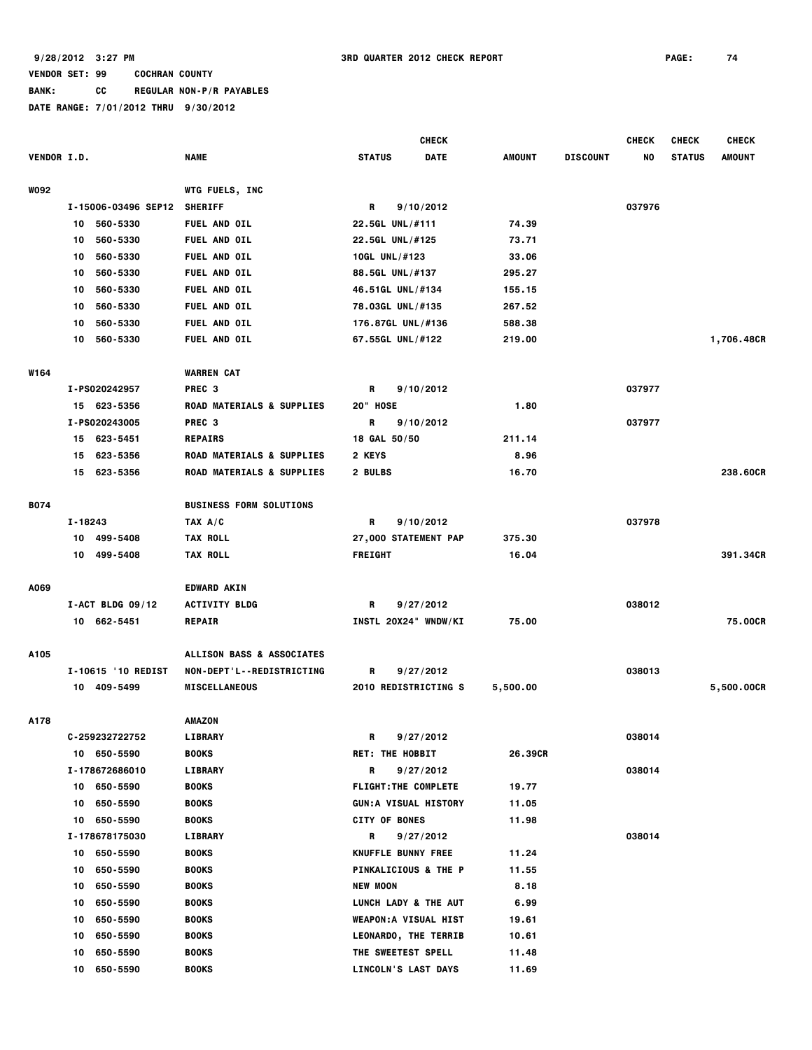9/28/2012 3:27 PM — 3RD QUARTER 2012 CHECK REPORT — PAGE: 74

VENDOR SET: 99 COCHRAN COUNTY

BANK: CC REGULAR NON-P/R PAYABLES

DATE RANGE: 7/01/2012 THRU 9/30/2012

| VENDOR I.D. | NAME | STATUS | CHECK DATE | AMOUNT | DISCOUNT | CHECK NO | CHECK STATUS | CHECK AMOUNT |
|---|---|---|---|---|---|---|---|---|
| W092 | WTG FUELS, INC | | | | | | | |
| I-15006-03496 SEP12 | SHERIFF | R | 9/10/2012 | | | 037976 | | |
| 10 560-5330 | FUEL AND OIL | 22.5GL UNL/#111 | | 74.39 | | | | |
| 10 560-5330 | FUEL AND OIL | 22.5GL UNL/#125 | | 73.71 | | | | |
| 10 560-5330 | FUEL AND OIL | 10GL UNL/#123 | | 33.06 | | | | |
| 10 560-5330 | FUEL AND OIL | 88.5GL UNL/#137 | | 295.27 | | | | |
| 10 560-5330 | FUEL AND OIL | 46.51GL UNL/#134 | | 155.15 | | | | |
| 10 560-5330 | FUEL AND OIL | 78.03GL UNL/#135 | | 267.52 | | | | |
| 10 560-5330 | FUEL AND OIL | 176.87GL UNL/#136 | | 588.38 | | | | |
| 10 560-5330 | FUEL AND OIL | 67.55GL UNL/#122 | | 219.00 | | | | 1,706.48CR |
| W164 | WARREN CAT | | | | | | | |
| I-PS020242957 | PREC 3 | R | 9/10/2012 | | | 037977 | | |
| 15 623-5356 | ROAD MATERIALS & SUPPLIES | 20" HOSE | | 1.80 | | | | |
| I-PS020243005 | PREC 3 | R | 9/10/2012 | | | 037977 | | |
| 15 623-5451 | REPAIRS | 18 GAL 50/50 | | 211.14 | | | | |
| 15 623-5356 | ROAD MATERIALS & SUPPLIES | 2 KEYS | | 8.96 | | | | |
| 15 623-5356 | ROAD MATERIALS & SUPPLIES | 2 BULBS | | 16.70 | | | | 238.60CR |
| B074 | BUSINESS FORM SOLUTIONS | | | | | | | |
| I-18243 | TAX A/C | R | 9/10/2012 | | | 037978 | | |
| 10 499-5408 | TAX ROLL | 27,000 STATEMENT PAP | | 375.30 | | | | |
| 10 499-5408 | TAX ROLL | FREIGHT | | 16.04 | | | | 391.34CR |
| A069 | EDWARD AKIN | | | | | | | |
| I-ACT BLDG 09/12 | ACTIVITY BLDG | R | 9/27/2012 | | | 038012 | | |
| 10 662-5451 | REPAIR | INSTL 20X24" WNDW/KI | | 75.00 | | | | 75.00CR |
| A105 | ALLISON BASS & ASSOCIATES | | | | | | | |
| I-10615 '10 REDIST | NON-DEPT'L--REDISTRICTING | R | 9/27/2012 | | | 038013 | | |
| 10 409-5499 | MISCELLANEOUS | 2010 REDISTRICTING S | | 5,500.00 | | | | 5,500.00CR |
| A178 | AMAZON | | | | | | | |
| C-259232722752 | LIBRARY | R | 9/27/2012 | | | 038014 | | |
| 10 650-5590 | BOOKS | RET: THE HOBBIT | | 26.39CR | | | | |
| I-178672686010 | LIBRARY | R | 9/27/2012 | | | 038014 | | |
| 10 650-5590 | BOOKS | FLIGHT:THE COMPLETE | | 19.77 | | | | |
| 10 650-5590 | BOOKS | GUN:A VISUAL HISTORY | | 11.05 | | | | |
| 10 650-5590 | BOOKS | CITY OF BONES | | 11.98 | | | | |
| I-178678175030 | LIBRARY | R | 9/27/2012 | | | 038014 | | |
| 10 650-5590 | BOOKS | KNUFFLE BUNNY FREE | | 11.24 | | | | |
| 10 650-5590 | BOOKS | PINKALICIOUS & THE P | | 11.55 | | | | |
| 10 650-5590 | BOOKS | NEW MOON | | 8.18 | | | | |
| 10 650-5590 | BOOKS | LUNCH LADY & THE AUT | | 6.99 | | | | |
| 10 650-5590 | BOOKS | WEAPON:A VISUAL HIST | | 19.61 | | | | |
| 10 650-5590 | BOOKS | LEONARDO, THE TERRIB | | 10.61 | | | | |
| 10 650-5590 | BOOKS | THE SWEETEST SPELL | | 11.48 | | | | |
| 10 650-5590 | BOOKS | LINCOLN'S LAST DAYS | | 11.69 | | | | |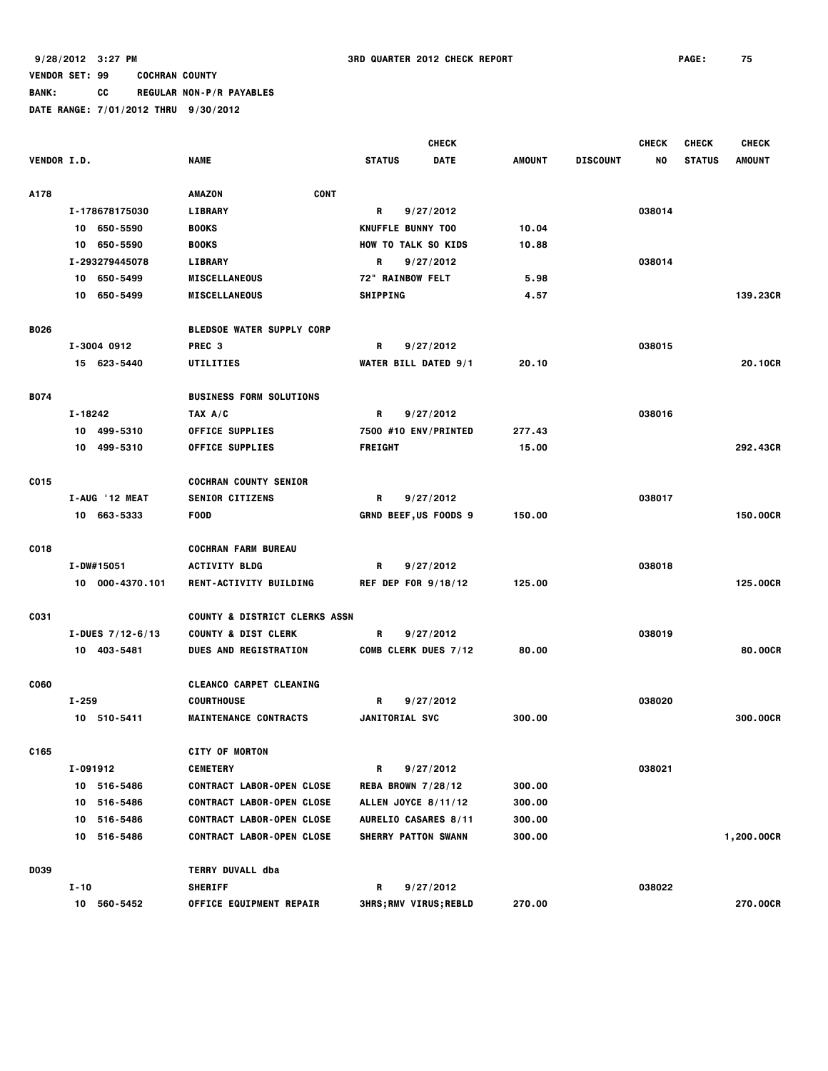9/28/2012 3:27 PM 3RD QUARTER 2012 CHECK REPORT

VENDOR SET: 99 COCHRAN COUNTY

BANK: CC REGULAR NON-P/R PAYABLES

DATE RANGE: 7/01/2012 THRU 9/30/2012

| VENDOR I.D. | NAME | CHECK STATUS | CHECK DATE | AMOUNT | DISCOUNT | CHECK NO | CHECK STATUS | CHECK AMOUNT |
|---|---|---|---|---|---|---|---|---|
| A178 | AMAZON CONT | | | | | | | |
| I-178678175030 | LIBRARY | R | 9/27/2012 | | | 038014 | | |
| 10 650-5590 | BOOKS | KNUFFLE BUNNY TOO | | 10.04 | | | | |
| 10 650-5590 | BOOKS | HOW TO TALK SO KIDS | | 10.88 | | | | |
| I-293279445078 | LIBRARY | R | 9/27/2012 | | | 038014 | | |
| 10 650-5499 | MISCELLANEOUS | 72" RAINBOW FELT | | 5.98 | | | | |
| 10 650-5499 | MISCELLANEOUS | SHIPPING | | 4.57 | | | | 139.23CR |
| B026 | BLEDSOE WATER SUPPLY CORP | | | | | | | |
| I-3004 0912 | PREC 3 | R | 9/27/2012 | | | 038015 | | |
| 15 623-5440 | UTILITIES | WATER BILL DATED 9/1 | | 20.10 | | | | 20.10CR |
| B074 | BUSINESS FORM SOLUTIONS | | | | | | | |
| I-18242 | TAX A/C | R | 9/27/2012 | | | 038016 | | |
| 10 499-5310 | OFFICE SUPPLIES | 7500 #10 ENV/PRINTED | | 277.43 | | | | |
| 10 499-5310 | OFFICE SUPPLIES | FREIGHT | | 15.00 | | | | 292.43CR |
| C015 | COCHRAN COUNTY SENIOR | | | | | | | |
| I-AUG '12 MEAT | SENIOR CITIZENS | R | 9/27/2012 | | | 038017 | | |
| 10 663-5333 | FOOD | GRND BEEF,US FOODS 9 | | 150.00 | | | | 150.00CR |
| C018 | COCHRAN FARM BUREAU | | | | | | | |
| I-DW#15051 | ACTIVITY BLDG | R | 9/27/2012 | | | 038018 | | |
| 10 000-4370.101 | RENT-ACTIVITY BUILDING | REF DEP FOR 9/18/12 | | 125.00 | | | | 125.00CR |
| C031 | COUNTY & DISTRICT CLERKS ASSN | | | | | | | |
| I-DUES 7/12-6/13 | COUNTY & DIST CLERK | R | 9/27/2012 | | | 038019 | | |
| 10 403-5481 | DUES AND REGISTRATION | COMB CLERK DUES 7/12 | | 80.00 | | | | 80.00CR |
| C060 | CLEANCO CARPET CLEANING | | | | | | | |
| I-259 | COURTHOUSE | R | 9/27/2012 | | | 038020 | | |
| 10 510-5411 | MAINTENANCE CONTRACTS | JANITORIAL SVC | | 300.00 | | | | 300.00CR |
| C165 | CITY OF MORTON | | | | | | | |
| I-091912 | CEMETERY | R | 9/27/2012 | | | 038021 | | |
| 10 516-5486 | CONTRACT LABOR-OPEN CLOSE | REBA BROWN 7/28/12 | | 300.00 | | | | |
| 10 516-5486 | CONTRACT LABOR-OPEN CLOSE | ALLEN JOYCE 8/11/12 | | 300.00 | | | | |
| 10 516-5486 | CONTRACT LABOR-OPEN CLOSE | AURELIO CASARES 8/11 | | 300.00 | | | | |
| 10 516-5486 | CONTRACT LABOR-OPEN CLOSE | SHERRY PATTON SWANN | | 300.00 | | | | 1,200.00CR |
| D039 | TERRY DUVALL dba | | | | | | | |
| I-10 | SHERIFF | R | 9/27/2012 | | | 038022 | | |
| 10 560-5452 | OFFICE EQUIPMENT REPAIR | 3HRS;RMV VIRUS;REBLD | | 270.00 | | | | 270.00CR |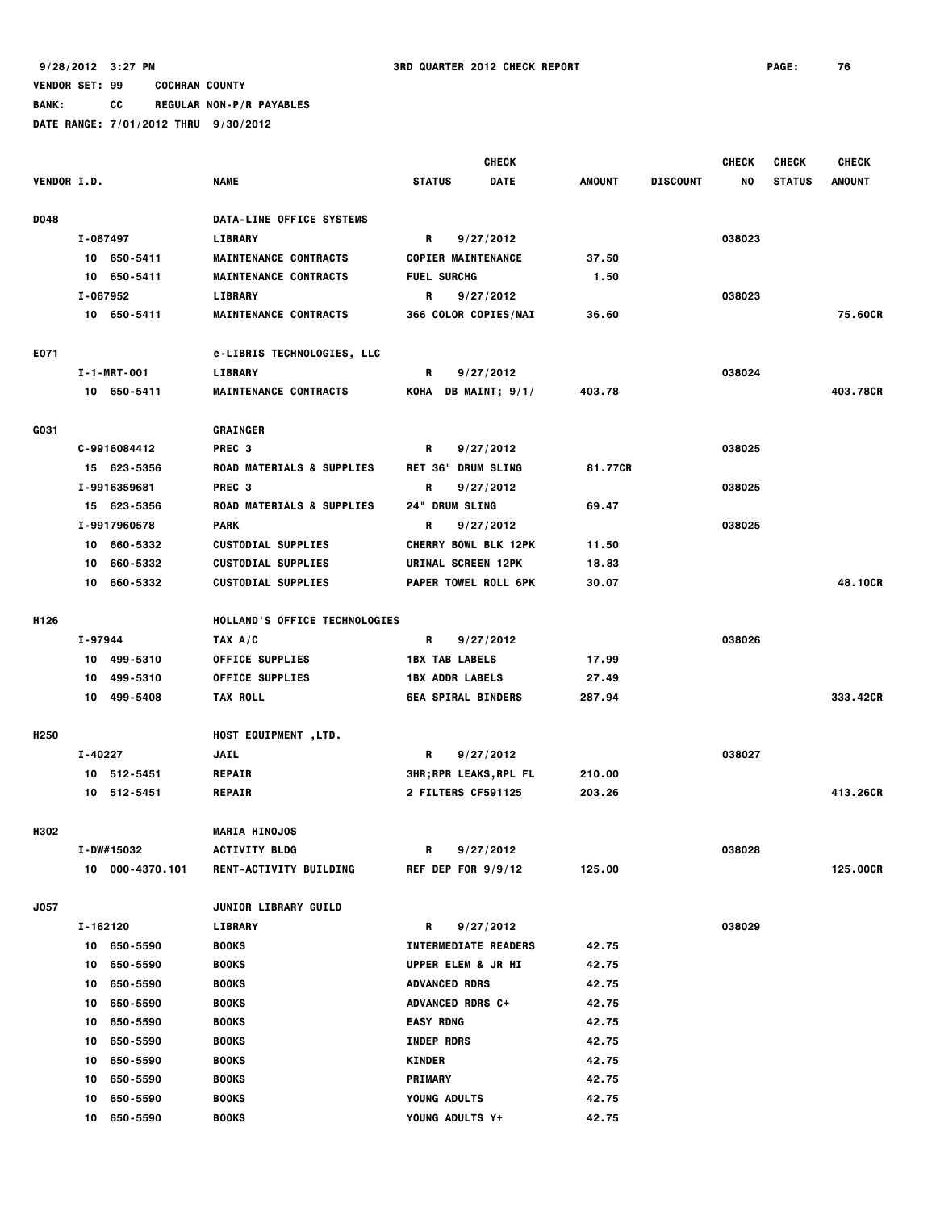9/28/2012 3:27 PM    3RD QUARTER 2012 CHECK REPORT

VENDOR SET: 99    COCHRAN COUNTY

BANK: CC    REGULAR NON-P/R PAYABLES

DATE RANGE: 7/01/2012 THRU 9/30/2012

| VENDOR I.D. | NAME | STATUS | CHECK DATE | AMOUNT | DISCOUNT | CHECK NO | CHECK STATUS | CHECK AMOUNT |
|---|---|---|---|---|---|---|---|---|
| D048 | DATA-LINE OFFICE SYSTEMS | | | | | | | |
| I-067497 | LIBRARY | R | 9/27/2012 | | | 038023 | | |
| 10 650-5411 | MAINTENANCE CONTRACTS | COPIER MAINTENANCE | | 37.50 | | | | |
| 10 650-5411 | MAINTENANCE CONTRACTS | FUEL SURCHG | | 1.50 | | | | |
| I-067952 | LIBRARY | R | 9/27/2012 | | | 038023 | | |
| 10 650-5411 | MAINTENANCE CONTRACTS | 366 COLOR COPIES/MAI | | 36.60 | | | | 75.60CR |
| E071 | e-LIBRIS TECHNOLOGIES, LLC | | | | | | | |
| I-1-MRT-001 | LIBRARY | R | 9/27/2012 | | | 038024 | | |
| 10 650-5411 | MAINTENANCE CONTRACTS | KOHA DB MAINT; 9/1/ | | 403.78 | | | | 403.78CR |
| G031 | GRAINGER | | | | | | | |
| C-9916084412 | PREC 3 | R | 9/27/2012 | | | 038025 | | |
| 15 623-5356 | ROAD MATERIALS & SUPPLIES | RET 36" DRUM SLING | | 81.77CR | | | | |
| I-9916359681 | PREC 3 | R | 9/27/2012 | | | 038025 | | |
| 15 623-5356 | ROAD MATERIALS & SUPPLIES | 24" DRUM SLING | | 69.47 | | | | |
| I-9917960578 | PARK | R | 9/27/2012 | | | 038025 | | |
| 10 660-5332 | CUSTODIAL SUPPLIES | CHERRY BOWL BLK 12PK | | 11.50 | | | | |
| 10 660-5332 | CUSTODIAL SUPPLIES | URINAL SCREEN 12PK | | 18.83 | | | | |
| 10 660-5332 | CUSTODIAL SUPPLIES | PAPER TOWEL ROLL 6PK | | 30.07 | | | | 48.10CR |
| H126 | HOLLAND'S OFFICE TECHNOLOGIES | | | | | | | |
| I-97944 | TAX A/C | R | 9/27/2012 | | | 038026 | | |
| 10 499-5310 | OFFICE SUPPLIES | 1BX TAB LABELS | | 17.99 | | | | |
| 10 499-5310 | OFFICE SUPPLIES | 1BX ADDR LABELS | | 27.49 | | | | |
| 10 499-5408 | TAX ROLL | 6EA SPIRAL BINDERS | | 287.94 | | | | 333.42CR |
| H250 | HOST EQUIPMENT ,LTD. | | | | | | | |
| I-40227 | JAIL | R | 9/27/2012 | | | 038027 | | |
| 10 512-5451 | REPAIR | 3HR;RPR LEAKS,RPL FL | | 210.00 | | | | |
| 10 512-5451 | REPAIR | 2 FILTERS CF591125 | | 203.26 | | | | 413.26CR |
| H302 | MARIA HINOJOS | | | | | | | |
| I-DW#15032 | ACTIVITY BLDG | R | 9/27/2012 | | | 038028 | | |
| 10 000-4370.101 | RENT-ACTIVITY BUILDING | REF DEP FOR 9/9/12 | | 125.00 | | | | 125.00CR |
| J057 | JUNIOR LIBRARY GUILD | | | | | | | |
| I-162120 | LIBRARY | R | 9/27/2012 | | | 038029 | | |
| 10 650-5590 | BOOKS | INTERMEDIATE READERS | | 42.75 | | | | |
| 10 650-5590 | BOOKS | UPPER ELEM & JR HI | | 42.75 | | | | |
| 10 650-5590 | BOOKS | ADVANCED RDRS | | 42.75 | | | | |
| 10 650-5590 | BOOKS | ADVANCED RDRS C+ | | 42.75 | | | | |
| 10 650-5590 | BOOKS | EASY RDNG | | 42.75 | | | | |
| 10 650-5590 | BOOKS | INDEP RDRS | | 42.75 | | | | |
| 10 650-5590 | BOOKS | KINDER | | 42.75 | | | | |
| 10 650-5590 | BOOKS | PRIMARY | | 42.75 | | | | |
| 10 650-5590 | BOOKS | YOUNG ADULTS | | 42.75 | | | | |
| 10 650-5590 | BOOKS | YOUNG ADULTS Y+ | | 42.75 | | | | |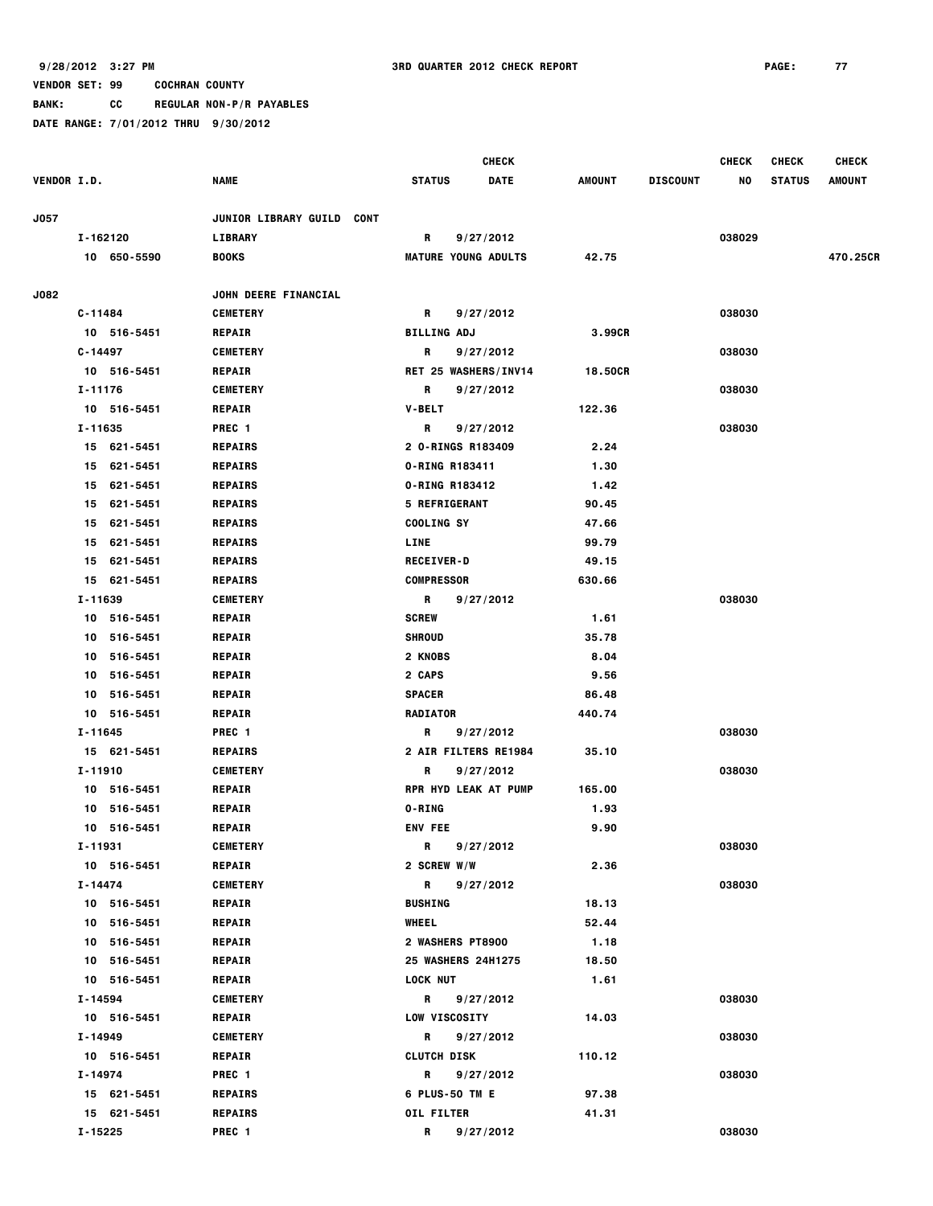9/28/2012 3:27 PM — 3RD QUARTER 2012 CHECK REPORT

VENDOR SET: 99 COCHRAN COUNTY

BANK: CC REGULAR NON-P/R PAYABLES

DATE RANGE: 7/01/2012 THRU 9/30/2012

| VENDOR I.D. | NAME | STATUS | CHECK DATE | AMOUNT | DISCOUNT | CHECK NO | CHECK STATUS | CHECK AMOUNT |
|---|---|---|---|---|---|---|---|---|
| J057 | JUNIOR LIBRARY GUILD CONT | | | | | | | |
| I-162120 | LIBRARY | R | 9/27/2012 | | | 038029 | | |
| 10 650-5590 | BOOKS | MATURE YOUNG ADULTS | | 42.75 | | | | 470.25CR |
| J082 | JOHN DEERE FINANCIAL | | | | | | | |
| C-11484 | CEMETERY | R | 9/27/2012 | | | 038030 | | |
| 10 516-5451 | REPAIR | BILLING ADJ | | 3.99CR | | | | |
| C-14497 | CEMETERY | R | 9/27/2012 | | | 038030 | | |
| 10 516-5451 | REPAIR | RET 25 WASHERS/INV14 | | 18.50CR | | | | |
| I-11176 | CEMETERY | R | 9/27/2012 | | | 038030 | | |
| 10 516-5451 | REPAIR | V-BELT | | 122.36 | | | | |
| I-11635 | PREC 1 | R | 9/27/2012 | | | 038030 | | |
| 15 621-5451 | REPAIRS | 2 O-RINGS R183409 | | 2.24 | | | | |
| 15 621-5451 | REPAIRS | O-RING R183411 | | 1.30 | | | | |
| 15 621-5451 | REPAIRS | O-RING R183412 | | 1.42 | | | | |
| 15 621-5451 | REPAIRS | 5 REFRIGERANT | | 90.45 | | | | |
| 15 621-5451 | REPAIRS | COOLING SY | | 47.66 | | | | |
| 15 621-5451 | REPAIRS | LINE | | 99.79 | | | | |
| 15 621-5451 | REPAIRS | RECEIVER-D | | 49.15 | | | | |
| 15 621-5451 | REPAIRS | COMPRESSOR | | 630.66 | | | | |
| I-11639 | CEMETERY | R | 9/27/2012 | | | 038030 | | |
| 10 516-5451 | REPAIR | SCREW | | 1.61 | | | | |
| 10 516-5451 | REPAIR | SHROUD | | 35.78 | | | | |
| 10 516-5451 | REPAIR | 2 KNOBS | | 8.04 | | | | |
| 10 516-5451 | REPAIR | 2 CAPS | | 9.56 | | | | |
| 10 516-5451 | REPAIR | SPACER | | 86.48 | | | | |
| 10 516-5451 | REPAIR | RADIATOR | | 440.74 | | | | |
| I-11645 | PREC 1 | R | 9/27/2012 | | | 038030 | | |
| 15 621-5451 | REPAIRS | 2 AIR FILTERS RE1984 | | 35.10 | | | | |
| I-11910 | CEMETERY | R | 9/27/2012 | | | 038030 | | |
| 10 516-5451 | REPAIR | RPR HYD LEAK AT PUMP | | 165.00 | | | | |
| 10 516-5451 | REPAIR | O-RING | | 1.93 | | | | |
| 10 516-5451 | REPAIR | ENV FEE | | 9.90 | | | | |
| I-11931 | CEMETERY | R | 9/27/2012 | | | 038030 | | |
| 10 516-5451 | REPAIR | 2 SCREW W/W | | 2.36 | | | | |
| I-14474 | CEMETERY | R | 9/27/2012 | | | 038030 | | |
| 10 516-5451 | REPAIR | BUSHING | | 18.13 | | | | |
| 10 516-5451 | REPAIR | WHEEL | | 52.44 | | | | |
| 10 516-5451 | REPAIR | 2 WASHERS PT8900 | | 1.18 | | | | |
| 10 516-5451 | REPAIR | 25 WASHERS 24H1275 | | 18.50 | | | | |
| 10 516-5451 | REPAIR | LOCK NUT | | 1.61 | | | | |
| I-14594 | CEMETERY | R | 9/27/2012 | | | 038030 | | |
| 10 516-5451 | REPAIR | LOW VISCOSITY | | 14.03 | | | | |
| I-14949 | CEMETERY | R | 9/27/2012 | | | 038030 | | |
| 10 516-5451 | REPAIR | CLUTCH DISK | | 110.12 | | | | |
| I-14974 | PREC 1 | R | 9/27/2012 | | | 038030 | | |
| 15 621-5451 | REPAIRS | 6 PLUS-50 TM E | | 97.38 | | | | |
| 15 621-5451 | REPAIRS | OIL FILTER | | 41.31 | | | | |
| I-15225 | PREC 1 | R | 9/27/2012 | | | 038030 | | |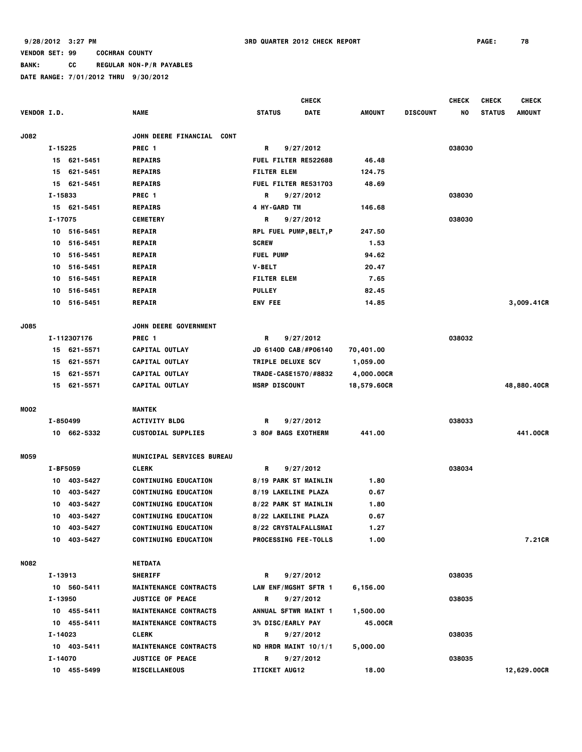9/28/2012 3:27 PM 3RD QUARTER 2012 CHECK REPORT PAGE: 78

VENDOR SET: 99 COCHRAN COUNTY

BANK: CC REGULAR NON-P/R PAYABLES

DATE RANGE: 7/01/2012 THRU 9/30/2012

| VENDOR I.D. | | NAME | STATUS | CHECK DATE | AMOUNT | DISCOUNT | CHECK NO | CHECK STATUS | CHECK AMOUNT |
|---|---|---|---|---|---|---|---|---|---|
| J082 | | JOHN DEERE FINANCIAL CONT | | | | | | | |
| I-15225 | | PREC 1 | R | 9/27/2012 | | | 038030 | | |
| | 15 621-5451 | REPAIRS | FUEL FILTER RE522688 | | 46.48 | | | | |
| | 15 621-5451 | REPAIRS | FILTER ELEM | | 124.75 | | | | |
| | 15 621-5451 | REPAIRS | FUEL FILTER RE531703 | | 48.69 | | | | |
| I-15833 | | PREC 1 | R | 9/27/2012 | | | 038030 | | |
| | 15 621-5451 | REPAIRS | 4 HY-GARD TM | | 146.68 | | | | |
| I-17075 | | CEMETERY | R | 9/27/2012 | | | 038030 | | |
| | 10 516-5451 | REPAIR | RPL FUEL PUMP,BELT,P | | 247.50 | | | | |
| | 10 516-5451 | REPAIR | SCREW | | 1.53 | | | | |
| | 10 516-5451 | REPAIR | FUEL PUMP | | 94.62 | | | | |
| | 10 516-5451 | REPAIR | V-BELT | | 20.47 | | | | |
| | 10 516-5451 | REPAIR | FILTER ELEM | | 7.65 | | | | |
| | 10 516-5451 | REPAIR | PULLEY | | 82.45 | | | | |
| | 10 516-5451 | REPAIR | ENV FEE | | 14.85 | | | | 3,009.41CR |
| J085 | | JOHN DEERE GOVERNMENT | | | | | | | |
| I-112307176 | | PREC 1 | R | 9/27/2012 | | | 038032 | | |
| | 15 621-5571 | CAPITAL OUTLAY | JD 6140D CAB/#P06140 | | 70,401.00 | | | | |
| | 15 621-5571 | CAPITAL OUTLAY | TRIPLE DELUXE SCV | | 1,059.00 | | | | |
| | 15 621-5571 | CAPITAL OUTLAY | TRADE-CASE1570/#8832 | | 4,000.00CR | | | | |
| | 15 621-5571 | CAPITAL OUTLAY | MSRP DISCOUNT | | 18,579.60CR | | | | 48,880.40CR |
| M002 | | MANTEK | | | | | | | |
| I-850499 | | ACTIVITY BLDG | R | 9/27/2012 | | | 038033 | | |
| | 10 662-5332 | CUSTODIAL SUPPLIES | 3 80# BAGS EXOTHERM | | 441.00 | | | | 441.00CR |
| M059 | | MUNICIPAL SERVICES BUREAU | | | | | | | |
| I-BF5059 | | CLERK | R | 9/27/2012 | | | 038034 | | |
| | 10 403-5427 | CONTINUING EDUCATION | 8/19 PARK ST MAINLIN | | 1.80 | | | | |
| | 10 403-5427 | CONTINUING EDUCATION | 8/19 LAKELINE PLAZA | | 0.67 | | | | |
| | 10 403-5427 | CONTINUING EDUCATION | 8/22 PARK ST MAINLIN | | 1.80 | | | | |
| | 10 403-5427 | CONTINUING EDUCATION | 8/22 LAKELINE PLAZA | | 0.67 | | | | |
| | 10 403-5427 | CONTINUING EDUCATION | 8/22 CRYSTALFALLSMAI | | 1.27 | | | | |
| | 10 403-5427 | CONTINUING EDUCATION | PROCESSING FEE-TOLLS | | 1.00 | | | | 7.21CR |
| N082 | | NETDATA | | | | | | | |
| I-13913 | | SHERIFF | R | 9/27/2012 | | | 038035 | | |
| | 10 560-5411 | MAINTENANCE CONTRACTS | LAW ENF/MGSHT SFTR 1 | | 6,156.00 | | | | |
| I-13950 | | JUSTICE OF PEACE | R | 9/27/2012 | | | 038035 | | |
| | 10 455-5411 | MAINTENANCE CONTRACTS | ANNUAL SFTWR MAINT 1 | | 1,500.00 | | | | |
| | 10 455-5411 | MAINTENANCE CONTRACTS | 3% DISC/EARLY PAY | | 45.00CR | | | | |
| I-14023 | | CLERK | R | 9/27/2012 | | | 038035 | | |
| | 10 403-5411 | MAINTENANCE CONTRACTS | ND HRDR MAINT 10/1/1 | | 5,000.00 | | | | |
| I-14070 | | JUSTICE OF PEACE | R | 9/27/2012 | | | 038035 | | |
| | 10 455-5499 | MISCELLANEOUS | ITICKET AUG12 | | 18.00 | | | | 12,629.00CR |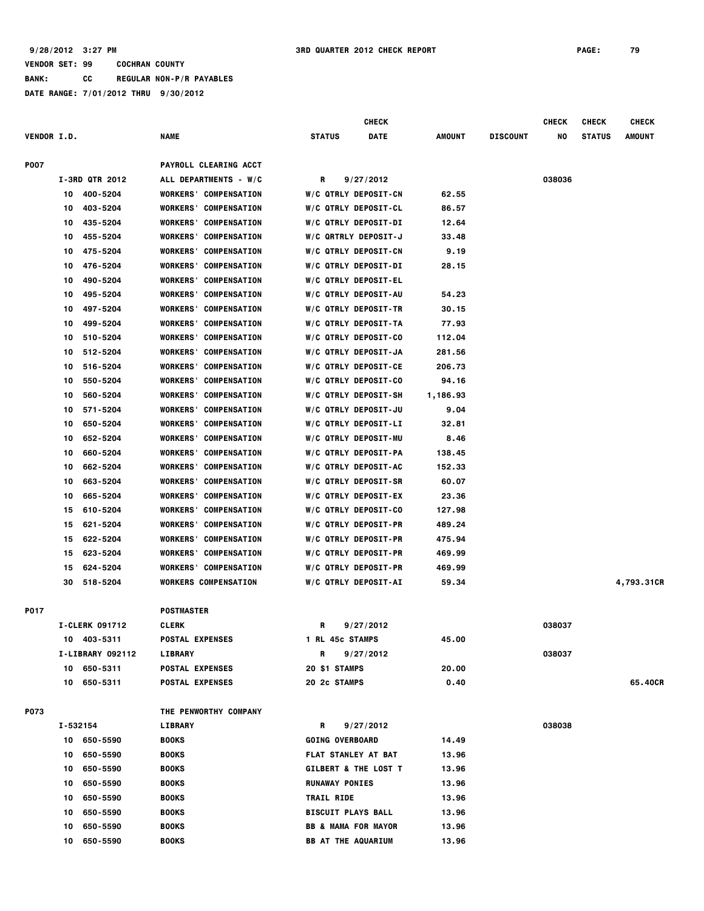9/28/2012 3:27 PM — 3RD QUARTER 2012 CHECK REPORT

VENDOR SET: 99 COCHRAN COUNTY

BANK: CC REGULAR NON-P/R PAYABLES

DATE RANGE: 7/01/2012 THRU 9/30/2012

| VENDOR I.D. | NAME | STATUS | CHECK DATE | AMOUNT | DISCOUNT | CHECK NO | CHECK STATUS | CHECK AMOUNT |
|---|---|---|---|---|---|---|---|---|
| P007 | PAYROLL CLEARING ACCT | | | | | | | |
| I-3RD QTR 2012 | ALL DEPARTMENTS - W/C | R | 9/27/2012 | | | 038036 | | |
| 10 400-5204 | WORKERS' COMPENSATION | W/C QTRLY DEPOSIT-CN | | 62.55 | | | | |
| 10 403-5204 | WORKERS' COMPENSATION | W/C QTRLY DEPOSIT-CL | | 86.57 | | | | |
| 10 435-5204 | WORKERS' COMPENSATION | W/C QTRLY DEPOSIT-DI | | 12.64 | | | | |
| 10 455-5204 | WORKERS' COMPENSATION | W/C QRTRLY DEPOSIT-J | | 33.48 | | | | |
| 10 475-5204 | WORKERS' COMPENSATION | W/C QTRLY DEPOSIT-CN | | 9.19 | | | | |
| 10 476-5204 | WORKERS' COMPENSATION | W/C QTRLY DEPOSIT-DI | | 28.15 | | | | |
| 10 490-5204 | WORKERS' COMPENSATION | W/C QTRLY DEPOSIT-EL | | | | | | |
| 10 495-5204 | WORKERS' COMPENSATION | W/C QTRLY DEPOSIT-AU | | 54.23 | | | | |
| 10 497-5204 | WORKERS' COMPENSATION | W/C QTRLY DEPOSIT-TR | | 30.15 | | | | |
| 10 499-5204 | WORKERS' COMPENSATION | W/C QTRLY DEPOSIT-TA | | 77.93 | | | | |
| 10 510-5204 | WORKERS' COMPENSATION | W/C QTRLY DEPOSIT-CO | | 112.04 | | | | |
| 10 512-5204 | WORKERS' COMPENSATION | W/C QTRLY DEPOSIT-JA | | 281.56 | | | | |
| 10 516-5204 | WORKERS' COMPENSATION | W/C QTRLY DEPOSIT-CE | | 206.73 | | | | |
| 10 550-5204 | WORKERS' COMPENSATION | W/C QTRLY DEPOSIT-CO | | 94.16 | | | | |
| 10 560-5204 | WORKERS' COMPENSATION | W/C QTRLY DEPOSIT-SH | | 1,186.93 | | | | |
| 10 571-5204 | WORKERS' COMPENSATION | W/C QTRLY DEPOSIT-JU | | 9.04 | | | | |
| 10 650-5204 | WORKERS' COMPENSATION | W/C QTRLY DEPOSIT-LI | | 32.81 | | | | |
| 10 652-5204 | WORKERS' COMPENSATION | W/C QTRLY DEPOSIT-MU | | 8.46 | | | | |
| 10 660-5204 | WORKERS' COMPENSATION | W/C QTRLY DEPOSIT-PA | | 138.45 | | | | |
| 10 662-5204 | WORKERS' COMPENSATION | W/C QTRLY DEPOSIT-AC | | 152.33 | | | | |
| 10 663-5204 | WORKERS' COMPENSATION | W/C QTRLY DEPOSIT-SR | | 60.07 | | | | |
| 10 665-5204 | WORKERS' COMPENSATION | W/C QTRLY DEPOSIT-EX | | 23.36 | | | | |
| 15 610-5204 | WORKERS' COMPENSATION | W/C QTRLY DEPOSIT-CO | | 127.98 | | | | |
| 15 621-5204 | WORKERS' COMPENSATION | W/C QTRLY DEPOSIT-PR | | 489.24 | | | | |
| 15 622-5204 | WORKERS' COMPENSATION | W/C QTRLY DEPOSIT-PR | | 475.94 | | | | |
| 15 623-5204 | WORKERS' COMPENSATION | W/C QTRLY DEPOSIT-PR | | 469.99 | | | | |
| 15 624-5204 | WORKERS' COMPENSATION | W/C QTRLY DEPOSIT-PR | | 469.99 | | | | |
| 30 518-5204 | WORKERS COMPENSATION | W/C QTRLY DEPOSIT-AI | | 59.34 | | | | 4,793.31CR |
| P017 | POSTMASTER | | | | | | | |
| I-CLERK 091712 | CLERK | R | 9/27/2012 | | | 038037 | | |
| 10 403-5311 | POSTAL EXPENSES | 1 RL 45c STAMPS | | 45.00 | | | | |
| I-LIBRARY 092112 | LIBRARY | R | 9/27/2012 | | | 038037 | | |
| 10 650-5311 | POSTAL EXPENSES | 20 $1 STAMPS | | 20.00 | | | | |
| 10 650-5311 | POSTAL EXPENSES | 20 2c STAMPS | | 0.40 | | | | 65.40CR |
| P073 | THE PENWORTHY COMPANY | | | | | | | |
| I-532154 | LIBRARY | R | 9/27/2012 | | | 038038 | | |
| 10 650-5590 | BOOKS | GOING OVERBOARD | | 14.49 | | | | |
| 10 650-5590 | BOOKS | FLAT STANLEY AT BAT | | 13.96 | | | | |
| 10 650-5590 | BOOKS | GILBERT & THE LOST T | | 13.96 | | | | |
| 10 650-5590 | BOOKS | RUNAWAY PONIES | | 13.96 | | | | |
| 10 650-5590 | BOOKS | TRAIL RIDE | | 13.96 | | | | |
| 10 650-5590 | BOOKS | BISCUIT PLAYS BALL | | 13.96 | | | | |
| 10 650-5590 | BOOKS | BB & MAMA FOR MAYOR | | 13.96 | | | | |
| 10 650-5590 | BOOKS | BB AT THE AQUARIUM | | 13.96 | | | | |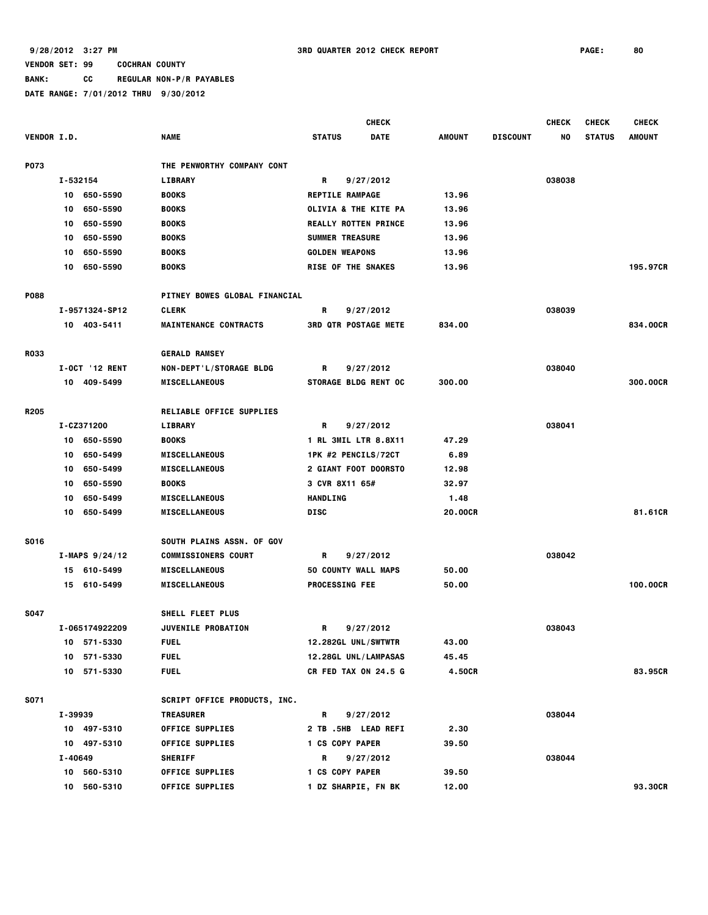9/28/2012 3:27 PM 3RD QUARTER 2012 CHECK REPORT

VENDOR SET: 99 COCHRAN COUNTY

BANK: CC REGULAR NON-P/R PAYABLES

DATE RANGE: 7/01/2012 THRU 9/30/2012

| VENDOR I.D. | NAME | STATUS | CHECK DATE | AMOUNT | DISCOUNT | CHECK NO | CHECK STATUS | CHECK AMOUNT |
|---|---|---|---|---|---|---|---|---|
| P073 | THE PENWORTHY COMPANY CONT | | | | | | | |
| I-532154 | LIBRARY | R | 9/27/2012 | | | 038038 | | |
| 10 650-5590 | BOOKS | REPTILE RAMPAGE | | 13.96 | | | | |
| 10 650-5590 | BOOKS | OLIVIA & THE KITE PA | | 13.96 | | | | |
| 10 650-5590 | BOOKS | REALLY ROTTEN PRINCE | | 13.96 | | | | |
| 10 650-5590 | BOOKS | SUMMER TREASURE | | 13.96 | | | | |
| 10 650-5590 | BOOKS | GOLDEN WEAPONS | | 13.96 | | | | |
| 10 650-5590 | BOOKS | RISE OF THE SNAKES | | 13.96 | | | | 195.97CR |
| P088 | PITNEY BOWES GLOBAL FINANCIAL | | | | | | | |
| I-9571324-SP12 | CLERK | R | 9/27/2012 | | | 038039 | | |
| 10 403-5411 | MAINTENANCE CONTRACTS | 3RD QTR POSTAGE METE | | 834.00 | | | | 834.00CR |
| R033 | GERALD RAMSEY | | | | | | | |
| I-OCT '12 RENT | NON-DEPT'L/STORAGE BLDG | R | 9/27/2012 | | | 038040 | | |
| 10 409-5499 | MISCELLANEOUS | STORAGE BLDG RENT OC | | 300.00 | | | | 300.00CR |
| R205 | RELIABLE OFFICE SUPPLIES | | | | | | | |
| I-CZ371200 | LIBRARY | R | 9/27/2012 | | | 038041 | | |
| 10 650-5590 | BOOKS | 1 RL 3MIL LTR 8.8X11 | | 47.29 | | | | |
| 10 650-5499 | MISCELLANEOUS | 1PK #2 PENCILS/72CT | | 6.89 | | | | |
| 10 650-5499 | MISCELLANEOUS | 2 GIANT FOOT DOORSTO | | 12.98 | | | | |
| 10 650-5590 | BOOKS | 3 CVR 8X11 65# | | 32.97 | | | | |
| 10 650-5499 | MISCELLANEOUS | HANDLING | | 1.48 | | | | |
| 10 650-5499 | MISCELLANEOUS | DISC | | 20.00CR | | | | 81.61CR |
| S016 | SOUTH PLAINS ASSN. OF GOV | | | | | | | |
| I-MAPS 9/24/12 | COMMISSIONERS COURT | R | 9/27/2012 | | | 038042 | | |
| 15 610-5499 | MISCELLANEOUS | 50 COUNTY WALL MAPS | | 50.00 | | | | |
| 15 610-5499 | MISCELLANEOUS | PROCESSING FEE | | 50.00 | | | | 100.00CR |
| S047 | SHELL FLEET PLUS | | | | | | | |
| I-065174922209 | JUVENILE PROBATION | R | 9/27/2012 | | | 038043 | | |
| 10 571-5330 | FUEL | 12.282GL UNL/SWTWTR | | 43.00 | | | | |
| 10 571-5330 | FUEL | 12.28GL UNL/LAMPASAS | | 45.45 | | | | |
| 10 571-5330 | FUEL | CR FED TAX ON 24.5 G | | 4.50CR | | | | 83.95CR |
| S071 | SCRIPT OFFICE PRODUCTS, INC. | | | | | | | |
| I-39939 | TREASURER | R | 9/27/2012 | | | 038044 | | |
| 10 497-5310 | OFFICE SUPPLIES | 2 TB .5HB LEAD REFI | | 2.30 | | | | |
| 10 497-5310 | OFFICE SUPPLIES | 1 CS COPY PAPER | | 39.50 | | | | |
| I-40649 | SHERIFF | R | 9/27/2012 | | | 038044 | | |
| 10 560-5310 | OFFICE SUPPLIES | 1 CS COPY PAPER | | 39.50 | | | | |
| 10 560-5310 | OFFICE SUPPLIES | 1 DZ SHARPIE, FN BK | | 12.00 | | | | 93.30CR |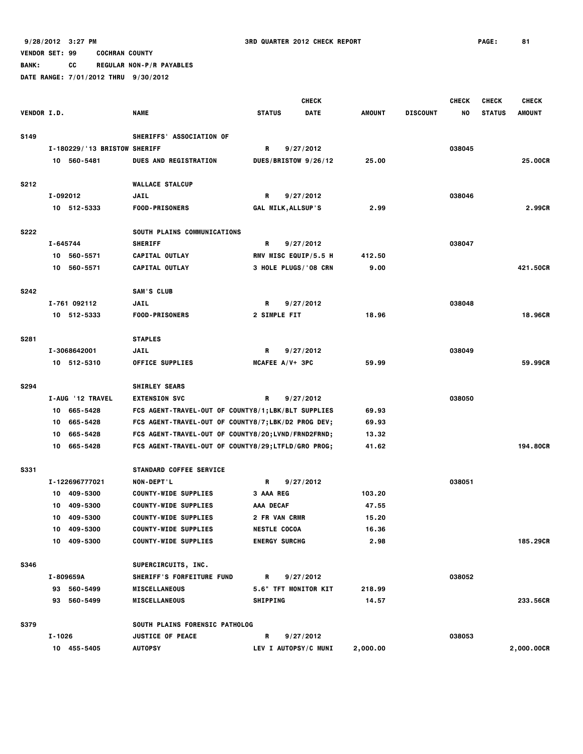9/28/2012 3:27 PM 3RD QUARTER 2012 CHECK REPORT

VENDOR SET: 99 COCHRAN COUNTY

BANK: CC REGULAR NON-P/R PAYABLES

DATE RANGE: 7/01/2012 THRU 9/30/2012

| VENDOR I.D. | NAME | STATUS | CHECK DATE | AMOUNT | DISCOUNT | CHECK NO | CHECK STATUS | CHECK AMOUNT |
|---|---|---|---|---|---|---|---|---|
| S149 | SHERIFFS' ASSOCIATION OF | | | | | | | |
| I-180229/'13 BRISTOW SHERIFF | | R | 9/27/2012 | | | 038045 | | |
| 10 560-5481 | DUES AND REGISTRATION | DUES/BRISTOW 9/26/12 | | 25.00 | | | | 25.00CR |
| S212 | WALLACE STALCUP | | | | | | | |
| I-092012 | JAIL | R | 9/27/2012 | | | 038046 | | |
| 10 512-5333 | FOOD-PRISONERS | GAL MILK,ALLSUP'S | | 2.99 | | | | 2.99CR |
| S222 | SOUTH PLAINS COMMUNICATIONS | | | | | | | |
| I-645744 | SHERIFF | R | 9/27/2012 | | | 038047 | | |
| 10 560-5571 | CAPITAL OUTLAY | RMV MISC EQUIP/5.5 H | | 412.50 | | | | |
| 10 560-5571 | CAPITAL OUTLAY | 3 HOLE PLUGS/'08 CRN | | 9.00 | | | | 421.50CR |
| S242 | SAM'S CLUB | | | | | | | |
| I-761 092112 | JAIL | R | 9/27/2012 | | | 038048 | | |
| 10 512-5333 | FOOD-PRISONERS | 2 SIMPLE FIT | | 18.96 | | | | 18.96CR |
| S281 | STAPLES | | | | | | | |
| I-3068642001 | JAIL | R | 9/27/2012 | | | 038049 | | |
| 10 512-5310 | OFFICE SUPPLIES | MCAFEE A/V+ 3PC | | 59.99 | | | | 59.99CR |
| S294 | SHIRLEY SEARS | | | | | | | |
| I-AUG '12 TRAVEL | EXTENSION SVC | R | 9/27/2012 | | | 038050 | | |
| 10 665-5428 | FCS AGENT-TRAVEL-OUT OF COUNTY8/1;LBK/BLT SUPPLIES | | | 69.93 | | | | |
| 10 665-5428 | FCS AGENT-TRAVEL-OUT OF COUNTY8/7;LBK/D2 PROG DEV; | | | 69.93 | | | | |
| 10 665-5428 | FCS AGENT-TRAVEL-OUT OF COUNTY8/20;LVND/FRND2FRND; | | | 13.32 | | | | |
| 10 665-5428 | FCS AGENT-TRAVEL-OUT OF COUNTY8/29;LTFLD/GRO PROG; | | | 41.62 | | | | 194.80CR |
| S331 | STANDARD COFFEE SERVICE | | | | | | | |
| I-122696777021 | NON-DEPT'L | R | 9/27/2012 | | | 038051 | | |
| 10 409-5300 | COUNTY-WIDE SUPPLIES | 3 AAA REG | | 103.20 | | | | |
| 10 409-5300 | COUNTY-WIDE SUPPLIES | AAA DECAF | | 47.55 | | | | |
| 10 409-5300 | COUNTY-WIDE SUPPLIES | 2 FR VAN CRMR | | 15.20 | | | | |
| 10 409-5300 | COUNTY-WIDE SUPPLIES | NESTLE COCOA | | 16.36 | | | | |
| 10 409-5300 | COUNTY-WIDE SUPPLIES | ENERGY SURCHG | | 2.98 | | | | 185.29CR |
| S346 | SUPERCIRCUITS, INC. | | | | | | | |
| I-809659A | SHERIFF'S FORFEITURE FUND | R | 9/27/2012 | | | 038052 | | |
| 93 560-5499 | MISCELLANEOUS | 5.6" TFT MONITOR KIT | | 218.99 | | | | |
| 93 560-5499 | MISCELLANEOUS | SHIPPING | | 14.57 | | | | 233.56CR |
| S379 | SOUTH PLAINS FORENSIC PATHOLOG | | | | | | | |
| I-1026 | JUSTICE OF PEACE | R | 9/27/2012 | | | 038053 | | |
| 10 455-5405 | AUTOPSY | LEV I AUTOPSY/C MUNI | | 2,000.00 | | | | 2,000.00CR |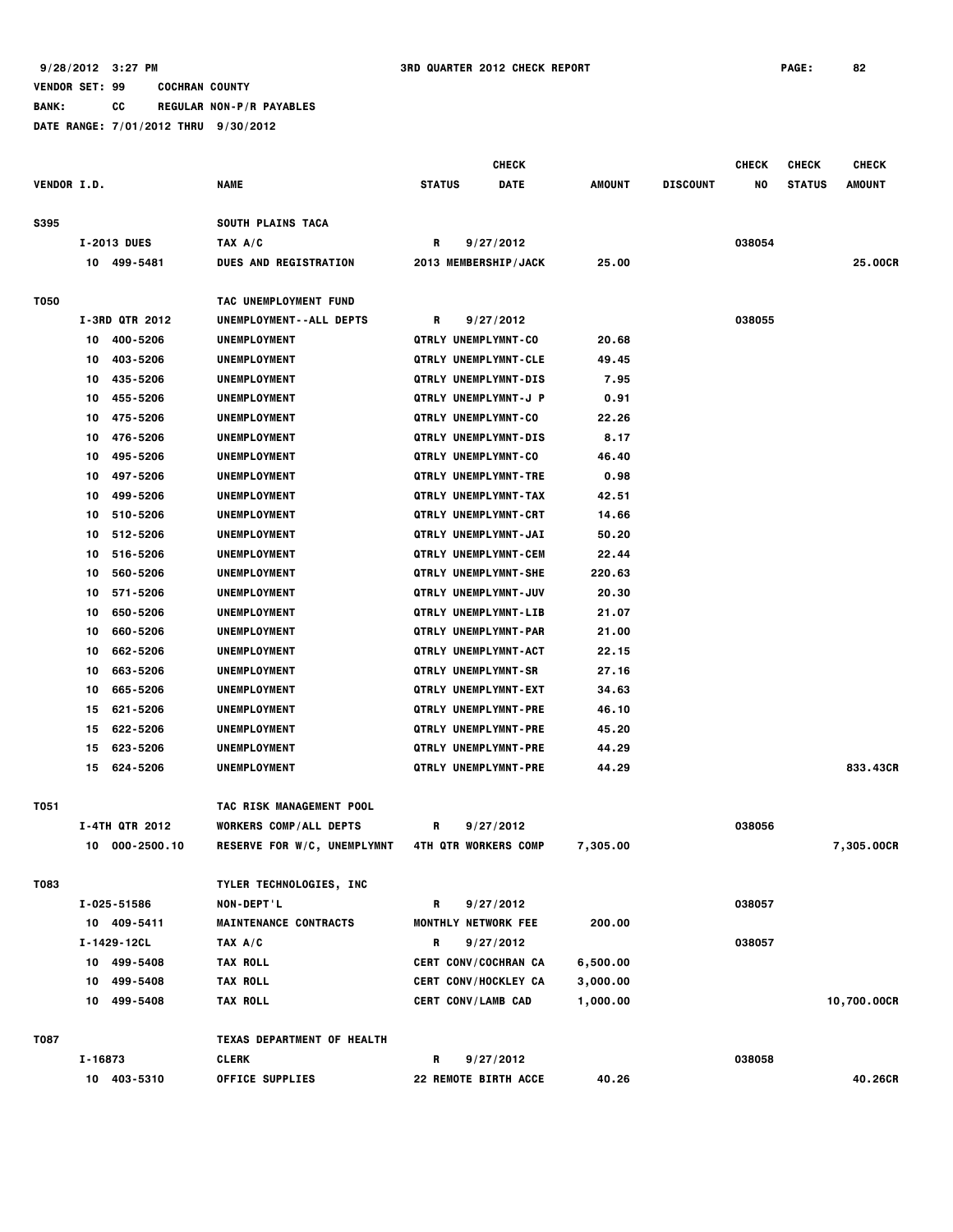9/28/2012 3:27 PM 3RD QUARTER 2012 CHECK REPORT

VENDOR SET: 99 COCHRAN COUNTY

BANK: CC REGULAR NON-P/R PAYABLES

DATE RANGE: 7/01/2012 THRU 9/30/2012

| VENDOR I.D. | NAME | STATUS | CHECK DATE | AMOUNT | DISCOUNT | CHECK NO | CHECK STATUS | CHECK AMOUNT |
|---|---|---|---|---|---|---|---|---|
| S395 | SOUTH PLAINS TACA | | | | | | | |
| I-2013 DUES | TAX A/C | R | 9/27/2012 | | | 038054 | | |
| 10 499-5481 | DUES AND REGISTRATION | 2013 MEMBERSHIP/JACK | | 25.00 | | | | 25.00CR |
| T050 | TAC UNEMPLOYMENT FUND | | | | | | | |
| I-3RD QTR 2012 | UNEMPLOYMENT--ALL DEPTS | R | 9/27/2012 | | | 038055 | | |
| 10 400-5206 | UNEMPLOYMENT | QTRLY UNEMPLYMNT-CO | | 20.68 | | | | |
| 10 403-5206 | UNEMPLOYMENT | QTRLY UNEMPLYMNT-CLE | | 49.45 | | | | |
| 10 435-5206 | UNEMPLOYMENT | QTRLY UNEMPLYMNT-DIS | | 7.95 | | | | |
| 10 455-5206 | UNEMPLOYMENT | QTRLY UNEMPLYMNT-J P | | 0.91 | | | | |
| 10 475-5206 | UNEMPLOYMENT | QTRLY UNEMPLYMNT-CO | | 22.26 | | | | |
| 10 476-5206 | UNEMPLOYMENT | QTRLY UNEMPLYMNT-DIS | | 8.17 | | | | |
| 10 495-5206 | UNEMPLOYMENT | QTRLY UNEMPLYMNT-CO | | 46.40 | | | | |
| 10 497-5206 | UNEMPLOYMENT | QTRLY UNEMPLYMNT-TRE | | 0.98 | | | | |
| 10 499-5206 | UNEMPLOYMENT | QTRLY UNEMPLYMNT-TAX | | 42.51 | | | | |
| 10 510-5206 | UNEMPLOYMENT | QTRLY UNEMPLYMNT-CRT | | 14.66 | | | | |
| 10 512-5206 | UNEMPLOYMENT | QTRLY UNEMPLYMNT-JAI | | 50.20 | | | | |
| 10 516-5206 | UNEMPLOYMENT | QTRLY UNEMPLYMNT-CEM | | 22.44 | | | | |
| 10 560-5206 | UNEMPLOYMENT | QTRLY UNEMPLYMNT-SHE | | 220.63 | | | | |
| 10 571-5206 | UNEMPLOYMENT | QTRLY UNEMPLYMNT-JUV | | 20.30 | | | | |
| 10 650-5206 | UNEMPLOYMENT | QTRLY UNEMPLYMNT-LIB | | 21.07 | | | | |
| 10 660-5206 | UNEMPLOYMENT | QTRLY UNEMPLYMNT-PAR | | 21.00 | | | | |
| 10 662-5206 | UNEMPLOYMENT | QTRLY UNEMPLYMNT-ACT | | 22.15 | | | | |
| 10 663-5206 | UNEMPLOYMENT | QTRLY UNEMPLYMNT-SR | | 27.16 | | | | |
| 10 665-5206 | UNEMPLOYMENT | QTRLY UNEMPLYMNT-EXT | | 34.63 | | | | |
| 15 621-5206 | UNEMPLOYMENT | QTRLY UNEMPLYMNT-PRE | | 46.10 | | | | |
| 15 622-5206 | UNEMPLOYMENT | QTRLY UNEMPLYMNT-PRE | | 45.20 | | | | |
| 15 623-5206 | UNEMPLOYMENT | QTRLY UNEMPLYMNT-PRE | | 44.29 | | | | |
| 15 624-5206 | UNEMPLOYMENT | QTRLY UNEMPLYMNT-PRE | | 44.29 | | | | 833.43CR |
| T051 | TAC RISK MANAGEMENT POOL | | | | | | | |
| I-4TH QTR 2012 | WORKERS COMP/ALL DEPTS | R | 9/27/2012 | | | 038056 | | |
| 10 000-2500.10 | RESERVE FOR W/C, UNEMPLYMNT | 4TH QTR WORKERS COMP | | 7,305.00 | | | | 7,305.00CR |
| T083 | TYLER TECHNOLOGIES, INC | | | | | | | |
| I-025-51586 | NON-DEPT'L | R | 9/27/2012 | | | 038057 | | |
| 10 409-5411 | MAINTENANCE CONTRACTS | MONTHLY NETWORK FEE | | 200.00 | | | | |
| I-1429-12CL | TAX A/C | R | 9/27/2012 | | | 038057 | | |
| 10 499-5408 | TAX ROLL | CERT CONV/COCHRAN CA | | 6,500.00 | | | | |
| 10 499-5408 | TAX ROLL | CERT CONV/HOCKLEY CA | | 3,000.00 | | | | |
| 10 499-5408 | TAX ROLL | CERT CONV/LAMB CAD | | 1,000.00 | | | | 10,700.00CR |
| T087 | TEXAS DEPARTMENT OF HEALTH | | | | | | | |
| I-16873 | CLERK | R | 9/27/2012 | | | 038058 | | |
| 10 403-5310 | OFFICE SUPPLIES | 22 REMOTE BIRTH ACCE | | 40.26 | | | | 40.26CR |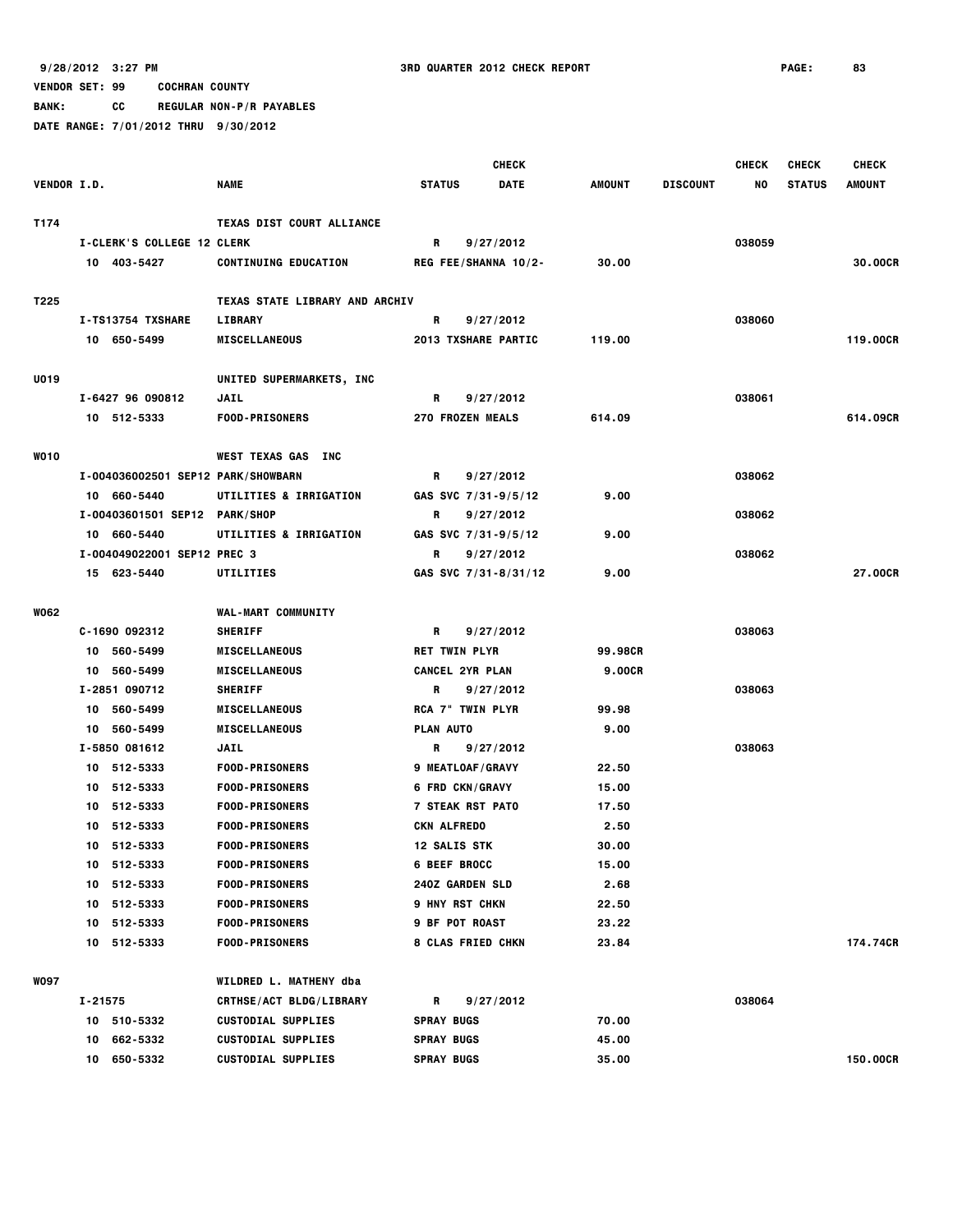9/28/2012 3:27 PM — 3RD QUARTER 2012 CHECK REPORT — PAGE: 83

VENDOR SET: 99 COCHRAN COUNTY

BANK: CC REGULAR NON-P/R PAYABLES

DATE RANGE: 7/01/2012 THRU 9/30/2012

| VENDOR I.D. | NAME | STATUS | CHECK DATE | AMOUNT | DISCOUNT | CHECK NO | CHECK STATUS | CHECK AMOUNT |
|---|---|---|---|---|---|---|---|---|
| T174 | TEXAS DIST COURT ALLIANCE | | | | | | | |
| I-CLERK'S COLLEGE 12 CLERK | | R | 9/27/2012 | | | 038059 | | |
| 10 403-5427 | CONTINUING EDUCATION | REG FEE/SHANNA 10/2- | | 30.00 | | | | 30.00CR |
| T225 | TEXAS STATE LIBRARY AND ARCHIV | | | | | | | |
| I-TS13754 TXSHARE | LIBRARY | R | 9/27/2012 | | | 038060 | | |
| 10 650-5499 | MISCELLANEOUS | 2013 TXSHARE PARTIC | | 119.00 | | | | 119.00CR |
| U019 | UNITED SUPERMARKETS, INC | | | | | | | |
| I-6427 96 090812 | JAIL | R | 9/27/2012 | | | 038061 | | |
| 10 512-5333 | FOOD-PRISONERS | 270 FROZEN MEALS | | 614.09 | | | | 614.09CR |
| W010 | WEST TEXAS GAS INC | | | | | | | |
| I-004036002501 SEP12 PARK/SHOWBARN | | R | 9/27/2012 | | | 038062 | | |
| 10 660-5440 | UTILITIES & IRRIGATION | GAS SVC 7/31-9/5/12 | | 9.00 | | | | |
| I-00403601501 SEP12 | PARK/SHOP | R | 9/27/2012 | | | 038062 | | |
| 10 660-5440 | UTILITIES & IRRIGATION | GAS SVC 7/31-9/5/12 | | 9.00 | | | | |
| I-004049022001 SEP12 PREC 3 | | R | 9/27/2012 | | | 038062 | | |
| 15 623-5440 | UTILITIES | GAS SVC 7/31-8/31/12 | | 9.00 | | | | 27.00CR |
| W062 | WAL-MART COMMUNITY | | | | | | | |
| C-1690 092312 | SHERIFF | R | 9/27/2012 | | | 038063 | | |
| 10 560-5499 | MISCELLANEOUS | RET TWIN PLYR | | 99.98CR | | | | |
| 10 560-5499 | MISCELLANEOUS | CANCEL 2YR PLAN | | 9.00CR | | | | |
| I-2851 090712 | SHERIFF | R | 9/27/2012 | | | 038063 | | |
| 10 560-5499 | MISCELLANEOUS | RCA 7" TWIN PLYR | | 99.98 | | | | |
| 10 560-5499 | MISCELLANEOUS | PLAN AUTO | | 9.00 | | | | |
| I-5850 081612 | JAIL | R | 9/27/2012 | | | 038063 | | |
| 10 512-5333 | FOOD-PRISONERS | 9 MEATLOAF/GRAVY | | 22.50 | | | | |
| 10 512-5333 | FOOD-PRISONERS | 6 FRD CKN/GRAVY | | 15.00 | | | | |
| 10 512-5333 | FOOD-PRISONERS | 7 STEAK RST PATO | | 17.50 | | | | |
| 10 512-5333 | FOOD-PRISONERS | CKN ALFREDO | | 2.50 | | | | |
| 10 512-5333 | FOOD-PRISONERS | 12 SALIS STK | | 30.00 | | | | |
| 10 512-5333 | FOOD-PRISONERS | 6 BEEF BROCC | | 15.00 | | | | |
| 10 512-5333 | FOOD-PRISONERS | 24OZ GARDEN SLD | | 2.68 | | | | |
| 10 512-5333 | FOOD-PRISONERS | 9 HNY RST CHKN | | 22.50 | | | | |
| 10 512-5333 | FOOD-PRISONERS | 9 BF POT ROAST | | 23.22 | | | | |
| 10 512-5333 | FOOD-PRISONERS | 8 CLAS FRIED CHKN | | 23.84 | | | | 174.74CR |
| W097 | WILDRED L. MATHENY dba | | | | | | | |
| I-21575 | CRTHSE/ACT BLDG/LIBRARY | R | 9/27/2012 | | | 038064 | | |
| 10 510-5332 | CUSTODIAL SUPPLIES | SPRAY BUGS | | 70.00 | | | | |
| 10 662-5332 | CUSTODIAL SUPPLIES | SPRAY BUGS | | 45.00 | | | | |
| 10 650-5332 | CUSTODIAL SUPPLIES | SPRAY BUGS | | 35.00 | | | | 150.00CR |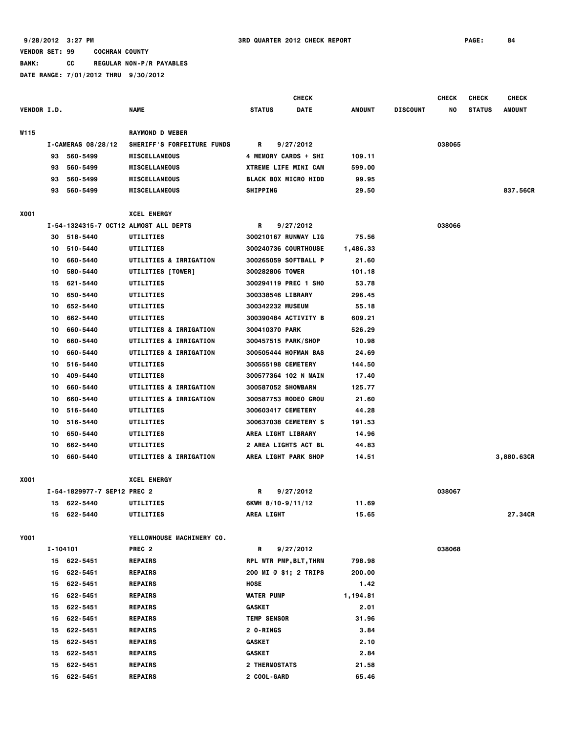9/28/2012 3:27 PM 3RD QUARTER 2012 CHECK REPORT

VENDOR SET: 99 COCHRAN COUNTY

BANK: CC REGULAR NON-P/R PAYABLES

DATE RANGE: 7/01/2012 THRU 9/30/2012

| VENDOR I.D. | | NAME | STATUS | CHECK DATE | AMOUNT | DISCOUNT | CHECK NO | CHECK STATUS | CHECK AMOUNT |
|---|---|---|---|---|---|---|---|---|---|
| W115 | | RAYMOND D WEBER | | | | | | | |
| | I-CAMERAS 08/28/12 | SHERIFF'S FORFEITURE FUNDS | R | 9/27/2012 | | | 038065 | | |
| | 93 560-5499 | MISCELLANEOUS | 4 MEMORY CARDS + SHI | | 109.11 | | | | |
| | 93 560-5499 | MISCELLANEOUS | XTREME LIFE MINI CAM | | 599.00 | | | | |
| | 93 560-5499 | MISCELLANEOUS | BLACK BOX MICRO HIDD | | 99.95 | | | | |
| | 93 560-5499 | MISCELLANEOUS | SHIPPING | | 29.50 | | | | 837.56CR |
| X001 | | XCEL ENERGY | | | | | | | |
| | I-54-1324315-7 OCT12 | ALMOST ALL DEPTS | R | 9/27/2012 | | | 038066 | | |
| | 30 518-5440 | UTILITIES | 300210167 RUNWAY LIG | | 75.56 | | | | |
| | 10 510-5440 | UTILITIES | 300240736 COURTHOUSE | | 1,486.33 | | | | |
| | 10 660-5440 | UTILITIES & IRRIGATION | 300265059 SOFTBALL P | | 21.60 | | | | |
| | 10 580-5440 | UTILITIES [TOWER] | 300282806 TOWER | | 101.18 | | | | |
| | 15 621-5440 | UTILITIES | 300294119 PREC 1 SHO | | 53.78 | | | | |
| | 10 650-5440 | UTILITIES | 300338546 LIBRARY | | 296.45 | | | | |
| | 10 652-5440 | UTILITIES | 300342232 MUSEUM | | 55.18 | | | | |
| | 10 662-5440 | UTILITIES | 300390484 ACTIVITY B | | 609.21 | | | | |
| | 10 660-5440 | UTILITIES & IRRIGATION | 300410370 PARK | | 526.29 | | | | |
| | 10 660-5440 | UTILITIES & IRRIGATION | 300457515 PARK/SHOP | | 10.98 | | | | |
| | 10 660-5440 | UTILITIES & IRRIGATION | 300505444 HOFMAN BAS | | 24.69 | | | | |
| | 10 516-5440 | UTILITIES | 300555198 CEMETERY | | 144.50 | | | | |
| | 10 409-5440 | UTILITIES | 300577364 102 N MAIN | | 17.40 | | | | |
| | 10 660-5440 | UTILITIES & IRRIGATION | 300587052 SHOWBARN | | 125.77 | | | | |
| | 10 660-5440 | UTILITIES & IRRIGATION | 300587753 RODEO GROU | | 21.60 | | | | |
| | 10 516-5440 | UTILITIES | 300603417 CEMETERY | | 44.28 | | | | |
| | 10 516-5440 | UTILITIES | 300637038 CEMETERY S | | 191.53 | | | | |
| | 10 650-5440 | UTILITIES | AREA LIGHT LIBRARY | | 14.96 | | | | |
| | 10 662-5440 | UTILITIES | 2 AREA LIGHTS ACT BL | | 44.83 | | | | |
| | 10 660-5440 | UTILITIES & IRRIGATION | AREA LIGHT PARK SHOP | | 14.51 | | | | 3,880.63CR |
| X001 | | XCEL ENERGY | | | | | | | |
| | I-54-1829977-7 SEP12 | PREC 2 | R | 9/27/2012 | | | 038067 | | |
| | 15 622-5440 | UTILITIES | 6KWH 8/10-9/11/12 | | 11.69 | | | | |
| | 15 622-5440 | UTILITIES | AREA LIGHT | | 15.65 | | | | 27.34CR |
| Y001 | | YELLOWHOUSE MACHINERY CO. | | | | | | | |
| | I-104101 | PREC 2 | R | 9/27/2012 | | | 038068 | | |
| | 15 622-5451 | REPAIRS | RPL WTR PMP,BLT,THRM | | 798.98 | | | | |
| | 15 622-5451 | REPAIRS | 200 MI @ $1; 2 TRIPS | | 200.00 | | | | |
| | 15 622-5451 | REPAIRS | HOSE | | 1.42 | | | | |
| | 15 622-5451 | REPAIRS | WATER PUMP | | 1,194.81 | | | | |
| | 15 622-5451 | REPAIRS | GASKET | | 2.01 | | | | |
| | 15 622-5451 | REPAIRS | TEMP SENSOR | | 31.96 | | | | |
| | 15 622-5451 | REPAIRS | 2 O-RINGS | | 3.84 | | | | |
| | 15 622-5451 | REPAIRS | GASKET | | 2.10 | | | | |
| | 15 622-5451 | REPAIRS | GASKET | | 2.84 | | | | |
| | 15 622-5451 | REPAIRS | 2 THERMOSTATS | | 21.58 | | | | |
| | 15 622-5451 | REPAIRS | 2 COOL-GARD | | 65.46 | | | | |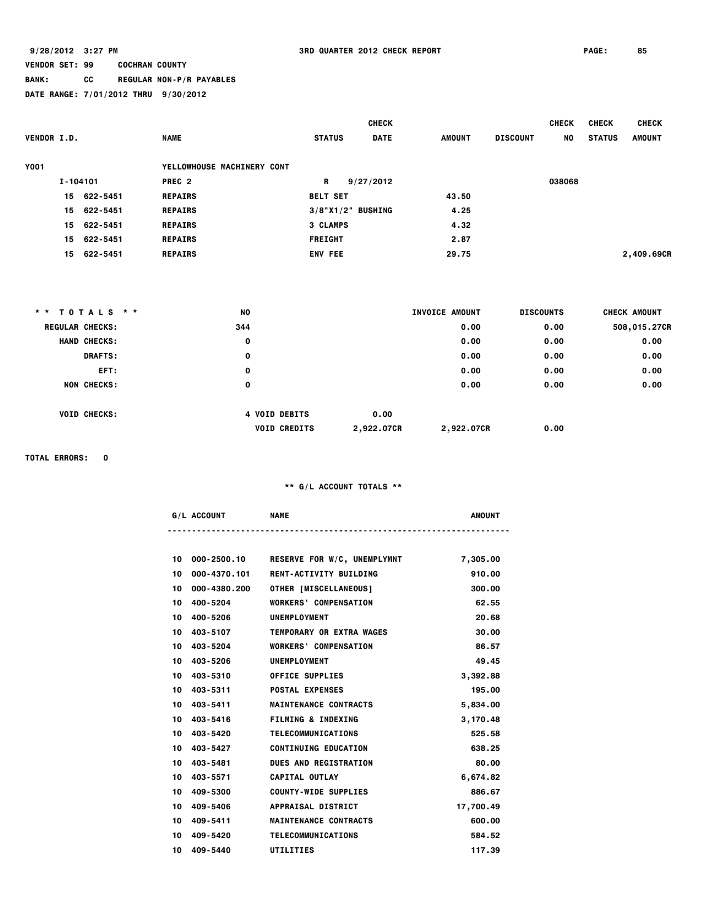9/28/2012 3:27 PM 3RD QUARTER 2012 CHECK REPORT

VENDOR SET: 99 COCHRAN COUNTY

BANK: CC REGULAR NON-P/R PAYABLES

DATE RANGE: 7/01/2012 THRU 9/30/2012

| VENDOR I.D. | NAME | STATUS | CHECK DATE | AMOUNT | DISCOUNT | CHECK NO | CHECK STATUS | CHECK AMOUNT |
|---|---|---|---|---|---|---|---|---|
| Y001 | YELLOWHOUSE MACHINERY CONT | | | | | | | |
| I-104101 | PREC 2 | R | 9/27/2012 | | | 038068 | | |
| 15 622-5451 | REPAIRS | BELT SET | | 43.50 | | | | |
| 15 622-5451 | REPAIRS | 3/8"X1/2" BUSHING | | 4.25 | | | | |
| 15 622-5451 | REPAIRS | 3 CLAMPS | | 4.32 | | | | |
| 15 622-5451 | REPAIRS | FREIGHT | | 2.87 | | | | |
| 15 622-5451 | REPAIRS | ENV FEE | | 29.75 | | | | 2,409.69CR |

| ** TOTALS ** | NO | | | INVOICE AMOUNT | DISCOUNTS | CHECK AMOUNT |
|---|---|---|---|---|---|---|
| REGULAR CHECKS: | 344 | | | 0.00 | 0.00 | 508,015.27CR |
| HAND CHECKS: | 0 | | | 0.00 | 0.00 | 0.00 |
| DRAFTS: | 0 | | | 0.00 | 0.00 | 0.00 |
| EFT: | 0 | | | 0.00 | 0.00 | 0.00 |
| NON CHECKS: | 0 | | | 0.00 | 0.00 | 0.00 |
| VOID CHECKS: | 4 | VOID DEBITS | 0.00 | | | |
| | | VOID CREDITS | 2,922.07CR | 2,922.07CR | 0.00 | |

TOTAL ERRORS: 0

** G/L ACCOUNT TOTALS **

| G/L ACCOUNT | NAME | AMOUNT |
|---|---|---|
| 10 000-2500.10 | RESERVE FOR W/C, UNEMPLYMNT | 7,305.00 |
| 10 000-4370.101 | RENT-ACTIVITY BUILDING | 910.00 |
| 10 000-4380.200 | OTHER [MISCELLANEOUS] | 300.00 |
| 10 400-5204 | WORKERS' COMPENSATION | 62.55 |
| 10 400-5206 | UNEMPLOYMENT | 20.68 |
| 10 403-5107 | TEMPORARY OR EXTRA WAGES | 30.00 |
| 10 403-5204 | WORKERS' COMPENSATION | 86.57 |
| 10 403-5206 | UNEMPLOYMENT | 49.45 |
| 10 403-5310 | OFFICE SUPPLIES | 3,392.88 |
| 10 403-5311 | POSTAL EXPENSES | 195.00 |
| 10 403-5411 | MAINTENANCE CONTRACTS | 5,834.00 |
| 10 403-5416 | FILMING & INDEXING | 3,170.48 |
| 10 403-5420 | TELECOMMUNICATIONS | 525.58 |
| 10 403-5427 | CONTINUING EDUCATION | 638.25 |
| 10 403-5481 | DUES AND REGISTRATION | 80.00 |
| 10 403-5571 | CAPITAL OUTLAY | 6,674.82 |
| 10 409-5300 | COUNTY-WIDE SUPPLIES | 886.67 |
| 10 409-5406 | APPRAISAL DISTRICT | 17,700.49 |
| 10 409-5411 | MAINTENANCE CONTRACTS | 600.00 |
| 10 409-5420 | TELECOMMUNICATIONS | 584.52 |
| 10 409-5440 | UTILITIES | 117.39 |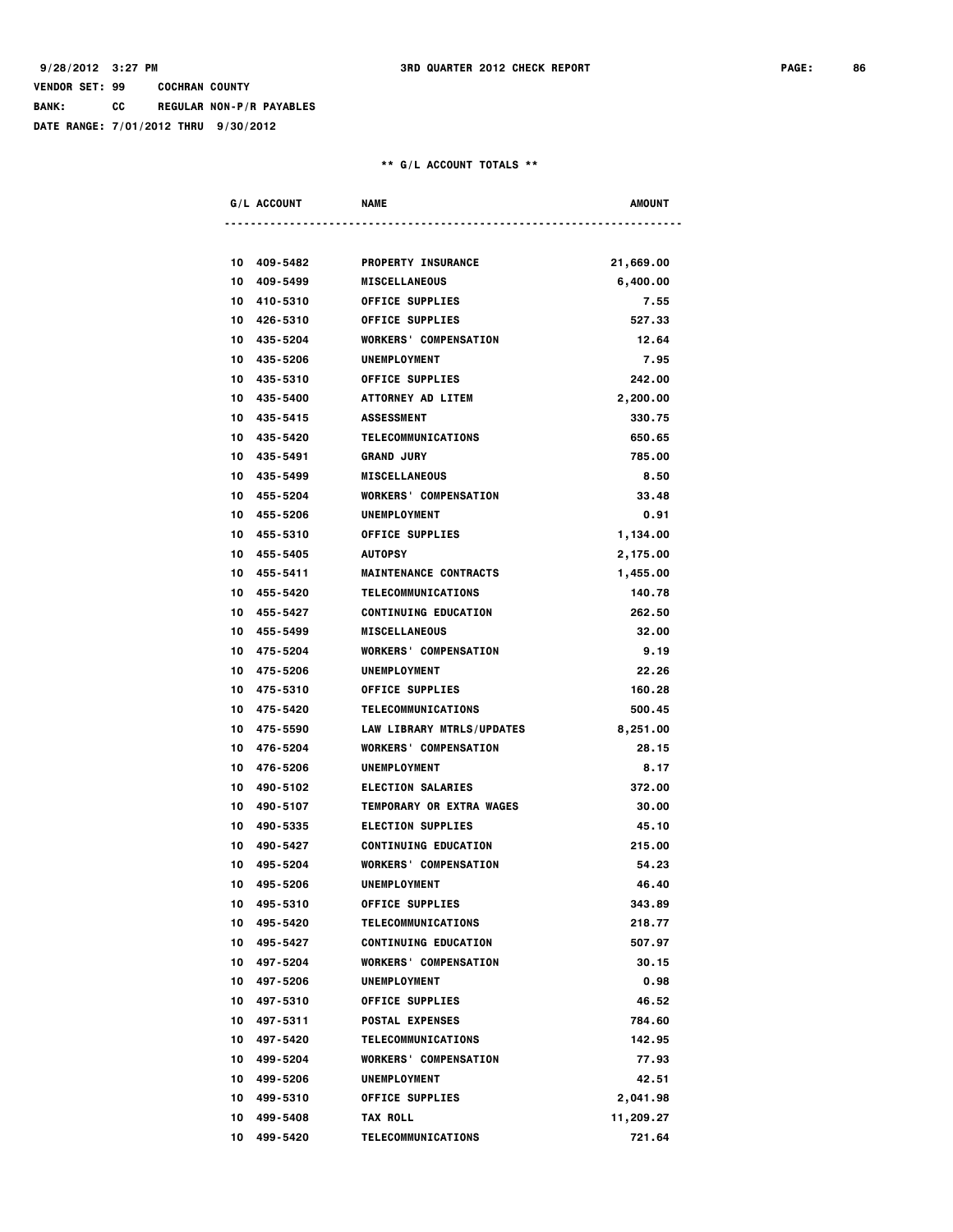VENDOR SET: 99 COCHRAN COUNTY
BANK: CC REGULAR NON-P/R PAYABLES
DATE RANGE: 7/01/2012 THRU 9/30/2012

** G/L ACCOUNT TOTALS **

| G/L ACCOUNT | NAME | AMOUNT |
|---|---|---|
| 10 409-5482 | PROPERTY INSURANCE | 21,669.00 |
| 10 409-5499 | MISCELLANEOUS | 6,400.00 |
| 10 410-5310 | OFFICE SUPPLIES | 7.55 |
| 10 426-5310 | OFFICE SUPPLIES | 527.33 |
| 10 435-5204 | WORKERS' COMPENSATION | 12.64 |
| 10 435-5206 | UNEMPLOYMENT | 7.95 |
| 10 435-5310 | OFFICE SUPPLIES | 242.00 |
| 10 435-5400 | ATTORNEY AD LITEM | 2,200.00 |
| 10 435-5415 | ASSESSMENT | 330.75 |
| 10 435-5420 | TELECOMMUNICATIONS | 650.65 |
| 10 435-5491 | GRAND JURY | 785.00 |
| 10 435-5499 | MISCELLANEOUS | 8.50 |
| 10 455-5204 | WORKERS' COMPENSATION | 33.48 |
| 10 455-5206 | UNEMPLOYMENT | 0.91 |
| 10 455-5310 | OFFICE SUPPLIES | 1,134.00 |
| 10 455-5405 | AUTOPSY | 2,175.00 |
| 10 455-5411 | MAINTENANCE CONTRACTS | 1,455.00 |
| 10 455-5420 | TELECOMMUNICATIONS | 140.78 |
| 10 455-5427 | CONTINUING EDUCATION | 262.50 |
| 10 455-5499 | MISCELLANEOUS | 32.00 |
| 10 475-5204 | WORKERS' COMPENSATION | 9.19 |
| 10 475-5206 | UNEMPLOYMENT | 22.26 |
| 10 475-5310 | OFFICE SUPPLIES | 160.28 |
| 10 475-5420 | TELECOMMUNICATIONS | 500.45 |
| 10 475-5590 | LAW LIBRARY MTRLS/UPDATES | 8,251.00 |
| 10 476-5204 | WORKERS' COMPENSATION | 28.15 |
| 10 476-5206 | UNEMPLOYMENT | 8.17 |
| 10 490-5102 | ELECTION SALARIES | 372.00 |
| 10 490-5107 | TEMPORARY OR EXTRA WAGES | 30.00 |
| 10 490-5335 | ELECTION SUPPLIES | 45.10 |
| 10 490-5427 | CONTINUING EDUCATION | 215.00 |
| 10 495-5204 | WORKERS' COMPENSATION | 54.23 |
| 10 495-5206 | UNEMPLOYMENT | 46.40 |
| 10 495-5310 | OFFICE SUPPLIES | 343.89 |
| 10 495-5420 | TELECOMMUNICATIONS | 218.77 |
| 10 495-5427 | CONTINUING EDUCATION | 507.97 |
| 10 497-5204 | WORKERS' COMPENSATION | 30.15 |
| 10 497-5206 | UNEMPLOYMENT | 0.98 |
| 10 497-5310 | OFFICE SUPPLIES | 46.52 |
| 10 497-5311 | POSTAL EXPENSES | 784.60 |
| 10 497-5420 | TELECOMMUNICATIONS | 142.95 |
| 10 499-5204 | WORKERS' COMPENSATION | 77.93 |
| 10 499-5206 | UNEMPLOYMENT | 42.51 |
| 10 499-5310 | OFFICE SUPPLIES | 2,041.98 |
| 10 499-5408 | TAX ROLL | 11,209.27 |
| 10 499-5420 | TELECOMMUNICATIONS | 721.64 |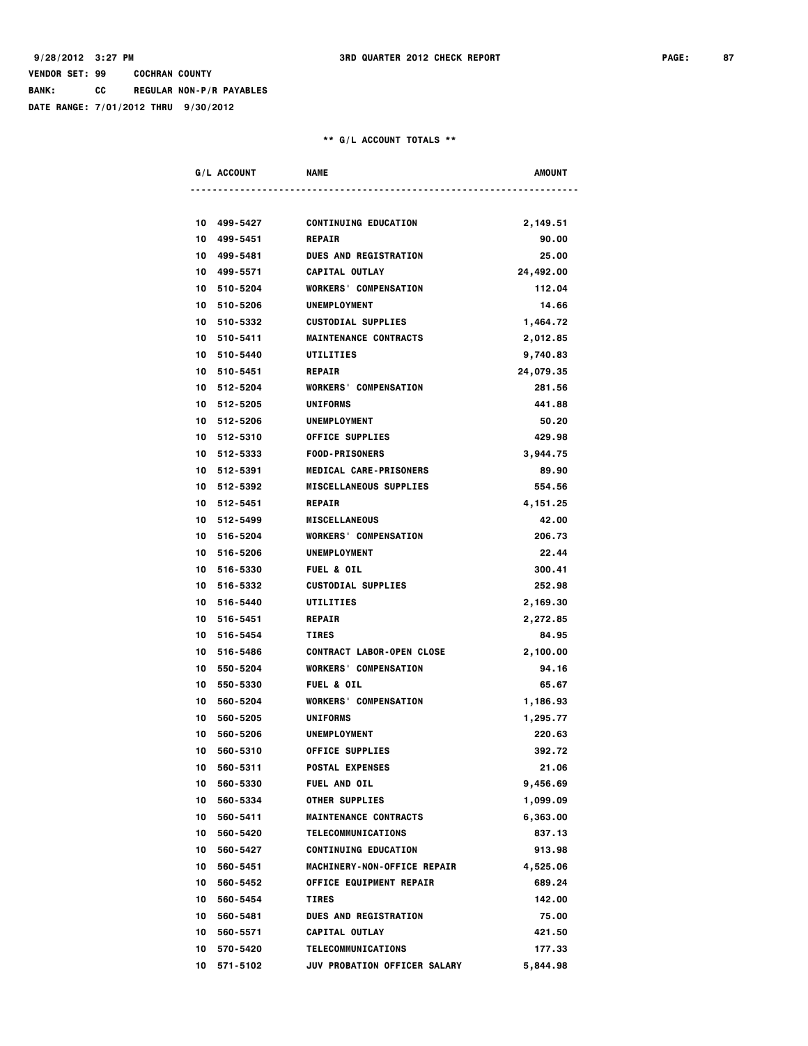VENDOR SET: 99 COCHRAN COUNTY

BANK: CC REGULAR NON-P/R PAYABLES

DATE RANGE: 7/01/2012 THRU 9/30/2012

** G/L ACCOUNT TOTALS **

| G/L ACCOUNT | NAME | AMOUNT |
|---|---|---|
| 10 499-5427 | CONTINUING EDUCATION | 2,149.51 |
| 10 499-5451 | REPAIR | 90.00 |
| 10 499-5481 | DUES AND REGISTRATION | 25.00 |
| 10 499-5571 | CAPITAL OUTLAY | 24,492.00 |
| 10 510-5204 | WORKERS' COMPENSATION | 112.04 |
| 10 510-5206 | UNEMPLOYMENT | 14.66 |
| 10 510-5332 | CUSTODIAL SUPPLIES | 1,464.72 |
| 10 510-5411 | MAINTENANCE CONTRACTS | 2,012.85 |
| 10 510-5440 | UTILITIES | 9,740.83 |
| 10 510-5451 | REPAIR | 24,079.35 |
| 10 512-5204 | WORKERS' COMPENSATION | 281.56 |
| 10 512-5205 | UNIFORMS | 441.88 |
| 10 512-5206 | UNEMPLOYMENT | 50.20 |
| 10 512-5310 | OFFICE SUPPLIES | 429.98 |
| 10 512-5333 | FOOD-PRISONERS | 3,944.75 |
| 10 512-5391 | MEDICAL CARE-PRISONERS | 89.90 |
| 10 512-5392 | MISCELLANEOUS SUPPLIES | 554.56 |
| 10 512-5451 | REPAIR | 4,151.25 |
| 10 512-5499 | MISCELLANEOUS | 42.00 |
| 10 516-5204 | WORKERS' COMPENSATION | 206.73 |
| 10 516-5206 | UNEMPLOYMENT | 22.44 |
| 10 516-5330 | FUEL & OIL | 300.41 |
| 10 516-5332 | CUSTODIAL SUPPLIES | 252.98 |
| 10 516-5440 | UTILITIES | 2,169.30 |
| 10 516-5451 | REPAIR | 2,272.85 |
| 10 516-5454 | TIRES | 84.95 |
| 10 516-5486 | CONTRACT LABOR-OPEN CLOSE | 2,100.00 |
| 10 550-5204 | WORKERS' COMPENSATION | 94.16 |
| 10 550-5330 | FUEL & OIL | 65.67 |
| 10 560-5204 | WORKERS' COMPENSATION | 1,186.93 |
| 10 560-5205 | UNIFORMS | 1,295.77 |
| 10 560-5206 | UNEMPLOYMENT | 220.63 |
| 10 560-5310 | OFFICE SUPPLIES | 392.72 |
| 10 560-5311 | POSTAL EXPENSES | 21.06 |
| 10 560-5330 | FUEL AND OIL | 9,456.69 |
| 10 560-5334 | OTHER SUPPLIES | 1,099.09 |
| 10 560-5411 | MAINTENANCE CONTRACTS | 6,363.00 |
| 10 560-5420 | TELECOMMUNICATIONS | 837.13 |
| 10 560-5427 | CONTINUING EDUCATION | 913.98 |
| 10 560-5451 | MACHINERY-NON-OFFICE REPAIR | 4,525.06 |
| 10 560-5452 | OFFICE EQUIPMENT REPAIR | 689.24 |
| 10 560-5454 | TIRES | 142.00 |
| 10 560-5481 | DUES AND REGISTRATION | 75.00 |
| 10 560-5571 | CAPITAL OUTLAY | 421.50 |
| 10 570-5420 | TELECOMMUNICATIONS | 177.33 |
| 10 571-5102 | JUV PROBATION OFFICER SALARY | 5,844.98 |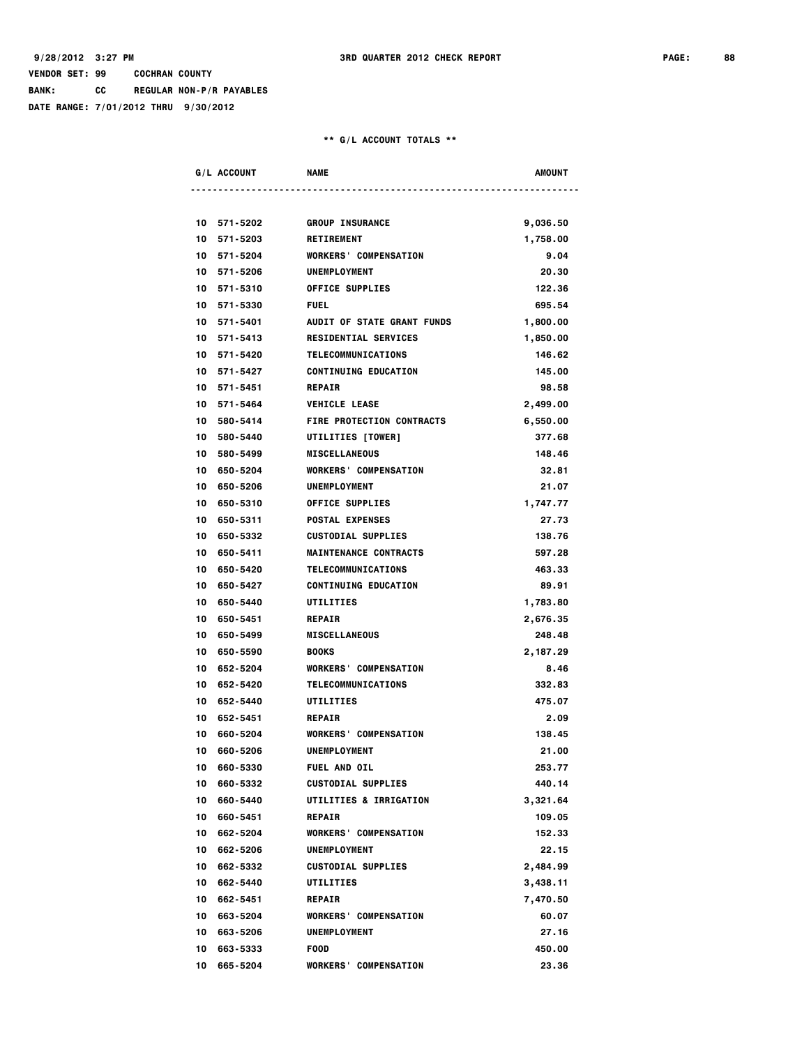VENDOR SET: 99 COCHRAN COUNTY
BANK: CC REGULAR NON-P/R PAYABLES
DATE RANGE: 7/01/2012 THRU 9/30/2012

** G/L ACCOUNT TOTALS **

| G/L ACCOUNT | NAME | AMOUNT |
|---|---|---|
| 10 571-5202 | GROUP INSURANCE | 9,036.50 |
| 10 571-5203 | RETIREMENT | 1,758.00 |
| 10 571-5204 | WORKERS' COMPENSATION | 9.04 |
| 10 571-5206 | UNEMPLOYMENT | 20.30 |
| 10 571-5310 | OFFICE SUPPLIES | 122.36 |
| 10 571-5330 | FUEL | 695.54 |
| 10 571-5401 | AUDIT OF STATE GRANT FUNDS | 1,800.00 |
| 10 571-5413 | RESIDENTIAL SERVICES | 1,850.00 |
| 10 571-5420 | TELECOMMUNICATIONS | 146.62 |
| 10 571-5427 | CONTINUING EDUCATION | 145.00 |
| 10 571-5451 | REPAIR | 98.58 |
| 10 571-5464 | VEHICLE LEASE | 2,499.00 |
| 10 580-5414 | FIRE PROTECTION CONTRACTS | 6,550.00 |
| 10 580-5440 | UTILITIES [TOWER] | 377.68 |
| 10 580-5499 | MISCELLANEOUS | 148.46 |
| 10 650-5204 | WORKERS' COMPENSATION | 32.81 |
| 10 650-5206 | UNEMPLOYMENT | 21.07 |
| 10 650-5310 | OFFICE SUPPLIES | 1,747.77 |
| 10 650-5311 | POSTAL EXPENSES | 27.73 |
| 10 650-5332 | CUSTODIAL SUPPLIES | 138.76 |
| 10 650-5411 | MAINTENANCE CONTRACTS | 597.28 |
| 10 650-5420 | TELECOMMUNICATIONS | 463.33 |
| 10 650-5427 | CONTINUING EDUCATION | 89.91 |
| 10 650-5440 | UTILITIES | 1,783.80 |
| 10 650-5451 | REPAIR | 2,676.35 |
| 10 650-5499 | MISCELLANEOUS | 248.48 |
| 10 650-5590 | BOOKS | 2,187.29 |
| 10 652-5204 | WORKERS' COMPENSATION | 8.46 |
| 10 652-5420 | TELECOMMUNICATIONS | 332.83 |
| 10 652-5440 | UTILITIES | 475.07 |
| 10 652-5451 | REPAIR | 2.09 |
| 10 660-5204 | WORKERS' COMPENSATION | 138.45 |
| 10 660-5206 | UNEMPLOYMENT | 21.00 |
| 10 660-5330 | FUEL AND OIL | 253.77 |
| 10 660-5332 | CUSTODIAL SUPPLIES | 440.14 |
| 10 660-5440 | UTILITIES & IRRIGATION | 3,321.64 |
| 10 660-5451 | REPAIR | 109.05 |
| 10 662-5204 | WORKERS' COMPENSATION | 152.33 |
| 10 662-5206 | UNEMPLOYMENT | 22.15 |
| 10 662-5332 | CUSTODIAL SUPPLIES | 2,484.99 |
| 10 662-5440 | UTILITIES | 3,438.11 |
| 10 662-5451 | REPAIR | 7,470.50 |
| 10 663-5204 | WORKERS' COMPENSATION | 60.07 |
| 10 663-5206 | UNEMPLOYMENT | 27.16 |
| 10 663-5333 | FOOD | 450.00 |
| 10 665-5204 | WORKERS' COMPENSATION | 23.36 |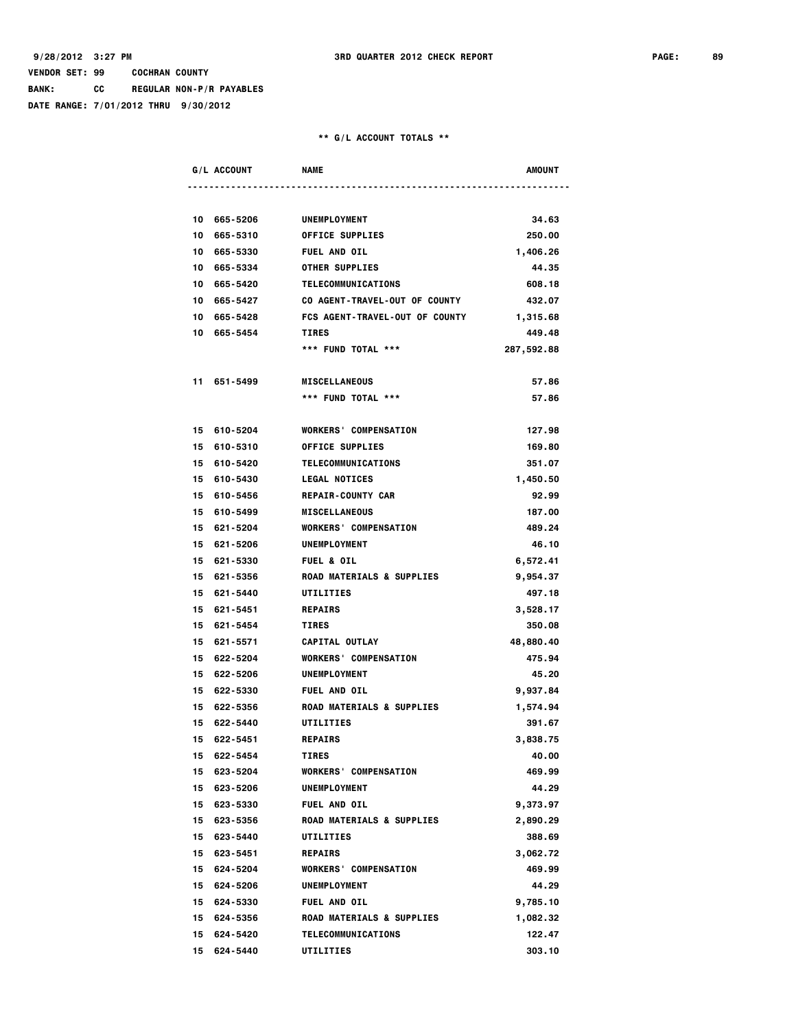VENDOR SET: 99 COCHRAN COUNTY
BANK: CC REGULAR NON-P/R PAYABLES
DATE RANGE: 7/01/2012 THRU 9/30/2012

** G/L ACCOUNT TOTALS **

| G/L ACCOUNT | NAME | AMOUNT |
|---|---|---|
| 10 665-5206 | UNEMPLOYMENT | 34.63 |
| 10 665-5310 | OFFICE SUPPLIES | 250.00 |
| 10 665-5330 | FUEL AND OIL | 1,406.26 |
| 10 665-5334 | OTHER SUPPLIES | 44.35 |
| 10 665-5420 | TELECOMMUNICATIONS | 608.18 |
| 10 665-5427 | CO AGENT-TRAVEL-OUT OF COUNTY | 432.07 |
| 10 665-5428 | FCS AGENT-TRAVEL-OUT OF COUNTY | 1,315.68 |
| 10 665-5454 | TIRES | 449.48 |
| | *** FUND TOTAL *** | 287,592.88 |
| 11 651-5499 | MISCELLANEOUS | 57.86 |
| | *** FUND TOTAL *** | 57.86 |
| 15 610-5204 | WORKERS' COMPENSATION | 127.98 |
| 15 610-5310 | OFFICE SUPPLIES | 169.80 |
| 15 610-5420 | TELECOMMUNICATIONS | 351.07 |
| 15 610-5430 | LEGAL NOTICES | 1,450.50 |
| 15 610-5456 | REPAIR-COUNTY CAR | 92.99 |
| 15 610-5499 | MISCELLANEOUS | 187.00 |
| 15 621-5204 | WORKERS' COMPENSATION | 489.24 |
| 15 621-5206 | UNEMPLOYMENT | 46.10 |
| 15 621-5330 | FUEL & OIL | 6,572.41 |
| 15 621-5356 | ROAD MATERIALS & SUPPLIES | 9,954.37 |
| 15 621-5440 | UTILITIES | 497.18 |
| 15 621-5451 | REPAIRS | 3,528.17 |
| 15 621-5454 | TIRES | 350.08 |
| 15 621-5571 | CAPITAL OUTLAY | 48,880.40 |
| 15 622-5204 | WORKERS' COMPENSATION | 475.94 |
| 15 622-5206 | UNEMPLOYMENT | 45.20 |
| 15 622-5330 | FUEL AND OIL | 9,937.84 |
| 15 622-5356 | ROAD MATERIALS & SUPPLIES | 1,574.94 |
| 15 622-5440 | UTILITIES | 391.67 |
| 15 622-5451 | REPAIRS | 3,838.75 |
| 15 622-5454 | TIRES | 40.00 |
| 15 623-5204 | WORKERS' COMPENSATION | 469.99 |
| 15 623-5206 | UNEMPLOYMENT | 44.29 |
| 15 623-5330 | FUEL AND OIL | 9,373.97 |
| 15 623-5356 | ROAD MATERIALS & SUPPLIES | 2,890.29 |
| 15 623-5440 | UTILITIES | 388.69 |
| 15 623-5451 | REPAIRS | 3,062.72 |
| 15 624-5204 | WORKERS' COMPENSATION | 469.99 |
| 15 624-5206 | UNEMPLOYMENT | 44.29 |
| 15 624-5330 | FUEL AND OIL | 9,785.10 |
| 15 624-5356 | ROAD MATERIALS & SUPPLIES | 1,082.32 |
| 15 624-5420 | TELECOMMUNICATIONS | 122.47 |
| 15 624-5440 | UTILITIES | 303.10 |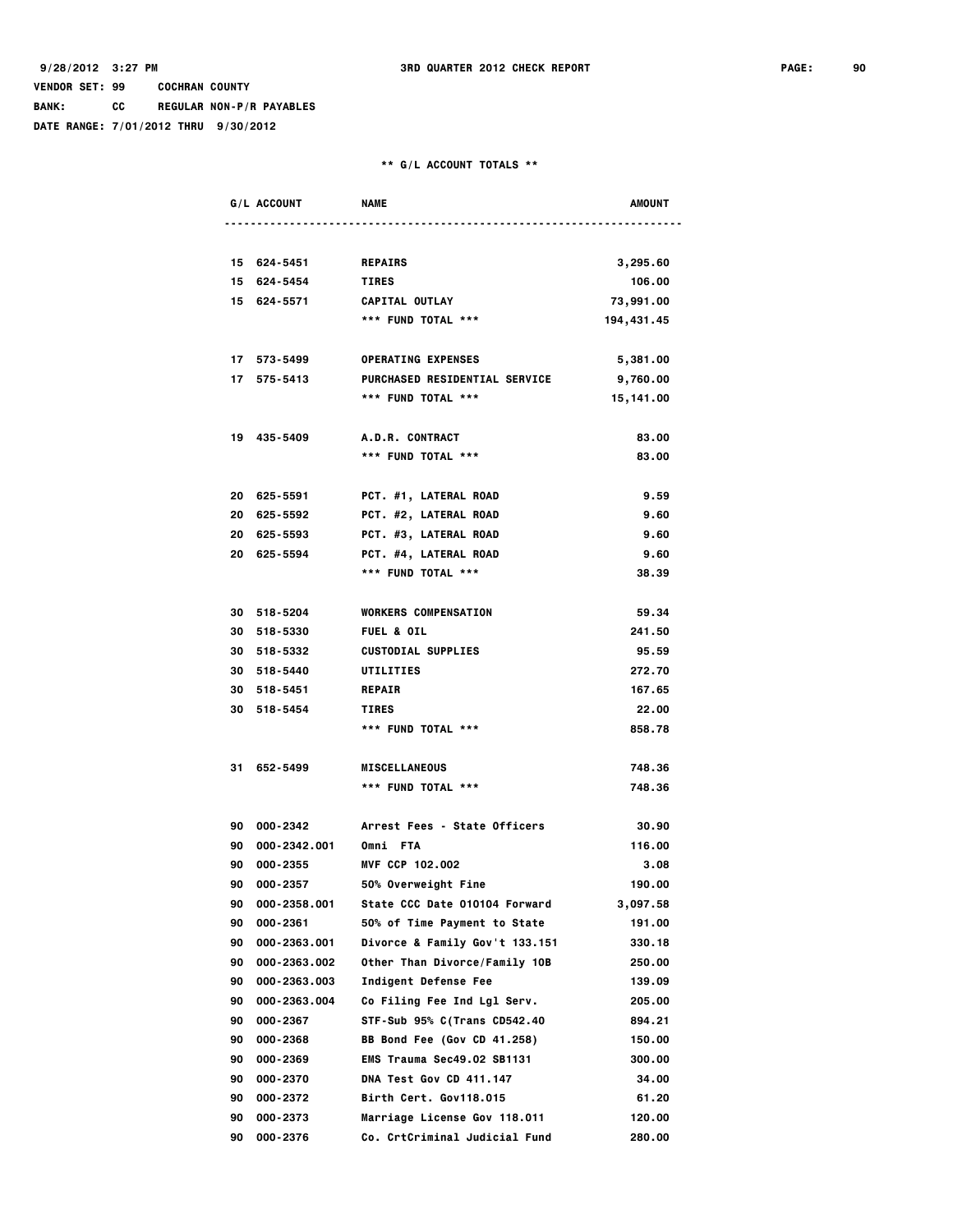VENDOR SET: 99 COCHRAN COUNTY
BANK: CC REGULAR NON-P/R PAYABLES
DATE RANGE: 7/01/2012 THRU 9/30/2012

9/28/2012 3:27 PM — 3RD QUARTER 2012 CHECK REPORT

** G/L ACCOUNT TOTALS **

| G/L ACCOUNT | NAME | AMOUNT |
|---|---|---|
| 15 624-5451 | REPAIRS | 3,295.60 |
| 15 624-5454 | TIRES | 106.00 |
| 15 624-5571 | CAPITAL OUTLAY | 73,991.00 |
| | *** FUND TOTAL *** | 194,431.45 |
| 17 573-5499 | OPERATING EXPENSES | 5,381.00 |
| 17 575-5413 | PURCHASED RESIDENTIAL SERVICE | 9,760.00 |
| | *** FUND TOTAL *** | 15,141.00 |
| 19 435-5409 | A.D.R. CONTRACT | 83.00 |
| | *** FUND TOTAL *** | 83.00 |
| 20 625-5591 | PCT. #1, LATERAL ROAD | 9.59 |
| 20 625-5592 | PCT. #2, LATERAL ROAD | 9.60 |
| 20 625-5593 | PCT. #3, LATERAL ROAD | 9.60 |
| 20 625-5594 | PCT. #4, LATERAL ROAD | 9.60 |
| | *** FUND TOTAL *** | 38.39 |
| 30 518-5204 | WORKERS COMPENSATION | 59.34 |
| 30 518-5330 | FUEL & OIL | 241.50 |
| 30 518-5332 | CUSTODIAL SUPPLIES | 95.59 |
| 30 518-5440 | UTILITIES | 272.70 |
| 30 518-5451 | REPAIR | 167.65 |
| 30 518-5454 | TIRES | 22.00 |
| | *** FUND TOTAL *** | 858.78 |
| 31 652-5499 | MISCELLANEOUS | 748.36 |
| | *** FUND TOTAL *** | 748.36 |
| 90 000-2342 | Arrest Fees - State Officers | 30.90 |
| 90 000-2342.001 | Omni FTA | 116.00 |
| 90 000-2355 | MVF CCP 102.002 | 3.08 |
| 90 000-2357 | 50% Overweight Fine | 190.00 |
| 90 000-2358.001 | State CCC Date 010104 Forward | 3,097.58 |
| 90 000-2361 | 50% of Time Payment to State | 191.00 |
| 90 000-2363.001 | Divorce & Family Gov't 133.151 | 330.18 |
| 90 000-2363.002 | Other Than Divorce/Family 10B | 250.00 |
| 90 000-2363.003 | Indigent Defense Fee | 139.09 |
| 90 000-2363.004 | Co Filing Fee Ind Lgl Serv. | 205.00 |
| 90 000-2367 | STF-Sub 95% C(Trans CD542.40 | 894.21 |
| 90 000-2368 | BB Bond Fee (Gov CD 41.258) | 150.00 |
| 90 000-2369 | EMS Trauma Sec49.02 SB1131 | 300.00 |
| 90 000-2370 | DNA Test Gov CD 411.147 | 34.00 |
| 90 000-2372 | Birth Cert. Gov118.015 | 61.20 |
| 90 000-2373 | Marriage License Gov 118.011 | 120.00 |
| 90 000-2376 | Co. CrtCriminal Judicial Fund | 280.00 |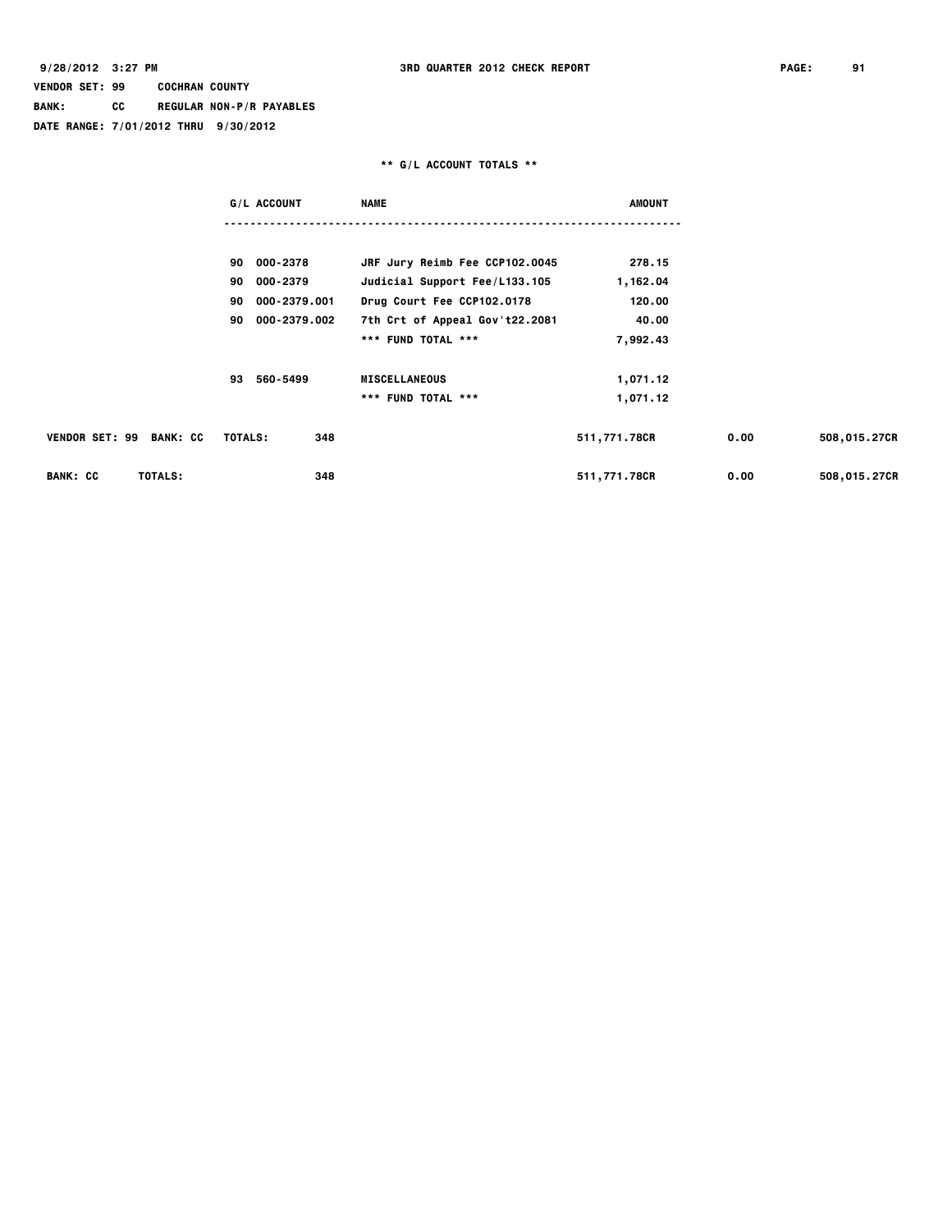VENDOR SET: 99 COCHRAN COUNTY
BANK: CC REGULAR NON-P/R PAYABLES
DATE RANGE: 7/01/2012 THRU 9/30/2012

** G/L ACCOUNT TOTALS **

| G/L ACCOUNT | NAME | AMOUNT |
|---|---|---|
| 90 000-2378 | JRF Jury Reimb Fee CCP102.0045 | 278.15 |
| 90 000-2379 | Judicial Support Fee/L133.105 | 1,162.04 |
| 90 000-2379.001 | Drug Court Fee CCP102.0178 | 120.00 |
| 90 000-2379.002 | 7th Crt of Appeal Gov't22.2081 | 40.00 |
| | *** FUND TOTAL *** | 7,992.43 |
| 93 560-5499 | MISCELLANEOUS | 1,071.12 |
| | *** FUND TOTAL *** | 1,071.12 |

| | | | | |
|---|---|---|---|---|
| VENDOR SET: 99 BANK: CC TOTALS: | 348 | 511,771.78CR | 0.00 | 508,015.27CR |
| BANK: CC TOTALS: | 348 | 511,771.78CR | 0.00 | 508,015.27CR |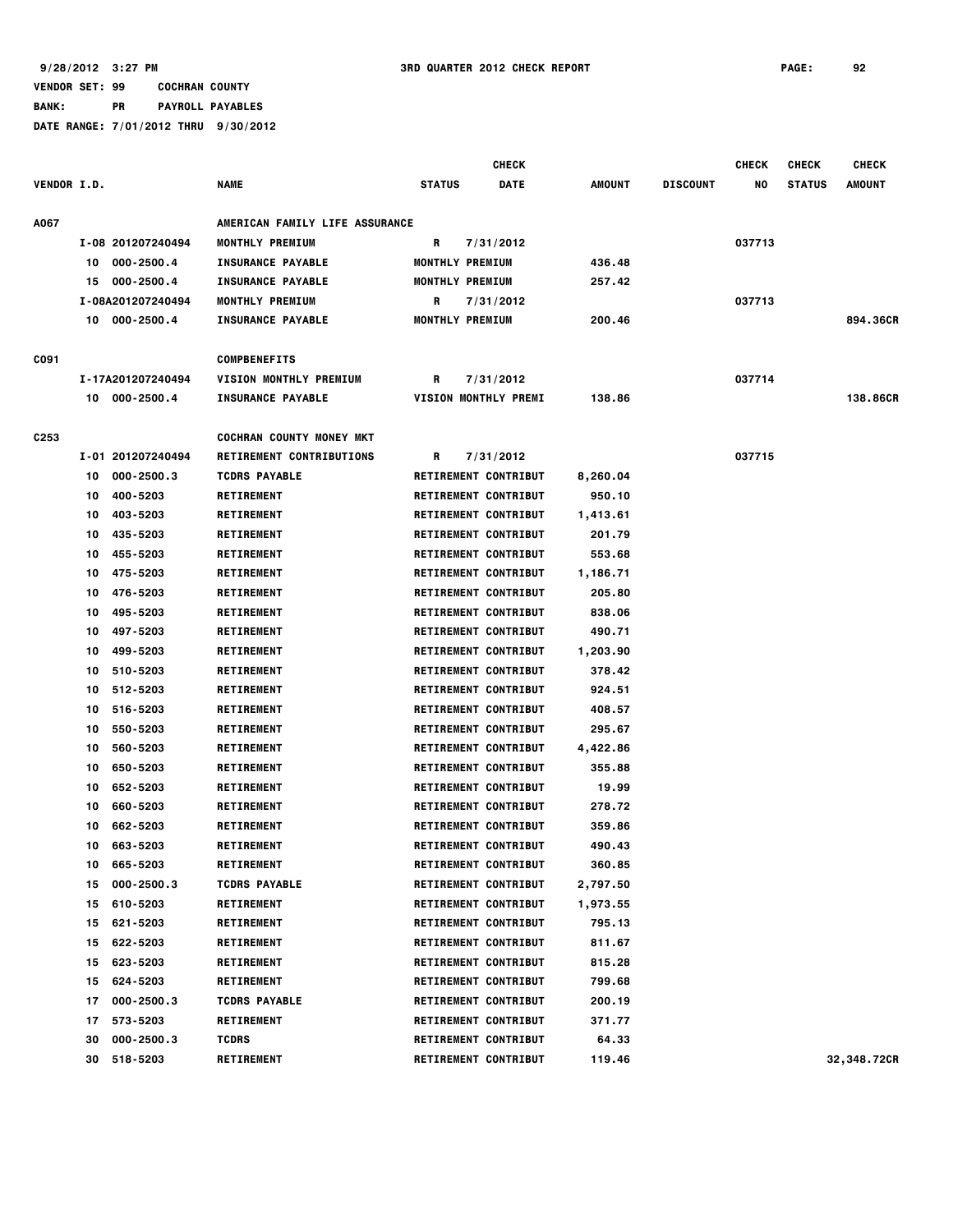9/28/2012 3:27 PM — 3RD QUARTER 2012 CHECK REPORT

VENDOR SET: 99 COCHRAN COUNTY
BANK: PR PAYROLL PAYABLES
DATE RANGE: 7/01/2012 THRU 9/30/2012

| VENDOR I.D. | | NAME | STATUS | CHECK DATE | AMOUNT | DISCOUNT | CHECK NO | CHECK STATUS | CHECK AMOUNT |
|---|---|---|---|---|---|---|---|---|---|
| A067 | | AMERICAN FAMILY LIFE ASSURANCE | | | | | | | |
| | I-08 201207240494 | MONTHLY PREMIUM | R | 7/31/2012 | | | 037713 | | |
| | 10 000-2500.4 | INSURANCE PAYABLE | MONTHLY PREMIUM | | 436.48 | | | | |
| | 15 000-2500.4 | INSURANCE PAYABLE | MONTHLY PREMIUM | | 257.42 | | | | |
| | I-08A201207240494 | MONTHLY PREMIUM | R | 7/31/2012 | | | 037713 | | |
| | 10 000-2500.4 | INSURANCE PAYABLE | MONTHLY PREMIUM | | 200.46 | | | | 894.36CR |
| C091 | | COMPBENEFITS | | | | | | | |
| | I-17A201207240494 | VISION MONTHLY PREMIUM | R | 7/31/2012 | | | 037714 | | |
| | 10 000-2500.4 | INSURANCE PAYABLE | VISION MONTHLY PREMI | | 138.86 | | | | 138.86CR |
| C253 | | COCHRAN COUNTY MONEY MKT | | | | | | | |
| | I-01 201207240494 | RETIREMENT CONTRIBUTIONS | R | 7/31/2012 | | | 037715 | | |
| | 10 000-2500.3 | TCDRS PAYABLE | RETIREMENT CONTRIBUT | | 8,260.04 | | | | |
| | 10 400-5203 | RETIREMENT | RETIREMENT CONTRIBUT | | 950.10 | | | | |
| | 10 403-5203 | RETIREMENT | RETIREMENT CONTRIBUT | | 1,413.61 | | | | |
| | 10 435-5203 | RETIREMENT | RETIREMENT CONTRIBUT | | 201.79 | | | | |
| | 10 455-5203 | RETIREMENT | RETIREMENT CONTRIBUT | | 553.68 | | | | |
| | 10 475-5203 | RETIREMENT | RETIREMENT CONTRIBUT | | 1,186.71 | | | | |
| | 10 476-5203 | RETIREMENT | RETIREMENT CONTRIBUT | | 205.80 | | | | |
| | 10 495-5203 | RETIREMENT | RETIREMENT CONTRIBUT | | 838.06 | | | | |
| | 10 497-5203 | RETIREMENT | RETIREMENT CONTRIBUT | | 490.71 | | | | |
| | 10 499-5203 | RETIREMENT | RETIREMENT CONTRIBUT | | 1,203.90 | | | | |
| | 10 510-5203 | RETIREMENT | RETIREMENT CONTRIBUT | | 378.42 | | | | |
| | 10 512-5203 | RETIREMENT | RETIREMENT CONTRIBUT | | 924.51 | | | | |
| | 10 516-5203 | RETIREMENT | RETIREMENT CONTRIBUT | | 408.57 | | | | |
| | 10 550-5203 | RETIREMENT | RETIREMENT CONTRIBUT | | 295.67 | | | | |
| | 10 560-5203 | RETIREMENT | RETIREMENT CONTRIBUT | | 4,422.86 | | | | |
| | 10 650-5203 | RETIREMENT | RETIREMENT CONTRIBUT | | 355.88 | | | | |
| | 10 652-5203 | RETIREMENT | RETIREMENT CONTRIBUT | | 19.99 | | | | |
| | 10 660-5203 | RETIREMENT | RETIREMENT CONTRIBUT | | 278.72 | | | | |
| | 10 662-5203 | RETIREMENT | RETIREMENT CONTRIBUT | | 359.86 | | | | |
| | 10 663-5203 | RETIREMENT | RETIREMENT CONTRIBUT | | 490.43 | | | | |
| | 10 665-5203 | RETIREMENT | RETIREMENT CONTRIBUT | | 360.85 | | | | |
| | 15 000-2500.3 | TCDRS PAYABLE | RETIREMENT CONTRIBUT | | 2,797.50 | | | | |
| | 15 610-5203 | RETIREMENT | RETIREMENT CONTRIBUT | | 1,973.55 | | | | |
| | 15 621-5203 | RETIREMENT | RETIREMENT CONTRIBUT | | 795.13 | | | | |
| | 15 622-5203 | RETIREMENT | RETIREMENT CONTRIBUT | | 811.67 | | | | |
| | 15 623-5203 | RETIREMENT | RETIREMENT CONTRIBUT | | 815.28 | | | | |
| | 15 624-5203 | RETIREMENT | RETIREMENT CONTRIBUT | | 799.68 | | | | |
| | 17 000-2500.3 | TCDRS PAYABLE | RETIREMENT CONTRIBUT | | 200.19 | | | | |
| | 17 573-5203 | RETIREMENT | RETIREMENT CONTRIBUT | | 371.77 | | | | |
| | 30 000-2500.3 | TCDRS | RETIREMENT CONTRIBUT | | 64.33 | | | | |
| | 30 518-5203 | RETIREMENT | RETIREMENT CONTRIBUT | | 119.46 | | | | 32,348.72CR |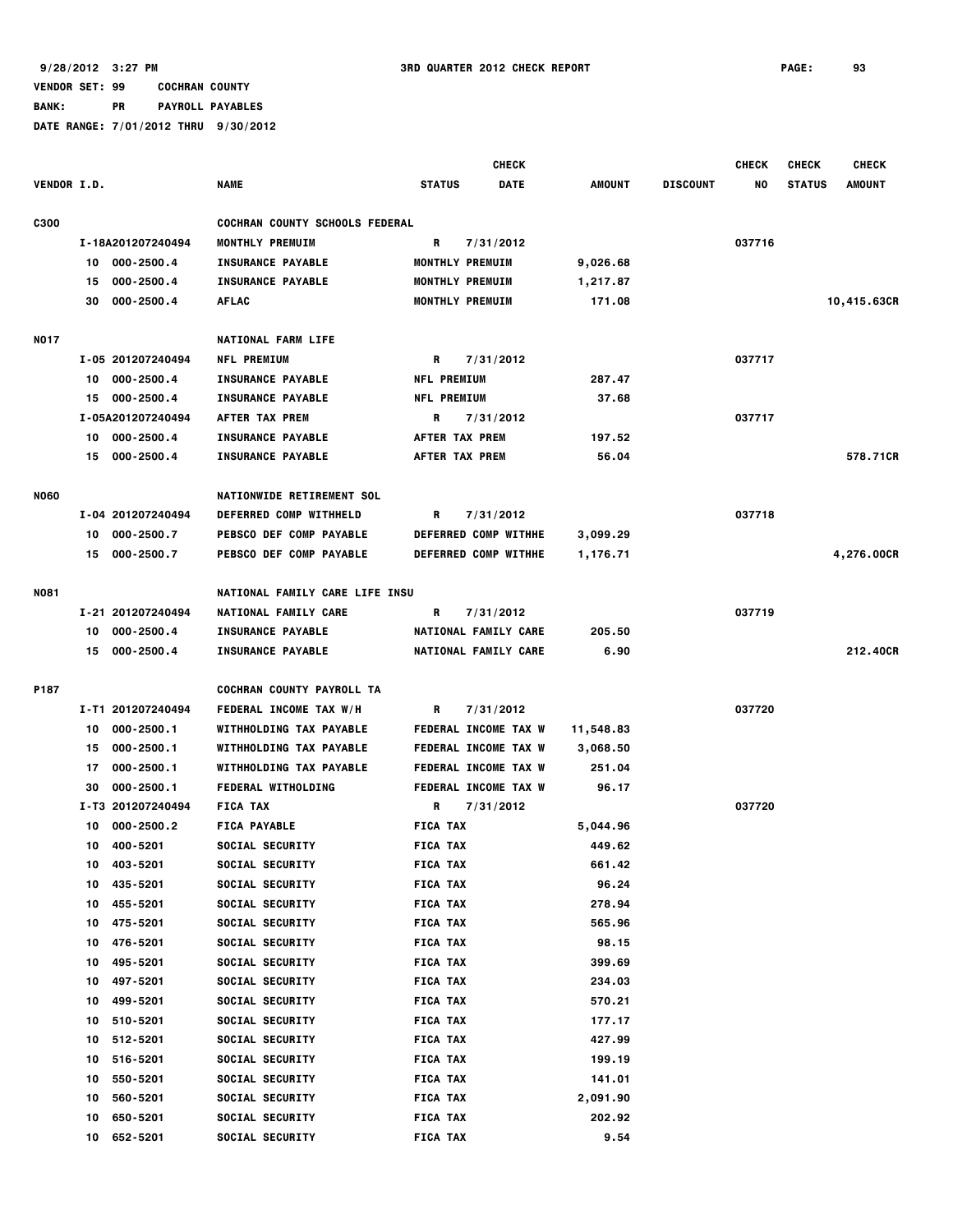9/28/2012 3:27 PM 3RD QUARTER 2012 CHECK REPORT PAGE: 93

VENDOR SET: 99 COCHRAN COUNTY

BANK: PR PAYROLL PAYABLES

DATE RANGE: 7/01/2012 THRU 9/30/2012

| VENDOR I.D. | | NAME | STATUS | CHECK DATE | AMOUNT | DISCOUNT | CHECK NO | CHECK STATUS | CHECK AMOUNT |
|---|---|---|---|---|---|---|---|---|---|
| C300 | | COCHRAN COUNTY SCHOOLS FEDERAL | | | | | | | |
| | I-18A201207240494 | MONTHLY PREMUIM | R | 7/31/2012 | | | 037716 | | |
| | 10 000-2500.4 | INSURANCE PAYABLE | MONTHLY PREMUIM | | 9,026.68 | | | | |
| | 15 000-2500.4 | INSURANCE PAYABLE | MONTHLY PREMUIM | | 1,217.87 | | | | |
| | 30 000-2500.4 | AFLAC | MONTHLY PREMUIM | | 171.08 | | | | 10,415.63CR |
| N017 | | NATIONAL FARM LIFE | | | | | | | |
| | I-05 201207240494 | NFL PREMIUM | R | 7/31/2012 | | | 037717 | | |
| | 10 000-2500.4 | INSURANCE PAYABLE | NFL PREMIUM | | 287.47 | | | | |
| | 15 000-2500.4 | INSURANCE PAYABLE | NFL PREMIUM | | 37.68 | | | | |
| | I-05A201207240494 | AFTER TAX PREM | R | 7/31/2012 | | | 037717 | | |
| | 10 000-2500.4 | INSURANCE PAYABLE | AFTER TAX PREM | | 197.52 | | | | |
| | 15 000-2500.4 | INSURANCE PAYABLE | AFTER TAX PREM | | 56.04 | | | | 578.71CR |
| N060 | | NATIONWIDE RETIREMENT SOL | | | | | | | |
| | I-04 201207240494 | DEFERRED COMP WITHHELD | R | 7/31/2012 | | | 037718 | | |
| | 10 000-2500.7 | PEBSCO DEF COMP PAYABLE | DEFERRED COMP WITHHE | | 3,099.29 | | | | |
| | 15 000-2500.7 | PEBSCO DEF COMP PAYABLE | DEFERRED COMP WITHHE | | 1,176.71 | | | | 4,276.00CR |
| N081 | | NATIONAL FAMILY CARE LIFE INSU | | | | | | | |
| | I-21 201207240494 | NATIONAL FAMILY CARE | R | 7/31/2012 | | | 037719 | | |
| | 10 000-2500.4 | INSURANCE PAYABLE | NATIONAL FAMILY CARE | | 205.50 | | | | |
| | 15 000-2500.4 | INSURANCE PAYABLE | NATIONAL FAMILY CARE | | 6.90 | | | | 212.40CR |
| P187 | | COCHRAN COUNTY PAYROLL TA | | | | | | | |
| | I-T1 201207240494 | FEDERAL INCOME TAX W/H | R | 7/31/2012 | | | 037720 | | |
| | 10 000-2500.1 | WITHHOLDING TAX PAYABLE | FEDERAL INCOME TAX W | | 11,548.83 | | | | |
| | 15 000-2500.1 | WITHHOLDING TAX PAYABLE | FEDERAL INCOME TAX W | | 3,068.50 | | | | |
| | 17 000-2500.1 | WITHHOLDING TAX PAYABLE | FEDERAL INCOME TAX W | | 251.04 | | | | |
| | 30 000-2500.1 | FEDERAL WITHOLDING | FEDERAL INCOME TAX W | | 96.17 | | | | |
| | I-T3 201207240494 | FICA TAX | R | 7/31/2012 | | | 037720 | | |
| | 10 000-2500.2 | FICA PAYABLE | FICA TAX | | 5,044.96 | | | | |
| | 10 400-5201 | SOCIAL SECURITY | FICA TAX | | 449.62 | | | | |
| | 10 403-5201 | SOCIAL SECURITY | FICA TAX | | 661.42 | | | | |
| | 10 435-5201 | SOCIAL SECURITY | FICA TAX | | 96.24 | | | | |
| | 10 455-5201 | SOCIAL SECURITY | FICA TAX | | 278.94 | | | | |
| | 10 475-5201 | SOCIAL SECURITY | FICA TAX | | 565.96 | | | | |
| | 10 476-5201 | SOCIAL SECURITY | FICA TAX | | 98.15 | | | | |
| | 10 495-5201 | SOCIAL SECURITY | FICA TAX | | 399.69 | | | | |
| | 10 497-5201 | SOCIAL SECURITY | FICA TAX | | 234.03 | | | | |
| | 10 499-5201 | SOCIAL SECURITY | FICA TAX | | 570.21 | | | | |
| | 10 510-5201 | SOCIAL SECURITY | FICA TAX | | 177.17 | | | | |
| | 10 512-5201 | SOCIAL SECURITY | FICA TAX | | 427.99 | | | | |
| | 10 516-5201 | SOCIAL SECURITY | FICA TAX | | 199.19 | | | | |
| | 10 550-5201 | SOCIAL SECURITY | FICA TAX | | 141.01 | | | | |
| | 10 560-5201 | SOCIAL SECURITY | FICA TAX | | 2,091.90 | | | | |
| | 10 650-5201 | SOCIAL SECURITY | FICA TAX | | 202.92 | | | | |
| | 10 652-5201 | SOCIAL SECURITY | FICA TAX | | 9.54 | | | | |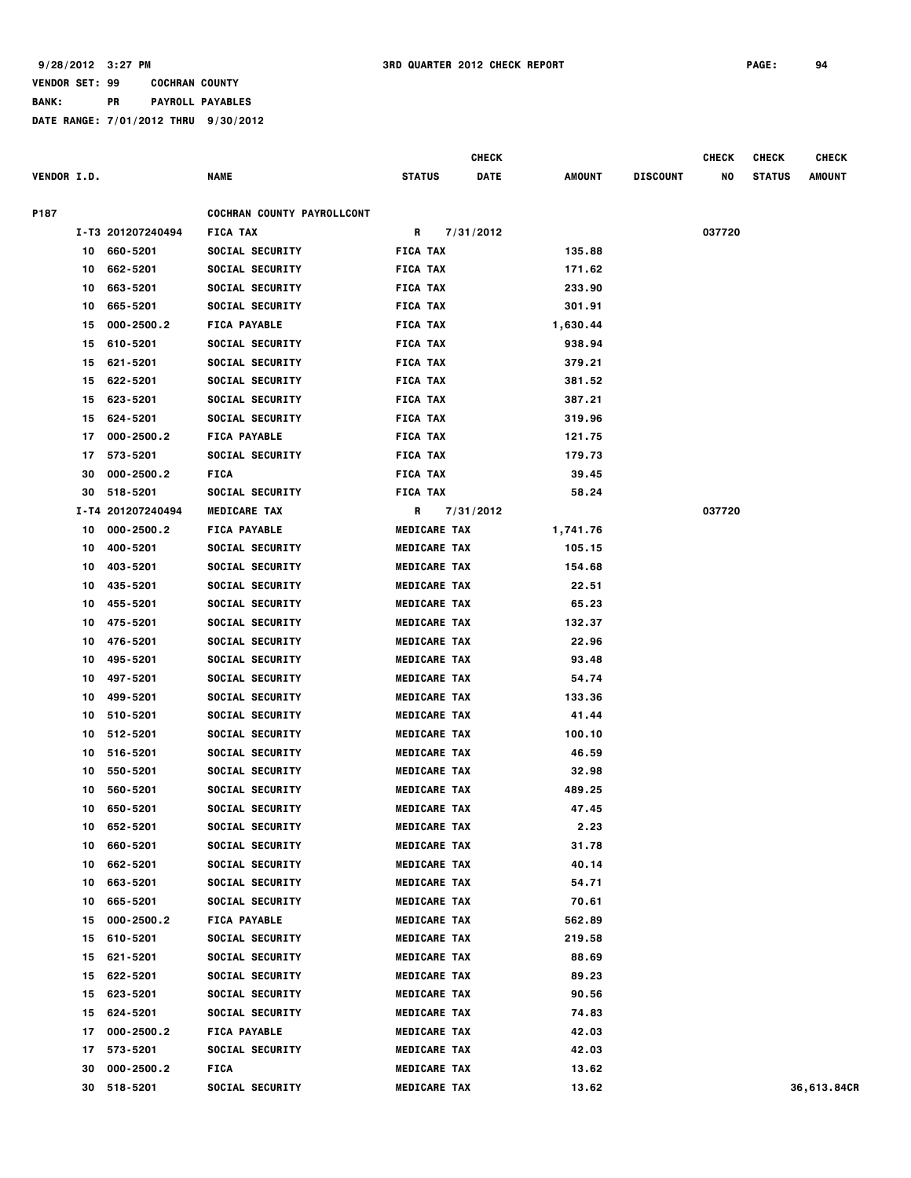9/28/2012 3:27 PM 3RD QUARTER 2012 CHECK REPORT

VENDOR SET: 99 COCHRAN COUNTY

BANK: PR PAYROLL PAYABLES

DATE RANGE: 7/01/2012 THRU 9/30/2012

| VENDOR I.D. | | NAME | STATUS | CHECK DATE | AMOUNT | DISCOUNT | CHECK NO | CHECK STATUS | CHECK AMOUNT |
|---|---|---|---|---|---|---|---|---|---|
| P187 | | COCHRAN COUNTY PAYROLLCONT | | | | | | | |
| I-T3 | 201207240494 | FICA TAX | R | 7/31/2012 | | | 037720 | | |
| 10 | 660-5201 | SOCIAL SECURITY | FICA TAX | | 135.88 | | | | |
| 10 | 662-5201 | SOCIAL SECURITY | FICA TAX | | 171.62 | | | | |
| 10 | 663-5201 | SOCIAL SECURITY | FICA TAX | | 233.90 | | | | |
| 10 | 665-5201 | SOCIAL SECURITY | FICA TAX | | 301.91 | | | | |
| 15 | 000-2500.2 | FICA PAYABLE | FICA TAX | | 1,630.44 | | | | |
| 15 | 610-5201 | SOCIAL SECURITY | FICA TAX | | 938.94 | | | | |
| 15 | 621-5201 | SOCIAL SECURITY | FICA TAX | | 379.21 | | | | |
| 15 | 622-5201 | SOCIAL SECURITY | FICA TAX | | 381.52 | | | | |
| 15 | 623-5201 | SOCIAL SECURITY | FICA TAX | | 387.21 | | | | |
| 15 | 624-5201 | SOCIAL SECURITY | FICA TAX | | 319.96 | | | | |
| 17 | 000-2500.2 | FICA PAYABLE | FICA TAX | | 121.75 | | | | |
| 17 | 573-5201 | SOCIAL SECURITY | FICA TAX | | 179.73 | | | | |
| 30 | 000-2500.2 | FICA | FICA TAX | | 39.45 | | | | |
| 30 | 518-5201 | SOCIAL SECURITY | FICA TAX | | 58.24 | | | | |
| I-T4 | 201207240494 | MEDICARE TAX | R | 7/31/2012 | | | 037720 | | |
| 10 | 000-2500.2 | FICA PAYABLE | MEDICARE TAX | | 1,741.76 | | | | |
| 10 | 400-5201 | SOCIAL SECURITY | MEDICARE TAX | | 105.15 | | | | |
| 10 | 403-5201 | SOCIAL SECURITY | MEDICARE TAX | | 154.68 | | | | |
| 10 | 435-5201 | SOCIAL SECURITY | MEDICARE TAX | | 22.51 | | | | |
| 10 | 455-5201 | SOCIAL SECURITY | MEDICARE TAX | | 65.23 | | | | |
| 10 | 475-5201 | SOCIAL SECURITY | MEDICARE TAX | | 132.37 | | | | |
| 10 | 476-5201 | SOCIAL SECURITY | MEDICARE TAX | | 22.96 | | | | |
| 10 | 495-5201 | SOCIAL SECURITY | MEDICARE TAX | | 93.48 | | | | |
| 10 | 497-5201 | SOCIAL SECURITY | MEDICARE TAX | | 54.74 | | | | |
| 10 | 499-5201 | SOCIAL SECURITY | MEDICARE TAX | | 133.36 | | | | |
| 10 | 510-5201 | SOCIAL SECURITY | MEDICARE TAX | | 41.44 | | | | |
| 10 | 512-5201 | SOCIAL SECURITY | MEDICARE TAX | | 100.10 | | | | |
| 10 | 516-5201 | SOCIAL SECURITY | MEDICARE TAX | | 46.59 | | | | |
| 10 | 550-5201 | SOCIAL SECURITY | MEDICARE TAX | | 32.98 | | | | |
| 10 | 560-5201 | SOCIAL SECURITY | MEDICARE TAX | | 489.25 | | | | |
| 10 | 650-5201 | SOCIAL SECURITY | MEDICARE TAX | | 47.45 | | | | |
| 10 | 652-5201 | SOCIAL SECURITY | MEDICARE TAX | | 2.23 | | | | |
| 10 | 660-5201 | SOCIAL SECURITY | MEDICARE TAX | | 31.78 | | | | |
| 10 | 662-5201 | SOCIAL SECURITY | MEDICARE TAX | | 40.14 | | | | |
| 10 | 663-5201 | SOCIAL SECURITY | MEDICARE TAX | | 54.71 | | | | |
| 10 | 665-5201 | SOCIAL SECURITY | MEDICARE TAX | | 70.61 | | | | |
| 15 | 000-2500.2 | FICA PAYABLE | MEDICARE TAX | | 562.89 | | | | |
| 15 | 610-5201 | SOCIAL SECURITY | MEDICARE TAX | | 219.58 | | | | |
| 15 | 621-5201 | SOCIAL SECURITY | MEDICARE TAX | | 88.69 | | | | |
| 15 | 622-5201 | SOCIAL SECURITY | MEDICARE TAX | | 89.23 | | | | |
| 15 | 623-5201 | SOCIAL SECURITY | MEDICARE TAX | | 90.56 | | | | |
| 15 | 624-5201 | SOCIAL SECURITY | MEDICARE TAX | | 74.83 | | | | |
| 17 | 000-2500.2 | FICA PAYABLE | MEDICARE TAX | | 42.03 | | | | |
| 17 | 573-5201 | SOCIAL SECURITY | MEDICARE TAX | | 42.03 | | | | |
| 30 | 000-2500.2 | FICA | MEDICARE TAX | | 13.62 | | | | |
| 30 | 518-5201 | SOCIAL SECURITY | MEDICARE TAX | | 13.62 | | | | 36,613.84CR |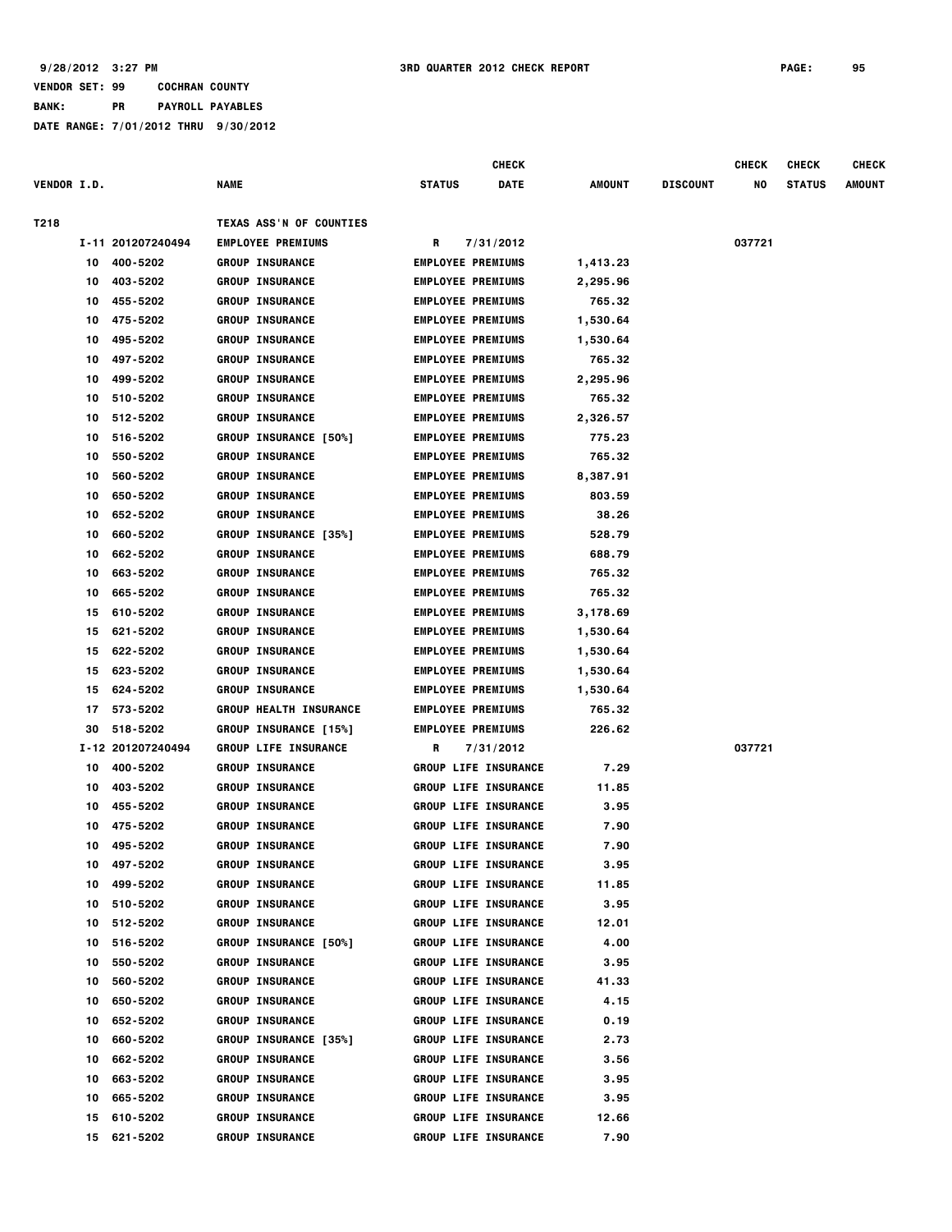9/28/2012 3:27 PM — 3RD QUARTER 2012 CHECK REPORT

VENDOR SET: 99 COCHRAN COUNTY

BANK: PR PAYROLL PAYABLES

DATE RANGE: 7/01/2012 THRU 9/30/2012

| VENDOR I.D. | | NAME | STATUS | CHECK DATE | AMOUNT | DISCOUNT | CHECK NO | CHECK STATUS | CHECK AMOUNT |
|---|---|---|---|---|---|---|---|---|---|
| T218 | | TEXAS ASS'N OF COUNTIES | | | | | | | |
| I-11 | 201207240494 | EMPLOYEE PREMIUMS | R | 7/31/2012 | | | 037721 | | |
| 10 | 400-5202 | GROUP INSURANCE | EMPLOYEE PREMIUMS | | 1,413.23 | | | | |
| 10 | 403-5202 | GROUP INSURANCE | EMPLOYEE PREMIUMS | | 2,295.96 | | | | |
| 10 | 455-5202 | GROUP INSURANCE | EMPLOYEE PREMIUMS | | 765.32 | | | | |
| 10 | 475-5202 | GROUP INSURANCE | EMPLOYEE PREMIUMS | | 1,530.64 | | | | |
| 10 | 495-5202 | GROUP INSURANCE | EMPLOYEE PREMIUMS | | 1,530.64 | | | | |
| 10 | 497-5202 | GROUP INSURANCE | EMPLOYEE PREMIUMS | | 765.32 | | | | |
| 10 | 499-5202 | GROUP INSURANCE | EMPLOYEE PREMIUMS | | 2,295.96 | | | | |
| 10 | 510-5202 | GROUP INSURANCE | EMPLOYEE PREMIUMS | | 765.32 | | | | |
| 10 | 512-5202 | GROUP INSURANCE | EMPLOYEE PREMIUMS | | 2,326.57 | | | | |
| 10 | 516-5202 | GROUP INSURANCE [50%] | EMPLOYEE PREMIUMS | | 775.23 | | | | |
| 10 | 550-5202 | GROUP INSURANCE | EMPLOYEE PREMIUMS | | 765.32 | | | | |
| 10 | 560-5202 | GROUP INSURANCE | EMPLOYEE PREMIUMS | | 8,387.91 | | | | |
| 10 | 650-5202 | GROUP INSURANCE | EMPLOYEE PREMIUMS | | 803.59 | | | | |
| 10 | 652-5202 | GROUP INSURANCE | EMPLOYEE PREMIUMS | | 38.26 | | | | |
| 10 | 660-5202 | GROUP INSURANCE [35%] | EMPLOYEE PREMIUMS | | 528.79 | | | | |
| 10 | 662-5202 | GROUP INSURANCE | EMPLOYEE PREMIUMS | | 688.79 | | | | |
| 10 | 663-5202 | GROUP INSURANCE | EMPLOYEE PREMIUMS | | 765.32 | | | | |
| 10 | 665-5202 | GROUP INSURANCE | EMPLOYEE PREMIUMS | | 765.32 | | | | |
| 15 | 610-5202 | GROUP INSURANCE | EMPLOYEE PREMIUMS | | 3,178.69 | | | | |
| 15 | 621-5202 | GROUP INSURANCE | EMPLOYEE PREMIUMS | | 1,530.64 | | | | |
| 15 | 622-5202 | GROUP INSURANCE | EMPLOYEE PREMIUMS | | 1,530.64 | | | | |
| 15 | 623-5202 | GROUP INSURANCE | EMPLOYEE PREMIUMS | | 1,530.64 | | | | |
| 15 | 624-5202 | GROUP INSURANCE | EMPLOYEE PREMIUMS | | 1,530.64 | | | | |
| 17 | 573-5202 | GROUP HEALTH INSURANCE | EMPLOYEE PREMIUMS | | 765.32 | | | | |
| 30 | 518-5202 | GROUP INSURANCE [15%] | EMPLOYEE PREMIUMS | | 226.62 | | | | |
| I-12 | 201207240494 | GROUP LIFE INSURANCE | R | 7/31/2012 | | | 037721 | | |
| 10 | 400-5202 | GROUP INSURANCE | GROUP LIFE INSURANCE | | 7.29 | | | | |
| 10 | 403-5202 | GROUP INSURANCE | GROUP LIFE INSURANCE | | 11.85 | | | | |
| 10 | 455-5202 | GROUP INSURANCE | GROUP LIFE INSURANCE | | 3.95 | | | | |
| 10 | 475-5202 | GROUP INSURANCE | GROUP LIFE INSURANCE | | 7.90 | | | | |
| 10 | 495-5202 | GROUP INSURANCE | GROUP LIFE INSURANCE | | 7.90 | | | | |
| 10 | 497-5202 | GROUP INSURANCE | GROUP LIFE INSURANCE | | 3.95 | | | | |
| 10 | 499-5202 | GROUP INSURANCE | GROUP LIFE INSURANCE | | 11.85 | | | | |
| 10 | 510-5202 | GROUP INSURANCE | GROUP LIFE INSURANCE | | 3.95 | | | | |
| 10 | 512-5202 | GROUP INSURANCE | GROUP LIFE INSURANCE | | 12.01 | | | | |
| 10 | 516-5202 | GROUP INSURANCE [50%] | GROUP LIFE INSURANCE | | 4.00 | | | | |
| 10 | 550-5202 | GROUP INSURANCE | GROUP LIFE INSURANCE | | 3.95 | | | | |
| 10 | 560-5202 | GROUP INSURANCE | GROUP LIFE INSURANCE | | 41.33 | | | | |
| 10 | 650-5202 | GROUP INSURANCE | GROUP LIFE INSURANCE | | 4.15 | | | | |
| 10 | 652-5202 | GROUP INSURANCE | GROUP LIFE INSURANCE | | 0.19 | | | | |
| 10 | 660-5202 | GROUP INSURANCE [35%] | GROUP LIFE INSURANCE | | 2.73 | | | | |
| 10 | 662-5202 | GROUP INSURANCE | GROUP LIFE INSURANCE | | 3.56 | | | | |
| 10 | 663-5202 | GROUP INSURANCE | GROUP LIFE INSURANCE | | 3.95 | | | | |
| 10 | 665-5202 | GROUP INSURANCE | GROUP LIFE INSURANCE | | 3.95 | | | | |
| 15 | 610-5202 | GROUP INSURANCE | GROUP LIFE INSURANCE | | 12.66 | | | | |
| 15 | 621-5202 | GROUP INSURANCE | GROUP LIFE INSURANCE | | 7.90 | | | | |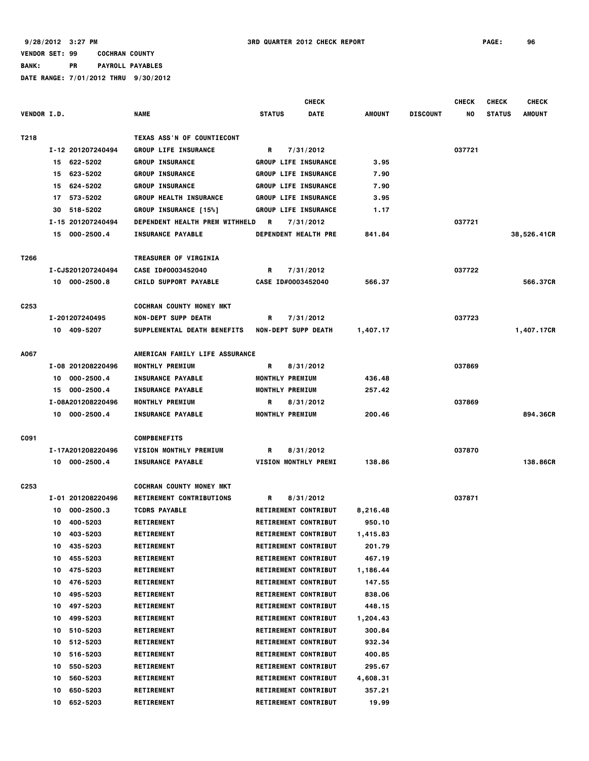9/28/2012 3:27 PM — 3RD QUARTER 2012 CHECK REPORT — PAGE: 96

VENDOR SET: 99 COCHRAN COUNTY

BANK: PR PAYROLL PAYABLES

DATE RANGE: 7/01/2012 THRU 9/30/2012

| VENDOR I.D. | NAME | STATUS | CHECK DATE | AMOUNT | DISCOUNT | CHECK NO | CHECK STATUS | CHECK AMOUNT |
|---|---|---|---|---|---|---|---|---|
| T218 | TEXAS ASS'N OF COUNTIECONT | | | | | | | |
| I-12 201207240494 | GROUP LIFE INSURANCE | R | 7/31/2012 | | | 037721 | | |
| 15 622-5202 | GROUP INSURANCE | GROUP LIFE INSURANCE | | 3.95 | | | | |
| 15 623-5202 | GROUP INSURANCE | GROUP LIFE INSURANCE | | 7.90 | | | | |
| 15 624-5202 | GROUP INSURANCE | GROUP LIFE INSURANCE | | 7.90 | | | | |
| 17 573-5202 | GROUP HEALTH INSURANCE | GROUP LIFE INSURANCE | | 3.95 | | | | |
| 30 518-5202 | GROUP INSURANCE [15%] | GROUP LIFE INSURANCE | | 1.17 | | | | |
| I-15 201207240494 | DEPENDENT HEALTH PREM WITHHELD | R | 7/31/2012 | | | 037721 | | |
| 15 000-2500.4 | INSURANCE PAYABLE | DEPENDENT HEALTH PRE | | 841.84 | | | | 38,526.41CR |
| T266 | TREASURER OF VIRGINIA | | | | | | | |
| I-CJS201207240494 | CASE ID#0003452040 | R | 7/31/2012 | | | 037722 | | |
| 10 000-2500.8 | CHILD SUPPORT PAYABLE | CASE ID#0003452040 | | 566.37 | | | | 566.37CR |
| C253 | COCHRAN COUNTY MONEY MKT | | | | | | | |
| I-201207240495 | NON-DEPT SUPP DEATH | R | 7/31/2012 | | | 037723 | | |
| 10 409-5207 | SUPPLEMENTAL DEATH BENEFITS | NON-DEPT SUPP DEATH | | 1,407.17 | | | | 1,407.17CR |
| A067 | AMERICAN FAMILY LIFE ASSURANCE | | | | | | | |
| I-08 201208220496 | MONTHLY PREMIUM | R | 8/31/2012 | | | 037869 | | |
| 10 000-2500.4 | INSURANCE PAYABLE | MONTHLY PREMIUM | | 436.48 | | | | |
| 15 000-2500.4 | INSURANCE PAYABLE | MONTHLY PREMIUM | | 257.42 | | | | |
| I-08A201208220496 | MONTHLY PREMIUM | R | 8/31/2012 | | | 037869 | | |
| 10 000-2500.4 | INSURANCE PAYABLE | MONTHLY PREMIUM | | 200.46 | | | | 894.36CR |
| C091 | COMPBENEFITS | | | | | | | |
| I-17A201208220496 | VISION MONTHLY PREMIUM | R | 8/31/2012 | | | 037870 | | |
| 10 000-2500.4 | INSURANCE PAYABLE | VISION MONTHLY PREMI | | 138.86 | | | | 138.86CR |
| C253 | COCHRAN COUNTY MONEY MKT | | | | | | | |
| I-01 201208220496 | RETIREMENT CONTRIBUTIONS | R | 8/31/2012 | | | 037871 | | |
| 10 000-2500.3 | TCDRS PAYABLE | RETIREMENT CONTRIBUT | | 8,216.48 | | | | |
| 10 400-5203 | RETIREMENT | RETIREMENT CONTRIBUT | | 950.10 | | | | |
| 10 403-5203 | RETIREMENT | RETIREMENT CONTRIBUT | | 1,415.83 | | | | |
| 10 435-5203 | RETIREMENT | RETIREMENT CONTRIBUT | | 201.79 | | | | |
| 10 455-5203 | RETIREMENT | RETIREMENT CONTRIBUT | | 467.19 | | | | |
| 10 475-5203 | RETIREMENT | RETIREMENT CONTRIBUT | | 1,186.44 | | | | |
| 10 476-5203 | RETIREMENT | RETIREMENT CONTRIBUT | | 147.55 | | | | |
| 10 495-5203 | RETIREMENT | RETIREMENT CONTRIBUT | | 838.06 | | | | |
| 10 497-5203 | RETIREMENT | RETIREMENT CONTRIBUT | | 448.15 | | | | |
| 10 499-5203 | RETIREMENT | RETIREMENT CONTRIBUT | | 1,204.43 | | | | |
| 10 510-5203 | RETIREMENT | RETIREMENT CONTRIBUT | | 300.84 | | | | |
| 10 512-5203 | RETIREMENT | RETIREMENT CONTRIBUT | | 932.34 | | | | |
| 10 516-5203 | RETIREMENT | RETIREMENT CONTRIBUT | | 400.85 | | | | |
| 10 550-5203 | RETIREMENT | RETIREMENT CONTRIBUT | | 295.67 | | | | |
| 10 560-5203 | RETIREMENT | RETIREMENT CONTRIBUT | | 4,608.31 | | | | |
| 10 650-5203 | RETIREMENT | RETIREMENT CONTRIBUT | | 357.21 | | | | |
| 10 652-5203 | RETIREMENT | RETIREMENT CONTRIBUT | | 19.99 | | | | |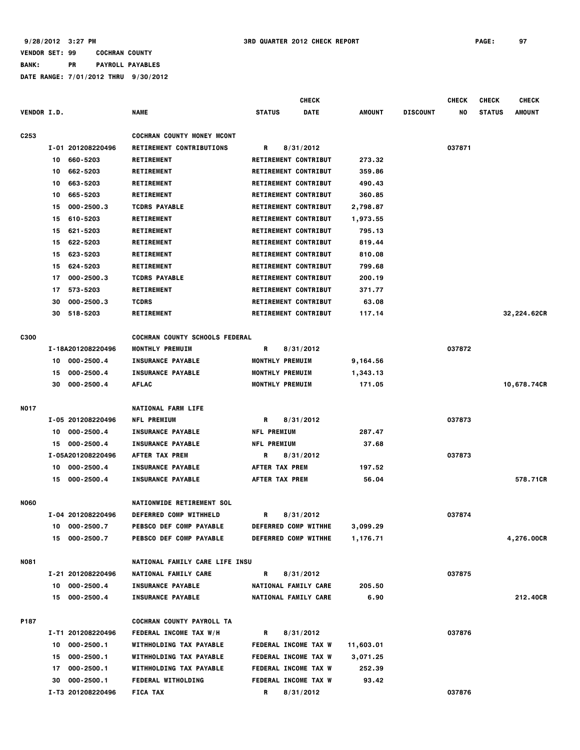9/28/2012 3:27 PM 3RD QUARTER 2012 CHECK REPORT

VENDOR SET: 99 COCHRAN COUNTY
BANK: PR PAYROLL PAYABLES
DATE RANGE: 7/01/2012 THRU 9/30/2012

| VENDOR I.D. | | NAME | STATUS | CHECK DATE | AMOUNT | DISCOUNT | CHECK NO | CHECK STATUS | CHECK AMOUNT |
|---|---|---|---|---|---|---|---|---|---|
| C253 | | COCHRAN COUNTY MONEY MCONT | | | | | | | |
| | I-01 201208220496 | RETIREMENT CONTRIBUTIONS | R | 8/31/2012 | | | 037871 | | |
| | 10 660-5203 | RETIREMENT | RETIREMENT CONTRIBUT | | 273.32 | | | | |
| | 10 662-5203 | RETIREMENT | RETIREMENT CONTRIBUT | | 359.86 | | | | |
| | 10 663-5203 | RETIREMENT | RETIREMENT CONTRIBUT | | 490.43 | | | | |
| | 10 665-5203 | RETIREMENT | RETIREMENT CONTRIBUT | | 360.85 | | | | |
| | 15 000-2500.3 | TCDRS PAYABLE | RETIREMENT CONTRIBUT | | 2,798.87 | | | | |
| | 15 610-5203 | RETIREMENT | RETIREMENT CONTRIBUT | | 1,973.55 | | | | |
| | 15 621-5203 | RETIREMENT | RETIREMENT CONTRIBUT | | 795.13 | | | | |
| | 15 622-5203 | RETIREMENT | RETIREMENT CONTRIBUT | | 819.44 | | | | |
| | 15 623-5203 | RETIREMENT | RETIREMENT CONTRIBUT | | 810.08 | | | | |
| | 15 624-5203 | RETIREMENT | RETIREMENT CONTRIBUT | | 799.68 | | | | |
| | 17 000-2500.3 | TCDRS PAYABLE | RETIREMENT CONTRIBUT | | 200.19 | | | | |
| | 17 573-5203 | RETIREMENT | RETIREMENT CONTRIBUT | | 371.77 | | | | |
| | 30 000-2500.3 | TCDRS | RETIREMENT CONTRIBUT | | 63.08 | | | | |
| | 30 518-5203 | RETIREMENT | RETIREMENT CONTRIBUT | | 117.14 | | | | 32,224.62CR |
| C300 | | COCHRAN COUNTY SCHOOLS FEDERAL | | | | | | | |
| | I-18A201208220496 | MONTHLY PREMUIM | R | 8/31/2012 | | | 037872 | | |
| | 10 000-2500.4 | INSURANCE PAYABLE | MONTHLY PREMUIM | | 9,164.56 | | | | |
| | 15 000-2500.4 | INSURANCE PAYABLE | MONTHLY PREMUIM | | 1,343.13 | | | | |
| | 30 000-2500.4 | AFLAC | MONTHLY PREMUIM | | 171.05 | | | | 10,678.74CR |
| N017 | | NATIONAL FARM LIFE | | | | | | | |
| | I-05 201208220496 | NFL PREMIUM | R | 8/31/2012 | | | 037873 | | |
| | 10 000-2500.4 | INSURANCE PAYABLE | NFL PREMIUM | | 287.47 | | | | |
| | 15 000-2500.4 | INSURANCE PAYABLE | NFL PREMIUM | | 37.68 | | | | |
| | I-05A201208220496 | AFTER TAX PREM | R | 8/31/2012 | | | 037873 | | |
| | 10 000-2500.4 | INSURANCE PAYABLE | AFTER TAX PREM | | 197.52 | | | | |
| | 15 000-2500.4 | INSURANCE PAYABLE | AFTER TAX PREM | | 56.04 | | | | 578.71CR |
| N060 | | NATIONWIDE RETIREMENT SOL | | | | | | | |
| | I-04 201208220496 | DEFERRED COMP WITHHELD | R | 8/31/2012 | | | 037874 | | |
| | 10 000-2500.7 | PEBSCO DEF COMP PAYABLE | DEFERRED COMP WITHHE | | 3,099.29 | | | | |
| | 15 000-2500.7 | PEBSCO DEF COMP PAYABLE | DEFERRED COMP WITHHE | | 1,176.71 | | | | 4,276.00CR |
| N081 | | NATIONAL FAMILY CARE LIFE INSU | | | | | | | |
| | I-21 201208220496 | NATIONAL FAMILY CARE | R | 8/31/2012 | | | 037875 | | |
| | 10 000-2500.4 | INSURANCE PAYABLE | NATIONAL FAMILY CARE | | 205.50 | | | | |
| | 15 000-2500.4 | INSURANCE PAYABLE | NATIONAL FAMILY CARE | | 6.90 | | | | 212.40CR |
| P187 | | COCHRAN COUNTY PAYROLL TA | | | | | | | |
| | I-T1 201208220496 | FEDERAL INCOME TAX W/H | R | 8/31/2012 | | | 037876 | | |
| | 10 000-2500.1 | WITHHOLDING TAX PAYABLE | FEDERAL INCOME TAX W | | 11,603.01 | | | | |
| | 15 000-2500.1 | WITHHOLDING TAX PAYABLE | FEDERAL INCOME TAX W | | 3,071.25 | | | | |
| | 17 000-2500.1 | WITHHOLDING TAX PAYABLE | FEDERAL INCOME TAX W | | 252.39 | | | | |
| | 30 000-2500.1 | FEDERAL WITHOLDING | FEDERAL INCOME TAX W | | 93.42 | | | | |
| | I-T3 201208220496 | FICA TAX | R | 8/31/2012 | | | 037876 | | |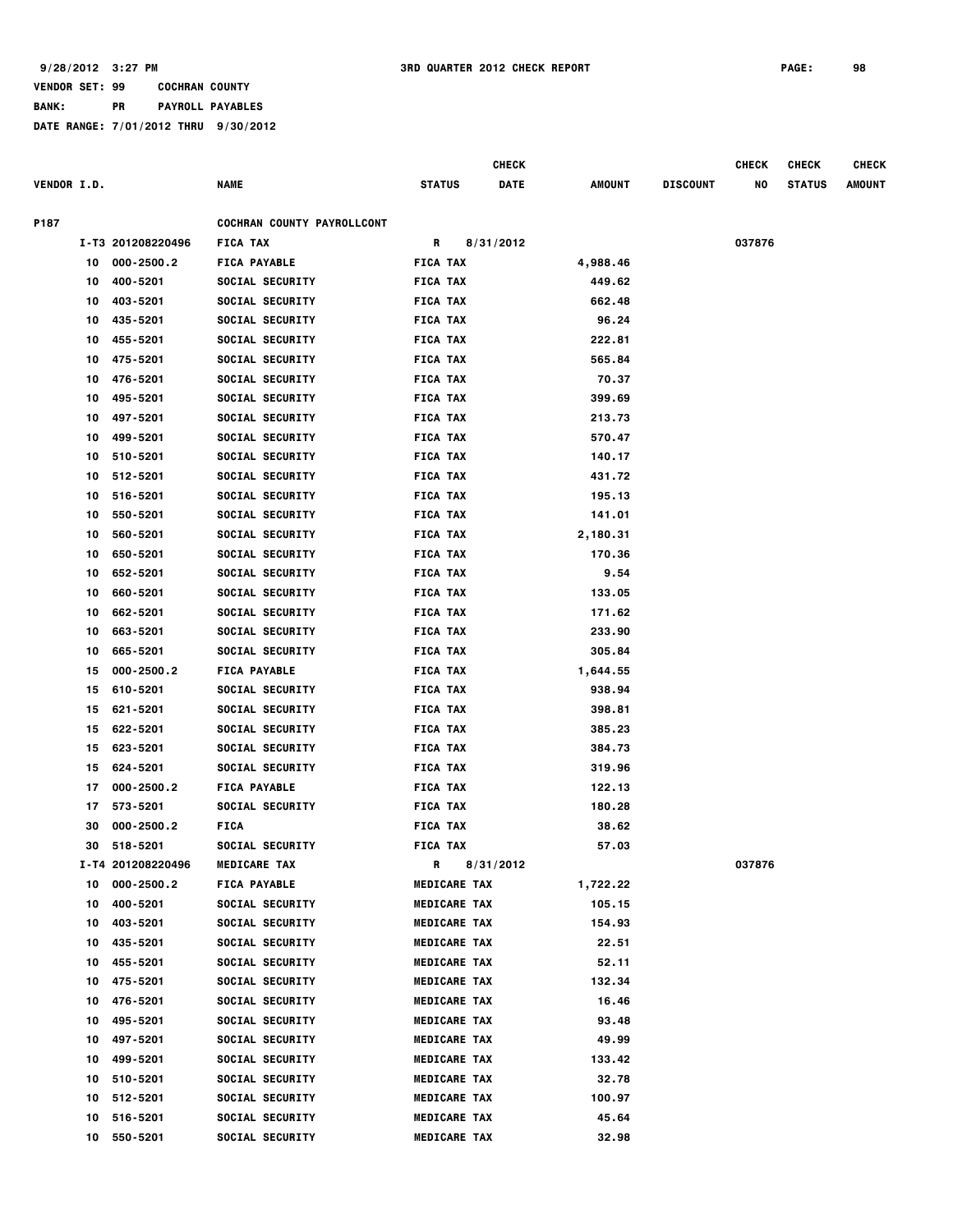9/28/2012 3:27 PM 3RD QUARTER 2012 CHECK REPORT

VENDOR SET: 99 COCHRAN COUNTY

BANK: PR PAYROLL PAYABLES

DATE RANGE: 7/01/2012 THRU 9/30/2012

| VENDOR I.D. | | NAME | STATUS | CHECK DATE | AMOUNT | DISCOUNT | CHECK NO | CHECK STATUS | CHECK AMOUNT |
|---|---|---|---|---|---|---|---|---|---|
| P187 | | COCHRAN COUNTY PAYROLLCONT | | | | | | | |
| I-T3 | 201208220496 | FICA TAX | R | 8/31/2012 | | | 037876 | | |
| 10 | 000-2500.2 | FICA PAYABLE | FICA TAX | | 4,988.46 | | | | |
| 10 | 400-5201 | SOCIAL SECURITY | FICA TAX | | 449.62 | | | | |
| 10 | 403-5201 | SOCIAL SECURITY | FICA TAX | | 662.48 | | | | |
| 10 | 435-5201 | SOCIAL SECURITY | FICA TAX | | 96.24 | | | | |
| 10 | 455-5201 | SOCIAL SECURITY | FICA TAX | | 222.81 | | | | |
| 10 | 475-5201 | SOCIAL SECURITY | FICA TAX | | 565.84 | | | | |
| 10 | 476-5201 | SOCIAL SECURITY | FICA TAX | | 70.37 | | | | |
| 10 | 495-5201 | SOCIAL SECURITY | FICA TAX | | 399.69 | | | | |
| 10 | 497-5201 | SOCIAL SECURITY | FICA TAX | | 213.73 | | | | |
| 10 | 499-5201 | SOCIAL SECURITY | FICA TAX | | 570.47 | | | | |
| 10 | 510-5201 | SOCIAL SECURITY | FICA TAX | | 140.17 | | | | |
| 10 | 512-5201 | SOCIAL SECURITY | FICA TAX | | 431.72 | | | | |
| 10 | 516-5201 | SOCIAL SECURITY | FICA TAX | | 195.13 | | | | |
| 10 | 550-5201 | SOCIAL SECURITY | FICA TAX | | 141.01 | | | | |
| 10 | 560-5201 | SOCIAL SECURITY | FICA TAX | | 2,180.31 | | | | |
| 10 | 650-5201 | SOCIAL SECURITY | FICA TAX | | 170.36 | | | | |
| 10 | 652-5201 | SOCIAL SECURITY | FICA TAX | | 9.54 | | | | |
| 10 | 660-5201 | SOCIAL SECURITY | FICA TAX | | 133.05 | | | | |
| 10 | 662-5201 | SOCIAL SECURITY | FICA TAX | | 171.62 | | | | |
| 10 | 663-5201 | SOCIAL SECURITY | FICA TAX | | 233.90 | | | | |
| 10 | 665-5201 | SOCIAL SECURITY | FICA TAX | | 305.84 | | | | |
| 15 | 000-2500.2 | FICA PAYABLE | FICA TAX | | 1,644.55 | | | | |
| 15 | 610-5201 | SOCIAL SECURITY | FICA TAX | | 938.94 | | | | |
| 15 | 621-5201 | SOCIAL SECURITY | FICA TAX | | 398.81 | | | | |
| 15 | 622-5201 | SOCIAL SECURITY | FICA TAX | | 385.23 | | | | |
| 15 | 623-5201 | SOCIAL SECURITY | FICA TAX | | 384.73 | | | | |
| 15 | 624-5201 | SOCIAL SECURITY | FICA TAX | | 319.96 | | | | |
| 17 | 000-2500.2 | FICA PAYABLE | FICA TAX | | 122.13 | | | | |
| 17 | 573-5201 | SOCIAL SECURITY | FICA TAX | | 180.28 | | | | |
| 30 | 000-2500.2 | FICA | FICA TAX | | 38.62 | | | | |
| 30 | 518-5201 | SOCIAL SECURITY | FICA TAX | | 57.03 | | | | |
| I-T4 | 201208220496 | MEDICARE TAX | R | 8/31/2012 | | | 037876 | | |
| 10 | 000-2500.2 | FICA PAYABLE | MEDICARE TAX | | 1,722.22 | | | | |
| 10 | 400-5201 | SOCIAL SECURITY | MEDICARE TAX | | 105.15 | | | | |
| 10 | 403-5201 | SOCIAL SECURITY | MEDICARE TAX | | 154.93 | | | | |
| 10 | 435-5201 | SOCIAL SECURITY | MEDICARE TAX | | 22.51 | | | | |
| 10 | 455-5201 | SOCIAL SECURITY | MEDICARE TAX | | 52.11 | | | | |
| 10 | 475-5201 | SOCIAL SECURITY | MEDICARE TAX | | 132.34 | | | | |
| 10 | 476-5201 | SOCIAL SECURITY | MEDICARE TAX | | 16.46 | | | | |
| 10 | 495-5201 | SOCIAL SECURITY | MEDICARE TAX | | 93.48 | | | | |
| 10 | 497-5201 | SOCIAL SECURITY | MEDICARE TAX | | 49.99 | | | | |
| 10 | 499-5201 | SOCIAL SECURITY | MEDICARE TAX | | 133.42 | | | | |
| 10 | 510-5201 | SOCIAL SECURITY | MEDICARE TAX | | 32.78 | | | | |
| 10 | 512-5201 | SOCIAL SECURITY | MEDICARE TAX | | 100.97 | | | | |
| 10 | 516-5201 | SOCIAL SECURITY | MEDICARE TAX | | 45.64 | | | | |
| 10 | 550-5201 | SOCIAL SECURITY | MEDICARE TAX | | 32.98 | | | | |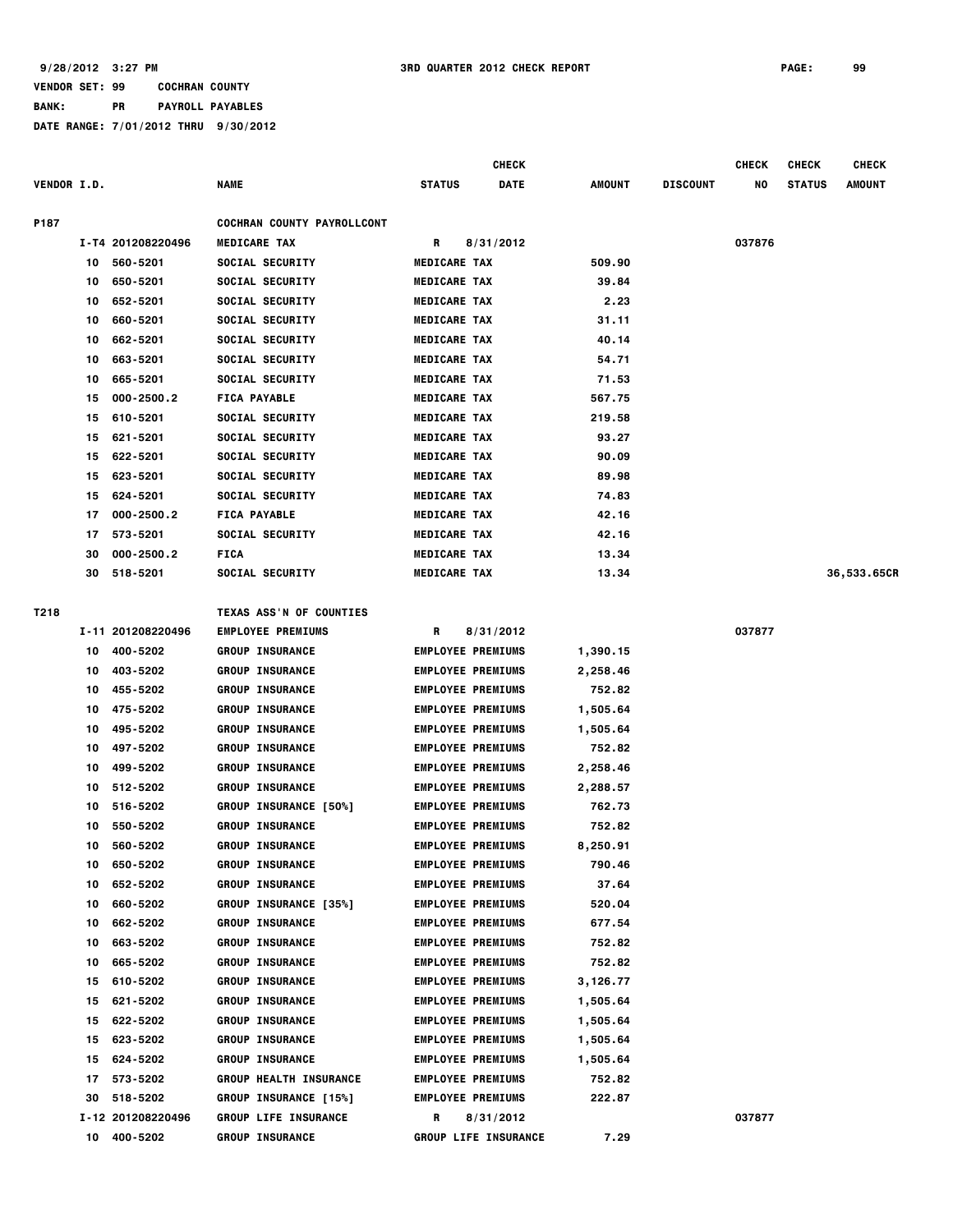9/28/2012 3:27 PM 3RD QUARTER 2012 CHECK REPORT

VENDOR SET: 99 COCHRAN COUNTY

BANK: PR PAYROLL PAYABLES

DATE RANGE: 7/01/2012 THRU 9/30/2012

| VENDOR I.D. | | NAME | STATUS | CHECK DATE | AMOUNT | DISCOUNT | CHECK NO | CHECK STATUS | CHECK AMOUNT |
|---|---|---|---|---|---|---|---|---|---|
| P187 | | COCHRAN COUNTY PAYROLLCONT | | | | | | | |
| I-T4 | 201208220496 | MEDICARE TAX | R | 8/31/2012 | | | 037876 | | |
| 10 | 560-5201 | SOCIAL SECURITY | MEDICARE TAX | | 509.90 | | | | |
| 10 | 650-5201 | SOCIAL SECURITY | MEDICARE TAX | | 39.84 | | | | |
| 10 | 652-5201 | SOCIAL SECURITY | MEDICARE TAX | | 2.23 | | | | |
| 10 | 660-5201 | SOCIAL SECURITY | MEDICARE TAX | | 31.11 | | | | |
| 10 | 662-5201 | SOCIAL SECURITY | MEDICARE TAX | | 40.14 | | | | |
| 10 | 663-5201 | SOCIAL SECURITY | MEDICARE TAX | | 54.71 | | | | |
| 10 | 665-5201 | SOCIAL SECURITY | MEDICARE TAX | | 71.53 | | | | |
| 15 | 000-2500.2 | FICA PAYABLE | MEDICARE TAX | | 567.75 | | | | |
| 15 | 610-5201 | SOCIAL SECURITY | MEDICARE TAX | | 219.58 | | | | |
| 15 | 621-5201 | SOCIAL SECURITY | MEDICARE TAX | | 93.27 | | | | |
| 15 | 622-5201 | SOCIAL SECURITY | MEDICARE TAX | | 90.09 | | | | |
| 15 | 623-5201 | SOCIAL SECURITY | MEDICARE TAX | | 89.98 | | | | |
| 15 | 624-5201 | SOCIAL SECURITY | MEDICARE TAX | | 74.83 | | | | |
| 17 | 000-2500.2 | FICA PAYABLE | MEDICARE TAX | | 42.16 | | | | |
| 17 | 573-5201 | SOCIAL SECURITY | MEDICARE TAX | | 42.16 | | | | |
| 30 | 000-2500.2 | FICA | MEDICARE TAX | | 13.34 | | | | |
| 30 | 518-5201 | SOCIAL SECURITY | MEDICARE TAX | | 13.34 | | | | 36,533.65CR |
| T218 | | TEXAS ASS'N OF COUNTIES | | | | | | | |
| I-11 | 201208220496 | EMPLOYEE PREMIUMS | R | 8/31/2012 | | | 037877 | | |
| 10 | 400-5202 | GROUP INSURANCE | EMPLOYEE PREMIUMS | | 1,390.15 | | | | |
| 10 | 403-5202 | GROUP INSURANCE | EMPLOYEE PREMIUMS | | 2,258.46 | | | | |
| 10 | 455-5202 | GROUP INSURANCE | EMPLOYEE PREMIUMS | | 752.82 | | | | |
| 10 | 475-5202 | GROUP INSURANCE | EMPLOYEE PREMIUMS | | 1,505.64 | | | | |
| 10 | 495-5202 | GROUP INSURANCE | EMPLOYEE PREMIUMS | | 1,505.64 | | | | |
| 10 | 497-5202 | GROUP INSURANCE | EMPLOYEE PREMIUMS | | 752.82 | | | | |
| 10 | 499-5202 | GROUP INSURANCE | EMPLOYEE PREMIUMS | | 2,258.46 | | | | |
| 10 | 512-5202 | GROUP INSURANCE | EMPLOYEE PREMIUMS | | 2,288.57 | | | | |
| 10 | 516-5202 | GROUP INSURANCE [50%] | EMPLOYEE PREMIUMS | | 762.73 | | | | |
| 10 | 550-5202 | GROUP INSURANCE | EMPLOYEE PREMIUMS | | 752.82 | | | | |
| 10 | 560-5202 | GROUP INSURANCE | EMPLOYEE PREMIUMS | | 8,250.91 | | | | |
| 10 | 650-5202 | GROUP INSURANCE | EMPLOYEE PREMIUMS | | 790.46 | | | | |
| 10 | 652-5202 | GROUP INSURANCE | EMPLOYEE PREMIUMS | | 37.64 | | | | |
| 10 | 660-5202 | GROUP INSURANCE [35%] | EMPLOYEE PREMIUMS | | 520.04 | | | | |
| 10 | 662-5202 | GROUP INSURANCE | EMPLOYEE PREMIUMS | | 677.54 | | | | |
| 10 | 663-5202 | GROUP INSURANCE | EMPLOYEE PREMIUMS | | 752.82 | | | | |
| 10 | 665-5202 | GROUP INSURANCE | EMPLOYEE PREMIUMS | | 752.82 | | | | |
| 15 | 610-5202 | GROUP INSURANCE | EMPLOYEE PREMIUMS | | 3,126.77 | | | | |
| 15 | 621-5202 | GROUP INSURANCE | EMPLOYEE PREMIUMS | | 1,505.64 | | | | |
| 15 | 622-5202 | GROUP INSURANCE | EMPLOYEE PREMIUMS | | 1,505.64 | | | | |
| 15 | 623-5202 | GROUP INSURANCE | EMPLOYEE PREMIUMS | | 1,505.64 | | | | |
| 15 | 624-5202 | GROUP INSURANCE | EMPLOYEE PREMIUMS | | 1,505.64 | | | | |
| 17 | 573-5202 | GROUP HEALTH INSURANCE | EMPLOYEE PREMIUMS | | 752.82 | | | | |
| 30 | 518-5202 | GROUP INSURANCE [15%] | EMPLOYEE PREMIUMS | | 222.87 | | | | |
| I-12 | 201208220496 | GROUP LIFE INSURANCE | R | 8/31/2012 | | | 037877 | | |
| 10 | 400-5202 | GROUP INSURANCE | GROUP LIFE INSURANCE | | 7.29 | | | | |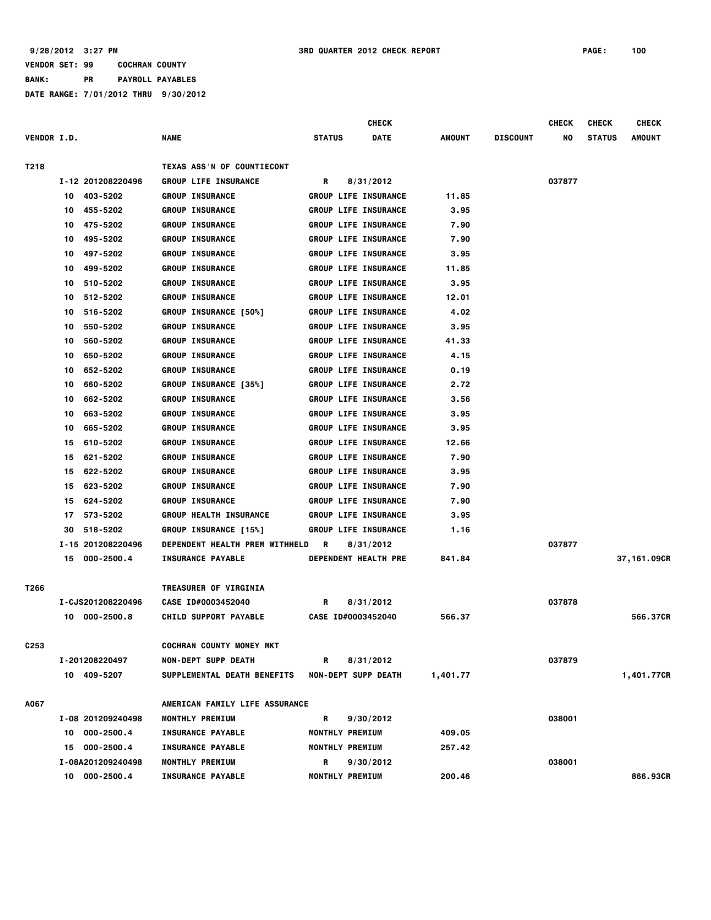9/28/2012 3:27 PM 3RD QUARTER 2012 CHECK REPORT

VENDOR SET: 99 COCHRAN COUNTY
BANK: PR PAYROLL PAYABLES
DATE RANGE: 7/01/2012 THRU 9/30/2012

| VENDOR I.D. | NAME | STATUS | CHECK DATE | AMOUNT | DISCOUNT | CHECK NO | CHECK STATUS | CHECK AMOUNT |
|---|---|---|---|---|---|---|---|---|
| T218 | TEXAS ASS'N OF COUNTIECONT | | | | | | | |
| I-12 201208220496 | GROUP LIFE INSURANCE | R | 8/31/2012 | | | 037877 | | |
| 10 403-5202 | GROUP INSURANCE | GROUP LIFE INSURANCE | | 11.85 | | | | |
| 10 455-5202 | GROUP INSURANCE | GROUP LIFE INSURANCE | | 3.95 | | | | |
| 10 475-5202 | GROUP INSURANCE | GROUP LIFE INSURANCE | | 7.90 | | | | |
| 10 495-5202 | GROUP INSURANCE | GROUP LIFE INSURANCE | | 7.90 | | | | |
| 10 497-5202 | GROUP INSURANCE | GROUP LIFE INSURANCE | | 3.95 | | | | |
| 10 499-5202 | GROUP INSURANCE | GROUP LIFE INSURANCE | | 11.85 | | | | |
| 10 510-5202 | GROUP INSURANCE | GROUP LIFE INSURANCE | | 3.95 | | | | |
| 10 512-5202 | GROUP INSURANCE | GROUP LIFE INSURANCE | | 12.01 | | | | |
| 10 516-5202 | GROUP INSURANCE [50%] | GROUP LIFE INSURANCE | | 4.02 | | | | |
| 10 550-5202 | GROUP INSURANCE | GROUP LIFE INSURANCE | | 3.95 | | | | |
| 10 560-5202 | GROUP INSURANCE | GROUP LIFE INSURANCE | | 41.33 | | | | |
| 10 650-5202 | GROUP INSURANCE | GROUP LIFE INSURANCE | | 4.15 | | | | |
| 10 652-5202 | GROUP INSURANCE | GROUP LIFE INSURANCE | | 0.19 | | | | |
| 10 660-5202 | GROUP INSURANCE [35%] | GROUP LIFE INSURANCE | | 2.72 | | | | |
| 10 662-5202 | GROUP INSURANCE | GROUP LIFE INSURANCE | | 3.56 | | | | |
| 10 663-5202 | GROUP INSURANCE | GROUP LIFE INSURANCE | | 3.95 | | | | |
| 10 665-5202 | GROUP INSURANCE | GROUP LIFE INSURANCE | | 3.95 | | | | |
| 15 610-5202 | GROUP INSURANCE | GROUP LIFE INSURANCE | | 12.66 | | | | |
| 15 621-5202 | GROUP INSURANCE | GROUP LIFE INSURANCE | | 7.90 | | | | |
| 15 622-5202 | GROUP INSURANCE | GROUP LIFE INSURANCE | | 3.95 | | | | |
| 15 623-5202 | GROUP INSURANCE | GROUP LIFE INSURANCE | | 7.90 | | | | |
| 15 624-5202 | GROUP INSURANCE | GROUP LIFE INSURANCE | | 7.90 | | | | |
| 17 573-5202 | GROUP HEALTH INSURANCE | GROUP LIFE INSURANCE | | 3.95 | | | | |
| 30 518-5202 | GROUP INSURANCE [15%] | GROUP LIFE INSURANCE | | 1.16 | | | | |
| I-15 201208220496 | DEPENDENT HEALTH PREM WITHHELD | R | 8/31/2012 | | | 037877 | | |
| 15 000-2500.4 | INSURANCE PAYABLE | DEPENDENT HEALTH PRE | | 841.84 | | | | 37,161.09CR |
| T266 | TREASURER OF VIRGINIA | | | | | | | |
| I-CJS201208220496 | CASE ID#0003452040 | R | 8/31/2012 | | | 037878 | | |
| 10 000-2500.8 | CHILD SUPPORT PAYABLE | CASE ID#0003452040 | | 566.37 | | | | 566.37CR |
| C253 | COCHRAN COUNTY MONEY MKT | | | | | | | |
| I-201208220497 | NON-DEPT SUPP DEATH | R | 8/31/2012 | | | 037879 | | |
| 10 409-5207 | SUPPLEMENTAL DEATH BENEFITS | NON-DEPT SUPP DEATH | | 1,401.77 | | | | 1,401.77CR |
| A067 | AMERICAN FAMILY LIFE ASSURANCE | | | | | | | |
| I-08 201209240498 | MONTHLY PREMIUM | R | 9/30/2012 | | | 038001 | | |
| 10 000-2500.4 | INSURANCE PAYABLE | MONTHLY PREMIUM | | 409.05 | | | | |
| 15 000-2500.4 | INSURANCE PAYABLE | MONTHLY PREMIUM | | 257.42 | | | | |
| I-08A201209240498 | MONTHLY PREMIUM | R | 9/30/2012 | | | 038001 | | |
| 10 000-2500.4 | INSURANCE PAYABLE | MONTHLY PREMIUM | | 200.46 | | | | 866.93CR |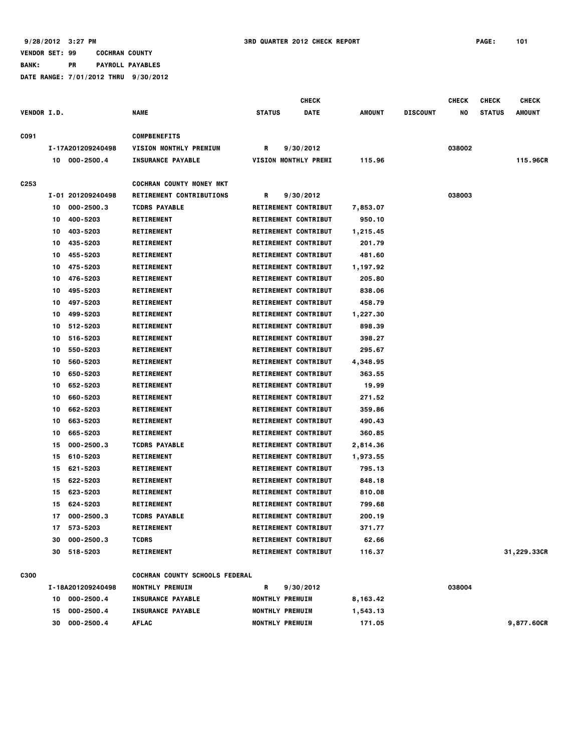9/28/2012 3:27 PM 3RD QUARTER 2012 CHECK REPORT

VENDOR SET: 99 COCHRAN COUNTY

BANK: PR PAYROLL PAYABLES

DATE RANGE: 7/01/2012 THRU 9/30/2012

| VENDOR I.D. | | NAME | STATUS | CHECK DATE | AMOUNT | DISCOUNT | CHECK NO | CHECK STATUS | CHECK AMOUNT |
|---|---|---|---|---|---|---|---|---|---|
| C091 | | COMPBENEFITS | | | | | | | |
| | I-17A201209240498 | VISION MONTHLY PREMIUM | R | 9/30/2012 | | | 038002 | | |
| | 10 000-2500.4 | INSURANCE PAYABLE | VISION MONTHLY PREMI | | 115.96 | | | | 115.96CR |
| C253 | | COCHRAN COUNTY MONEY MKT | | | | | | | |
| | I-01 201209240498 | RETIREMENT CONTRIBUTIONS | R | 9/30/2012 | | | 038003 | | |
| | 10 000-2500.3 | TCDRS PAYABLE | RETIREMENT CONTRIBUT | | 7,853.07 | | | | |
| | 10 400-5203 | RETIREMENT | RETIREMENT CONTRIBUT | | 950.10 | | | | |
| | 10 403-5203 | RETIREMENT | RETIREMENT CONTRIBUT | | 1,215.45 | | | | |
| | 10 435-5203 | RETIREMENT | RETIREMENT CONTRIBUT | | 201.79 | | | | |
| | 10 455-5203 | RETIREMENT | RETIREMENT CONTRIBUT | | 481.60 | | | | |
| | 10 475-5203 | RETIREMENT | RETIREMENT CONTRIBUT | | 1,197.92 | | | | |
| | 10 476-5203 | RETIREMENT | RETIREMENT CONTRIBUT | | 205.80 | | | | |
| | 10 495-5203 | RETIREMENT | RETIREMENT CONTRIBUT | | 838.06 | | | | |
| | 10 497-5203 | RETIREMENT | RETIREMENT CONTRIBUT | | 458.79 | | | | |
| | 10 499-5203 | RETIREMENT | RETIREMENT CONTRIBUT | | 1,227.30 | | | | |
| | 10 512-5203 | RETIREMENT | RETIREMENT CONTRIBUT | | 898.39 | | | | |
| | 10 516-5203 | RETIREMENT | RETIREMENT CONTRIBUT | | 398.27 | | | | |
| | 10 550-5203 | RETIREMENT | RETIREMENT CONTRIBUT | | 295.67 | | | | |
| | 10 560-5203 | RETIREMENT | RETIREMENT CONTRIBUT | | 4,348.95 | | | | |
| | 10 650-5203 | RETIREMENT | RETIREMENT CONTRIBUT | | 363.55 | | | | |
| | 10 652-5203 | RETIREMENT | RETIREMENT CONTRIBUT | | 19.99 | | | | |
| | 10 660-5203 | RETIREMENT | RETIREMENT CONTRIBUT | | 271.52 | | | | |
| | 10 662-5203 | RETIREMENT | RETIREMENT CONTRIBUT | | 359.86 | | | | |
| | 10 663-5203 | RETIREMENT | RETIREMENT CONTRIBUT | | 490.43 | | | | |
| | 10 665-5203 | RETIREMENT | RETIREMENT CONTRIBUT | | 360.85 | | | | |
| | 15 000-2500.3 | TCDRS PAYABLE | RETIREMENT CONTRIBUT | | 2,814.36 | | | | |
| | 15 610-5203 | RETIREMENT | RETIREMENT CONTRIBUT | | 1,973.55 | | | | |
| | 15 621-5203 | RETIREMENT | RETIREMENT CONTRIBUT | | 795.13 | | | | |
| | 15 622-5203 | RETIREMENT | RETIREMENT CONTRIBUT | | 848.18 | | | | |
| | 15 623-5203 | RETIREMENT | RETIREMENT CONTRIBUT | | 810.08 | | | | |
| | 15 624-5203 | RETIREMENT | RETIREMENT CONTRIBUT | | 799.68 | | | | |
| | 17 000-2500.3 | TCDRS PAYABLE | RETIREMENT CONTRIBUT | | 200.19 | | | | |
| | 17 573-5203 | RETIREMENT | RETIREMENT CONTRIBUT | | 371.77 | | | | |
| | 30 000-2500.3 | TCDRS | RETIREMENT CONTRIBUT | | 62.66 | | | | |
| | 30 518-5203 | RETIREMENT | RETIREMENT CONTRIBUT | | 116.37 | | | | 31,229.33CR |
| C300 | | COCHRAN COUNTY SCHOOLS FEDERAL | | | | | | | |
| | I-18A201209240498 | MONTHLY PREMUIM | R | 9/30/2012 | | | 038004 | | |
| | 10 000-2500.4 | INSURANCE PAYABLE | MONTHLY PREMUIM | | 8,163.42 | | | | |
| | 15 000-2500.4 | INSURANCE PAYABLE | MONTHLY PREMUIM | | 1,543.13 | | | | |
| | 30 000-2500.4 | AFLAC | MONTHLY PREMUIM | | 171.05 | | | | 9,877.60CR |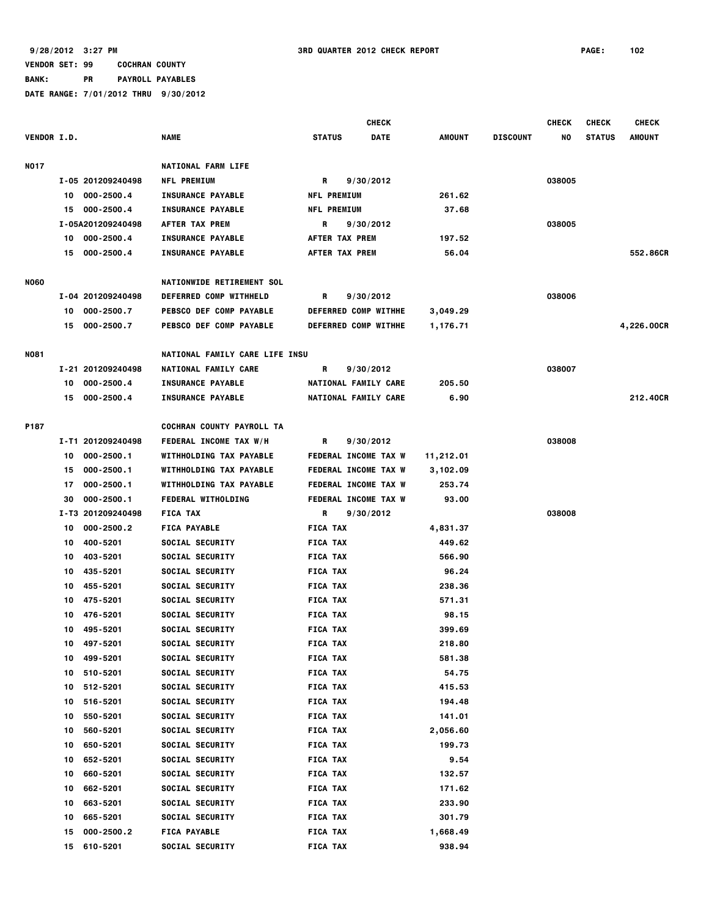9/28/2012 3:27 PM 3RD QUARTER 2012 CHECK REPORT PAGE: 102

VENDOR SET: 99 COCHRAN COUNTY

BANK: PR PAYROLL PAYABLES

DATE RANGE: 7/01/2012 THRU 9/30/2012

| VENDOR I.D. | | NAME | CHECK STATUS | CHECK DATE | AMOUNT | DISCOUNT | CHECK NO | CHECK STATUS | CHECK AMOUNT |
|---|---|---|---|---|---|---|---|---|---|
| N017 | | NATIONAL FARM LIFE | | | | | | | |
| | I-05 201209240498 | NFL PREMIUM | R | 9/30/2012 | | | 038005 | | |
| | 10 000-2500.4 | INSURANCE PAYABLE | NFL PREMIUM | | 261.62 | | | | |
| | 15 000-2500.4 | INSURANCE PAYABLE | NFL PREMIUM | | 37.68 | | | | |
| | I-05A201209240498 | AFTER TAX PREM | R | 9/30/2012 | | | 038005 | | |
| | 10 000-2500.4 | INSURANCE PAYABLE | AFTER TAX PREM | | 197.52 | | | | |
| | 15 000-2500.4 | INSURANCE PAYABLE | AFTER TAX PREM | | 56.04 | | | | 552.86CR |
| N060 | | NATIONWIDE RETIREMENT SOL | | | | | | | |
| | I-04 201209240498 | DEFERRED COMP WITHHELD | R | 9/30/2012 | | | 038006 | | |
| | 10 000-2500.7 | PEBSCO DEF COMP PAYABLE | DEFERRED COMP WITHHE | | 3,049.29 | | | | |
| | 15 000-2500.7 | PEBSCO DEF COMP PAYABLE | DEFERRED COMP WITHHE | | 1,176.71 | | | | 4,226.00CR |
| N081 | | NATIONAL FAMILY CARE LIFE INSU | | | | | | | |
| | I-21 201209240498 | NATIONAL FAMILY CARE | R | 9/30/2012 | | | 038007 | | |
| | 10 000-2500.4 | INSURANCE PAYABLE | NATIONAL FAMILY CARE | | 205.50 | | | | |
| | 15 000-2500.4 | INSURANCE PAYABLE | NATIONAL FAMILY CARE | | 6.90 | | | | 212.40CR |
| P187 | | COCHRAN COUNTY PAYROLL TA | | | | | | | |
| | I-T1 201209240498 | FEDERAL INCOME TAX W/H | R | 9/30/2012 | | | 038008 | | |
| | 10 000-2500.1 | WITHHOLDING TAX PAYABLE | FEDERAL INCOME TAX W | | 11,212.01 | | | | |
| | 15 000-2500.1 | WITHHOLDING TAX PAYABLE | FEDERAL INCOME TAX W | | 3,102.09 | | | | |
| | 17 000-2500.1 | WITHHOLDING TAX PAYABLE | FEDERAL INCOME TAX W | | 253.74 | | | | |
| | 30 000-2500.1 | FEDERAL WITHOLDING | FEDERAL INCOME TAX W | | 93.00 | | | | |
| | I-T3 201209240498 | FICA TAX | R | 9/30/2012 | | | 038008 | | |
| | 10 000-2500.2 | FICA PAYABLE | FICA TAX | | 4,831.37 | | | | |
| | 10 400-5201 | SOCIAL SECURITY | FICA TAX | | 449.62 | | | | |
| | 10 403-5201 | SOCIAL SECURITY | FICA TAX | | 566.90 | | | | |
| | 10 435-5201 | SOCIAL SECURITY | FICA TAX | | 96.24 | | | | |
| | 10 455-5201 | SOCIAL SECURITY | FICA TAX | | 238.36 | | | | |
| | 10 475-5201 | SOCIAL SECURITY | FICA TAX | | 571.31 | | | | |
| | 10 476-5201 | SOCIAL SECURITY | FICA TAX | | 98.15 | | | | |
| | 10 495-5201 | SOCIAL SECURITY | FICA TAX | | 399.69 | | | | |
| | 10 497-5201 | SOCIAL SECURITY | FICA TAX | | 218.80 | | | | |
| | 10 499-5201 | SOCIAL SECURITY | FICA TAX | | 581.38 | | | | |
| | 10 510-5201 | SOCIAL SECURITY | FICA TAX | | 54.75 | | | | |
| | 10 512-5201 | SOCIAL SECURITY | FICA TAX | | 415.53 | | | | |
| | 10 516-5201 | SOCIAL SECURITY | FICA TAX | | 194.48 | | | | |
| | 10 550-5201 | SOCIAL SECURITY | FICA TAX | | 141.01 | | | | |
| | 10 560-5201 | SOCIAL SECURITY | FICA TAX | | 2,056.60 | | | | |
| | 10 650-5201 | SOCIAL SECURITY | FICA TAX | | 199.73 | | | | |
| | 10 652-5201 | SOCIAL SECURITY | FICA TAX | | 9.54 | | | | |
| | 10 660-5201 | SOCIAL SECURITY | FICA TAX | | 132.57 | | | | |
| | 10 662-5201 | SOCIAL SECURITY | FICA TAX | | 171.62 | | | | |
| | 10 663-5201 | SOCIAL SECURITY | FICA TAX | | 233.90 | | | | |
| | 10 665-5201 | SOCIAL SECURITY | FICA TAX | | 301.79 | | | | |
| | 15 000-2500.2 | FICA PAYABLE | FICA TAX | | 1,668.49 | | | | |
| | 15 610-5201 | SOCIAL SECURITY | FICA TAX | | 938.94 | | | | |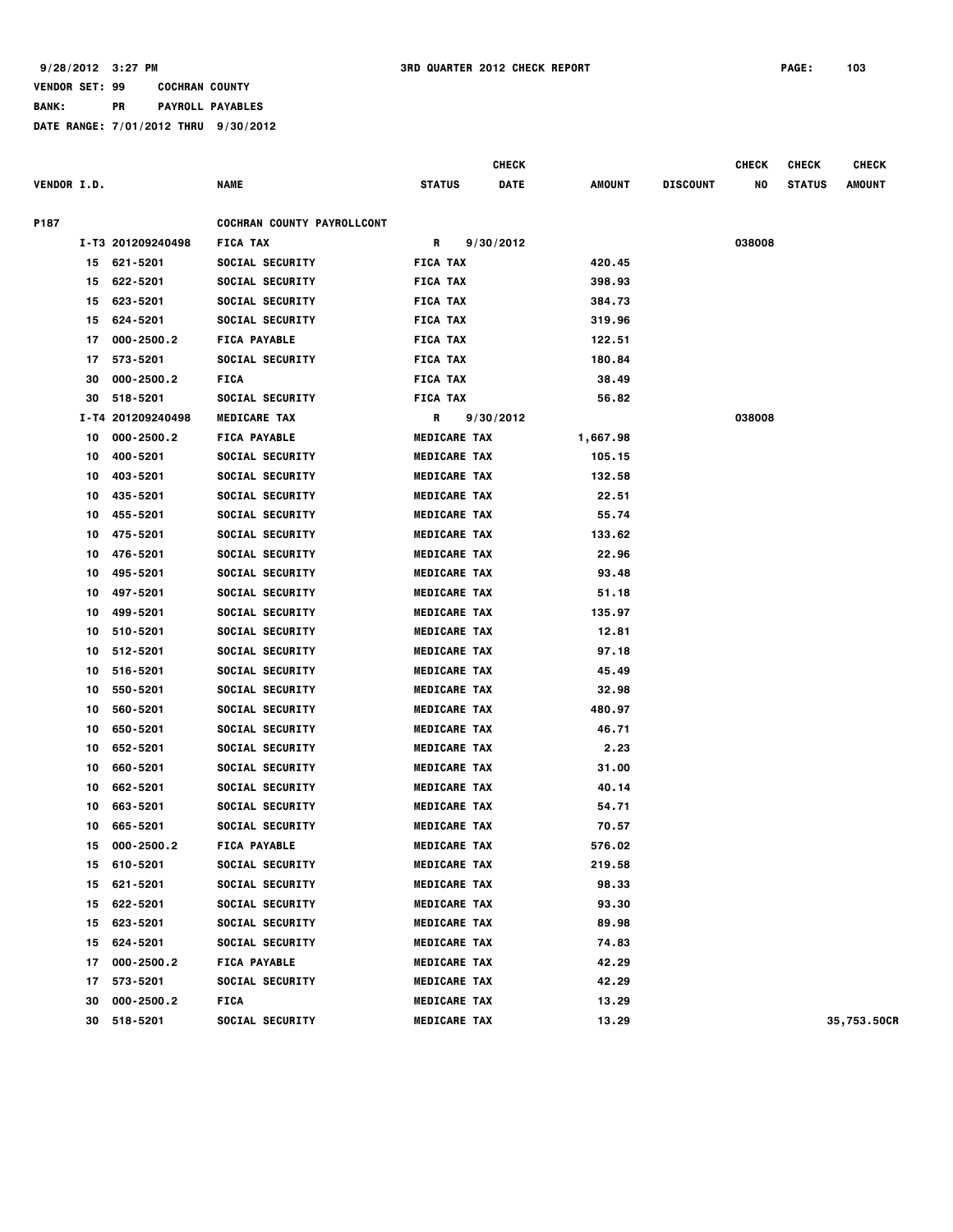9/28/2012 3:27 PM **3RD QUARTER 2012 CHECK REPORT**

VENDOR SET: 99 COCHRAN COUNTY
BANK: PR PAYROLL PAYABLES
DATE RANGE: 7/01/2012 THRU 9/30/2012

| VENDOR I.D. | | NAME | STATUS | CHECK DATE | AMOUNT | DISCOUNT | CHECK NO | CHECK STATUS | CHECK AMOUNT |
|---|---|---|---|---|---|---|---|---|---|
| P187 | | COCHRAN COUNTY PAYROLLCONT | | | | | | | |
| | I-T3 201209240498 | FICA TAX | R | 9/30/2012 | | | 038008 | | |
| 15 | 621-5201 | SOCIAL SECURITY | FICA TAX | | 420.45 | | | | |
| 15 | 622-5201 | SOCIAL SECURITY | FICA TAX | | 398.93 | | | | |
| 15 | 623-5201 | SOCIAL SECURITY | FICA TAX | | 384.73 | | | | |
| 15 | 624-5201 | SOCIAL SECURITY | FICA TAX | | 319.96 | | | | |
| 17 | 000-2500.2 | FICA PAYABLE | FICA TAX | | 122.51 | | | | |
| 17 | 573-5201 | SOCIAL SECURITY | FICA TAX | | 180.84 | | | | |
| 30 | 000-2500.2 | FICA | FICA TAX | | 38.49 | | | | |
| 30 | 518-5201 | SOCIAL SECURITY | FICA TAX | | 56.82 | | | | |
| | I-T4 201209240498 | MEDICARE TAX | R | 9/30/2012 | | | 038008 | | |
| 10 | 000-2500.2 | FICA PAYABLE | MEDICARE TAX | | 1,667.98 | | | | |
| 10 | 400-5201 | SOCIAL SECURITY | MEDICARE TAX | | 105.15 | | | | |
| 10 | 403-5201 | SOCIAL SECURITY | MEDICARE TAX | | 132.58 | | | | |
| 10 | 435-5201 | SOCIAL SECURITY | MEDICARE TAX | | 22.51 | | | | |
| 10 | 455-5201 | SOCIAL SECURITY | MEDICARE TAX | | 55.74 | | | | |
| 10 | 475-5201 | SOCIAL SECURITY | MEDICARE TAX | | 133.62 | | | | |
| 10 | 476-5201 | SOCIAL SECURITY | MEDICARE TAX | | 22.96 | | | | |
| 10 | 495-5201 | SOCIAL SECURITY | MEDICARE TAX | | 93.48 | | | | |
| 10 | 497-5201 | SOCIAL SECURITY | MEDICARE TAX | | 51.18 | | | | |
| 10 | 499-5201 | SOCIAL SECURITY | MEDICARE TAX | | 135.97 | | | | |
| 10 | 510-5201 | SOCIAL SECURITY | MEDICARE TAX | | 12.81 | | | | |
| 10 | 512-5201 | SOCIAL SECURITY | MEDICARE TAX | | 97.18 | | | | |
| 10 | 516-5201 | SOCIAL SECURITY | MEDICARE TAX | | 45.49 | | | | |
| 10 | 550-5201 | SOCIAL SECURITY | MEDICARE TAX | | 32.98 | | | | |
| 10 | 560-5201 | SOCIAL SECURITY | MEDICARE TAX | | 480.97 | | | | |
| 10 | 650-5201 | SOCIAL SECURITY | MEDICARE TAX | | 46.71 | | | | |
| 10 | 652-5201 | SOCIAL SECURITY | MEDICARE TAX | | 2.23 | | | | |
| 10 | 660-5201 | SOCIAL SECURITY | MEDICARE TAX | | 31.00 | | | | |
| 10 | 662-5201 | SOCIAL SECURITY | MEDICARE TAX | | 40.14 | | | | |
| 10 | 663-5201 | SOCIAL SECURITY | MEDICARE TAX | | 54.71 | | | | |
| 10 | 665-5201 | SOCIAL SECURITY | MEDICARE TAX | | 70.57 | | | | |
| 15 | 000-2500.2 | FICA PAYABLE | MEDICARE TAX | | 576.02 | | | | |
| 15 | 610-5201 | SOCIAL SECURITY | MEDICARE TAX | | 219.58 | | | | |
| 15 | 621-5201 | SOCIAL SECURITY | MEDICARE TAX | | 98.33 | | | | |
| 15 | 622-5201 | SOCIAL SECURITY | MEDICARE TAX | | 93.30 | | | | |
| 15 | 623-5201 | SOCIAL SECURITY | MEDICARE TAX | | 89.98 | | | | |
| 15 | 624-5201 | SOCIAL SECURITY | MEDICARE TAX | | 74.83 | | | | |
| 17 | 000-2500.2 | FICA PAYABLE | MEDICARE TAX | | 42.29 | | | | |
| 17 | 573-5201 | SOCIAL SECURITY | MEDICARE TAX | | 42.29 | | | | |
| 30 | 000-2500.2 | FICA | MEDICARE TAX | | 13.29 | | | | |
| 30 | 518-5201 | SOCIAL SECURITY | MEDICARE TAX | | 13.29 | | | | 35,753.50CR |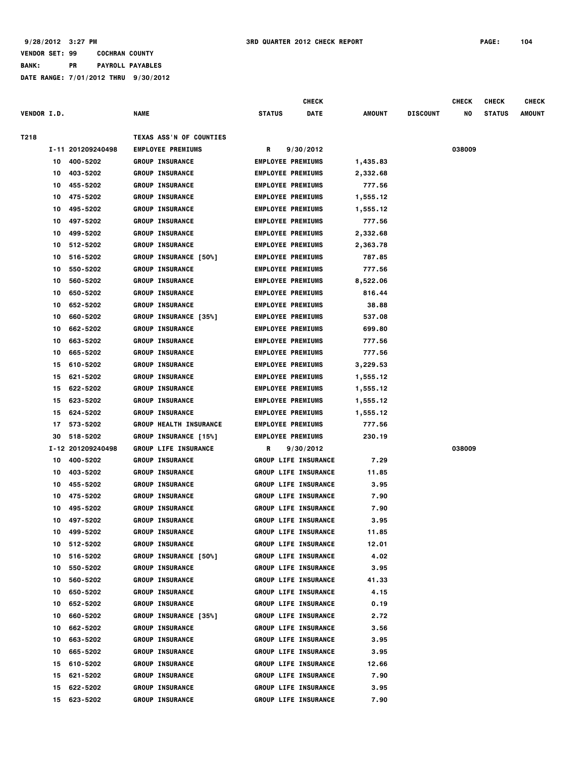9/28/2012 3:27 PM 3RD QUARTER 2012 CHECK REPORT

VENDOR SET: 99 COCHRAN COUNTY
BANK: PR PAYROLL PAYABLES
DATE RANGE: 7/01/2012 THRU 9/30/2012

| VENDOR I.D. | | NAME | STATUS | CHECK DATE | AMOUNT | DISCOUNT | CHECK NO | CHECK STATUS | CHECK AMOUNT |
|---|---|---|---|---|---|---|---|---|---|
| T218 | | TEXAS ASS'N OF COUNTIES | | | | | | | |
| I-11 | 201209240498 | EMPLOYEE PREMIUMS | R | 9/30/2012 | | | 038009 | | |
| 10 | 400-5202 | GROUP INSURANCE | EMPLOYEE PREMIUMS | | 1,435.83 | | | | |
| 10 | 403-5202 | GROUP INSURANCE | EMPLOYEE PREMIUMS | | 2,332.68 | | | | |
| 10 | 455-5202 | GROUP INSURANCE | EMPLOYEE PREMIUMS | | 777.56 | | | | |
| 10 | 475-5202 | GROUP INSURANCE | EMPLOYEE PREMIUMS | | 1,555.12 | | | | |
| 10 | 495-5202 | GROUP INSURANCE | EMPLOYEE PREMIUMS | | 1,555.12 | | | | |
| 10 | 497-5202 | GROUP INSURANCE | EMPLOYEE PREMIUMS | | 777.56 | | | | |
| 10 | 499-5202 | GROUP INSURANCE | EMPLOYEE PREMIUMS | | 2,332.68 | | | | |
| 10 | 512-5202 | GROUP INSURANCE | EMPLOYEE PREMIUMS | | 2,363.78 | | | | |
| 10 | 516-5202 | GROUP INSURANCE [50%] | EMPLOYEE PREMIUMS | | 787.85 | | | | |
| 10 | 550-5202 | GROUP INSURANCE | EMPLOYEE PREMIUMS | | 777.56 | | | | |
| 10 | 560-5202 | GROUP INSURANCE | EMPLOYEE PREMIUMS | | 8,522.06 | | | | |
| 10 | 650-5202 | GROUP INSURANCE | EMPLOYEE PREMIUMS | | 816.44 | | | | |
| 10 | 652-5202 | GROUP INSURANCE | EMPLOYEE PREMIUMS | | 38.88 | | | | |
| 10 | 660-5202 | GROUP INSURANCE [35%] | EMPLOYEE PREMIUMS | | 537.08 | | | | |
| 10 | 662-5202 | GROUP INSURANCE | EMPLOYEE PREMIUMS | | 699.80 | | | | |
| 10 | 663-5202 | GROUP INSURANCE | EMPLOYEE PREMIUMS | | 777.56 | | | | |
| 10 | 665-5202 | GROUP INSURANCE | EMPLOYEE PREMIUMS | | 777.56 | | | | |
| 15 | 610-5202 | GROUP INSURANCE | EMPLOYEE PREMIUMS | | 3,229.53 | | | | |
| 15 | 621-5202 | GROUP INSURANCE | EMPLOYEE PREMIUMS | | 1,555.12 | | | | |
| 15 | 622-5202 | GROUP INSURANCE | EMPLOYEE PREMIUMS | | 1,555.12 | | | | |
| 15 | 623-5202 | GROUP INSURANCE | EMPLOYEE PREMIUMS | | 1,555.12 | | | | |
| 15 | 624-5202 | GROUP INSURANCE | EMPLOYEE PREMIUMS | | 1,555.12 | | | | |
| 17 | 573-5202 | GROUP HEALTH INSURANCE | EMPLOYEE PREMIUMS | | 777.56 | | | | |
| 30 | 518-5202 | GROUP INSURANCE [15%] | EMPLOYEE PREMIUMS | | 230.19 | | | | |
| I-12 | 201209240498 | GROUP LIFE INSURANCE | R | 9/30/2012 | | | 038009 | | |
| 10 | 400-5202 | GROUP INSURANCE | GROUP LIFE INSURANCE | | 7.29 | | | | |
| 10 | 403-5202 | GROUP INSURANCE | GROUP LIFE INSURANCE | | 11.85 | | | | |
| 10 | 455-5202 | GROUP INSURANCE | GROUP LIFE INSURANCE | | 3.95 | | | | |
| 10 | 475-5202 | GROUP INSURANCE | GROUP LIFE INSURANCE | | 7.90 | | | | |
| 10 | 495-5202 | GROUP INSURANCE | GROUP LIFE INSURANCE | | 7.90 | | | | |
| 10 | 497-5202 | GROUP INSURANCE | GROUP LIFE INSURANCE | | 3.95 | | | | |
| 10 | 499-5202 | GROUP INSURANCE | GROUP LIFE INSURANCE | | 11.85 | | | | |
| 10 | 512-5202 | GROUP INSURANCE | GROUP LIFE INSURANCE | | 12.01 | | | | |
| 10 | 516-5202 | GROUP INSURANCE [50%] | GROUP LIFE INSURANCE | | 4.02 | | | | |
| 10 | 550-5202 | GROUP INSURANCE | GROUP LIFE INSURANCE | | 3.95 | | | | |
| 10 | 560-5202 | GROUP INSURANCE | GROUP LIFE INSURANCE | | 41.33 | | | | |
| 10 | 650-5202 | GROUP INSURANCE | GROUP LIFE INSURANCE | | 4.15 | | | | |
| 10 | 652-5202 | GROUP INSURANCE | GROUP LIFE INSURANCE | | 0.19 | | | | |
| 10 | 660-5202 | GROUP INSURANCE [35%] | GROUP LIFE INSURANCE | | 2.72 | | | | |
| 10 | 662-5202 | GROUP INSURANCE | GROUP LIFE INSURANCE | | 3.56 | | | | |
| 10 | 663-5202 | GROUP INSURANCE | GROUP LIFE INSURANCE | | 3.95 | | | | |
| 10 | 665-5202 | GROUP INSURANCE | GROUP LIFE INSURANCE | | 3.95 | | | | |
| 15 | 610-5202 | GROUP INSURANCE | GROUP LIFE INSURANCE | | 12.66 | | | | |
| 15 | 621-5202 | GROUP INSURANCE | GROUP LIFE INSURANCE | | 7.90 | | | | |
| 15 | 622-5202 | GROUP INSURANCE | GROUP LIFE INSURANCE | | 3.95 | | | | |
| 15 | 623-5202 | GROUP INSURANCE | GROUP LIFE INSURANCE | | 7.90 | | | | |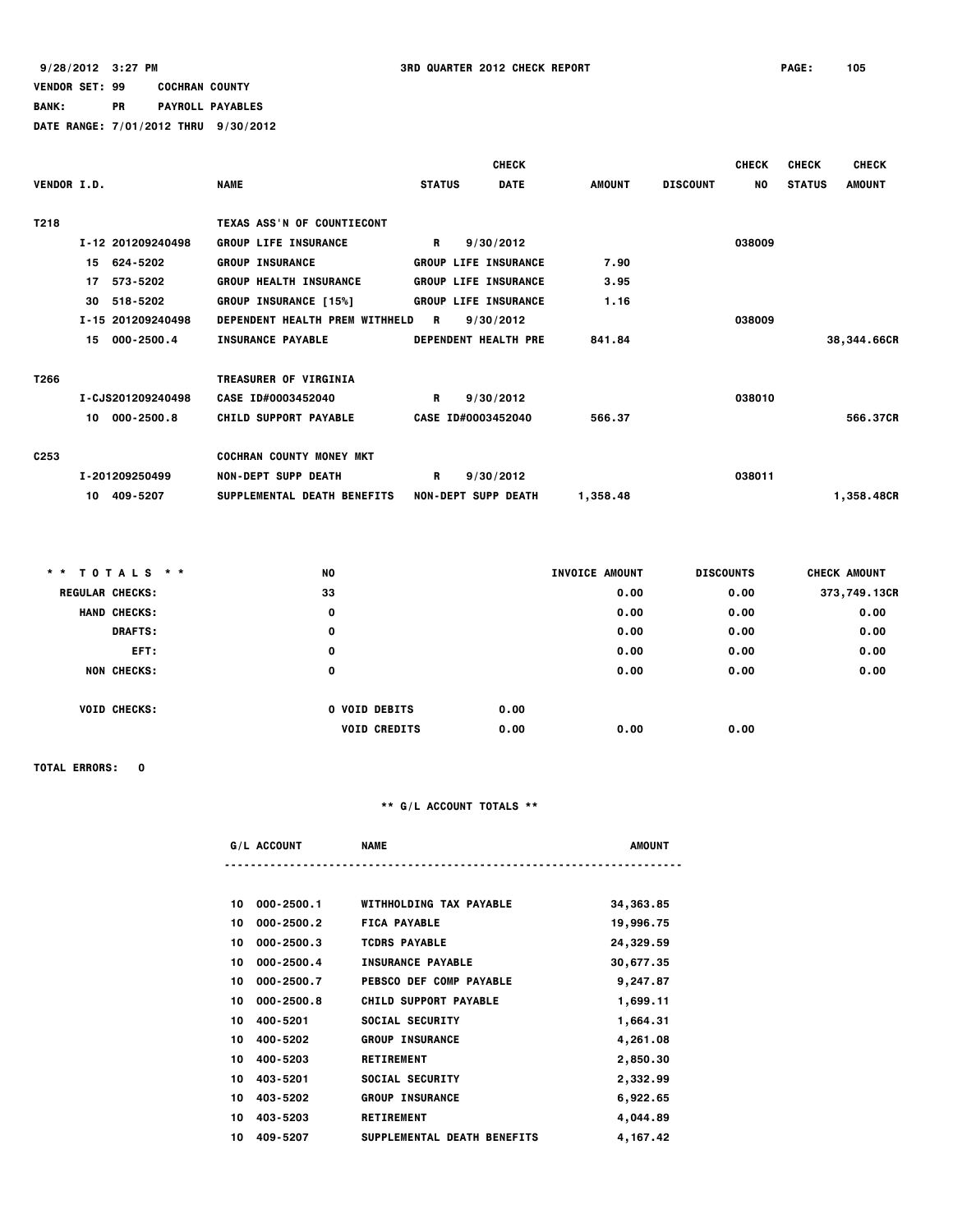9/28/2012 3:27 PM — 3RD QUARTER 2012 CHECK REPORT

VENDOR SET: 99 COCHRAN COUNTY

BANK: PR PAYROLL PAYABLES

DATE RANGE: 7/01/2012 THRU 9/30/2012

| VENDOR I.D. | NAME | STATUS | CHECK DATE | AMOUNT | DISCOUNT | CHECK NO | CHECK STATUS | CHECK AMOUNT |
|---|---|---|---|---|---|---|---|---|
| T218 | TEXAS ASS'N OF COUNTIECONT | | | | | | | |
| I-12 201209240498 | GROUP LIFE INSURANCE | R | 9/30/2012 | | | 038009 | | |
| 15 624-5202 | GROUP INSURANCE | GROUP LIFE INSURANCE | | 7.90 | | | | |
| 17 573-5202 | GROUP HEALTH INSURANCE | GROUP LIFE INSURANCE | | 3.95 | | | | |
| 30 518-5202 | GROUP INSURANCE [15%] | GROUP LIFE INSURANCE | | 1.16 | | | | |
| I-15 201209240498 | DEPENDENT HEALTH PREM WITHHELD | R | 9/30/2012 | | | 038009 | | |
| 15 000-2500.4 | INSURANCE PAYABLE | DEPENDENT HEALTH PRE | | 841.84 | | | | 38,344.66CR |
| T266 | TREASURER OF VIRGINIA | | | | | | | |
| I-CJS201209240498 | CASE ID#0003452040 | R | 9/30/2012 | | | 038010 | | |
| 10 000-2500.8 | CHILD SUPPORT PAYABLE | CASE ID#0003452040 | | 566.37 | | | | 566.37CR |
| C253 | COCHRAN COUNTY MONEY MKT | | | | | | | |
| I-201209250499 | NON-DEPT SUPP DEATH | R | 9/30/2012 | | | 038011 | | |
| 10 409-5207 | SUPPLEMENTAL DEATH BENEFITS | NON-DEPT SUPP DEATH | | 1,358.48 | | | | 1,358.48CR |

| \* \* TOTALS \* \* | NO | | INVOICE AMOUNT | DISCOUNTS | CHECK AMOUNT |
|---|---|---|---|---|---|
| REGULAR CHECKS: | 33 | | 0.00 | 0.00 | 373,749.13CR |
| HAND CHECKS: | 0 | | 0.00 | 0.00 | 0.00 |
| DRAFTS: | 0 | | 0.00 | 0.00 | 0.00 |
| EFT: | 0 | | 0.00 | 0.00 | 0.00 |
| NON CHECKS: | 0 | | 0.00 | 0.00 | 0.00 |
| VOID CHECKS: | 0 VOID DEBITS | 0.00 | | | |
| | VOID CREDITS | 0.00 | 0.00 | 0.00 | |

TOTAL ERRORS: 0

** G/L ACCOUNT TOTALS **

| G/L ACCOUNT | NAME | AMOUNT |
|---|---|---|
| 10 000-2500.1 | WITHHOLDING TAX PAYABLE | 34,363.85 |
| 10 000-2500.2 | FICA PAYABLE | 19,996.75 |
| 10 000-2500.3 | TCDRS PAYABLE | 24,329.59 |
| 10 000-2500.4 | INSURANCE PAYABLE | 30,677.35 |
| 10 000-2500.7 | PEBSCO DEF COMP PAYABLE | 9,247.87 |
| 10 000-2500.8 | CHILD SUPPORT PAYABLE | 1,699.11 |
| 10 400-5201 | SOCIAL SECURITY | 1,664.31 |
| 10 400-5202 | GROUP INSURANCE | 4,261.08 |
| 10 400-5203 | RETIREMENT | 2,850.30 |
| 10 403-5201 | SOCIAL SECURITY | 2,332.99 |
| 10 403-5202 | GROUP INSURANCE | 6,922.65 |
| 10 403-5203 | RETIREMENT | 4,044.89 |
| 10 409-5207 | SUPPLEMENTAL DEATH BENEFITS | 4,167.42 |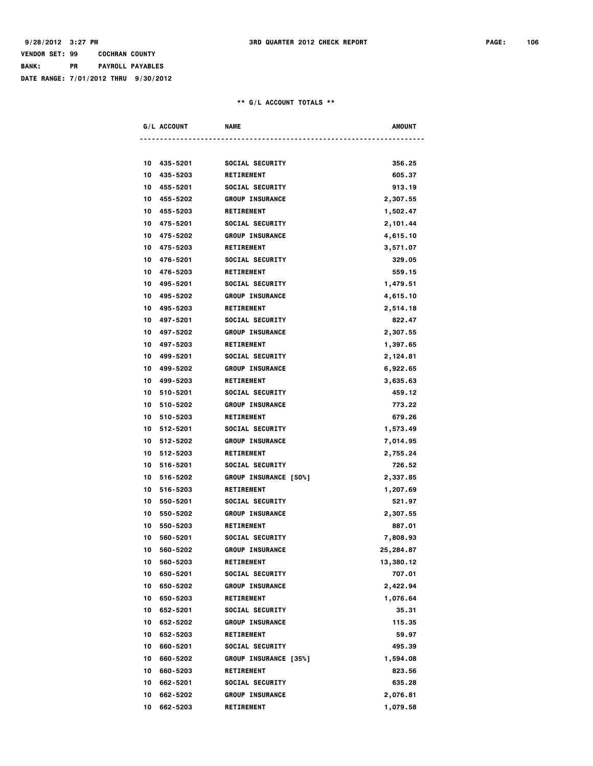9/28/2012 3:27 PM 3RD QUARTER 2012 CHECK REPORT

VENDOR SET: 99 COCHRAN COUNTY
BANK: PR PAYROLL PAYABLES
DATE RANGE: 7/01/2012 THRU 9/30/2012

** G/L ACCOUNT TOTALS **

| G/L ACCOUNT | NAME | AMOUNT |
|---|---|---|
| 10 435-5201 | SOCIAL SECURITY | 356.25 |
| 10 435-5203 | RETIREMENT | 605.37 |
| 10 455-5201 | SOCIAL SECURITY | 913.19 |
| 10 455-5202 | GROUP INSURANCE | 2,307.55 |
| 10 455-5203 | RETIREMENT | 1,502.47 |
| 10 475-5201 | SOCIAL SECURITY | 2,101.44 |
| 10 475-5202 | GROUP INSURANCE | 4,615.10 |
| 10 475-5203 | RETIREMENT | 3,571.07 |
| 10 476-5201 | SOCIAL SECURITY | 329.05 |
| 10 476-5203 | RETIREMENT | 559.15 |
| 10 495-5201 | SOCIAL SECURITY | 1,479.51 |
| 10 495-5202 | GROUP INSURANCE | 4,615.10 |
| 10 495-5203 | RETIREMENT | 2,514.18 |
| 10 497-5201 | SOCIAL SECURITY | 822.47 |
| 10 497-5202 | GROUP INSURANCE | 2,307.55 |
| 10 497-5203 | RETIREMENT | 1,397.65 |
| 10 499-5201 | SOCIAL SECURITY | 2,124.81 |
| 10 499-5202 | GROUP INSURANCE | 6,922.65 |
| 10 499-5203 | RETIREMENT | 3,635.63 |
| 10 510-5201 | SOCIAL SECURITY | 459.12 |
| 10 510-5202 | GROUP INSURANCE | 773.22 |
| 10 510-5203 | RETIREMENT | 679.26 |
| 10 512-5201 | SOCIAL SECURITY | 1,573.49 |
| 10 512-5202 | GROUP INSURANCE | 7,014.95 |
| 10 512-5203 | RETIREMENT | 2,755.24 |
| 10 516-5201 | SOCIAL SECURITY | 726.52 |
| 10 516-5202 | GROUP INSURANCE [50%] | 2,337.85 |
| 10 516-5203 | RETIREMENT | 1,207.69 |
| 10 550-5201 | SOCIAL SECURITY | 521.97 |
| 10 550-5202 | GROUP INSURANCE | 2,307.55 |
| 10 550-5203 | RETIREMENT | 887.01 |
| 10 560-5201 | SOCIAL SECURITY | 7,808.93 |
| 10 560-5202 | GROUP INSURANCE | 25,284.87 |
| 10 560-5203 | RETIREMENT | 13,380.12 |
| 10 650-5201 | SOCIAL SECURITY | 707.01 |
| 10 650-5202 | GROUP INSURANCE | 2,422.94 |
| 10 650-5203 | RETIREMENT | 1,076.64 |
| 10 652-5201 | SOCIAL SECURITY | 35.31 |
| 10 652-5202 | GROUP INSURANCE | 115.35 |
| 10 652-5203 | RETIREMENT | 59.97 |
| 10 660-5201 | SOCIAL SECURITY | 495.39 |
| 10 660-5202 | GROUP INSURANCE [35%] | 1,594.08 |
| 10 660-5203 | RETIREMENT | 823.56 |
| 10 662-5201 | SOCIAL SECURITY | 635.28 |
| 10 662-5202 | GROUP INSURANCE | 2,076.81 |
| 10 662-5203 | RETIREMENT | 1,079.58 |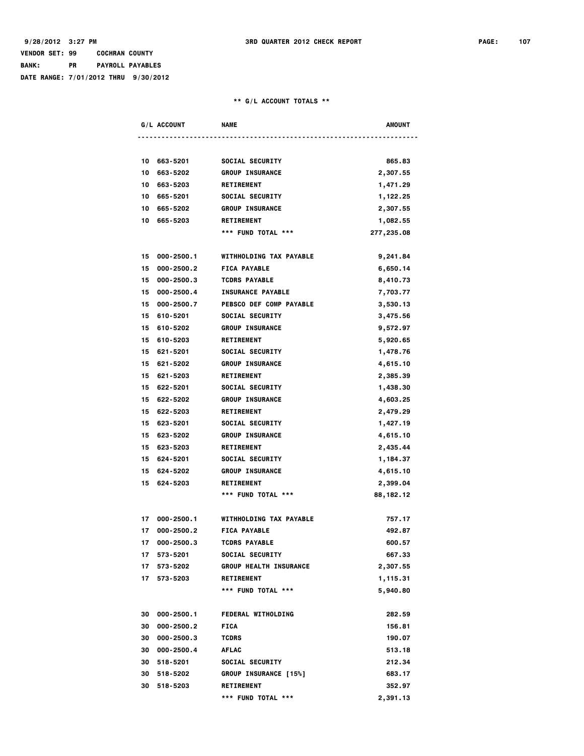VENDOR SET: 99 COCHRAN COUNTY
BANK: PR PAYROLL PAYABLES
DATE RANGE: 7/01/2012 THRU 9/30/2012

** G/L ACCOUNT TOTALS **

| G/L ACCOUNT | NAME | AMOUNT |
|---|---|---|
| 10 663-5201 | SOCIAL SECURITY | 865.83 |
| 10 663-5202 | GROUP INSURANCE | 2,307.55 |
| 10 663-5203 | RETIREMENT | 1,471.29 |
| 10 665-5201 | SOCIAL SECURITY | 1,122.25 |
| 10 665-5202 | GROUP INSURANCE | 2,307.55 |
| 10 665-5203 | RETIREMENT | 1,082.55 |
| | *** FUND TOTAL *** | 277,235.08 |
| 15 000-2500.1 | WITHHOLDING TAX PAYABLE | 9,241.84 |
| 15 000-2500.2 | FICA PAYABLE | 6,650.14 |
| 15 000-2500.3 | TCDRS PAYABLE | 8,410.73 |
| 15 000-2500.4 | INSURANCE PAYABLE | 7,703.77 |
| 15 000-2500.7 | PEBSCO DEF COMP PAYABLE | 3,530.13 |
| 15 610-5201 | SOCIAL SECURITY | 3,475.56 |
| 15 610-5202 | GROUP INSURANCE | 9,572.97 |
| 15 610-5203 | RETIREMENT | 5,920.65 |
| 15 621-5201 | SOCIAL SECURITY | 1,478.76 |
| 15 621-5202 | GROUP INSURANCE | 4,615.10 |
| 15 621-5203 | RETIREMENT | 2,385.39 |
| 15 622-5201 | SOCIAL SECURITY | 1,438.30 |
| 15 622-5202 | GROUP INSURANCE | 4,603.25 |
| 15 622-5203 | RETIREMENT | 2,479.29 |
| 15 623-5201 | SOCIAL SECURITY | 1,427.19 |
| 15 623-5202 | GROUP INSURANCE | 4,615.10 |
| 15 623-5203 | RETIREMENT | 2,435.44 |
| 15 624-5201 | SOCIAL SECURITY | 1,184.37 |
| 15 624-5202 | GROUP INSURANCE | 4,615.10 |
| 15 624-5203 | RETIREMENT | 2,399.04 |
| | *** FUND TOTAL *** | 88,182.12 |
| 17 000-2500.1 | WITHHOLDING TAX PAYABLE | 757.17 |
| 17 000-2500.2 | FICA PAYABLE | 492.87 |
| 17 000-2500.3 | TCDRS PAYABLE | 600.57 |
| 17 573-5201 | SOCIAL SECURITY | 667.33 |
| 17 573-5202 | GROUP HEALTH INSURANCE | 2,307.55 |
| 17 573-5203 | RETIREMENT | 1,115.31 |
| | *** FUND TOTAL *** | 5,940.80 |
| 30 000-2500.1 | FEDERAL WITHOLDING | 282.59 |
| 30 000-2500.2 | FICA | 156.81 |
| 30 000-2500.3 | TCDRS | 190.07 |
| 30 000-2500.4 | AFLAC | 513.18 |
| 30 518-5201 | SOCIAL SECURITY | 212.34 |
| 30 518-5202 | GROUP INSURANCE [15%] | 683.17 |
| 30 518-5203 | RETIREMENT | 352.97 |
| | *** FUND TOTAL *** | 2,391.13 |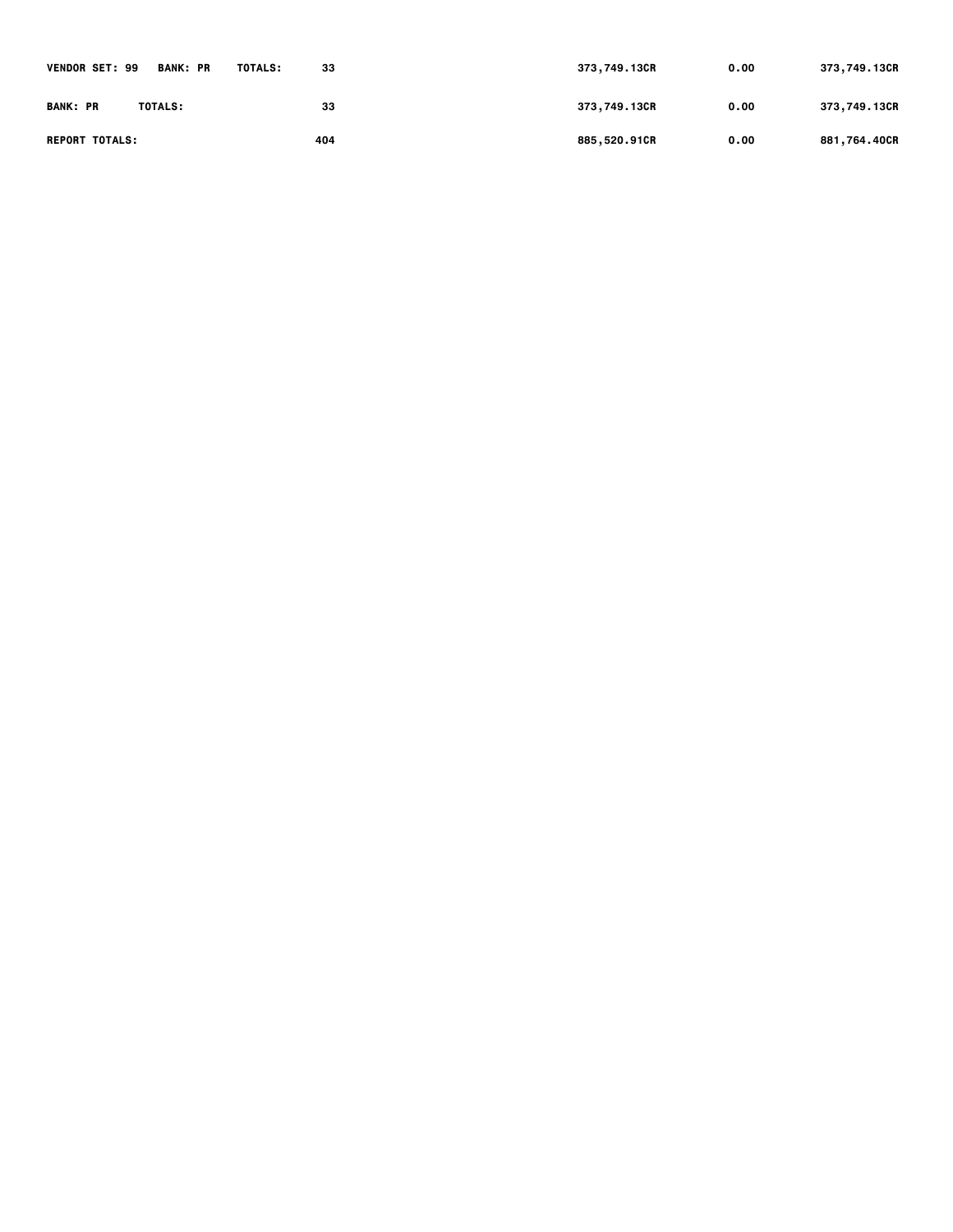| | | | | |
|---|---|---|---|---|
| VENDOR SET: 99 BANK: PR TOTALS: | 33 | 373,749.13CR | 0.00 | 373,749.13CR |
| BANK: PR TOTALS: | 33 | 373,749.13CR | 0.00 | 373,749.13CR |
| REPORT TOTALS: | 404 | 885,520.91CR | 0.00 | 881,764.40CR |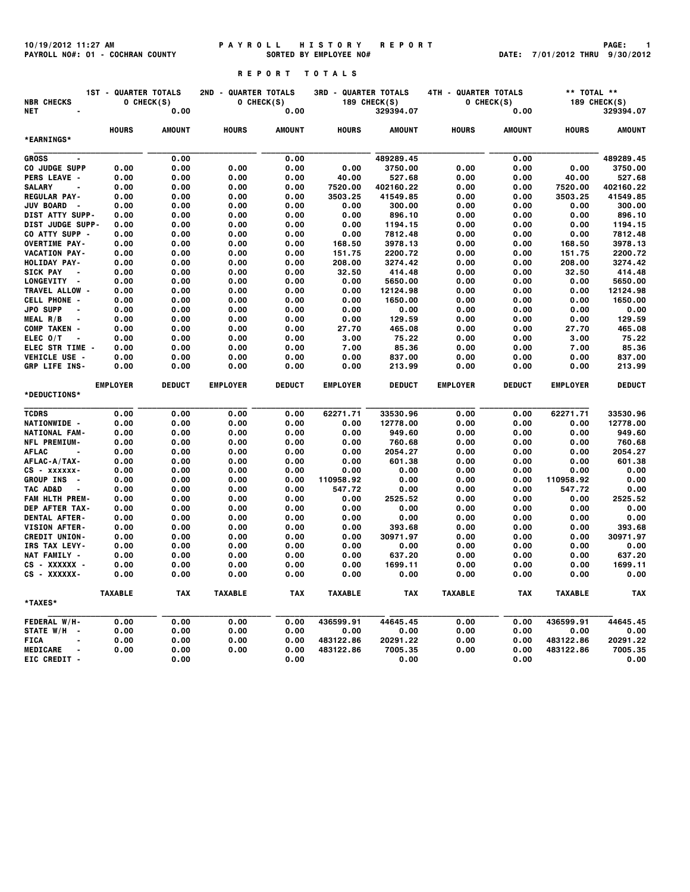10/19/2012 11:27 AM **P A Y R O L L   H I S T O R Y   R E P O R T**

PAYROLL NO#: 01 - COCHRAN COUNTY SORTED BY EMPLOYEE NO# DATE: 7/01/2012 THRU 9/30/2012

## R E P O R T   T O T A L S

| | 1ST - QUARTER TOTALS | | 2ND - QUARTER TOTALS | | 3RD - QUARTER TOTALS | | 4TH - QUARTER TOTALS | | ** TOTAL ** | |
|---|---|---|---|---|---|---|---|---|---|---|
| NBR CHECKS | | 0 CHECK(S) | | 0 CHECK(S) | | 189 CHECK(S) | | 0 CHECK(S) | | 189 CHECK(S) |
| NET - | | 0.00 | | 0.00 | | 329394.07 | | 0.00 | | 329394.07 |
| | HOURS | AMOUNT | HOURS | AMOUNT | HOURS | AMOUNT | HOURS | AMOUNT | HOURS | AMOUNT |
| *EARNINGS* | | | | | | | | | | |
| GROSS - | | 0.00 | | 0.00 | | 489289.45 | | 0.00 | | 489289.45 |
| CO JUDGE SUPP | 0.00 | 0.00 | 0.00 | 0.00 | 0.00 | 3750.00 | 0.00 | 0.00 | 0.00 | 3750.00 |
| PERS LEAVE - | 0.00 | 0.00 | 0.00 | 0.00 | 40.00 | 527.68 | 0.00 | 0.00 | 40.00 | 527.68 |
| SALARY - | 0.00 | 0.00 | 0.00 | 0.00 | 7520.00 | 402160.22 | 0.00 | 0.00 | 7520.00 | 402160.22 |
| REGULAR PAY- | 0.00 | 0.00 | 0.00 | 0.00 | 3503.25 | 41549.85 | 0.00 | 0.00 | 3503.25 | 41549.85 |
| JUV BOARD - | 0.00 | 0.00 | 0.00 | 0.00 | 0.00 | 300.00 | 0.00 | 0.00 | 0.00 | 300.00 |
| DIST ATTY SUPP- | 0.00 | 0.00 | 0.00 | 0.00 | 0.00 | 896.10 | 0.00 | 0.00 | 0.00 | 896.10 |
| DIST JUDGE SUPP- | 0.00 | 0.00 | 0.00 | 0.00 | 0.00 | 1194.15 | 0.00 | 0.00 | 0.00 | 1194.15 |
| CO ATTY SUPP - | 0.00 | 0.00 | 0.00 | 0.00 | 0.00 | 7812.48 | 0.00 | 0.00 | 0.00 | 7812.48 |
| OVERTIME PAY- | 0.00 | 0.00 | 0.00 | 0.00 | 168.50 | 3978.13 | 0.00 | 0.00 | 168.50 | 3978.13 |
| VACATION PAY- | 0.00 | 0.00 | 0.00 | 0.00 | 151.75 | 2200.72 | 0.00 | 0.00 | 151.75 | 2200.72 |
| HOLIDAY PAY- | 0.00 | 0.00 | 0.00 | 0.00 | 208.00 | 3274.42 | 0.00 | 0.00 | 208.00 | 3274.42 |
| SICK PAY - | 0.00 | 0.00 | 0.00 | 0.00 | 32.50 | 414.48 | 0.00 | 0.00 | 32.50 | 414.48 |
| LONGEVITY - | 0.00 | 0.00 | 0.00 | 0.00 | 0.00 | 5650.00 | 0.00 | 0.00 | 0.00 | 5650.00 |
| TRAVEL ALLOW - | 0.00 | 0.00 | 0.00 | 0.00 | 0.00 | 12124.98 | 0.00 | 0.00 | 0.00 | 12124.98 |
| CELL PHONE - | 0.00 | 0.00 | 0.00 | 0.00 | 0.00 | 1650.00 | 0.00 | 0.00 | 0.00 | 1650.00 |
| JPO SUPP - | 0.00 | 0.00 | 0.00 | 0.00 | 0.00 | 0.00 | 0.00 | 0.00 | 0.00 | 0.00 |
| MEAL R/B - | 0.00 | 0.00 | 0.00 | 0.00 | 0.00 | 129.59 | 0.00 | 0.00 | 0.00 | 129.59 |
| COMP TAKEN - | 0.00 | 0.00 | 0.00 | 0.00 | 27.70 | 465.08 | 0.00 | 0.00 | 27.70 | 465.08 |
| ELEC O/T - | 0.00 | 0.00 | 0.00 | 0.00 | 3.00 | 75.22 | 0.00 | 0.00 | 3.00 | 75.22 |
| ELEC STR TIME - | 0.00 | 0.00 | 0.00 | 0.00 | 7.00 | 85.36 | 0.00 | 0.00 | 7.00 | 85.36 |
| VEHICLE USE - | 0.00 | 0.00 | 0.00 | 0.00 | 0.00 | 837.00 | 0.00 | 0.00 | 0.00 | 837.00 |
| GRP LIFE INS- | 0.00 | 0.00 | 0.00 | 0.00 | 0.00 | 213.99 | 0.00 | 0.00 | 0.00 | 213.99 |
| | EMPLOYER | DEDUCT | EMPLOYER | DEDUCT | EMPLOYER | DEDUCT | EMPLOYER | DEDUCT | EMPLOYER | DEDUCT |
| *DEDUCTIONS* | | | | | | | | | | |
| TCDRS | 0.00 | 0.00 | 0.00 | 0.00 | 62271.71 | 33530.96 | 0.00 | 0.00 | 62271.71 | 33530.96 |
| NATIONWIDE - | 0.00 | 0.00 | 0.00 | 0.00 | 0.00 | 12778.00 | 0.00 | 0.00 | 0.00 | 12778.00 |
| NATIONAL FAM- | 0.00 | 0.00 | 0.00 | 0.00 | 0.00 | 949.60 | 0.00 | 0.00 | 0.00 | 949.60 |
| NFL PREMIUM- | 0.00 | 0.00 | 0.00 | 0.00 | 0.00 | 760.68 | 0.00 | 0.00 | 0.00 | 760.68 |
| AFLAC - | 0.00 | 0.00 | 0.00 | 0.00 | 0.00 | 2054.27 | 0.00 | 0.00 | 0.00 | 2054.27 |
| AFLAC-A/TAX- | 0.00 | 0.00 | 0.00 | 0.00 | 0.00 | 601.38 | 0.00 | 0.00 | 0.00 | 601.38 |
| CS - xxxxxx- | 0.00 | 0.00 | 0.00 | 0.00 | 0.00 | 0.00 | 0.00 | 0.00 | 0.00 | 0.00 |
| GROUP INS - | 0.00 | 0.00 | 0.00 | 0.00 | 110958.92 | 0.00 | 0.00 | 0.00 | 110958.92 | 0.00 |
| TAC AD&D - | 0.00 | 0.00 | 0.00 | 0.00 | 547.72 | 0.00 | 0.00 | 0.00 | 547.72 | 0.00 |
| FAM HLTH PREM- | 0.00 | 0.00 | 0.00 | 0.00 | 0.00 | 2525.52 | 0.00 | 0.00 | 0.00 | 2525.52 |
| DEP AFTER TAX- | 0.00 | 0.00 | 0.00 | 0.00 | 0.00 | 0.00 | 0.00 | 0.00 | 0.00 | 0.00 |
| DENTAL AFTER- | 0.00 | 0.00 | 0.00 | 0.00 | 0.00 | 0.00 | 0.00 | 0.00 | 0.00 | 0.00 |
| VISION AFTER- | 0.00 | 0.00 | 0.00 | 0.00 | 0.00 | 393.68 | 0.00 | 0.00 | 0.00 | 393.68 |
| CREDIT UNION- | 0.00 | 0.00 | 0.00 | 0.00 | 0.00 | 30971.97 | 0.00 | 0.00 | 0.00 | 30971.97 |
| IRS TAX LEVY- | 0.00 | 0.00 | 0.00 | 0.00 | 0.00 | 0.00 | 0.00 | 0.00 | 0.00 | 0.00 |
| NAT FAMILY - | 0.00 | 0.00 | 0.00 | 0.00 | 0.00 | 637.20 | 0.00 | 0.00 | 0.00 | 637.20 |
| CS - XXXXXX - | 0.00 | 0.00 | 0.00 | 0.00 | 0.00 | 1699.11 | 0.00 | 0.00 | 0.00 | 1699.11 |
| CS - XXXXXX- | 0.00 | 0.00 | 0.00 | 0.00 | 0.00 | 0.00 | 0.00 | 0.00 | 0.00 | 0.00 |
| | TAXABLE | TAX | TAXABLE | TAX | TAXABLE | TAX | TAXABLE | TAX | TAXABLE | TAX |
| *TAXES* | | | | | | | | | | |
| FEDERAL W/H- | 0.00 | 0.00 | 0.00 | 0.00 | 436599.91 | 44645.45 | 0.00 | 0.00 | 436599.91 | 44645.45 |
| STATE W/H - | 0.00 | 0.00 | 0.00 | 0.00 | 0.00 | 0.00 | 0.00 | 0.00 | 0.00 | 0.00 |
| FICA - | 0.00 | 0.00 | 0.00 | 0.00 | 483122.86 | 20291.22 | 0.00 | 0.00 | 483122.86 | 20291.22 |
| MEDICARE - | 0.00 | 0.00 | 0.00 | 0.00 | 483122.86 | 7005.35 | 0.00 | 0.00 | 483122.86 | 7005.35 |
| EIC CREDIT - | | 0.00 | | 0.00 | | 0.00 | | 0.00 | | 0.00 |